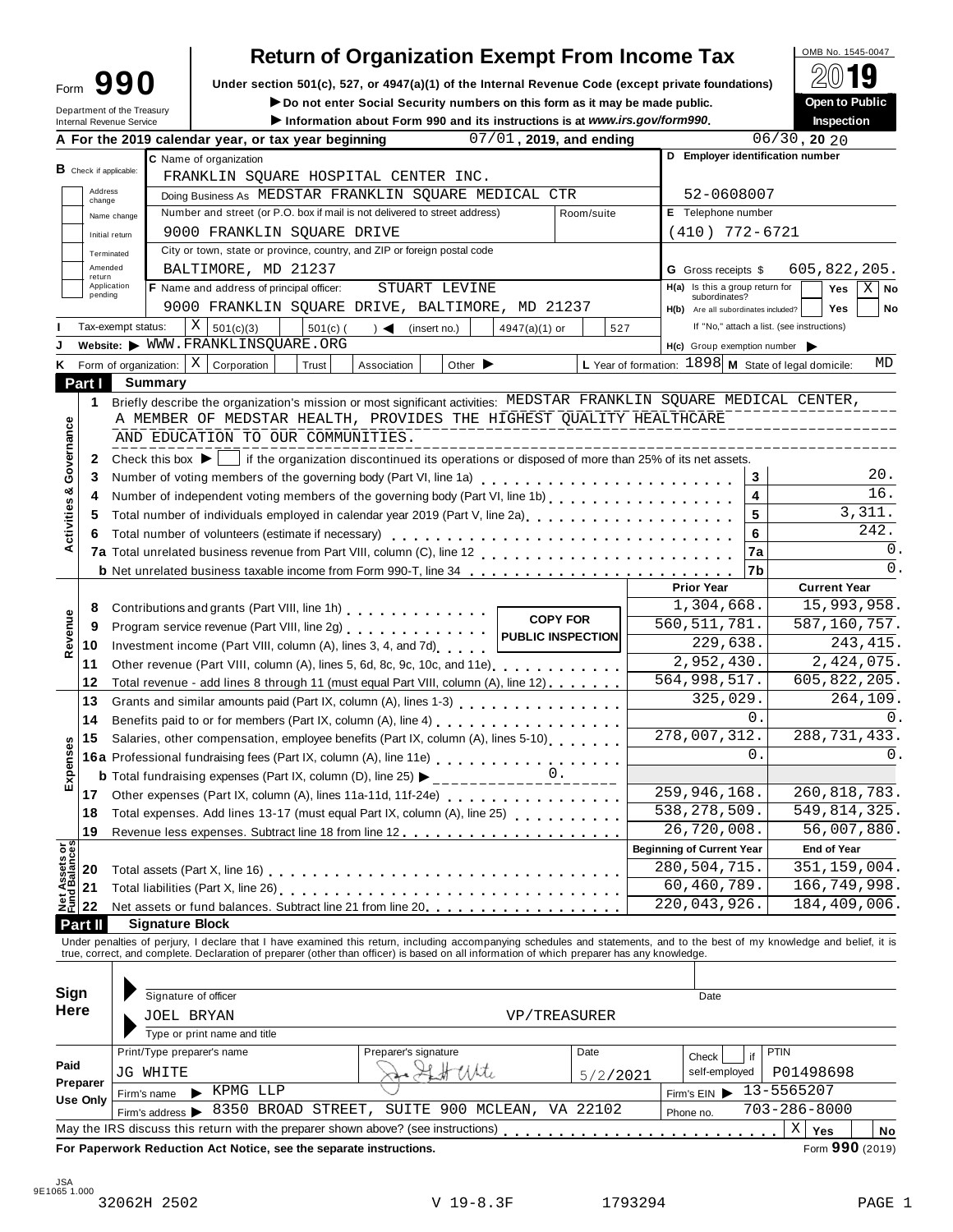# Form 990 — Return of Organization Exempt From Income Tax

OMB No. 1545-0047

**2019**

**Open to Public Inspection**

Under section 501(c), 527, or 4947(a)(1) of the Internal Revenue Code (except private foundations)

▶ Do not enter Social Security numbers on this form as it may be made public.

▶ Information about Form 990 and its instructions is at *www.irs.gov/form990*.

Department of the Treasury
Internal Revenue Service

**A** For the 2019 calendar year, or tax year beginning 07/01, 2019, and ending 06/30, 2020

**B** Check if applicable: Address change, Name change, Initial return, Terminated, Amended return, Application pending

**C** Name of organization: FRANKLIN SQUARE HOSPITAL CENTER INC.

Doing Business As: MEDSTAR FRANKLIN SQUARE MEDICAL CTR

Number and street (or P.O. box if mail is not delivered to street address): 9000 FRANKLIN SQUARE DRIVE | Room/suite

City or town, state or province, country, and ZIP or foreign postal code: BALTIMORE, MD 21237

**D** Employer identification number: 52-0608007

**E** Telephone number: (410) 772-6721

**G** Gross receipts $ 605,822,205.

**F** Name and address of principal officer: STUART LEVINE, 9000 FRANKLIN SQUARE DRIVE, BALTIMORE, MD 21237

**H(a)** Is this a group return for subordinates? ☐ Yes ☒ No

**H(b)** Are all subordinates included? ☐ Yes ☐ No — If "No," attach a list. (see instructions)

**I** Tax-exempt status: ☒ 501(c)(3) ☐ 501(c) ( ) ◀ (insert no.) ☐ 4947(a)(1) or ☐ 527

**J** Website: ▶ WWW.FRANKLINSQUARE.ORG

**H(c)** Group exemption number ▶

**K** Form of organization: ☒ Corporation ☐ Trust ☐ Association ☐ Other ▶

**L** Year of formation: 1898 **M** State of legal domicile: MD

## Part I Summary

**Activities & Governance**

1 Briefly describe the organization's mission or most significant activities: MEDSTAR FRANKLIN SQUARE MEDICAL CENTER, A MEMBER OF MEDSTAR HEALTH, PROVIDES THE HIGHEST QUALITY HEALTHCARE AND EDUCATION TO OUR COMMUNITIES.

2 Check this box ▶ ☐ if the organization discontinued its operations or disposed of more than 25% of its net assets.

| | | | |
|---|---|---|---|
| 3 | Number of voting members of the governing body (Part VI, line 1a) | 3 | 20. |
| 4 | Number of independent voting members of the governing body (Part VI, line 1b) | 4 | 16. |
| 5 | Total number of individuals employed in calendar year 2019 (Part V, line 2a) | 5 | 3,311. |
| 6 | Total number of volunteers (estimate if necessary) | 6 | 242. |
| 7a | Total unrelated business revenue from Part VIII, column (C), line 12 | 7a | 0. |
| b | Net unrelated business taxable income from Form 990-T, line 34 | 7b | 0. |

COPY FOR PUBLIC INSPECTION

| | | | Prior Year | Current Year |
|---|---|---|---|---|
| **Revenue** | 8 | Contributions and grants (Part VIII, line 1h) | 1,304,668. | 15,993,958. |
| | 9 | Program service revenue (Part VIII, line 2g) | 560,511,781. | 587,160,757. |
| | 10 | Investment income (Part VIII, column (A), lines 3, 4, and 7d) | 229,638. | 243,415. |
| | 11 | Other revenue (Part VIII, column (A), lines 5, 6d, 8c, 9c, 10c, and 11e) | 2,952,430. | 2,424,075. |
| | 12 | Total revenue - add lines 8 through 11 (must equal Part VIII, column (A), line 12) | 564,998,517. | 605,822,205. |
| **Expenses** | 13 | Grants and similar amounts paid (Part IX, column (A), lines 1-3) | 325,029. | 264,109. |
| | 14 | Benefits paid to or for members (Part IX, column (A), line 4) | 0. | 0. |
| | 15 | Salaries, other compensation, employee benefits (Part IX, column (A), lines 5-10) | 278,007,312. | 288,731,433. |
| | 16a | Professional fundraising fees (Part IX, column (A), line 11e) | 0. | 0. |
| | b | Total fundraising expenses (Part IX, column (D), line 25) ▶ 0. | | |
| | 17 | Other expenses (Part IX, column (A), lines 11a-11d, 11f-24e) | 259,946,168. | 260,818,783. |
| | 18 | Total expenses. Add lines 13-17 (must equal Part IX, column (A), line 25) | 538,278,509. | 549,814,325. |
| | 19 | Revenue less expenses. Subtract line 18 from line 12 | 26,720,008. | 56,007,880. |
| | | | **Beginning of Current Year** | **End of Year** |
| **Net Assets or Fund Balances** | 20 | Total assets (Part X, line 16) | 280,504,715. | 351,159,004. |
| | 21 | Total liabilities (Part X, line 26) | 60,460,789. | 166,749,998. |
| | 22 | Net assets or fund balances. Subtract line 21 from line 20 | 220,043,926. | 184,409,006. |

## Part II Signature Block

Under penalties of perjury, I declare that I have examined this return, including accompanying schedules and statements, and to the best of my knowledge and belief, it is true, correct, and complete. Declaration of preparer (other than officer) is based on all information of which preparer has any knowledge.

**Sign Here**

Signature of officer | Date

JOEL BRYAN — VP/TREASURER

Type or print name and title

**Paid Preparer Use Only**

| Print/Type preparer's name | Preparer's signature | Date | Check ☐ if self-employed | PTIN |
|---|---|---|---|---|
| JG WHITE | JG White | 5/2/2021 | | P01498698 |

Firm's name ▶ KPMG LLP — Firm's EIN ▶ 13-5565207

Firm's address ▶ 8350 BROAD STREET, SUITE 900 MCLEAN, VA 22102 — Phone no. 703-286-8000

May the IRS discuss this return with the preparer shown above? (see instructions) ☒ Yes ☐ No

**For Paperwork Reduction Act Notice, see the separate instructions.** Form **990** (2019)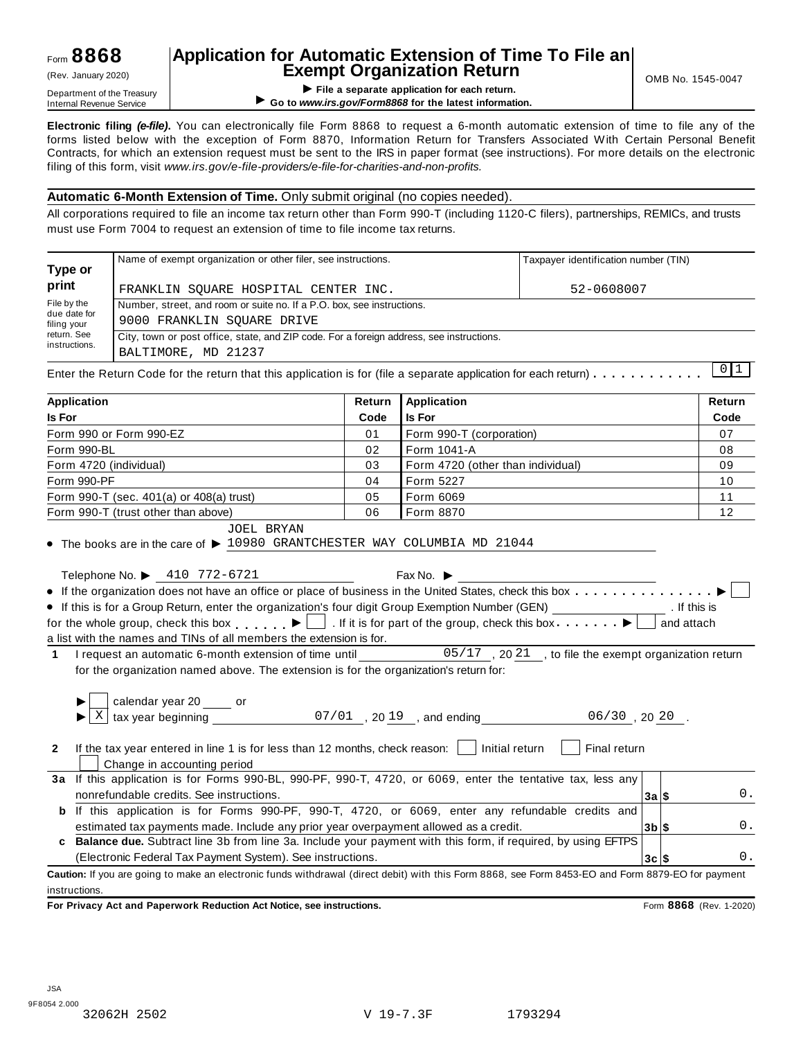Form **8868**
(Rev. January 2020)
Department of the Treasury
Internal Revenue Service

# Application for Automatic Extension of Time To File an Exempt Organization Return

▶ **File a separate application for each return.**
▶ **Go to *www.irs.gov/Form8868* for the latest information.**

OMB No. 1545-0047

**Electronic filing *(e-file)*.** You can electronically file Form 8868 to request a 6-month automatic extension of time to file any of the forms listed below with the exception of Form 8870, Information Return for Transfers Associated With Certain Personal Benefit Contracts, for which an extension request must be sent to the IRS in paper format (see instructions). For more details on the electronic filing of this form, visit *www.irs.gov/e-file-providers/e-file-for-charities-and-non-profits.*

**Automatic 6-Month Extension of Time.** Only submit original (no copies needed).

All corporations required to file an income tax return other than Form 990-T (including 1120-C filers), partnerships, REMICs, and trusts must use Form 7004 to request an extension of time to file income tax returns.

| **Type or print** | Name of exempt organization or other filer, see instructions. | Taxpayer identification number (TIN) |
|---|---|---|
| File by the due date for filing your return. See instructions. | FRANKLIN SQUARE HOSPITAL CENTER INC. | 52-0608007 |
| | Number, street, and room or suite no. If a P.O. box, see instructions. 9000 FRANKLIN SQUARE DRIVE | |
| | City, town or post office, state, and ZIP code. For a foreign address, see instructions. BALTIMORE, MD 21237 | |

Enter the Return Code for the return that this application is for (file a separate application for each return) . . . . . . . . . . . 0 1

| **Application Is For** | **Return Code** | **Application Is For** | **Return Code** |
|---|---|---|---|
| Form 990 or Form 990-EZ | 01 | Form 990-T (corporation) | 07 |
| Form 990-BL | 02 | Form 1041-A | 08 |
| Form 4720 (individual) | 03 | Form 4720 (other than individual) | 09 |
| Form 990-PF | 04 | Form 5227 | 10 |
| Form 990-T (sec. 401(a) or 408(a) trust) | 05 | Form 6069 | 11 |
| Form 990-T (trust other than above) | 06 | Form 8870 | 12 |

- The books are in the care of ▶ JOEL BRYAN 10980 GRANTCHESTER WAY COLUMBIA MD 21044

  Telephone No. ▶ 410 772-6721　　Fax No. ▶

- If the organization does not have an office or place of business in the United States, check this box . . . . . . . . . . . . . . . ▶ ☐
- If this is for a Group Return, enter the organization's four digit Group Exemption Number (GEN) ________ . If this is for the whole group, check this box . . . . . . ▶ ☐ . If it is for part of the group, check this box . . . . . . . ▶ ☐ and attach a list with the names and TINs of all members the extension is for.

**1** I request an automatic 6-month extension of time until 05/17 , 20 21 , to file the exempt organization return for the organization named above. The extension is for the organization's return for:

▶ ☐ calendar year 20 ____ or
▶ ☒ tax year beginning 07/01 , 20 19 , and ending 06/30 , 20 20 .

**2** If the tax year entered in line 1 is for less than 12 months, check reason: ☐ Initial return ☐ Final return ☐ Change in accounting period

| | | | |
|---|---|---|---|
| **3a** | If this application is for Forms 990-BL, 990-PF, 990-T, 4720, or 6069, enter the tentative tax, less any nonrefundable credits. See instructions. | **3a** $ | 0. |
| **b** | If this application is for Forms 990-PF, 990-T, 4720, or 6069, enter any refundable credits and estimated tax payments made. Include any prior year overpayment allowed as a credit. | **3b** $ | 0. |
| **c** | **Balance due.** Subtract line 3b from line 3a. Include your payment with this form, if required, by using EFTPS (Electronic Federal Tax Payment System). See instructions. | **3c** $ | 0. |

**Caution:** If you are going to make an electronic funds withdrawal (direct debit) with this Form 8868, see Form 8453-EO and Form 8879-EO for payment instructions.

**For Privacy Act and Paperwork Reduction Act Notice, see instructions.**　　Form **8868** (Rev. 1-2020)

JSA
9F8054 2.000
32062H 2502　　V 19-7.3F　　1793294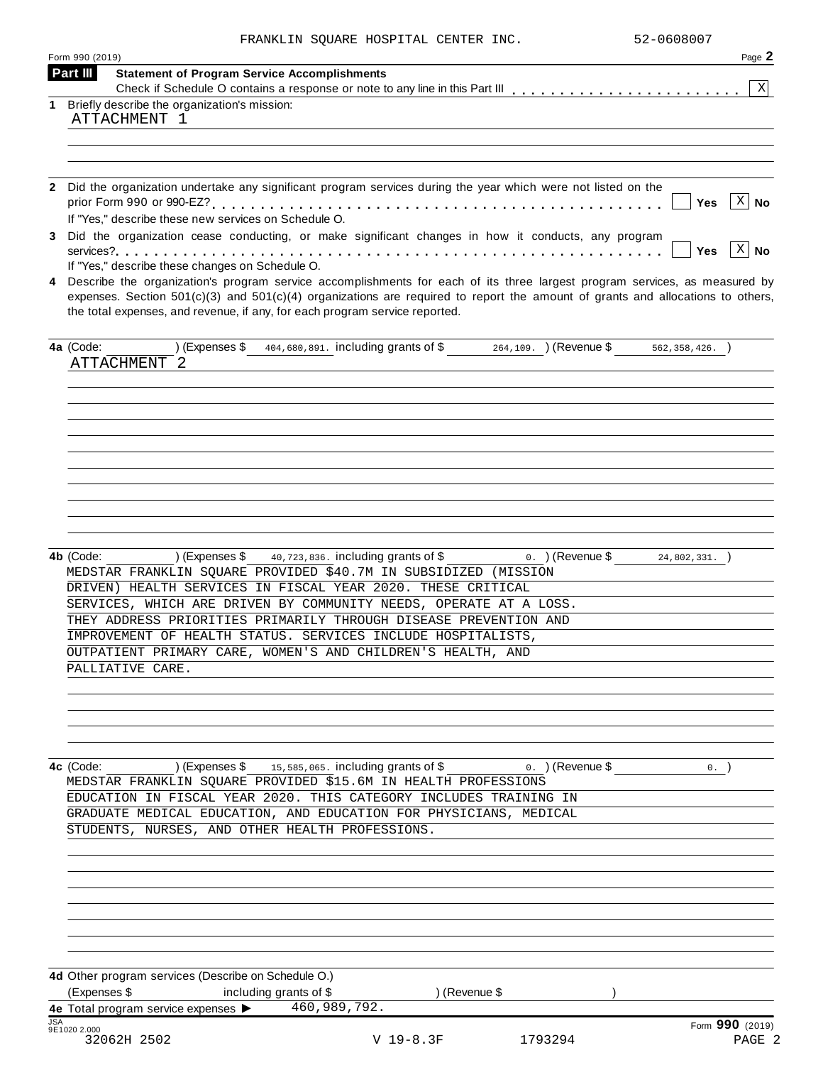FRANKLIN SQUARE HOSPITAL CENTER INC. 52-0608007

Form 990 (2019)

## Part III Statement of Program Service Accomplishments

Check if Schedule O contains a response or note to any line in this Part III . . . . . . . . . . . . . . . . . . . . . . . . [X]

**1** Briefly describe the organization's mission:

ATTACHMENT 1

**2** Did the organization undertake any significant program services during the year which were not listed on the prior Form 990 or 990-EZ? . . . . . . . . . . . . . . . . . . . . . . . . . . . . . . . . . . . . . . . . . . . . . . [ ] Yes [X] No

If "Yes," describe these new services on Schedule O.

**3** Did the organization cease conducting, or make significant changes in how it conducts, any program services? . . . . . . . . . . . . . . . . . . . . . . . . . . . . . . . . . . . . . . . . . . . . . . . . . . . . . . [ ] Yes [X] No

If "Yes," describe these changes on Schedule O.

**4** Describe the organization's program service accomplishments for each of its three largest program services, as measured by expenses. Section 501(c)(3) and 501(c)(4) organizations are required to report the amount of grants and allocations to others, the total expenses, and revenue, if any, for each program service reported.

**4a** (Code: ) (Expenses $ 404,680,891. including grants of $ 264,109. ) (Revenue $ 562,358,426. )

ATTACHMENT 2

**4b** (Code: ) (Expenses $ 40,723,836. including grants of $ 0. ) (Revenue $ 24,802,331. )

MEDSTAR FRANKLIN SQUARE PROVIDED $40.7M IN SUBSIDIZED (MISSION DRIVEN) HEALTH SERVICES IN FISCAL YEAR 2020. THESE CRITICAL SERVICES, WHICH ARE DRIVEN BY COMMUNITY NEEDS, OPERATE AT A LOSS. THEY ADDRESS PRIORITIES PRIMARILY THROUGH DISEASE PREVENTION AND IMPROVEMENT OF HEALTH STATUS. SERVICES INCLUDE HOSPITALISTS, OUTPATIENT PRIMARY CARE, WOMEN'S AND CHILDREN'S HEALTH, AND PALLIATIVE CARE.

**4c** (Code: ) (Expenses $ 15,585,065. including grants of $ 0. ) (Revenue $ 0. )

MEDSTAR FRANKLIN SQUARE PROVIDED $15.6M IN HEALTH PROFESSIONS EDUCATION IN FISCAL YEAR 2020. THIS CATEGORY INCLUDES TRAINING IN GRADUATE MEDICAL EDUCATION, AND EDUCATION FOR PHYSICIANS, MEDICAL STUDENTS, NURSES, AND OTHER HEALTH PROFESSIONS.

**4d** Other program services (Describe on Schedule O.)

(Expenses $ including grants of $ ) (Revenue $ )

**4e** Total program service expenses ▶ 460,989,792.

JSA 9E1020 2.000

Form **990** (2019)

32062H 2502 V 19-8.3F 1793294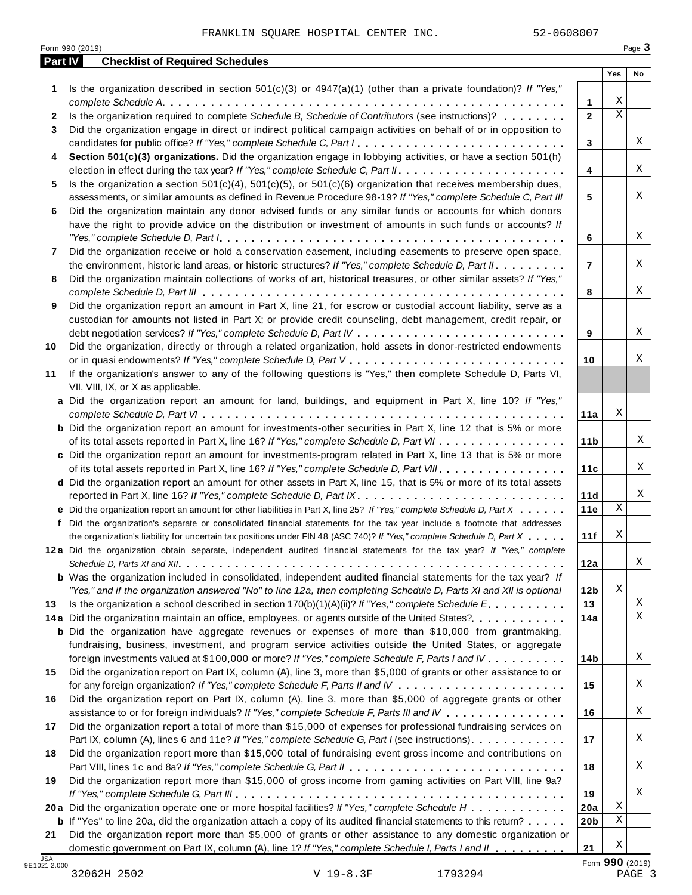FRANKLIN SQUARE HOSPITAL CENTER INC. 52-0608007

Form 990 (2019)

## Part IV Checklist of Required Schedules

| | | | Yes | No |
|---|---|---|---|---|
| **1** | Is the organization described in section 501(c)(3) or 4947(a)(1) (other than a private foundation)? *If "Yes," complete Schedule A* | **1** | X | |
| **2** | Is the organization required to complete *Schedule B, Schedule of Contributors* (see instructions)? | **2** | X | |
| **3** | Did the organization engage in direct or indirect political campaign activities on behalf of or in opposition to candidates for public office? *If "Yes," complete Schedule C, Part I* | **3** | | X |
| **4** | **Section 501(c)(3) organizations.** Did the organization engage in lobbying activities, or have a section 501(h) election in effect during the tax year? *If "Yes," complete Schedule C, Part II* | **4** | | X |
| **5** | Is the organization a section 501(c)(4), 501(c)(5), or 501(c)(6) organization that receives membership dues, assessments, or similar amounts as defined in Revenue Procedure 98-19? *If "Yes," complete Schedule C, Part III* | **5** | | X |
| **6** | Did the organization maintain any donor advised funds or any similar funds or accounts for which donors have the right to provide advice on the distribution or investment of amounts in such funds or accounts? *If "Yes," complete Schedule D, Part I* | **6** | | X |
| **7** | Did the organization receive or hold a conservation easement, including easements to preserve open space, the environment, historic land areas, or historic structures? *If "Yes," complete Schedule D, Part II* | **7** | | X |
| **8** | Did the organization maintain collections of works of art, historical treasures, or other similar assets? *If "Yes," complete Schedule D, Part III* | **8** | | X |
| **9** | Did the organization report an amount in Part X, line 21, for escrow or custodial account liability, serve as a custodian for amounts not listed in Part X; or provide credit counseling, debt management, credit repair, or debt negotiation services? *If "Yes," complete Schedule D, Part IV* | **9** | | X |
| **10** | Did the organization, directly or through a related organization, hold assets in donor-restricted endowments or in quasi endowments? *If "Yes," complete Schedule D, Part V* | **10** | | X |
| **11** | If the organization's answer to any of the following questions is "Yes," then complete Schedule D, Parts VI, VII, VIII, IX, or X as applicable. | | | |
| **a** | Did the organization report an amount for land, buildings, and equipment in Part X, line 10? *If "Yes," complete Schedule D, Part VI* | **11a** | X | |
| **b** | Did the organization report an amount for investments-other securities in Part X, line 12 that is 5% or more of its total assets reported in Part X, line 16? *If "Yes," complete Schedule D, Part VII* | **11b** | | X |
| **c** | Did the organization report an amount for investments-program related in Part X, line 13 that is 5% or more of its total assets reported in Part X, line 16? *If "Yes," complete Schedule D, Part VIII* | **11c** | | X |
| **d** | Did the organization report an amount for other assets in Part X, line 15, that is 5% or more of its total assets reported in Part X, line 16? *If "Yes," complete Schedule D, Part IX* | **11d** | | X |
| **e** | Did the organization report an amount for other liabilities in Part X, line 25? *If "Yes," complete Schedule D, Part X* | **11e** | X | |
| **f** | Did the organization's separate or consolidated financial statements for the tax year include a footnote that addresses the organization's liability for uncertain tax positions under FIN 48 (ASC 740)? *If "Yes," complete Schedule D, Part X* | **11f** | X | |
| **12a** | Did the organization obtain separate, independent audited financial statements for the tax year? *If "Yes," complete Schedule D, Parts XI and XII* | **12a** | | X |
| **b** | Was the organization included in consolidated, independent audited financial statements for the tax year? *If "Yes," and if the organization answered "No" to line 12a, then completing Schedule D, Parts XI and XII is optional* | **12b** | X | |
| **13** | Is the organization a school described in section 170(b)(1)(A)(ii)? *If "Yes," complete Schedule E* | **13** | | X |
| **14a** | Did the organization maintain an office, employees, or agents outside of the United States? | **14a** | | X |
| **b** | Did the organization have aggregate revenues or expenses of more than $10,000 from grantmaking, fundraising, business, investment, and program service activities outside the United States, or aggregate foreign investments valued at $100,000 or more? *If "Yes," complete Schedule F, Parts I and IV* | **14b** | | X |
| **15** | Did the organization report on Part IX, column (A), line 3, more than $5,000 of grants or other assistance to or for any foreign organization? *If "Yes," complete Schedule F, Parts II and IV* | **15** | | X |
| **16** | Did the organization report on Part IX, column (A), line 3, more than $5,000 of aggregate grants or other assistance to or for foreign individuals? *If "Yes," complete Schedule F, Parts III and IV* | **16** | | X |
| **17** | Did the organization report a total of more than $15,000 of expenses for professional fundraising services on Part IX, column (A), lines 6 and 11e? *If "Yes," complete Schedule G, Part I* (see instructions) | **17** | | X |
| **18** | Did the organization report more than $15,000 total of fundraising event gross income and contributions on Part VIII, lines 1c and 8a? *If "Yes," complete Schedule G, Part II* | **18** | | X |
| **19** | Did the organization report more than $15,000 of gross income from gaming activities on Part VIII, line 9a? *If "Yes," complete Schedule G, Part III* | **19** | | X |
| **20a** | Did the organization operate one or more hospital facilities? *If "Yes," complete Schedule H* | **20a** | X | |
| **b** | If "Yes" to line 20a, did the organization attach a copy of its audited financial statements to this return? | **20b** | X | |
| **21** | Did the organization report more than $5,000 of grants or other assistance to any domestic organization or domestic government on Part IX, column (A), line 1? *If "Yes," complete Schedule I, Parts I and II* | **21** | X | |

JSA 9E1021 2.000

Form **990** (2019)

32062H 2502 V 19-8.3F 1793294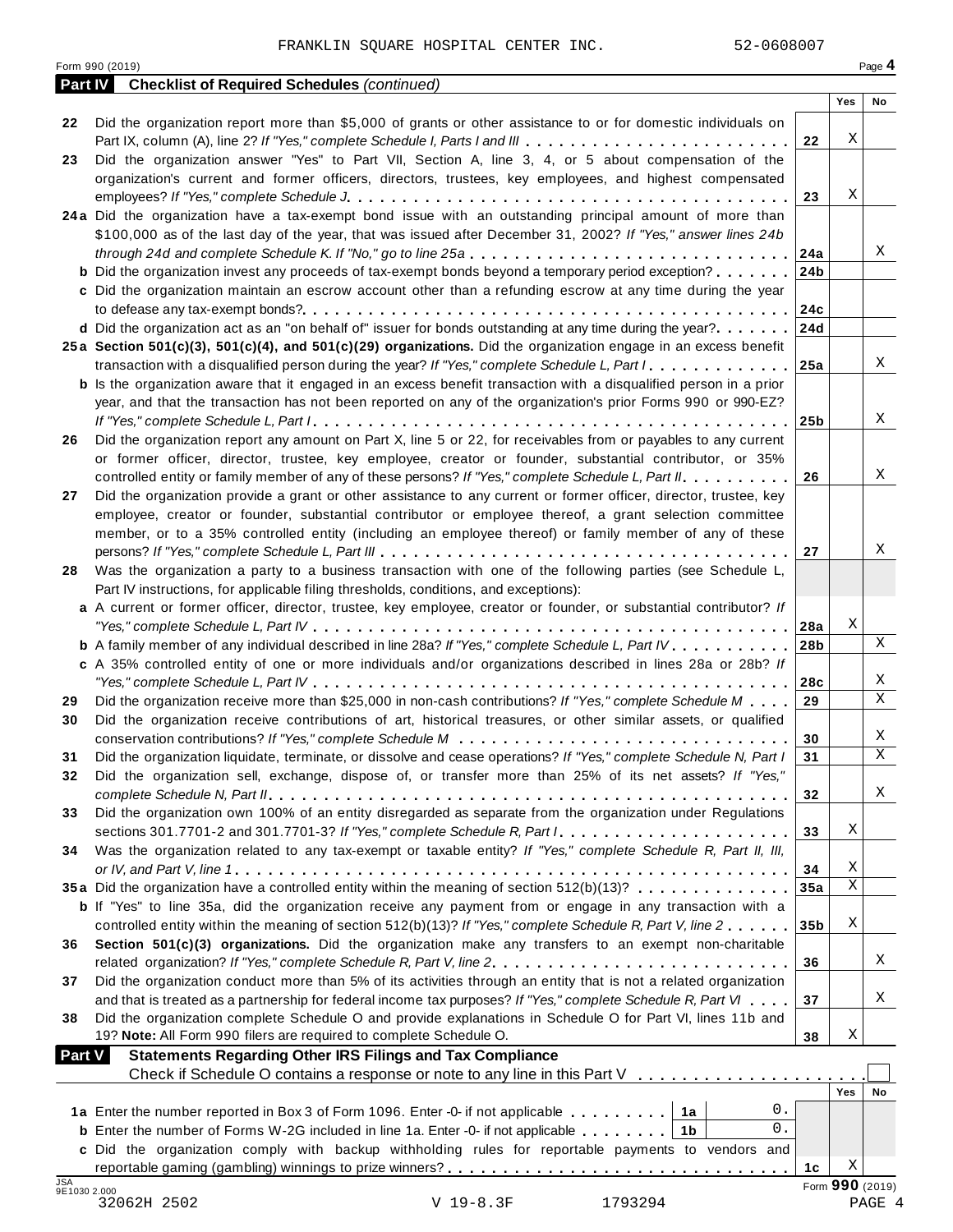FRANKLIN SQUARE HOSPITAL CENTER INC. 52-0608007

Form 990 (2019) Page 4

**Part IV Checklist of Required Schedules** *(continued)*

| | | | Yes | No |
|---|---|---|---|---|
| 22 | Did the organization report more than $5,000 of grants or other assistance to or for domestic individuals on Part IX, column (A), line 2? *If "Yes," complete Schedule I, Parts I and III* | 22 | X | |
| 23 | Did the organization answer "Yes" to Part VII, Section A, line 3, 4, or 5 about compensation of the organization's current and former officers, directors, trustees, key employees, and highest compensated employees? *If "Yes," complete Schedule J* | 23 | X | |
| 24a | Did the organization have a tax-exempt bond issue with an outstanding principal amount of more than $100,000 as of the last day of the year, that was issued after December 31, 2002? *If "Yes," answer lines 24b through 24d and complete Schedule K. If "No," go to line 25a* | 24a | | X |
| b | Did the organization invest any proceeds of tax-exempt bonds beyond a temporary period exception? | 24b | | |
| c | Did the organization maintain an escrow account other than a refunding escrow at any time during the year to defease any tax-exempt bonds? | 24c | | |
| d | Did the organization act as an "on behalf of" issuer for bonds outstanding at any time during the year? | 24d | | |
| 25a | **Section 501(c)(3), 501(c)(4), and 501(c)(29) organizations.** Did the organization engage in an excess benefit transaction with a disqualified person during the year? *If "Yes," complete Schedule L, Part I* | 25a | | X |
| b | Is the organization aware that it engaged in an excess benefit transaction with a disqualified person in a prior year, and that the transaction has not been reported on any of the organization's prior Forms 990 or 990-EZ? *If "Yes," complete Schedule L, Part I* | 25b | | X |
| 26 | Did the organization report any amount on Part X, line 5 or 22, for receivables from or payables to any current or former officer, director, trustee, key employee, creator or founder, substantial contributor, or 35% controlled entity or family member of any of these persons? *If "Yes," complete Schedule L, Part II* | 26 | | X |
| 27 | Did the organization provide a grant or other assistance to any current or former officer, director, trustee, key employee, creator or founder, substantial contributor or employee thereof, a grant selection committee member, or to a 35% controlled entity (including an employee thereof) or family member of any of these persons? *If "Yes," complete Schedule L, Part III* | 27 | | X |
| 28 | Was the organization a party to a business transaction with one of the following parties (see Schedule L, Part IV instructions, for applicable filing thresholds, conditions, and exceptions): | | | |
| a | A current or former officer, director, trustee, key employee, creator or founder, or substantial contributor? *If "Yes," complete Schedule L, Part IV* | 28a | X | |
| b | A family member of any individual described in line 28a? *If "Yes," complete Schedule L, Part IV* | 28b | | X |
| c | A 35% controlled entity of one or more individuals and/or organizations described in lines 28a or 28b? *If "Yes," complete Schedule L, Part IV* | 28c | | X |
| 29 | Did the organization receive more than $25,000 in non-cash contributions? *If "Yes," complete Schedule M* | 29 | | X |
| 30 | Did the organization receive contributions of art, historical treasures, or other similar assets, or qualified conservation contributions? *If "Yes," complete Schedule M* | 30 | | X |
| 31 | Did the organization liquidate, terminate, or dissolve and cease operations? *If "Yes," complete Schedule N, Part I* | 31 | | X |
| 32 | Did the organization sell, exchange, dispose of, or transfer more than 25% of its net assets? *If "Yes," complete Schedule N, Part II* | 32 | | X |
| 33 | Did the organization own 100% of an entity disregarded as separate from the organization under Regulations sections 301.7701-2 and 301.7701-3? *If "Yes," complete Schedule R, Part I* | 33 | X | |
| 34 | Was the organization related to any tax-exempt or taxable entity? *If "Yes," complete Schedule R, Part II, III, or IV, and Part V, line 1* | 34 | X | |
| 35a | Did the organization have a controlled entity within the meaning of section 512(b)(13)? | 35a | X | |
| b | If "Yes" to line 35a, did the organization receive any payment from or engage in any transaction with a controlled entity within the meaning of section 512(b)(13)? *If "Yes," complete Schedule R, Part V, line 2* | 35b | X | |
| 36 | **Section 501(c)(3) organizations.** Did the organization make any transfers to an exempt non-charitable related organization? *If "Yes," complete Schedule R, Part V, line 2* | 36 | | X |
| 37 | Did the organization conduct more than 5% of its activities through an entity that is not a related organization and that is treated as a partnership for federal income tax purposes? *If "Yes," complete Schedule R, Part VI* | 37 | | X |
| 38 | Did the organization complete Schedule O and provide explanations in Schedule O for Part VI, lines 11b and 19? **Note:** All Form 990 filers are required to complete Schedule O. | 38 | X | |

**Part V Statements Regarding Other IRS Filings and Tax Compliance**

Check if Schedule O contains a response or note to any line in this Part V ☐

| | | | | | Yes | No |
|---|---|---|---|---|---|---|
| 1a | Enter the number reported in Box 3 of Form 1096. Enter -0- if not applicable | 1a | 0. | | | |
| b | Enter the number of Forms W-2G included in line 1a. Enter -0- if not applicable | 1b | 0. | | | |
| c | Did the organization comply with backup withholding rules for reportable payments to vendors and reportable gaming (gambling) winnings to prize winners? | | | 1c | X | |

Form **990** (2019)

32062H 2502 V 19-8.3F 1793294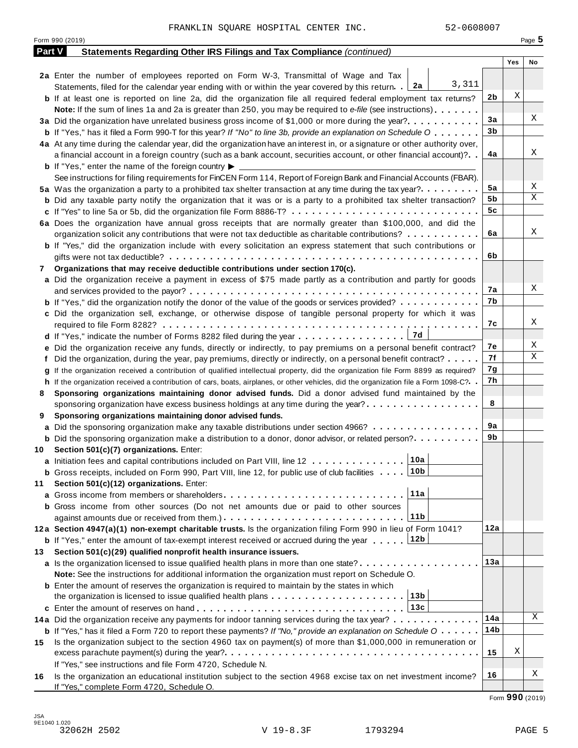FRANKLIN SQUARE HOSPITAL CENTER INC. 52-0608007

Form 990 (2019) Page **5**

## Part V Statements Regarding Other IRS Filings and Tax Compliance *(continued)*

| | | | Yes | No |
|---|---|---|---|---|
| **2a** | Enter the number of employees reported on Form W-3, Transmittal of Wage and Tax Statements, filed for the calendar year ending with or within the year covered by this return . . **2a** 3,311 | | | |
| **b** | If at least one is reported on line 2a, did the organization file all required federal employment tax returns? | 2b | X | |
| | **Note:** If the sum of lines 1a and 2a is greater than 250, you may be required to *e-file* (see instructions) | | | |
| **3a** | Did the organization have unrelated business gross income of $1,000 or more during the year? | 3a | | X |
| **b** | If "Yes," has it filed a Form 990-T for this year? *If "No" to line 3b, provide an explanation on Schedule O* | 3b | | |
| **4a** | At any time during the calendar year, did the organization have an interest in, or a signature or other authority over, a financial account in a foreign country (such as a bank account, securities account, or other financial account)? | 4a | | X |
| **b** | If "Yes," enter the name of the foreign country ▶ | | | |
| | See instructions for filing requirements for FinCEN Form 114, Report of Foreign Bank and Financial Accounts (FBAR). | | | |
| **5a** | Was the organization a party to a prohibited tax shelter transaction at any time during the tax year? | 5a | | X |
| **b** | Did any taxable party notify the organization that it was or is a party to a prohibited tax shelter transaction? | 5b | | X |
| **c** | If "Yes" to line 5a or 5b, did the organization file Form 8886-T? | 5c | | |
| **6a** | Does the organization have annual gross receipts that are normally greater than $100,000, and did the organization solicit any contributions that were not tax deductible as charitable contributions? | 6a | | X |
| **b** | If "Yes," did the organization include with every solicitation an express statement that such contributions or gifts were not tax deductible? | 6b | | |
| **7** | **Organizations that may receive deductible contributions under section 170(c).** | | | |
| **a** | Did the organization receive a payment in excess of $75 made partly as a contribution and partly for goods and services provided to the payor? | 7a | | X |
| **b** | If "Yes," did the organization notify the donor of the value of the goods or services provided? | 7b | | |
| **c** | Did the organization sell, exchange, or otherwise dispose of tangible personal property for which it was required to file Form 8282? | 7c | | X |
| **d** | If "Yes," indicate the number of Forms 8282 filed during the year . . . **7d** | | | |
| **e** | Did the organization receive any funds, directly or indirectly, to pay premiums on a personal benefit contract? | 7e | | X |
| **f** | Did the organization, during the year, pay premiums, directly or indirectly, on a personal benefit contract? | 7f | | X |
| **g** | If the organization received a contribution of qualified intellectual property, did the organization file Form 8899 as required? | 7g | | |
| **h** | If the organization received a contribution of cars, boats, airplanes, or other vehicles, did the organization file a Form 1098-C? | 7h | | |
| **8** | **Sponsoring organizations maintaining donor advised funds.** Did a donor advised fund maintained by the sponsoring organization have excess business holdings at any time during the year? | 8 | | |
| **9** | **Sponsoring organizations maintaining donor advised funds.** | | | |
| **a** | Did the sponsoring organization make any taxable distributions under section 4966? | 9a | | |
| **b** | Did the sponsoring organization make a distribution to a donor, donor advisor, or related person? | 9b | | |
| **10** | **Section 501(c)(7) organizations.** Enter: | | | |
| **a** | Initiation fees and capital contributions included on Part VIII, line 12 . . . **10a** | | | |
| **b** | Gross receipts, included on Form 990, Part VIII, line 12, for public use of club facilities . . . **10b** | | | |
| **11** | **Section 501(c)(12) organizations.** Enter: | | | |
| **a** | Gross income from members or shareholders . . . **11a** | | | |
| **b** | Gross income from other sources (Do not net amounts due or paid to other sources against amounts due or received from them.) . . . **11b** | | | |
| **12a** | **Section 4947(a)(1) non-exempt charitable trusts.** Is the organization filing Form 990 in lieu of Form 1041? | 12a | | |
| **b** | If "Yes," enter the amount of tax-exempt interest received or accrued during the year . . . **12b** | | | |
| **13** | **Section 501(c)(29) qualified nonprofit health insurance issuers.** | | | |
| **a** | Is the organization licensed to issue qualified health plans in more than one state? | 13a | | |
| | **Note:** See the instructions for additional information the organization must report on Schedule O. | | | |
| **b** | Enter the amount of reserves the organization is required to maintain by the states in which the organization is licensed to issue qualified health plans . . . **13b** | | | |
| **c** | Enter the amount of reserves on hand . . . **13c** | | | |
| **14a** | Did the organization receive any payments for indoor tanning services during the tax year? | 14a | | X |
| **b** | If "Yes," has it filed a Form 720 to report these payments? *If "No," provide an explanation on Schedule O* | 14b | | |
| **15** | Is the organization subject to the section 4960 tax on payment(s) of more than $1,000,000 in remuneration or excess parachute payment(s) during the year? | 15 | X | |
| | If "Yes," see instructions and file Form 4720, Schedule N. | | | |
| **16** | Is the organization an educational institution subject to the section 4968 excise tax on net investment income? If "Yes," complete Form 4720, Schedule O. | 16 | | X |

Form **990** (2019)

JSA 9E1040 1.020
32062H 2502 V 19-8.3F 1793294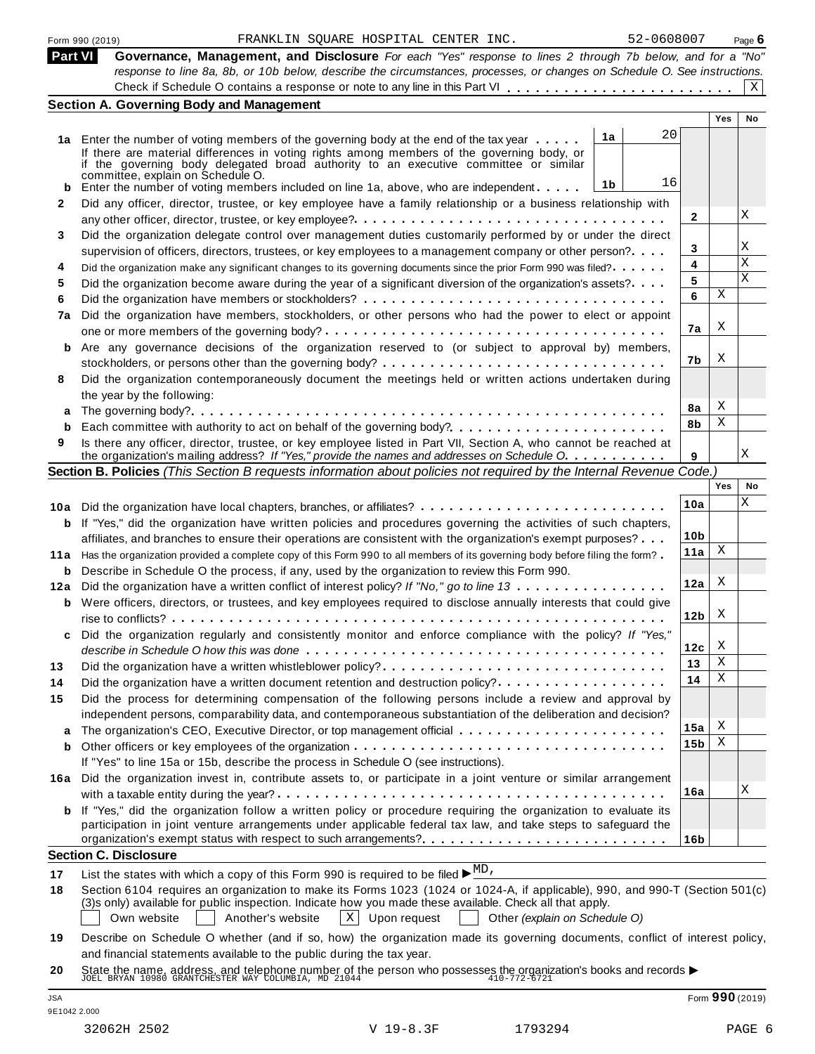Form 990 (2019) FRANKLIN SQUARE HOSPITAL CENTER INC. 52-0608007 Page 6

## Part VI Governance, Management, and Disclosure

*For each "Yes" response to lines 2 through 7b below, and for a "No" response to line 8a, 8b, or 10b below, describe the circumstances, processes, or changes on Schedule O. See instructions.*

Check if Schedule O contains a response or note to any line in this Part VI . . . . . . . . . . . . . . . . . . . . . . . . [X]

### Section A. Governing Body and Management

| | | | | Yes | No |
|---|---|---|---|---|---|
| 1a | Enter the number of voting members of the governing body at the end of the tax year . . . . . If there are material differences in voting rights among members of the governing body, or if the governing body delegated broad authority to an executive committee or similar committee, explain on Schedule O. | 1a | 20 | | |
| b | Enter the number of voting members included on line 1a, above, who are independent . . . . . | 1b | 16 | | |
| 2 | Did any officer, director, trustee, or key employee have a family relationship or a business relationship with any other officer, director, trustee, or key employee? . . . . . | | 2 | | X |
| 3 | Did the organization delegate control over management duties customarily performed by or under the direct supervision of officers, directors, trustees, or key employees to a management company or other person? . . . . | | 3 | | X |
| 4 | Did the organization make any significant changes to its governing documents since the prior Form 990 was filed? . . . . . | | 4 | | X |
| 5 | Did the organization become aware during the year of a significant diversion of the organization's assets? . . . . | | 5 | | X |
| 6 | Did the organization have members or stockholders? . . . . . | | 6 | X | |
| 7a | Did the organization have members, stockholders, or other persons who had the power to elect or appoint one or more members of the governing body? . . . . . | | 7a | X | |
| b | Are any governance decisions of the organization reserved to (or subject to approval by) members, stockholders, or persons other than the governing body? . . . . . | | 7b | X | |
| 8 | Did the organization contemporaneously document the meetings held or written actions undertaken during the year by the following: | | | | |
| a | The governing body? . . . . . | | 8a | X | |
| b | Each committee with authority to act on behalf of the governing body? . . . . . | | 8b | X | |
| 9 | Is there any officer, director, trustee, or key employee listed in Part VII, Section A, who cannot be reached at the organization's mailing address? *If "Yes," provide the names and addresses on Schedule O* . . . . . | | 9 | | X |

### Section B. Policies *(This Section B requests information about policies not required by the Internal Revenue Code.)*

| | | | Yes | No |
|---|---|---|---|---|
| 10a | Did the organization have local chapters, branches, or affiliates? . . . . . | 10a | | X |
| b | If "Yes," did the organization have written policies and procedures governing the activities of such chapters, affiliates, and branches to ensure their operations are consistent with the organization's exempt purposes? . . . | 10b | | |
| 11a | Has the organization provided a complete copy of this Form 990 to all members of its governing body before filing the form? . | 11a | X | |
| b | Describe in Schedule O the process, if any, used by the organization to review this Form 990. | | | |
| 12a | Did the organization have a written conflict of interest policy? *If "No," go to line 13* . . . . . | 12a | X | |
| b | Were officers, directors, or trustees, and key employees required to disclose annually interests that could give rise to conflicts? . . . . . | 12b | X | |
| c | Did the organization regularly and consistently monitor and enforce compliance with the policy? *If "Yes," describe in Schedule O how this was done* . . . . . | 12c | X | |
| 13 | Did the organization have a written whistleblower policy? . . . . . | 13 | X | |
| 14 | Did the organization have a written document retention and destruction policy? . . . . . | 14 | X | |
| 15 | Did the process for determining compensation of the following persons include a review and approval by independent persons, comparability data, and contemporaneous substantiation of the deliberation and decision? | | | |
| a | The organization's CEO, Executive Director, or top management official . . . . . | 15a | X | |
| b | Other officers or key employees of the organization . . . . . | 15b | X | |
| | If "Yes" to line 15a or 15b, describe the process in Schedule O (see instructions). | | | |
| 16a | Did the organization invest in, contribute assets to, or participate in a joint venture or similar arrangement with a taxable entity during the year? . . . . . | 16a | | X |
| b | If "Yes," did the organization follow a written policy or procedure requiring the organization to evaluate its participation in joint venture arrangements under applicable federal tax law, and take steps to safeguard the organization's exempt status with respect to such arrangements? . . . . . | 16b | | |

### Section C. Disclosure

17 List the states with which a copy of this Form 990 is required to be filed ▶ MD,

18 Section 6104 requires an organization to make its Forms 1023 (1024 or 1024-A, if applicable), 990, and 990-T (Section 501(c)(3)s only) available for public inspection. Indicate how you made these available. Check all that apply.

[ ] Own website [ ] Another's website [X] Upon request [ ] Other *(explain on Schedule O)*

19 Describe on Schedule O whether (and if so, how) the organization made its governing documents, conflict of interest policy, and financial statements available to the public during the tax year.

20 State the name, address, and telephone number of the person who possesses the organization's books and records ▶
JOEL BRYAN 10980 GRANTCHESTER WAY COLUMBIA, MD 21044 410-772-6721

JSA 9E1042 2.000 Form **990** (2019)

32062H 2502 V 19-8.3F 1793294 PAGE 6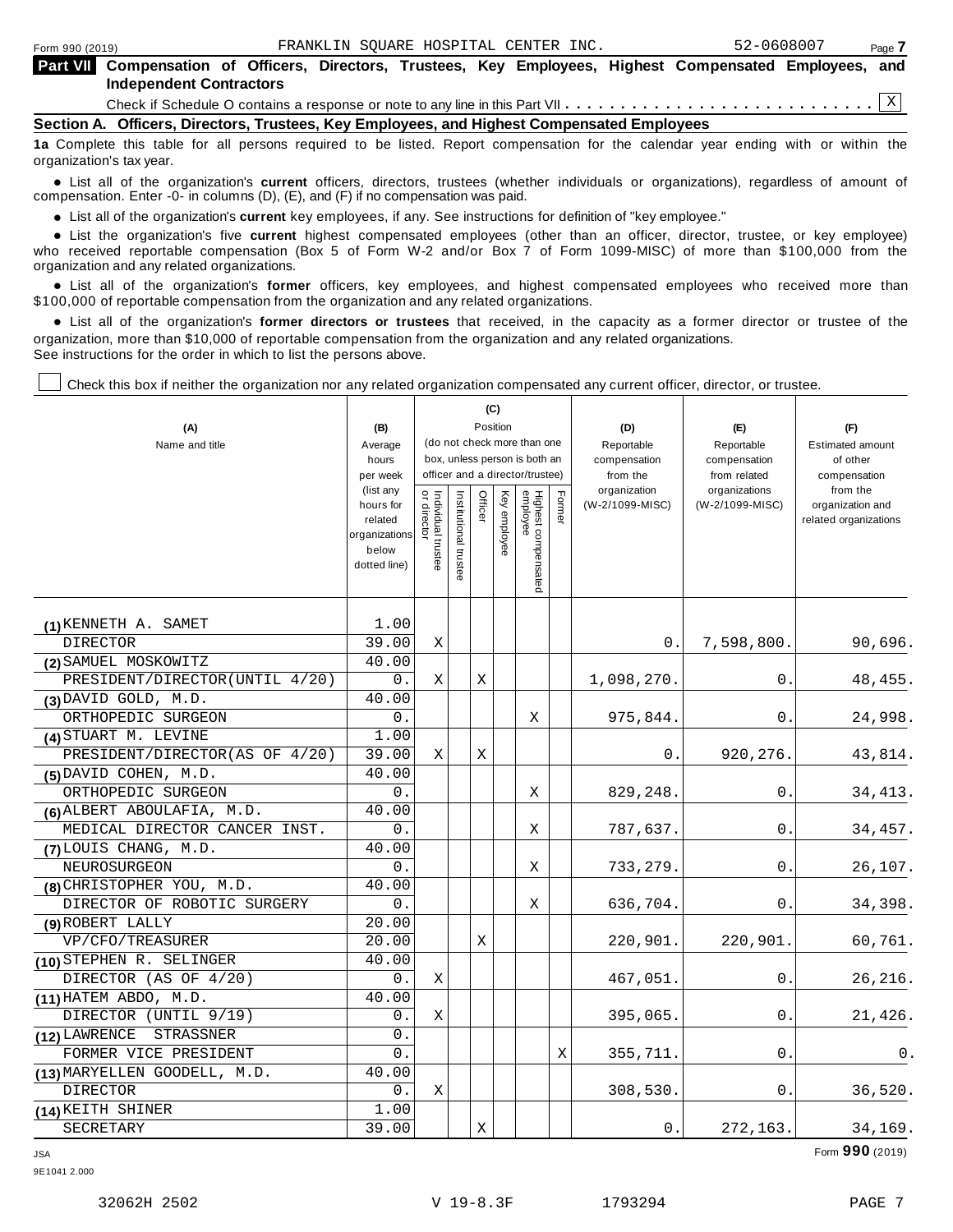Form 990 (2019) FRANKLIN SQUARE HOSPITAL CENTER INC. 52-0608007 Page 7

## Part VII Compensation of Officers, Directors, Trustees, Key Employees, Highest Compensated Employees, and Independent Contractors

Check if Schedule O contains a response or note to any line in this Part VII . . . . . . . . . . . . . . . . . . . . . . . . . . . X

### Section A. Officers, Directors, Trustees, Key Employees, and Highest Compensated Employees

**1a** Complete this table for all persons required to be listed. Report compensation for the calendar year ending with or within the organization's tax year.

- List all of the organization's **current** officers, directors, trustees (whether individuals or organizations), regardless of amount of compensation. Enter -0- in columns (D), (E), and (F) if no compensation was paid.
- List all of the organization's **current** key employees, if any. See instructions for definition of "key employee."
- List the organization's five **current** highest compensated employees (other than an officer, director, trustee, or key employee) who received reportable compensation (Box 5 of Form W-2 and/or Box 7 of Form 1099-MISC) of more than $100,000 from the organization and any related organizations.
- List all of the organization's **former** officers, key employees, and highest compensated employees who received more than $100,000 of reportable compensation from the organization and any related organizations.
- List all of the organization's **former directors or trustees** that received, in the capacity as a former director or trustee of the organization, more than $10,000 of reportable compensation from the organization and any related organizations.

See instructions for the order in which to list the persons above.

☐ Check this box if neither the organization nor any related organization compensated any current officer, director, or trustee.

| (A) Name and title | (B) Average hours per week (list any hours for related organizations below dotted line) | (C) Position: Individual trustee or director | Institutional trustee | Officer | Key employee | Highest compensated employee | Former | (D) Reportable compensation from the organization (W-2/1099-MISC) | (E) Reportable compensation from related organizations (W-2/1099-MISC) | (F) Estimated amount of other compensation from the organization and related organizations |
|---|---|---|---|---|---|---|---|---|---|---|
| (1) KENNETH A. SAMET<br>DIRECTOR | 1.00<br>39.00 | X | | | | | | 0. | 7,598,800. | 90,696. |
| (2) SAMUEL MOSKOWITZ<br>PRESIDENT/DIRECTOR(UNTIL 4/20) | 40.00<br>0. | X | | X | | | | 1,098,270. | 0. | 48,455. |
| (3) DAVID GOLD, M.D.<br>ORTHOPEDIC SURGEON | 40.00<br>0. | | | | | X | | 975,844. | 0. | 24,998. |
| (4) STUART M. LEVINE<br>PRESIDENT/DIRECTOR(AS OF 4/20) | 1.00<br>39.00 | X | | X | | | | 0. | 920,276. | 43,814. |
| (5) DAVID COHEN, M.D.<br>ORTHOPEDIC SURGEON | 40.00<br>0. | | | | | X | | 829,248. | 0. | 34,413. |
| (6) ALBERT ABOULAFIA, M.D.<br>MEDICAL DIRECTOR CANCER INST. | 40.00<br>0. | | | | | X | | 787,637. | 0. | 34,457. |
| (7) LOUIS CHANG, M.D.<br>NEUROSURGEON | 40.00<br>0. | | | | | X | | 733,279. | 0. | 26,107. |
| (8) CHRISTOPHER YOU, M.D.<br>DIRECTOR OF ROBOTIC SURGERY | 40.00<br>0. | | | | | X | | 636,704. | 0. | 34,398. |
| (9) ROBERT LALLY<br>VP/CFO/TREASURER | 20.00<br>20.00 | | | X | | | | 220,901. | 220,901. | 60,761. |
| (10) STEPHEN R. SELINGER<br>DIRECTOR (AS OF 4/20) | 40.00<br>0. | X | | | | | | 467,051. | 0. | 26,216. |
| (11) HATEM ABDO, M.D.<br>DIRECTOR (UNTIL 9/19) | 40.00<br>0. | X | | | | | | 395,065. | 0. | 21,426. |
| (12) LAWRENCE STRASSNER<br>FORMER VICE PRESIDENT | 0.<br>0. | | | | | | X | 355,711. | 0. | 0. |
| (13) MARYELLEN GOODELL, M.D.<br>DIRECTOR | 40.00<br>0. | X | | | | | | 308,530. | 0. | 36,520. |
| (14) KEITH SHINER<br>SECRETARY | 1.00<br>39.00 | | | X | | | | 0. | 272,163. | 34,169. |

Form **990** (2019)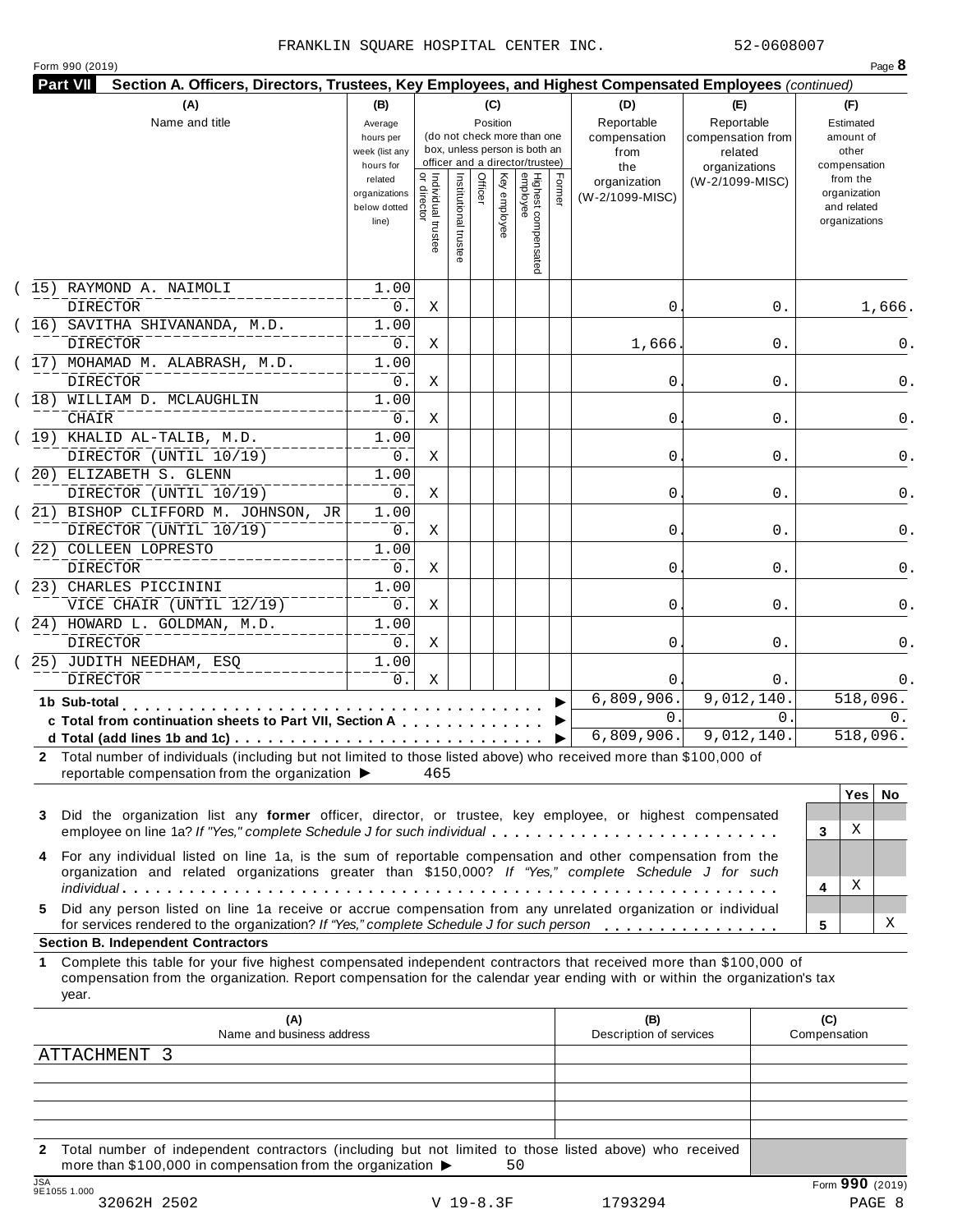FRANKLIN SQUARE HOSPITAL CENTER INC. 52-0608007

Form 990 (2019) Page **8**

**Part VII Section A. Officers, Directors, Trustees, Key Employees, and Highest Compensated Employees** *(continued)*

| (A) Name and title | (B) Average hours per week (list any hours for related organizations below dotted line) | (C) Individual trustee or director | Institutional trustee | Officer | Key employee | Highest compensated employee | Former | (D) Reportable compensation from the organization (W-2/1099-MISC) | (E) Reportable compensation from related organizations (W-2/1099-MISC) | (F) Estimated amount of other compensation from the organization and related organizations |
|---|---|---|---|---|---|---|---|---|---|---|
| (15) RAYMOND A. NAIMOLI<br>DIRECTOR | 1.00<br>0. | X | | | | | | 0. | 0. | 1,666. |
| (16) SAVITHA SHIVANANDA, M.D.<br>DIRECTOR | 1.00<br>0. | X | | | | | | 1,666. | 0. | 0. |
| (17) MOHAMAD M. ALABRASH, M.D.<br>DIRECTOR | 1.00<br>0. | X | | | | | | 0. | 0. | 0. |
| (18) WILLIAM D. MCLAUGHLIN<br>CHAIR | 1.00<br>0. | X | | | | | | 0. | 0. | 0. |
| (19) KHALID AL-TALIB, M.D.<br>DIRECTOR (UNTIL 10/19) | 1.00<br>0. | X | | | | | | 0. | 0. | 0. |
| (20) ELIZABETH S. GLENN<br>DIRECTOR (UNTIL 10/19) | 1.00<br>0. | X | | | | | | 0. | 0. | 0. |
| (21) BISHOP CLIFFORD M. JOHNSON, JR<br>DIRECTOR (UNTIL 10/19) | 1.00<br>0. | X | | | | | | 0. | 0. | 0. |
| (22) COLLEEN LOPRESTO<br>DIRECTOR | 1.00<br>0. | X | | | | | | 0. | 0. | 0. |
| (23) CHARLES PICCININI<br>VICE CHAIR (UNTIL 12/19) | 1.00<br>0. | X | | | | | | 0. | 0. | 0. |
| (24) HOWARD L. GOLDMAN, M.D.<br>DIRECTOR | 1.00<br>0. | X | | | | | | 0. | 0. | 0. |
| (25) JUDITH NEEDHAM, ESQ<br>DIRECTOR | 1.00<br>0. | X | | | | | | 0. | 0. | 0. |
| **1b Sub-total** | | | | | | | | 6,809,906. | 9,012,140. | 518,096. |
| **c Total from continuation sheets to Part VII, Section A** | | | | | | | | 0. | 0. | 0. |
| **d Total (add lines 1b and 1c)** | | | | | | | | 6,809,906. | 9,012,140. | 518,096. |

**2** Total number of individuals (including but not limited to those listed above) who received more than $100,000 of reportable compensation from the organization ▶ 465

| | | Yes | No |
|---|---|---|---|
| **3** Did the organization list any **former** officer, director, or trustee, key employee, or highest compensated employee on line 1a? *If "Yes," complete Schedule J for such individual* | 3 | X | |
| **4** For any individual listed on line 1a, is the sum of reportable compensation and other compensation from the organization and related organizations greater than $150,000? *If "Yes," complete Schedule J for such individual* | 4 | X | |
| **5** Did any person listed on line 1a receive or accrue compensation from any unrelated organization or individual for services rendered to the organization? *If "Yes," complete Schedule J for such person* | 5 | | X |

**Section B. Independent Contractors**

**1** Complete this table for your five highest compensated independent contractors that received more than $100,000 of compensation from the organization. Report compensation for the calendar year ending with or within the organization's tax year.

| (A) Name and business address | (B) Description of services | (C) Compensation |
|---|---|---|
| ATTACHMENT 3 | | |
| | | |
| | | |
| | | |
| | | |

**2** Total number of independent contractors (including but not limited to those listed above) who received more than $100,000 in compensation from the organization ▶ 50

Form **990** (2019)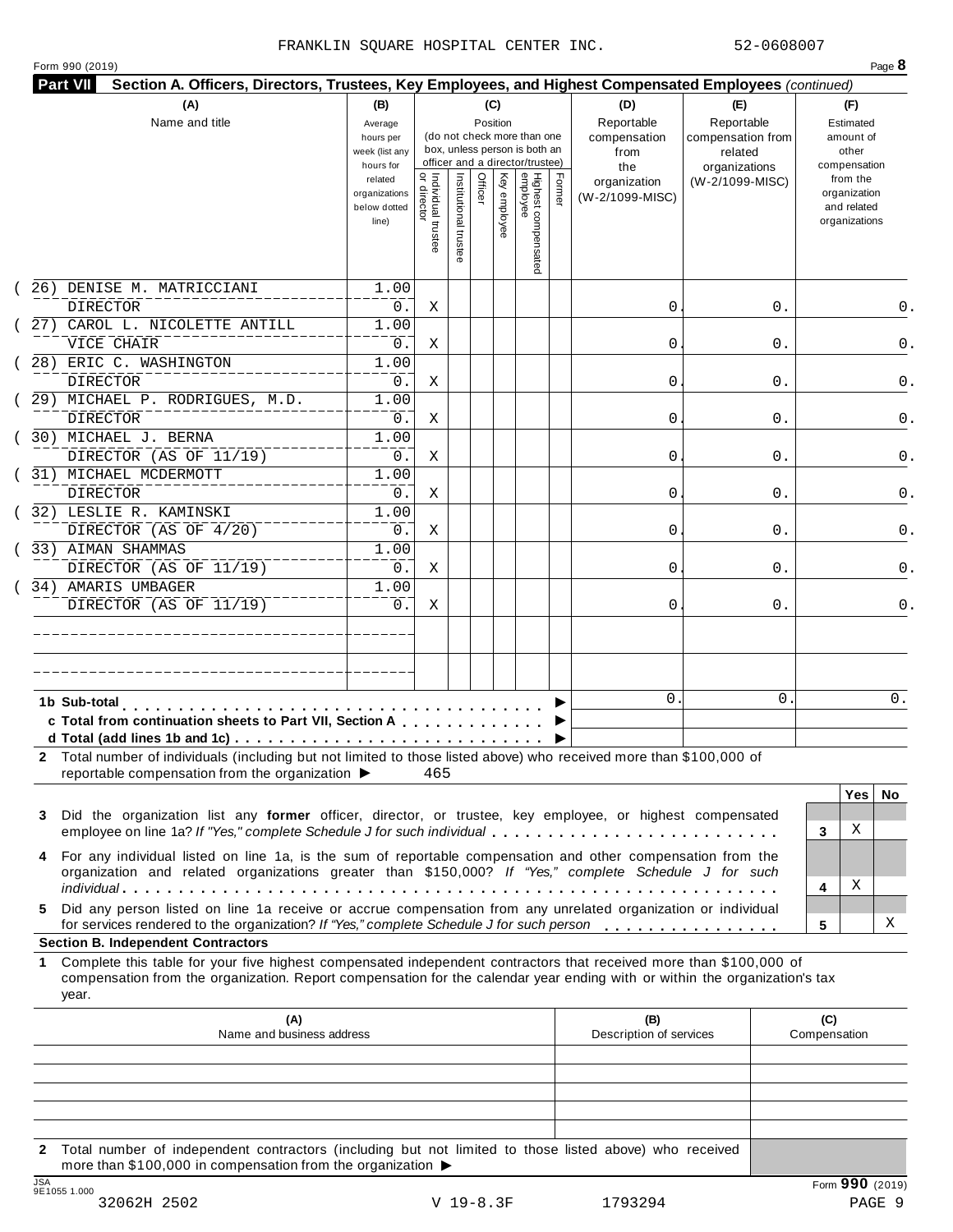FRANKLIN SQUARE HOSPITAL CENTER INC. 52-0608007

Form 990 (2019) Page **8**

**Part VII** **Section A. Officers, Directors, Trustees, Key Employees, and Highest Compensated Employees** *(continued)*

| (A) Name and title | (B) Average hours per week (list any hours for related organizations below dotted line) | (C) Position: Individual trustee or director | Institutional trustee | Officer | Key employee | Highest compensated employee | Former | (D) Reportable compensation from the organization (W-2/1099-MISC) | (E) Reportable compensation from related organizations (W-2/1099-MISC) | (F) Estimated amount of other compensation from the organization and related organizations |
|---|---|---|---|---|---|---|---|---|---|---|
| (26) DENISE M. MATRICCIANI<br>DIRECTOR | 1.00<br>0. | X | | | | | | 0. | 0. | 0. |
| (27) CAROL L. NICOLETTE ANTILL<br>VICE CHAIR | 1.00<br>0. | X | | | | | | 0. | 0. | 0. |
| (28) ERIC C. WASHINGTON<br>DIRECTOR | 1.00<br>0. | X | | | | | | 0. | 0. | 0. |
| (29) MICHAEL P. RODRIGUES, M.D.<br>DIRECTOR | 1.00<br>0. | X | | | | | | 0. | 0. | 0. |
| (30) MICHAEL J. BERNA<br>DIRECTOR (AS OF 11/19) | 1.00<br>0. | X | | | | | | 0. | 0. | 0. |
| (31) MICHAEL MCDERMOTT<br>DIRECTOR | 1.00<br>0. | X | | | | | | 0. | 0. | 0. |
| (32) LESLIE R. KAMINSKI<br>DIRECTOR (AS OF 4/20) | 1.00<br>0. | X | | | | | | 0. | 0. | 0. |
| (33) AIMAN SHAMMAS<br>DIRECTOR (AS OF 11/19) | 1.00<br>0. | X | | | | | | 0. | 0. | 0. |
| (34) AMARIS UMBAGER<br>DIRECTOR (AS OF 11/19) | 1.00<br>0. | X | | | | | | 0. | 0. | 0. |
| | | | | | | | | | | |
| | | | | | | | | | | |
| **1b Sub-total** ▶ | | | | | | | | 0. | 0. | 0. |
| **c Total from continuation sheets to Part VII, Section A** ▶ | | | | | | | | | | |
| **d Total (add lines 1b and 1c)** ▶ | | | | | | | | | | |

**2** Total number of individuals (including but not limited to those listed above) who received more than $100,000 of reportable compensation from the organization ▶ 465

| | | Yes | No |
|---|---|---|---|
| **3** Did the organization list any **former** officer, director, or trustee, key employee, or highest compensated employee on line 1a? *If "Yes," complete Schedule J for such individual* | 3 | X | |
| **4** For any individual listed on line 1a, is the sum of reportable compensation and other compensation from the organization and related organizations greater than $150,000? *If "Yes," complete Schedule J for such individual* | 4 | X | |
| **5** Did any person listed on line 1a receive or accrue compensation from any unrelated organization or individual for services rendered to the organization? *If "Yes," complete Schedule J for such person* | 5 | | X |

**Section B. Independent Contractors**

**1** Complete this table for your five highest compensated independent contractors that received more than $100,000 of compensation from the organization. Report compensation for the calendar year ending with or within the organization's tax year.

| (A) Name and business address | (B) Description of services | (C) Compensation |
|---|---|---|
| | | |
| | | |
| | | |
| | | |
| | | |

**2** Total number of independent contractors (including but not limited to those listed above) who received more than $100,000 in compensation from the organization ▶

Form **990** (2019)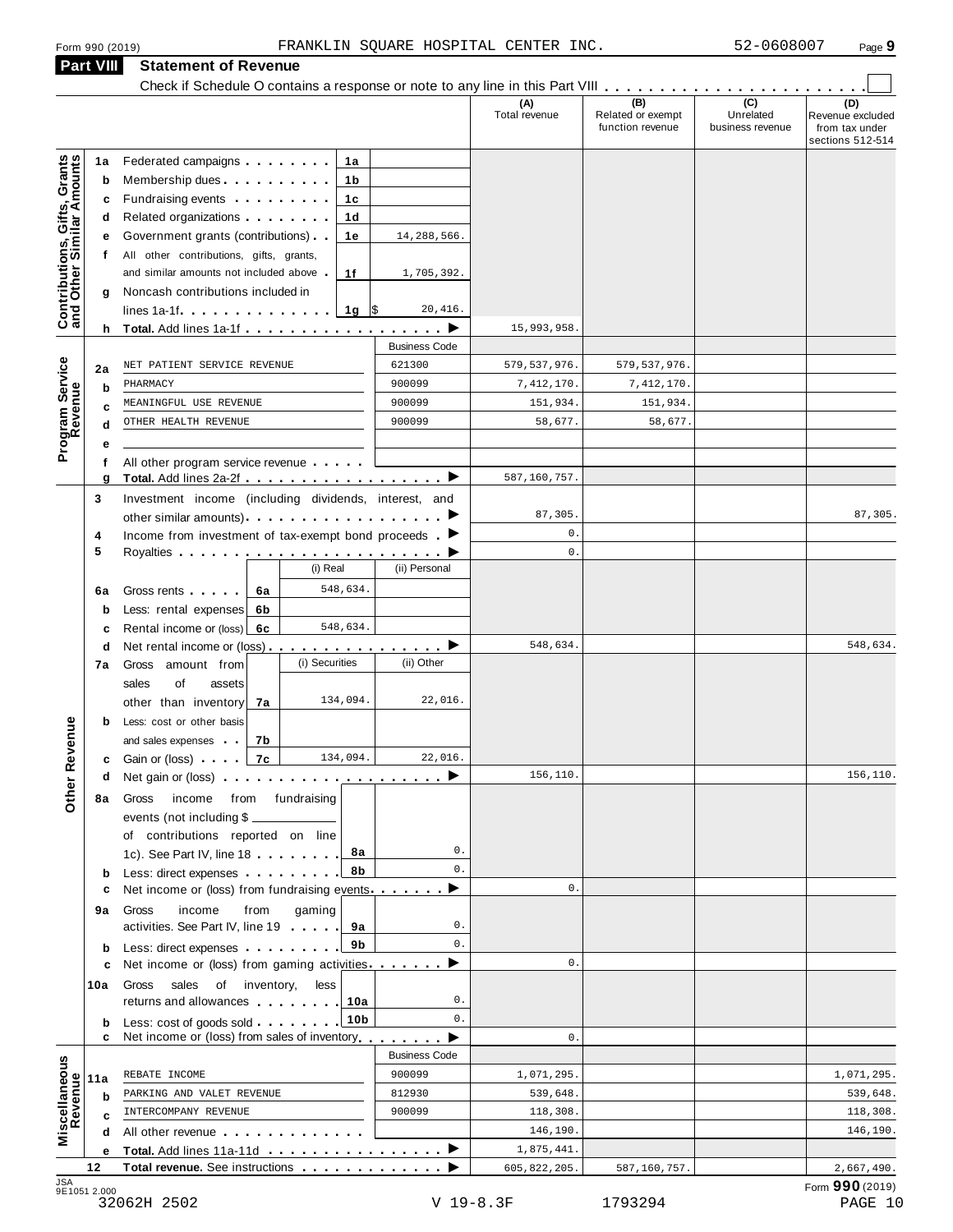Form 990 (2019) FRANKLIN SQUARE HOSPITAL CENTER INC. 52-0608007 Page 9

## Part VIII Statement of Revenue

Check if Schedule O contains a response or note to any line in this Part VIII . . . . . . . . . . . . . . . . . . . . . . . . ☐

| | | | | | (A) Total revenue | (B) Related or exempt function revenue | (C) Unrelated business revenue | (D) Revenue excluded from tax under sections 512-514 |
|---|---|---|---|---|---|---|---|---|
| **Contributions, Gifts, Grants and Other Similar Amounts** | 1a | Federated campaigns | 1a | | | | | |
| | b | Membership dues | 1b | | | | | |
| | c | Fundraising events | 1c | | | | | |
| | d | Related organizations | 1d | | | | | |
| | e | Government grants (contributions) | 1e | 14,288,566. | | | | |
| | f | All other contributions, gifts, grants, and similar amounts not included above | 1f | 1,705,392. | | | | |
| | g | Noncash contributions included in lines 1a-1f | 1g | $ 20,416. | | | | |
| | h | **Total.** Add lines 1a-1f ▶ | | | 15,993,958. | | | |
| | | | | Business Code | | | | |
| **Program Service Revenue** | 2a | NET PATIENT SERVICE REVENUE | | 621300 | 579,537,976. | 579,537,976. | | |
| | b | PHARMACY | | 900099 | 7,412,170. | 7,412,170. | | |
| | c | MEANINGFUL USE REVENUE | | 900099 | 151,934. | 151,934. | | |
| | d | OTHER HEALTH REVENUE | | 900099 | 58,677. | 58,677. | | |
| | e | | | | | | | |
| | f | All other program service revenue | | | | | | |
| | g | **Total.** Add lines 2a-2f ▶ | | | 587,160,757. | | | |
| **Other Revenue** | 3 | Investment income (including dividends, interest, and other similar amounts) ▶ | | | 87,305. | | | 87,305. |
| | 4 | Income from investment of tax-exempt bond proceeds ▶ | | | 0. | | | |
| | 5 | Royalties ▶ | | | 0. | | | |
| | | | (i) Real | (ii) Personal | | | | |
| | 6a | Gross rents 6a | 548,634. | | | | | |
| | b | Less: rental expenses 6b | | | | | | |
| | c | Rental income or (loss) 6c | 548,634. | | | | | |
| | d | Net rental income or (loss) ▶ | | | 548,634. | | | 548,634. |
| | | | (i) Securities | (ii) Other | | | | |
| | 7a | Gross amount from sales of assets other than inventory 7a | 134,094. | 22,016. | | | | |
| | b | Less: cost or other basis and sales expenses 7b | | | | | | |
| | c | Gain or (loss) 7c | 134,094. | 22,016. | | | | |
| | d | Net gain or (loss) ▶ | | | 156,110. | | | 156,110. |
| | 8a | Gross income from fundraising events (not including $ ______ of contributions reported on line 1c). See Part IV, line 18 | 8a | 0. | | | | |
| | b | Less: direct expenses | 8b | 0. | | | | |
| | c | Net income or (loss) from fundraising events ▶ | | | 0. | | | |
| | 9a | Gross income from gaming activities. See Part IV, line 19 | 9a | 0. | | | | |
| | b | Less: direct expenses | 9b | 0. | | | | |
| | c | Net income or (loss) from gaming activities ▶ | | | 0. | | | |
| | 10a | Gross sales of inventory, less returns and allowances | 10a | 0. | | | | |
| | b | Less: cost of goods sold | 10b | 0. | | | | |
| | c | Net income or (loss) from sales of inventory ▶ | | | 0. | | | |
| | | | | Business Code | | | | |
| **Miscellaneous Revenue** | 11a | REBATE INCOME | | 900099 | 1,071,295. | | | 1,071,295. |
| | b | PARKING AND VALET REVENUE | | 812930 | 539,648. | | | 539,648. |
| | c | INTERCOMPANY REVENUE | | 900099 | 118,308. | | | 118,308. |
| | d | All other revenue | | | 146,190. | | | 146,190. |
| | e | **Total.** Add lines 11a-11d ▶ | | | 1,875,441. | | | |
| | 12 | **Total revenue.** See instructions ▶ | | | 605,822,205. | 587,160,757. | | 2,667,490. |

JSA 9E1051 2.000 Form **990** (2019)

32062H 2502 V 19-8.3F 1793294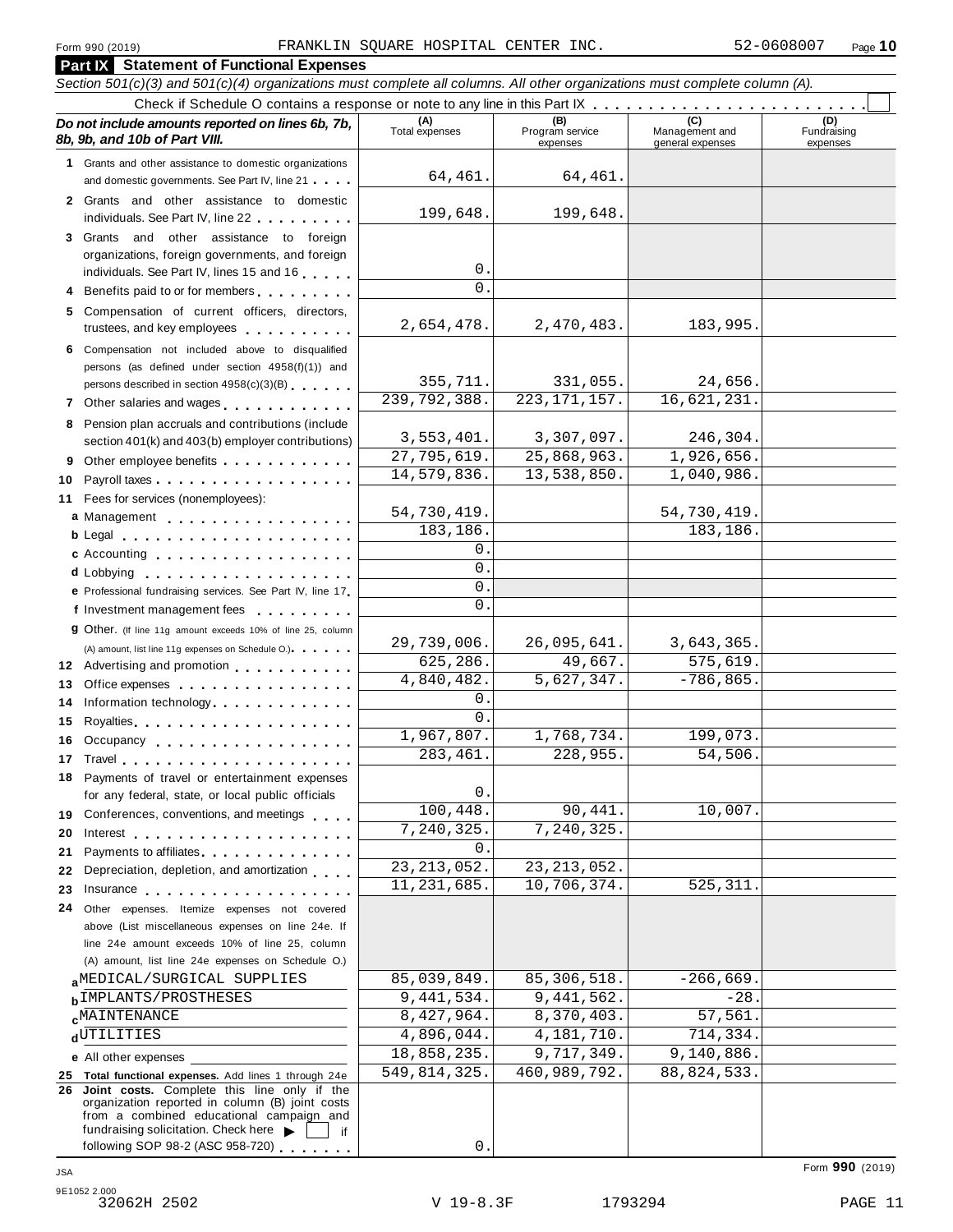Form 990 (2019) FRANKLIN SQUARE HOSPITAL CENTER INC. 52-0608007 Page 10

## Part IX Statement of Functional Expenses

*Section 501(c)(3) and 501(c)(4) organizations must complete all columns. All other organizations must complete column (A).*

Check if Schedule O contains a response or note to any line in this Part IX . . . . . . . . . . . . . . . . . . . . . . . .

| ***Do not include amounts reported on lines 6b, 7b, 8b, 9b, and 10b of Part VIII.*** | (A) Total expenses | (B) Program service expenses | (C) Management and general expenses | (D) Fundraising expenses |
|---|---|---|---|---|
| **1** Grants and other assistance to domestic organizations and domestic governments. See Part IV, line 21 | 64,461. | 64,461. | | |
| **2** Grants and other assistance to domestic individuals. See Part IV, line 22 | 199,648. | 199,648. | | |
| **3** Grants and other assistance to foreign organizations, foreign governments, and foreign individuals. See Part IV, lines 15 and 16 | 0. | | | |
| **4** Benefits paid to or for members | 0. | | | |
| **5** Compensation of current officers, directors, trustees, and key employees | 2,654,478. | 2,470,483. | 183,995. | |
| **6** Compensation not included above to disqualified persons (as defined under section 4958(f)(1)) and persons described in section 4958(c)(3)(B) | 355,711. | 331,055. | 24,656. | |
| **7** Other salaries and wages | 239,792,388. | 223,171,157. | 16,621,231. | |
| **8** Pension plan accruals and contributions (include section 401(k) and 403(b) employer contributions) | 3,553,401. | 3,307,097. | 246,304. | |
| **9** Other employee benefits | 27,795,619. | 25,868,963. | 1,926,656. | |
| **10** Payroll taxes | 14,579,836. | 13,538,850. | 1,040,986. | |
| **11** Fees for services (nonemployees): | | | | |
| **a** Management | 54,730,419. | | 54,730,419. | |
| **b** Legal | 183,186. | | 183,186. | |
| **c** Accounting | 0. | | | |
| **d** Lobbying | 0. | | | |
| **e** Professional fundraising services. See Part IV, line 17 | 0. | | | |
| **f** Investment management fees | 0. | | | |
| **g** Other. (If line 11g amount exceeds 10% of line 25, column (A) amount, list line 11g expenses on Schedule O.) | 29,739,006. | 26,095,641. | 3,643,365. | |
| **12** Advertising and promotion | 625,286. | 49,667. | 575,619. | |
| **13** Office expenses | 4,840,482. | 5,627,347. | -786,865. | |
| **14** Information technology | 0. | | | |
| **15** Royalties | 0. | | | |
| **16** Occupancy | 1,967,807. | 1,768,734. | 199,073. | |
| **17** Travel | 283,461. | 228,955. | 54,506. | |
| **18** Payments of travel or entertainment expenses for any federal, state, or local public officials | 0. | | | |
| **19** Conferences, conventions, and meetings | 100,448. | 90,441. | 10,007. | |
| **20** Interest | 7,240,325. | 7,240,325. | | |
| **21** Payments to affiliates | 0. | | | |
| **22** Depreciation, depletion, and amortization | 23,213,052. | 23,213,052. | | |
| **23** Insurance | 11,231,685. | 10,706,374. | 525,311. | |
| **24** Other expenses. Itemize expenses not covered above (List miscellaneous expenses on line 24e. If line 24e amount exceeds 10% of line 25, column (A) amount, list line 24e expenses on Schedule O.) | | | | |
| **a** MEDICAL/SURGICAL SUPPLIES | 85,039,849. | 85,306,518. | -266,669. | |
| **b** IMPLANTS/PROSTHESES | 9,441,534. | 9,441,562. | -28. | |
| **c** MAINTENANCE | 8,427,964. | 8,370,403. | 57,561. | |
| **d** UTILITIES | 4,896,044. | 4,181,710. | 714,334. | |
| **e** All other expenses | 18,858,235. | 9,717,349. | 9,140,886. | |
| **25 Total functional expenses.** Add lines 1 through 24e | 549,814,325. | 460,989,792. | 88,824,533. | |
| **26 Joint costs.** Complete this line only if the organization reported in column (B) joint costs from a combined educational campaign and fundraising solicitation. Check here ▶ ☐ if following SOP 98-2 (ASC 958-720) | 0. | | | |

Form **990** (2019)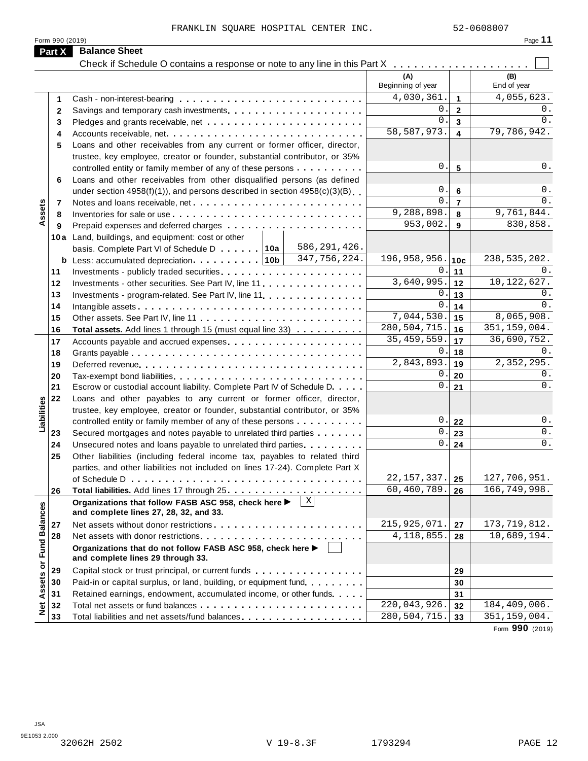FRANKLIN SQUARE HOSPITAL CENTER INC. 52-0608007

Form 990 (2019) Page **11**

## Part X Balance Sheet

Check if Schedule O contains a response or note to any line in this Part X . . . . . . . . . . . . . . . . . . . . ☐

| | | | | (A) Beginning of year | | (B) End of year |
|---|---|---|---|---|---|---|
| **Assets** | 1 | Cash - non-interest-bearing | | 4,030,361. | 1 | 4,055,623. |
| | 2 | Savings and temporary cash investments | | 0. | 2 | 0. |
| | 3 | Pledges and grants receivable, net | | 0. | 3 | 0. |
| | 4 | Accounts receivable, net | | 58,587,973. | 4 | 79,786,942. |
| | 5 | Loans and other receivables from any current or former officer, director, trustee, key employee, creator or founder, substantial contributor, or 35% controlled entity or family member of any of these persons | | 0. | 5 | 0. |
| | 6 | Loans and other receivables from other disqualified persons (as defined under section 4958(f)(1)), and persons described in section 4958(c)(3)(B) | | 0. | 6 | 0. |
| | 7 | Notes and loans receivable, net | | 0. | 7 | 0. |
| | 8 | Inventories for sale or use | | 9,288,898. | 8 | 9,761,844. |
| | 9 | Prepaid expenses and deferred charges | | 953,002. | 9 | 830,858. |
| | 10a | Land, buildings, and equipment: cost or other basis. Complete Part VI of Schedule D . . . . . . 10a | 586,291,426. | | | |
| | b | Less: accumulated depreciation . . . . . . . . . 10b | 347,756,224. | 196,958,956. | 10c | 238,535,202. |
| | 11 | Investments - publicly traded securities | | 0. | 11 | 0. |
| | 12 | Investments - other securities. See Part IV, line 11 | | 3,640,995. | 12 | 10,122,627. |
| | 13 | Investments - program-related. See Part IV, line 11 | | 0. | 13 | 0. |
| | 14 | Intangible assets | | 0. | 14 | 0. |
| | 15 | Other assets. See Part IV, line 11 | | 7,044,530. | 15 | 8,065,908. |
| | 16 | **Total assets.** Add lines 1 through 15 (must equal line 33) | | 280,504,715. | 16 | 351,159,004. |
| **Liabilities** | 17 | Accounts payable and accrued expenses | | 35,459,559. | 17 | 36,690,752. |
| | 18 | Grants payable | | 0. | 18 | 0. |
| | 19 | Deferred revenue | | 2,843,893. | 19 | 2,352,295. |
| | 20 | Tax-exempt bond liabilities | | 0. | 20 | 0. |
| | 21 | Escrow or custodial account liability. Complete Part IV of Schedule D | | 0. | 21 | 0. |
| | 22 | Loans and other payables to any current or former officer, director, trustee, key employee, creator or founder, substantial contributor, or 35% controlled entity or family member of any of these persons | | 0. | 22 | 0. |
| | 23 | Secured mortgages and notes payable to unrelated third parties | | 0. | 23 | 0. |
| | 24 | Unsecured notes and loans payable to unrelated third parties | | 0. | 24 | 0. |
| | 25 | Other liabilities (including federal income tax, payables to related third parties, and other liabilities not included on lines 17-24). Complete Part X of Schedule D | | 22,157,337. | 25 | 127,706,951. |
| | 26 | **Total liabilities.** Add lines 17 through 25 | | 60,460,789. | 26 | 166,749,998. |
| **Net Assets or Fund Balances** | | **Organizations that follow FASB ASC 958, check here ▶ ☒ and complete lines 27, 28, 32, and 33.** | | | | |
| | 27 | Net assets without donor restrictions | | 215,925,071. | 27 | 173,719,812. |
| | 28 | Net assets with donor restrictions | | 4,118,855. | 28 | 10,689,194. |
| | | **Organizations that do not follow FASB ASC 958, check here ▶ ☐ and complete lines 29 through 33.** | | | | |
| | 29 | Capital stock or trust principal, or current funds | | | 29 | |
| | 30 | Paid-in or capital surplus, or land, building, or equipment fund | | | 30 | |
| | 31 | Retained earnings, endowment, accumulated income, or other funds | | | 31 | |
| | 32 | Total net assets or fund balances | | 220,043,926. | 32 | 184,409,006. |
| | 33 | Total liabilities and net assets/fund balances | | 280,504,715. | 33 | 351,159,004. |

Form **990** (2019)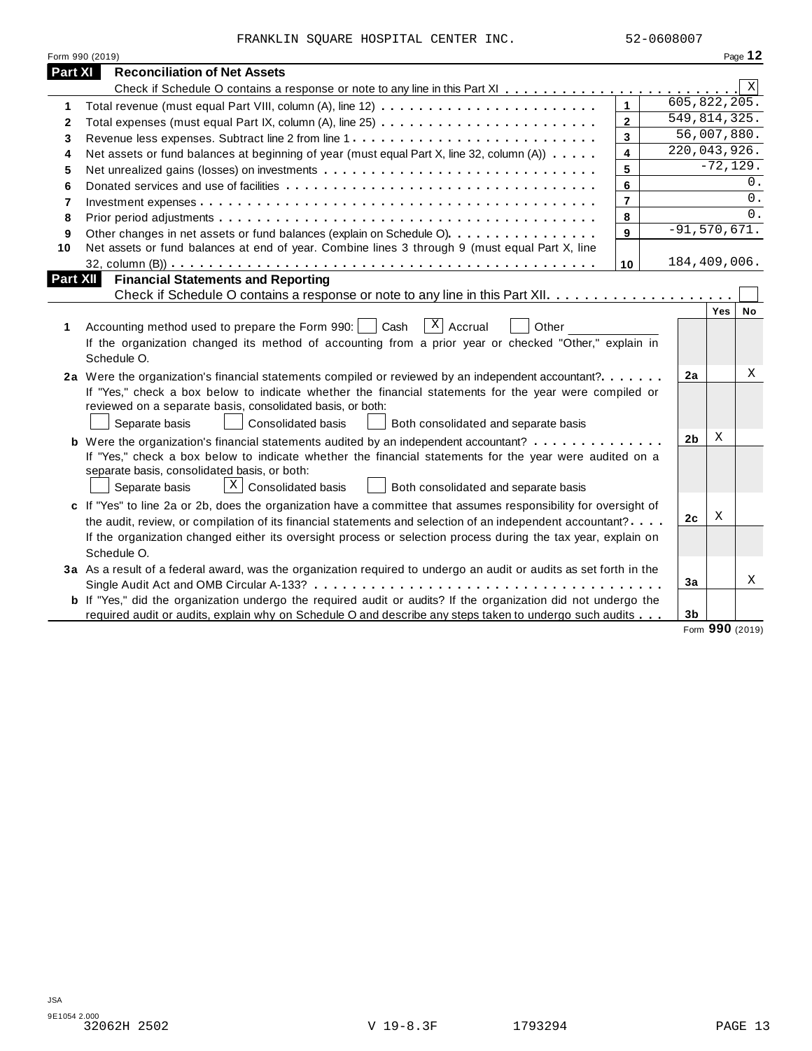FRANKLIN SQUARE HOSPITAL CENTER INC. 52-0608007

Form 990 (2019)

## Part XI Reconciliation of Net Assets

Check if Schedule O contains a response or note to any line in this Part XI . . . . . . . . . . . . . . . . . . . . . . . . . [X]

| | | | |
|---|---|---|---|
| 1 | Total revenue (must equal Part VIII, column (A), line 12) | 1 | 605,822,205. |
| 2 | Total expenses (must equal Part IX, column (A), line 25) | 2 | 549,814,325. |
| 3 | Revenue less expenses. Subtract line 2 from line 1 | 3 | 56,007,880. |
| 4 | Net assets or fund balances at beginning of year (must equal Part X, line 32, column (A)) | 4 | 220,043,926. |
| 5 | Net unrealized gains (losses) on investments | 5 | -72,129. |
| 6 | Donated services and use of facilities | 6 | 0. |
| 7 | Investment expenses | 7 | 0. |
| 8 | Prior period adjustments | 8 | 0. |
| 9 | Other changes in net assets or fund balances (explain on Schedule O) | 9 | -91,570,671. |
| 10 | Net assets or fund balances at end of year. Combine lines 3 through 9 (must equal Part X, line 32, column (B)) | 10 | 184,409,006. |

## Part XII Financial Statements and Reporting

Check if Schedule O contains a response or note to any line in this Part XII. . . . . . . . . . . . . . . . . . . . [ ]

| | | | Yes | No |
|---|---|---|---|---|
| 1 | Accounting method used to prepare the Form 990: [ ] Cash [X] Accrual [ ] Other ____________<br>If the organization changed its method of accounting from a prior year or checked "Other," explain in Schedule O. | | | |
| 2a | Were the organization's financial statements compiled or reviewed by an independent accountant? | 2a | | X |
| | If "Yes," check a box below to indicate whether the financial statements for the year were compiled or reviewed on a separate basis, consolidated basis, or both:<br>[ ] Separate basis [ ] Consolidated basis [ ] Both consolidated and separate basis | | | |
| b | Were the organization's financial statements audited by an independent accountant? | 2b | X | |
| | If "Yes," check a box below to indicate whether the financial statements for the year were audited on a separate basis, consolidated basis, or both:<br>[ ] Separate basis [X] Consolidated basis [ ] Both consolidated and separate basis | | | |
| c | If "Yes" to line 2a or 2b, does the organization have a committee that assumes responsibility for oversight of the audit, review, or compilation of its financial statements and selection of an independent accountant? | 2c | X | |
| | If the organization changed either its oversight process or selection process during the tax year, explain on Schedule O. | | | |
| 3a | As a result of a federal award, was the organization required to undergo an audit or audits as set forth in the Single Audit Act and OMB Circular A-133? | 3a | | X |
| b | If "Yes," did the organization undergo the required audit or audits? If the organization did not undergo the required audit or audits, explain why on Schedule O and describe any steps taken to undergo such audits | 3b | | |

Form **990** (2019)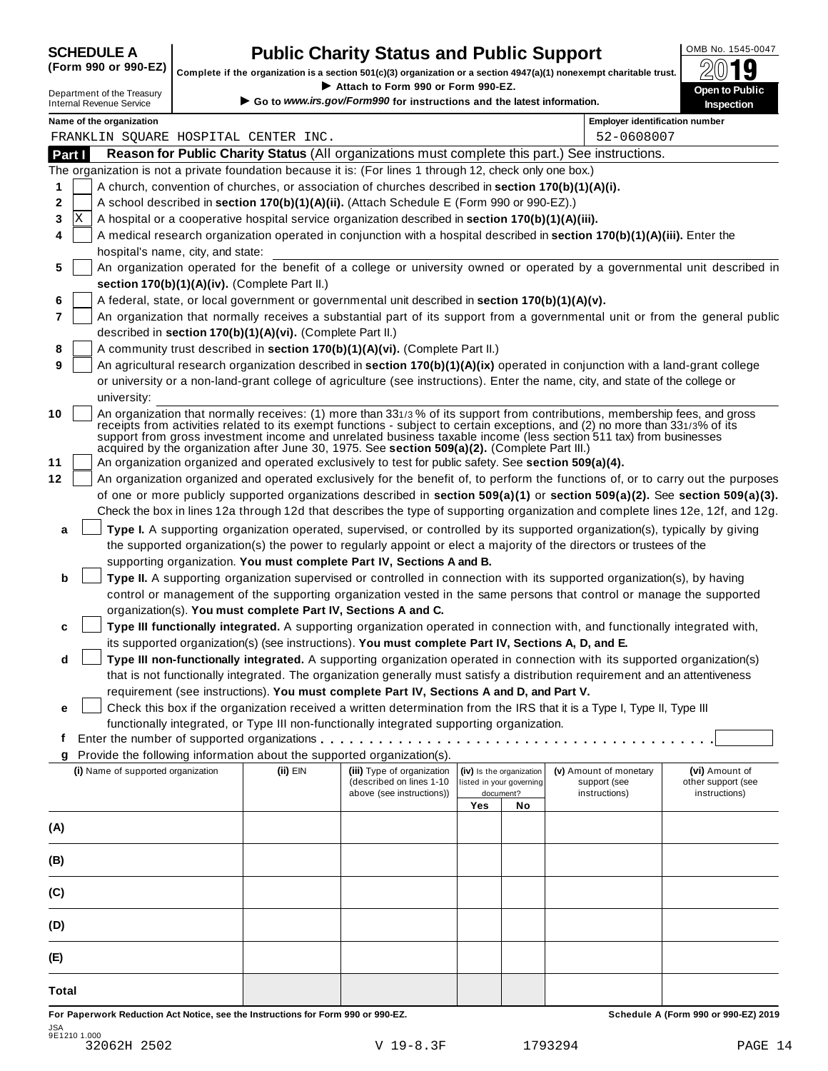**SCHEDULE A (Form 990 or 990-EZ)**

Department of the Treasury
Internal Revenue Service

# Public Charity Status and Public Support

**Complete if the organization is a section 501(c)(3) organization or a section 4947(a)(1) nonexempt charitable trust.**

▶ **Attach to Form 990 or Form 990-EZ.**

▶ **Go to** ***www.irs.gov/Form990*** **for instructions and the latest information.**

OMB No. 1545-0047

**2019**

**Open to Public Inspection**

**Name of the organization**
FRANKLIN SQUARE HOSPITAL CENTER INC.

**Employer identification number**
52-0608007

## Part I Reason for Public Charity Status (All organizations must complete this part.) See instructions.

The organization is not a private foundation because it is: (For lines 1 through 12, check only one box.)

1 [ ] A church, convention of churches, or association of churches described in **section 170(b)(1)(A)(i).**

2 [ ] A school described in **section 170(b)(1)(A)(ii).** (Attach Schedule E (Form 990 or 990-EZ).)

3 [X] A hospital or a cooperative hospital service organization described in **section 170(b)(1)(A)(iii).**

4 [ ] A medical research organization operated in conjunction with a hospital described in **section 170(b)(1)(A)(iii).** Enter the hospital's name, city, and state:

5 [ ] An organization operated for the benefit of a college or university owned or operated by a governmental unit described in **section 170(b)(1)(A)(iv).** (Complete Part II.)

6 [ ] A federal, state, or local government or governmental unit described in **section 170(b)(1)(A)(v).**

7 [ ] An organization that normally receives a substantial part of its support from a governmental unit or from the general public described in **section 170(b)(1)(A)(vi).** (Complete Part II.)

8 [ ] A community trust described in **section 170(b)(1)(A)(vi).** (Complete Part II.)

9 [ ] An agricultural research organization described in **section 170(b)(1)(A)(ix)** operated in conjunction with a land-grant college or university or a non-land-grant college of agriculture (see instructions). Enter the name, city, and state of the college or university:

10 [ ] An organization that normally receives: (1) more than 33 1/3 % of its support from contributions, membership fees, and gross receipts from activities related to its exempt functions - subject to certain exceptions, and (2) no more than 33 1/3% of its support from gross investment income and unrelated business taxable income (less section 511 tax) from businesses acquired by the organization after June 30, 1975. See **section 509(a)(2).** (Complete Part III.)

11 [ ] An organization organized and operated exclusively to test for public safety. See **section 509(a)(4).**

12 [ ] An organization organized and operated exclusively for the benefit of, to perform the functions of, or to carry out the purposes of one or more publicly supported organizations described in **section 509(a)(1)** or **section 509(a)(2).** See **section 509(a)(3).** Check the box in lines 12a through 12d that describes the type of supporting organization and complete lines 12e, 12f, and 12g.

a [ ] **Type I.** A supporting organization operated, supervised, or controlled by its supported organization(s), typically by giving the supported organization(s) the power to regularly appoint or elect a majority of the directors or trustees of the supporting organization. **You must complete Part IV, Sections A and B.**

b [ ] **Type II.** A supporting organization supervised or controlled in connection with its supported organization(s), by having control or management of the supporting organization vested in the same persons that control or manage the supported organization(s). **You must complete Part IV, Sections A and C.**

c [ ] **Type III functionally integrated.** A supporting organization operated in connection with, and functionally integrated with, its supported organization(s) (see instructions). **You must complete Part IV, Sections A, D, and E.**

d [ ] **Type III non-functionally integrated.** A supporting organization operated in connection with its supported organization(s) that is not functionally integrated. The organization generally must satisfy a distribution requirement and an attentiveness requirement (see instructions). **You must complete Part IV, Sections A and D, and Part V.**

e [ ] Check this box if the organization received a written determination from the IRS that it is a Type I, Type II, Type III functionally integrated, or Type III non-functionally integrated supporting organization.

f Enter the number of supported organizations . . . . . . . . . . . . . . . . . . . . . . . . . . . . . . . . . . . . . . .

g Provide the following information about the supported organization(s).

| (i) Name of supported organization | (ii) EIN | (iii) Type of organization (described on lines 1-10 above (see instructions)) | (iv) Is the organization listed in your governing document? | | (v) Amount of monetary support (see instructions) | (vi) Amount of other support (see instructions) |
|---|---|---|---|---|---|---|
| | | | Yes | No | | |
| (A) | | | | | | |
| (B) | | | | | | |
| (C) | | | | | | |
| (D) | | | | | | |
| (E) | | | | | | |
| Total | | | | | | |

**For Paperwork Reduction Act Notice, see the Instructions for Form 990 or 990-EZ.**

**Schedule A (Form 990 or 990-EZ) 2019**

JSA
9E1210 1.000
32062H 2502 V 19-8.3F 1793294 PAGE 14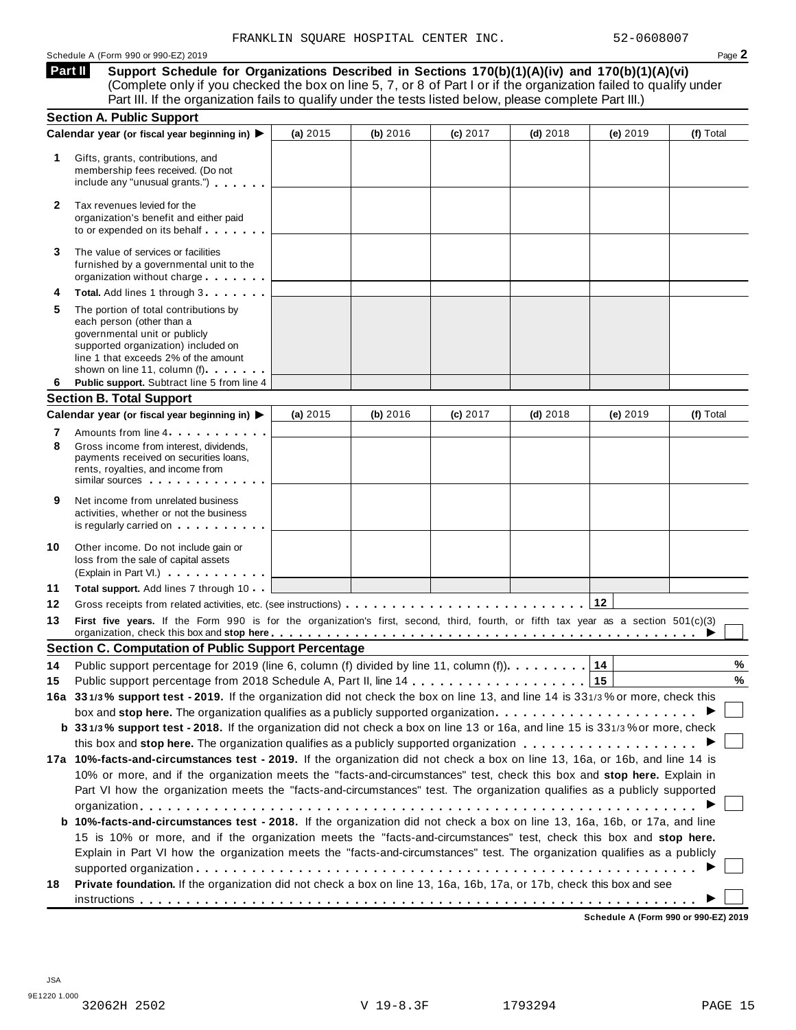FRANKLIN SQUARE HOSPITAL CENTER INC. 52-0608007

Schedule A (Form 990 or 990-EZ) 2019

## Part II Support Schedule for Organizations Described in Sections 170(b)(1)(A)(iv) and 170(b)(1)(A)(vi)

(Complete only if you checked the box on line 5, 7, or 8 of Part I or if the organization failed to qualify under Part III. If the organization fails to qualify under the tests listed below, please complete Part III.)

### Section A. Public Support

| Calendar year (or fiscal year beginning in) ▶ | (a) 2015 | (b) 2016 | (c) 2017 | (d) 2018 | (e) 2019 | (f) Total |
|---|---|---|---|---|---|---|
| **1** Gifts, grants, contributions, and membership fees received. (Do not include any "unusual grants.") | | | | | | |
| **2** Tax revenues levied for the organization's benefit and either paid to or expended on its behalf | | | | | | |
| **3** The value of services or facilities furnished by a governmental unit to the organization without charge | | | | | | |
| **4** **Total.** Add lines 1 through 3 | | | | | | |
| **5** The portion of total contributions by each person (other than a governmental unit or publicly supported organization) included on line 1 that exceeds 2% of the amount shown on line 11, column (f) | | | | | | |
| **6** **Public support.** Subtract line 5 from line 4 | | | | | | |

### Section B. Total Support

| Calendar year (or fiscal year beginning in) ▶ | (a) 2015 | (b) 2016 | (c) 2017 | (d) 2018 | (e) 2019 | (f) Total |
|---|---|---|---|---|---|---|
| **7** Amounts from line 4 | | | | | | |
| **8** Gross income from interest, dividends, payments received on securities loans, rents, royalties, and income from similar sources | | | | | | |
| **9** Net income from unrelated business activities, whether or not the business is regularly carried on | | | | | | |
| **10** Other income. Do not include gain or loss from the sale of capital assets (Explain in Part VI.) | | | | | | |
| **11** **Total support.** Add lines 7 through 10 | | | | | | |

**12** Gross receipts from related activities, etc. (see instructions) **12**

**13** **First five years.** If the Form 990 is for the organization's first, second, third, fourth, or fifth tax year as a section 501(c)(3) organization, check this box and **stop here** ▶ ☐

### Section C. Computation of Public Support Percentage

**14** Public support percentage for 2019 (line 6, column (f) divided by line 11, column (f)) **14** %

**15** Public support percentage from 2018 Schedule A, Part II, line 14 **15** %

**16a 33 1/3% support test - 2019.** If the organization did not check the box on line 13, and line 14 is 33 1/3% or more, check this box and **stop here.** The organization qualifies as a publicly supported organization ▶ ☐

**b 33 1/3% support test - 2018.** If the organization did not check a box on line 13 or 16a, and line 15 is 33 1/3% or more, check this box and **stop here.** The organization qualifies as a publicly supported organization ▶ ☐

**17a 10%-facts-and-circumstances test - 2019.** If the organization did not check a box on line 13, 16a, or 16b, and line 14 is 10% or more, and if the organization meets the "facts-and-circumstances" test, check this box and **stop here.** Explain in Part VI how the organization meets the "facts-and-circumstances" test. The organization qualifies as a publicly supported organization ▶ ☐

**b 10%-facts-and-circumstances test - 2018.** If the organization did not check a box on line 13, 16a, 16b, or 17a, and line 15 is 10% or more, and if the organization meets the "facts-and-circumstances" test, check this box and **stop here.** Explain in Part VI how the organization meets the "facts-and-circumstances" test. The organization qualifies as a publicly supported organization ▶ ☐

**18** **Private foundation.** If the organization did not check a box on line 13, 16a, 16b, 17a, or 17b, check this box and see instructions ▶ ☐

**Schedule A (Form 990 or 990-EZ) 2019**

JSA 9E1220 1.000

32062H 2502 V 19-8.3F 1793294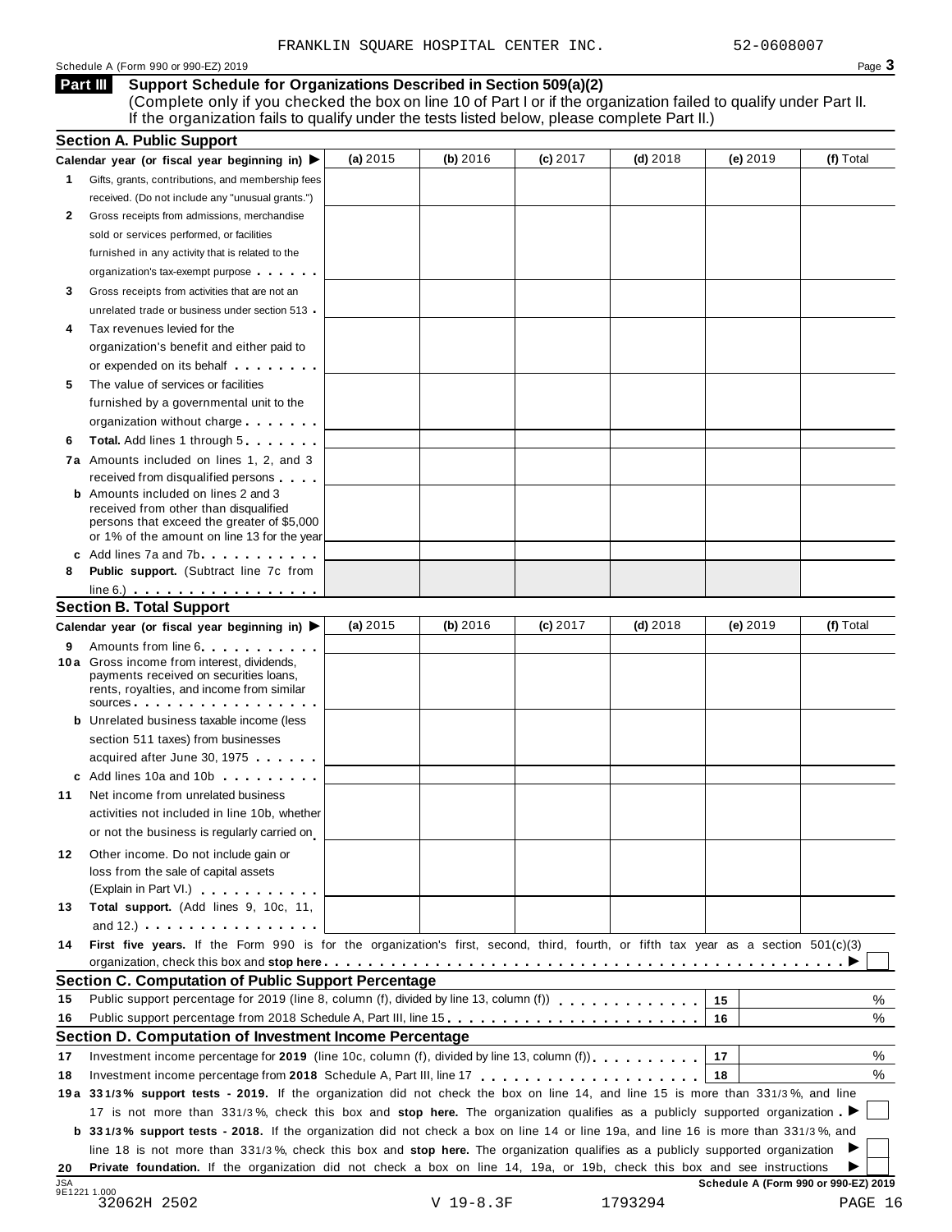FRANKLIN SQUARE HOSPITAL CENTER INC. 52-0608007

Schedule A (Form 990 or 990-EZ) 2019 Page **3**

**Part III** **Support Schedule for Organizations Described in Section 509(a)(2)**

(Complete only if you checked the box on line 10 of Part I or if the organization failed to qualify under Part II. If the organization fails to qualify under the tests listed below, please complete Part II.)

## Section A. Public Support

| Calendar year (or fiscal year beginning in) ▶ | (a) 2015 | (b) 2016 | (c) 2017 | (d) 2018 | (e) 2019 | (f) Total |
|---|---|---|---|---|---|---|
| **1** Gifts, grants, contributions, and membership fees received. (Do not include any "unusual grants.") | | | | | | |
| **2** Gross receipts from admissions, merchandise sold or services performed, or facilities furnished in any activity that is related to the organization's tax-exempt purpose | | | | | | |
| **3** Gross receipts from activities that are not an unrelated trade or business under section 513 | | | | | | |
| **4** Tax revenues levied for the organization's benefit and either paid to or expended on its behalf | | | | | | |
| **5** The value of services or facilities furnished by a governmental unit to the organization without charge | | | | | | |
| **6** **Total.** Add lines 1 through 5 | | | | | | |
| **7a** Amounts included on lines 1, 2, and 3 received from disqualified persons | | | | | | |
| **b** Amounts included on lines 2 and 3 received from other than disqualified persons that exceed the greater of $5,000 or 1% of the amount on line 13 for the year | | | | | | |
| **c** Add lines 7a and 7b | | | | | | |
| **8** **Public support.** (Subtract line 7c from line 6.) | | | | | | |

## Section B. Total Support

| Calendar year (or fiscal year beginning in) ▶ | (a) 2015 | (b) 2016 | (c) 2017 | (d) 2018 | (e) 2019 | (f) Total |
|---|---|---|---|---|---|---|
| **9** Amounts from line 6 | | | | | | |
| **10a** Gross income from interest, dividends, payments received on securities loans, rents, royalties, and income from similar sources | | | | | | |
| **b** Unrelated business taxable income (less section 511 taxes) from businesses acquired after June 30, 1975 | | | | | | |
| **c** Add lines 10a and 10b | | | | | | |
| **11** Net income from unrelated business activities not included in line 10b, whether or not the business is regularly carried on | | | | | | |
| **12** Other income. Do not include gain or loss from the sale of capital assets (Explain in Part VI.) | | | | | | |
| **13** **Total support.** (Add lines 9, 10c, 11, and 12.) | | | | | | |

**14** **First five years.** If the Form 990 is for the organization's first, second, third, fourth, or fifth tax year as a section 501(c)(3) organization, check this box and **stop here** ▶ ☐

## Section C. Computation of Public Support Percentage

| | | | |
|---|---|---|---|
| **15** | Public support percentage for 2019 (line 8, column (f), divided by line 13, column (f)) | 15 | % |
| **16** | Public support percentage from 2018 Schedule A, Part III, line 15 | 16 | % |

## Section D. Computation of Investment Income Percentage

| | | | |
|---|---|---|---|
| **17** | Investment income percentage for **2019** (line 10c, column (f), divided by line 13, column (f)) | 17 | % |
| **18** | Investment income percentage from **2018** Schedule A, Part III, line 17 | 18 | % |

**19a** **33 1/3% support tests - 2019.** If the organization did not check the box on line 14, and line 15 is more than 33 1/3%, and line 17 is not more than 33 1/3%, check this box and **stop here.** The organization qualifies as a publicly supported organization ▶ ☐

**b** **33 1/3% support tests - 2018.** If the organization did not check a box on line 14 or line 19a, and line 16 is more than 33 1/3%, and line 18 is not more than 33 1/3%, check this box and **stop here.** The organization qualifies as a publicly supported organization ▶ ☐

**20** **Private foundation.** If the organization did not check a box on line 14, 19a, or 19b, check this box and see instructions ▶ ☐

Schedule A (Form 990 or 990-EZ) 2019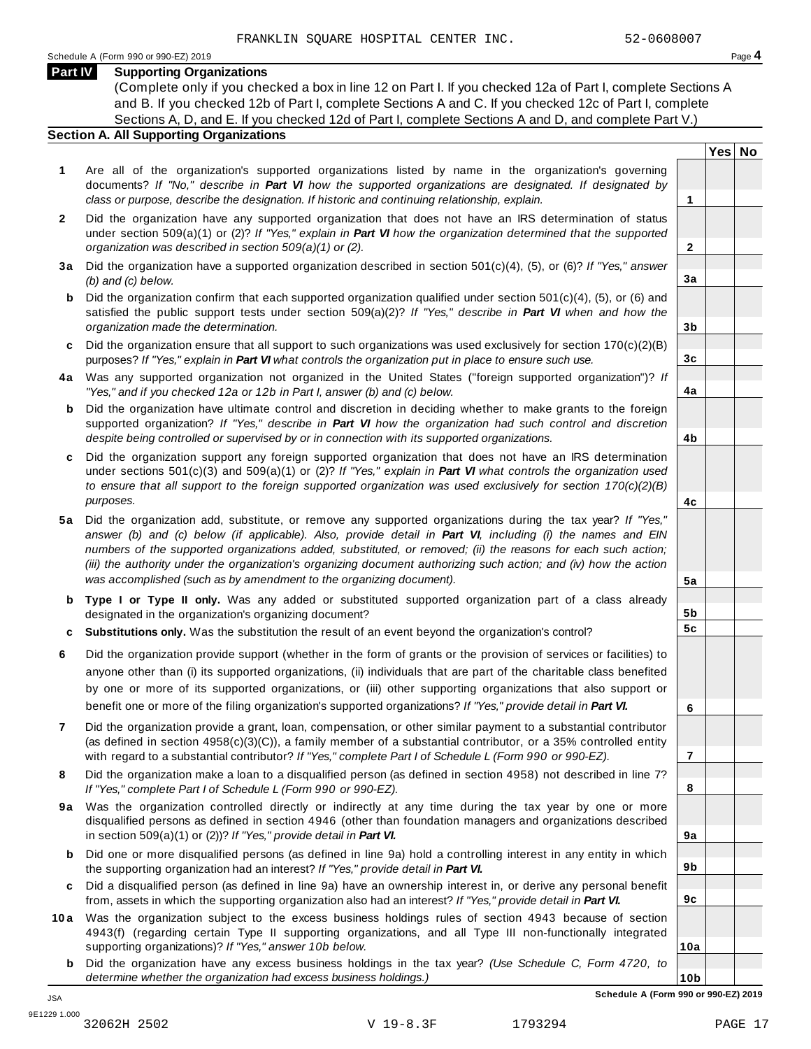FRANKLIN SQUARE HOSPITAL CENTER INC. 52-0608007

Schedule A (Form 990 or 990-EZ) 2019 Page **4**

## Part IV Supporting Organizations

(Complete only if you checked a box in line 12 on Part I. If you checked 12a of Part I, complete Sections A and B. If you checked 12b of Part I, complete Sections A and C. If you checked 12c of Part I, complete Sections A, D, and E. If you checked 12d of Part I, complete Sections A and D, and complete Part V.)

### Section A. All Supporting Organizations

| | | | Yes | No |
|---|---|---|---|---|
| **1** | Are all of the organization's supported organizations listed by name in the organization's governing documents? *If "No," describe in **Part VI** how the supported organizations are designated. If designated by class or purpose, describe the designation. If historic and continuing relationship, explain.* | **1** | | |
| **2** | Did the organization have any supported organization that does not have an IRS determination of status under section 509(a)(1) or (2)? *If "Yes," explain in **Part VI** how the organization determined that the supported organization was described in section 509(a)(1) or (2).* | **2** | | |
| **3a** | Did the organization have a supported organization described in section 501(c)(4), (5), or (6)? *If "Yes," answer (b) and (c) below.* | **3a** | | |
| **b** | Did the organization confirm that each supported organization qualified under section 501(c)(4), (5), or (6) and satisfied the public support tests under section 509(a)(2)? *If "Yes," describe in **Part VI** when and how the organization made the determination.* | **3b** | | |
| **c** | Did the organization ensure that all support to such organizations was used exclusively for section 170(c)(2)(B) purposes? *If "Yes," explain in **Part VI** what controls the organization put in place to ensure such use.* | **3c** | | |
| **4a** | Was any supported organization not organized in the United States ("foreign supported organization")? *If "Yes," and if you checked 12a or 12b in Part I, answer (b) and (c) below.* | **4a** | | |
| **b** | Did the organization have ultimate control and discretion in deciding whether to make grants to the foreign supported organization? *If "Yes," describe in **Part VI** how the organization had such control and discretion despite being controlled or supervised by or in connection with its supported organizations.* | **4b** | | |
| **c** | Did the organization support any foreign supported organization that does not have an IRS determination under sections 501(c)(3) and 509(a)(1) or (2)? *If "Yes," explain in **Part VI** what controls the organization used to ensure that all support to the foreign supported organization was used exclusively for section 170(c)(2)(B) purposes.* | **4c** | | |
| **5a** | Did the organization add, substitute, or remove any supported organizations during the tax year? *If "Yes," answer (b) and (c) below (if applicable). Also, provide detail in **Part VI**, including (i) the names and EIN numbers of the supported organizations added, substituted, or removed; (ii) the reasons for each such action; (iii) the authority under the organization's organizing document authorizing such action; and (iv) how the action was accomplished (such as by amendment to the organizing document).* | **5a** | | |
| **b** | **Type I or Type II only.** Was any added or substituted supported organization part of a class already designated in the organization's organizing document? | **5b** | | |
| **c** | **Substitutions only.** Was the substitution the result of an event beyond the organization's control? | **5c** | | |
| **6** | Did the organization provide support (whether in the form of grants or the provision of services or facilities) to anyone other than (i) its supported organizations, (ii) individuals that are part of the charitable class benefited by one or more of its supported organizations, or (iii) other supporting organizations that also support or benefit one or more of the filing organization's supported organizations? *If "Yes," provide detail in **Part VI.*** | **6** | | |
| **7** | Did the organization provide a grant, loan, compensation, or other similar payment to a substantial contributor (as defined in section 4958(c)(3)(C)), a family member of a substantial contributor, or a 35% controlled entity with regard to a substantial contributor? *If "Yes," complete Part I of Schedule L (Form 990 or 990-EZ).* | **7** | | |
| **8** | Did the organization make a loan to a disqualified person (as defined in section 4958) not described in line 7? *If "Yes," complete Part I of Schedule L (Form 990 or 990-EZ).* | **8** | | |
| **9a** | Was the organization controlled directly or indirectly at any time during the tax year by one or more disqualified persons as defined in section 4946 (other than foundation managers and organizations described in section 509(a)(1) or (2))? *If "Yes," provide detail in **Part VI.*** | **9a** | | |
| **b** | Did one or more disqualified persons (as defined in line 9a) hold a controlling interest in any entity in which the supporting organization had an interest? *If "Yes," provide detail in **Part VI.*** | **9b** | | |
| **c** | Did a disqualified person (as defined in line 9a) have an ownership interest in, or derive any personal benefit from, assets in which the supporting organization also had an interest? *If "Yes," provide detail in **Part VI.*** | **9c** | | |
| **10a** | Was the organization subject to the excess business holdings rules of section 4943 because of section 4943(f) (regarding certain Type II supporting organizations, and all Type III non-functionally integrated supporting organizations)? *If "Yes," answer 10b below.* | **10a** | | |
| **b** | Did the organization have any excess business holdings in the tax year? *(Use Schedule C, Form 4720, to determine whether the organization had excess business holdings.)* | **10b** | | |

**Schedule A (Form 990 or 990-EZ) 2019**

JSA
9E1229 1.000
32062H 2502 V 19-8.3F 1793294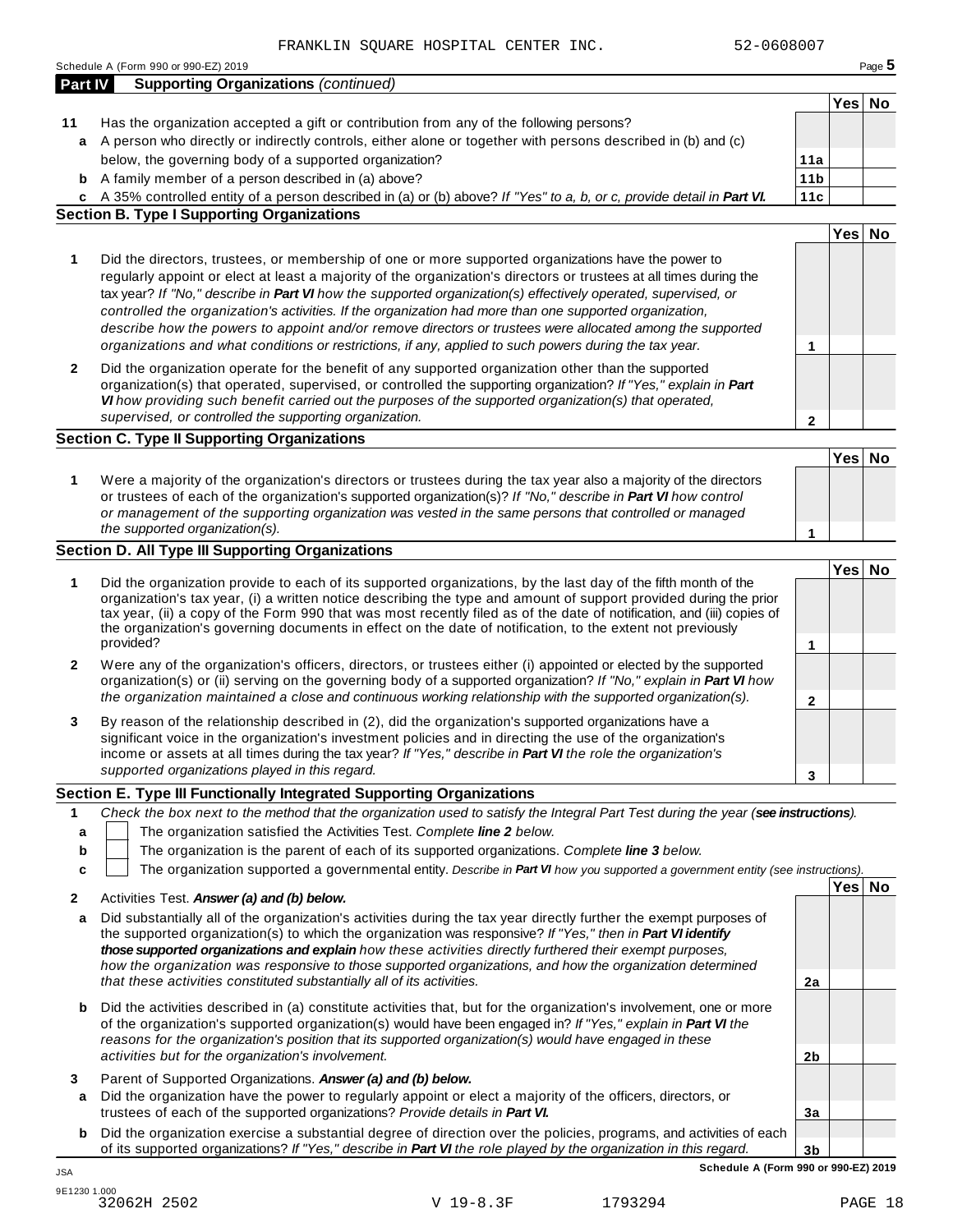FRANKLIN SQUARE HOSPITAL CENTER INC. 52-0608007

Schedule A (Form 990 or 990-EZ) 2019

## Part IV Supporting Organizations *(continued)*

| | | | Yes | No |
|---|---|---|---|---|
| **11** | Has the organization accepted a gift or contribution from any of the following persons? | | | |
| **a** | A person who directly or indirectly controls, either alone or together with persons described in (b) and (c) below, the governing body of a supported organization? | **11a** | | |
| **b** | A family member of a person described in (a) above? | **11b** | | |
| **c** | A 35% controlled entity of a person described in (a) or (b) above? *If "Yes" to a, b, or c, provide detail in **Part VI.*** | **11c** | | |

### Section B. Type I Supporting Organizations

| | | | Yes | No |
|---|---|---|---|---|
| **1** | Did the directors, trustees, or membership of one or more supported organizations have the power to regularly appoint or elect at least a majority of the organization's directors or trustees at all times during the tax year? *If "No," describe in **Part VI** how the supported organization(s) effectively operated, supervised, or controlled the organization's activities. If the organization had more than one supported organization, describe how the powers to appoint and/or remove directors or trustees were allocated among the supported organizations and what conditions or restrictions, if any, applied to such powers during the tax year.* | **1** | | |
| **2** | Did the organization operate for the benefit of any supported organization other than the supported organization(s) that operated, supervised, or controlled the supporting organization? *If "Yes," explain in **Part VI** how providing such benefit carried out the purposes of the supported organization(s) that operated, supervised, or controlled the supporting organization.* | **2** | | |

### Section C. Type II Supporting Organizations

| | | | Yes | No |
|---|---|---|---|---|
| **1** | Were a majority of the organization's directors or trustees during the tax year also a majority of the directors or trustees of each of the organization's supported organization(s)? *If "No," describe in **Part VI** how control or management of the supporting organization was vested in the same persons that controlled or managed the supported organization(s).* | **1** | | |

### Section D. All Type III Supporting Organizations

| | | | Yes | No |
|---|---|---|---|---|
| **1** | Did the organization provide to each of its supported organizations, by the last day of the fifth month of the organization's tax year, (i) a written notice describing the type and amount of support provided during the prior tax year, (ii) a copy of the Form 990 that was most recently filed as of the date of notification, and (iii) copies of the organization's governing documents in effect on the date of notification, to the extent not previously provided? | **1** | | |
| **2** | Were any of the organization's officers, directors, or trustees either (i) appointed or elected by the supported organization(s) or (ii) serving on the governing body of a supported organization? *If "No," explain in **Part VI** how the organization maintained a close and continuous working relationship with the supported organization(s).* | **2** | | |
| **3** | By reason of the relationship described in (2), did the organization's supported organizations have a significant voice in the organization's investment policies and in directing the use of the organization's income or assets at all times during the tax year? *If "Yes," describe in **Part VI** the role the organization's supported organizations played in this regard.* | **3** | | |

### Section E. Type III Functionally Integrated Supporting Organizations

**1** *Check the box next to the method that the organization used to satisfy the Integral Part Test during the year (**see instructions**).*

- **a** ☐ The organization satisfied the Activities Test. *Complete **line 2** below.*
- **b** ☐ The organization is the parent of each of its supported organizations. *Complete **line 3** below.*
- **c** ☐ The organization supported a governmental entity. *Describe in **Part VI** how you supported a government entity (see instructions).*

| | | | Yes | No |
|---|---|---|---|---|
| **2** | Activities Test. ***Answer (a) and (b) below.*** | | | |
| **a** | Did substantially all of the organization's activities during the tax year directly further the exempt purposes of the supported organization(s) to which the organization was responsive? *If "Yes," then in **Part VI identify those supported organizations and explain** how these activities directly furthered their exempt purposes, how the organization was responsive to those supported organizations, and how the organization determined that these activities constituted substantially all of its activities.* | **2a** | | |
| **b** | Did the activities described in (a) constitute activities that, but for the organization's involvement, one or more of the organization's supported organization(s) would have been engaged in? *If "Yes," explain in **Part VI** the reasons for the organization's position that its supported organization(s) would have engaged in these activities but for the organization's involvement.* | **2b** | | |
| **3** | Parent of Supported Organizations. ***Answer (a) and (b) below.*** | | | |
| **a** | Did the organization have the power to regularly appoint or elect a majority of the officers, directors, or trustees of each of the supported organizations? *Provide details in **Part VI.*** | **3a** | | |
| **b** | Did the organization exercise a substantial degree of direction over the policies, programs, and activities of each of its supported organizations? *If "Yes," describe in **Part VI** the role played by the organization in this regard.* | **3b** | | |

**Schedule A (Form 990 or 990-EZ) 2019**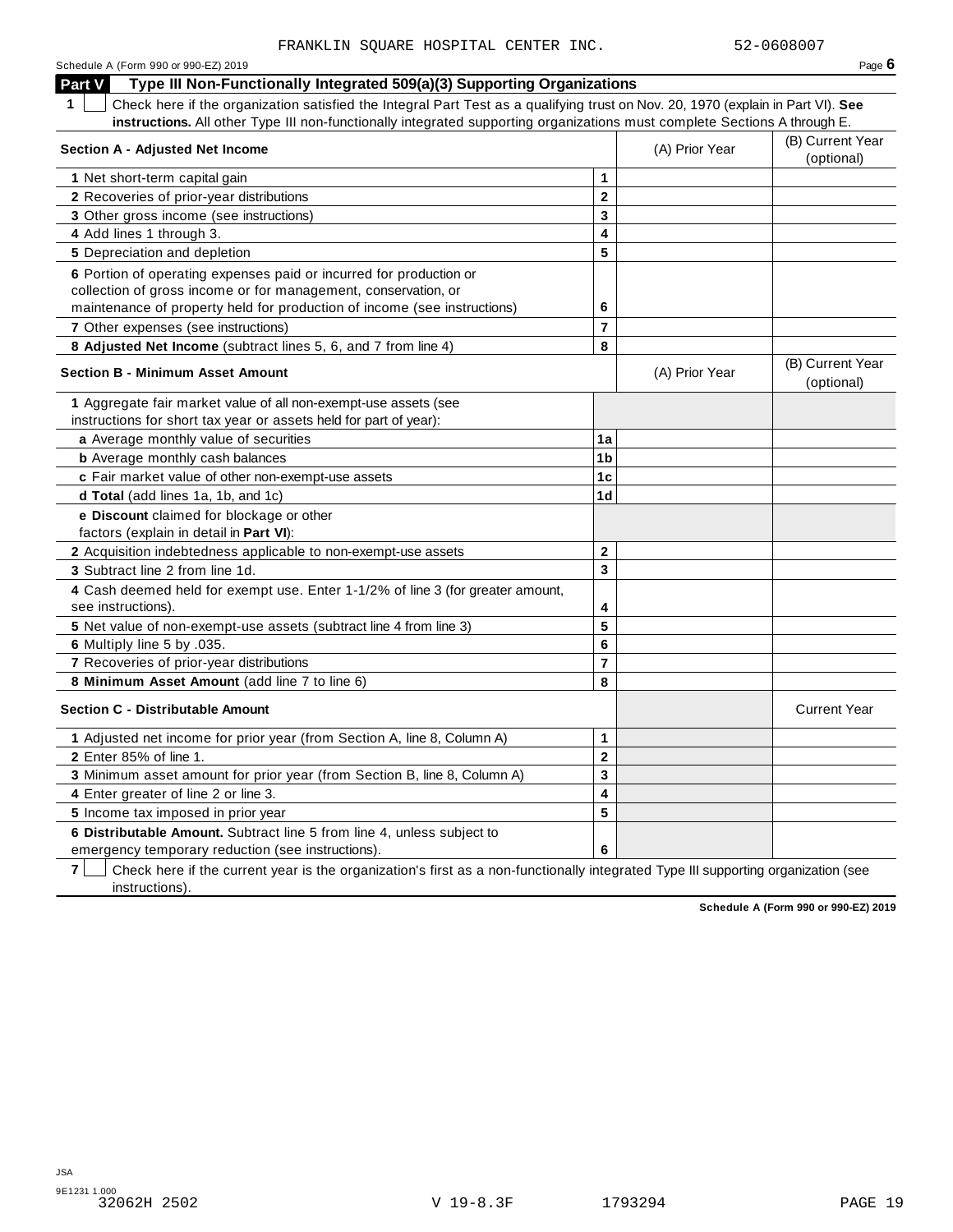FRANKLIN SQUARE HOSPITAL CENTER INC. 52-0608007

Schedule A (Form 990 or 990-EZ) 2019

## Part V Type III Non-Functionally Integrated 509(a)(3) Supporting Organizations

**1** ☐ Check here if the organization satisfied the Integral Part Test as a qualifying trust on Nov. 20, 1970 (explain in Part VI). **See instructions.** All other Type III non-functionally integrated supporting organizations must complete Sections A through E.

| **Section A - Adjusted Net Income** | | (A) Prior Year | (B) Current Year (optional) |
|---|---|---|---|
| **1** Net short-term capital gain | 1 | | |
| **2** Recoveries of prior-year distributions | 2 | | |
| **3** Other gross income (see instructions) | 3 | | |
| **4** Add lines 1 through 3. | 4 | | |
| **5** Depreciation and depletion | 5 | | |
| **6** Portion of operating expenses paid or incurred for production or collection of gross income or for management, conservation, or maintenance of property held for production of income (see instructions) | 6 | | |
| **7** Other expenses (see instructions) | 7 | | |
| **8 Adjusted Net Income** (subtract lines 5, 6, and 7 from line 4) | 8 | | |

| **Section B - Minimum Asset Amount** | | (A) Prior Year | (B) Current Year (optional) |
|---|---|---|---|
| **1** Aggregate fair market value of all non-exempt-use assets (see instructions for short tax year or assets held for part of year): | | | |
| **a** Average monthly value of securities | 1a | | |
| **b** Average monthly cash balances | 1b | | |
| **c** Fair market value of other non-exempt-use assets | 1c | | |
| **d Total** (add lines 1a, 1b, and 1c) | 1d | | |
| **e Discount** claimed for blockage or other factors (explain in detail in **Part VI**): | | | |
| **2** Acquisition indebtedness applicable to non-exempt-use assets | 2 | | |
| **3** Subtract line 2 from line 1d. | 3 | | |
| **4** Cash deemed held for exempt use. Enter 1-1/2% of line 3 (for greater amount, see instructions). | 4 | | |
| **5** Net value of non-exempt-use assets (subtract line 4 from line 3) | 5 | | |
| **6** Multiply line 5 by .035. | 6 | | |
| **7** Recoveries of prior-year distributions | 7 | | |
| **8 Minimum Asset Amount** (add line 7 to line 6) | 8 | | |

| **Section C - Distributable Amount** | | | Current Year |
|---|---|---|---|
| **1** Adjusted net income for prior year (from Section A, line 8, Column A) | 1 | | |
| **2** Enter 85% of line 1. | 2 | | |
| **3** Minimum asset amount for prior year (from Section B, line 8, Column A) | 3 | | |
| **4** Enter greater of line 2 or line 3. | 4 | | |
| **5** Income tax imposed in prior year | 5 | | |
| **6 Distributable Amount.** Subtract line 5 from line 4, unless subject to emergency temporary reduction (see instructions). | 6 | | |

**7** ☐ Check here if the current year is the organization's first as a non-functionally integrated Type III supporting organization (see instructions).

**Schedule A (Form 990 or 990-EZ) 2019**

JSA
9E1231 1.000
32062H 2502 V 19-8.3F 1793294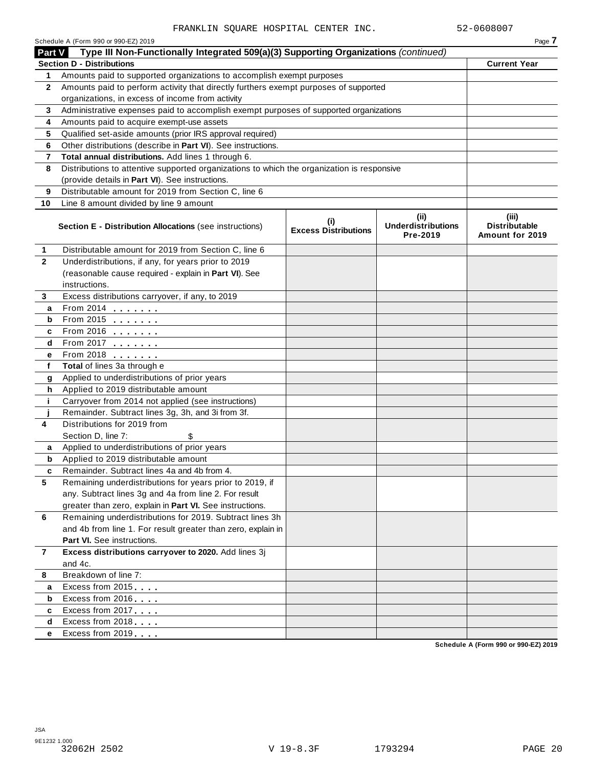FRANKLIN SQUARE HOSPITAL CENTER INC. 52-0608007

Schedule A (Form 990 or 990-EZ) 2019

## Part V Type III Non-Functionally Integrated 509(a)(3) Supporting Organizations *(continued)*

| Section D - Distributions | | Current Year |
|---|---|---|
| 1 | Amounts paid to supported organizations to accomplish exempt purposes | |
| 2 | Amounts paid to perform activity that directly furthers exempt purposes of supported organizations, in excess of income from activity | |
| 3 | Administrative expenses paid to accomplish exempt purposes of supported organizations | |
| 4 | Amounts paid to acquire exempt-use assets | |
| 5 | Qualified set-aside amounts (prior IRS approval required) | |
| 6 | Other distributions (describe in **Part VI**). See instructions. | |
| 7 | **Total annual distributions.** Add lines 1 through 6. | |
| 8 | Distributions to attentive supported organizations to which the organization is responsive (provide details in **Part VI**). See instructions. | |
| 9 | Distributable amount for 2019 from Section C, line 6 | |
| 10 | Line 8 amount divided by line 9 amount | |

| | **Section E - Distribution Allocations** (see instructions) | (i) Excess Distributions | (ii) Underdistributions Pre-2019 | (iii) Distributable Amount for 2019 |
|---|---|---|---|---|
| 1 | Distributable amount for 2019 from Section C, line 6 | | | |
| 2 | Underdistributions, if any, for years prior to 2019 (reasonable cause required - explain in **Part VI**). See instructions. | | | |
| 3 | Excess distributions carryover, if any, to 2019 | | | |
| a | From 2014 | | | |
| b | From 2015 | | | |
| c | From 2016 | | | |
| d | From 2017 | | | |
| e | From 2018 | | | |
| f | **Total** of lines 3a through e | | | |
| g | Applied to underdistributions of prior years | | | |
| h | Applied to 2019 distributable amount | | | |
| i | Carryover from 2014 not applied (see instructions) | | | |
| j | Remainder. Subtract lines 3g, 3h, and 3i from 3f. | | | |
| 4 | Distributions for 2019 from Section D, line 7: $ | | | |
| a | Applied to underdistributions of prior years | | | |
| b | Applied to 2019 distributable amount | | | |
| c | Remainder. Subtract lines 4a and 4b from 4. | | | |
| 5 | Remaining underdistributions for years prior to 2019, if any. Subtract lines 3g and 4a from line 2. For result greater than zero, explain in **Part VI.** See instructions. | | | |
| 6 | Remaining underdistributions for 2019. Subtract lines 3h and 4b from line 1. For result greater than zero, explain in **Part VI.** See instructions. | | | |
| 7 | **Excess distributions carryover to 2020.** Add lines 3j and 4c. | | | |
| 8 | Breakdown of line 7: | | | |
| a | Excess from 2015 | | | |
| b | Excess from 2016 | | | |
| c | Excess from 2017 | | | |
| d | Excess from 2018 | | | |
| e | Excess from 2019 | | | |

Schedule A (Form 990 or 990-EZ) 2019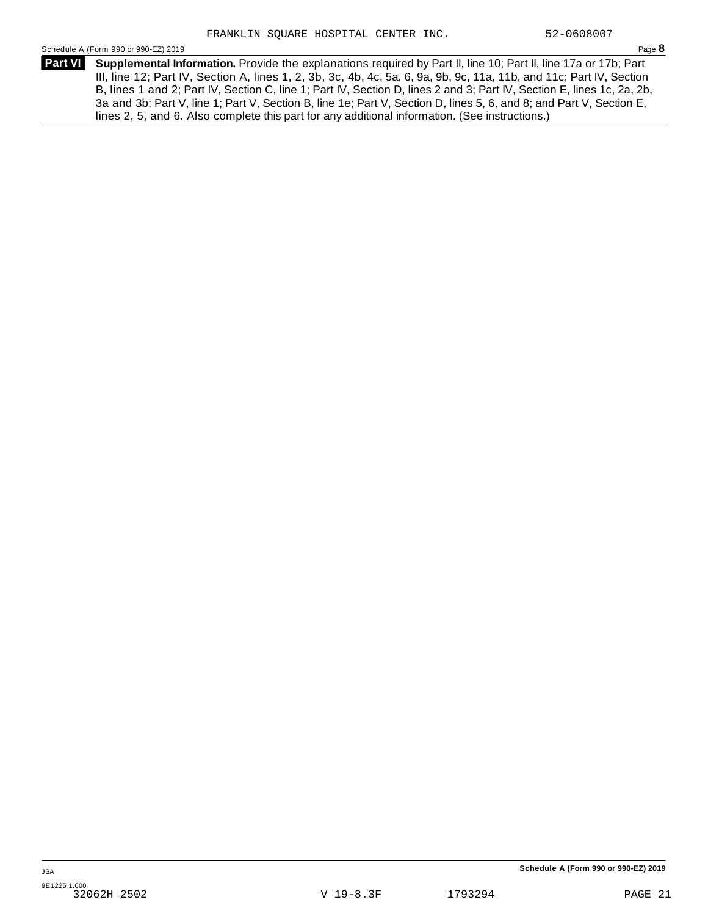## Part VI Supplemental Information.

**Supplemental Information.** Provide the explanations required by Part II, line 10; Part II, line 17a or 17b; Part III, line 12; Part IV, Section A, lines 1, 2, 3b, 3c, 4b, 4c, 5a, 6, 9a, 9b, 9c, 11a, 11b, and 11c; Part IV, Section B, lines 1 and 2; Part IV, Section C, line 1; Part IV, Section D, lines 2 and 3; Part IV, Section E, lines 1c, 2a, 2b, 3a and 3b; Part V, line 1; Part V, Section B, line 1e; Part V, Section D, lines 5, 6, and 8; and Part V, Section E, lines 2, 5, and 6. Also complete this part for any additional information. (See instructions.)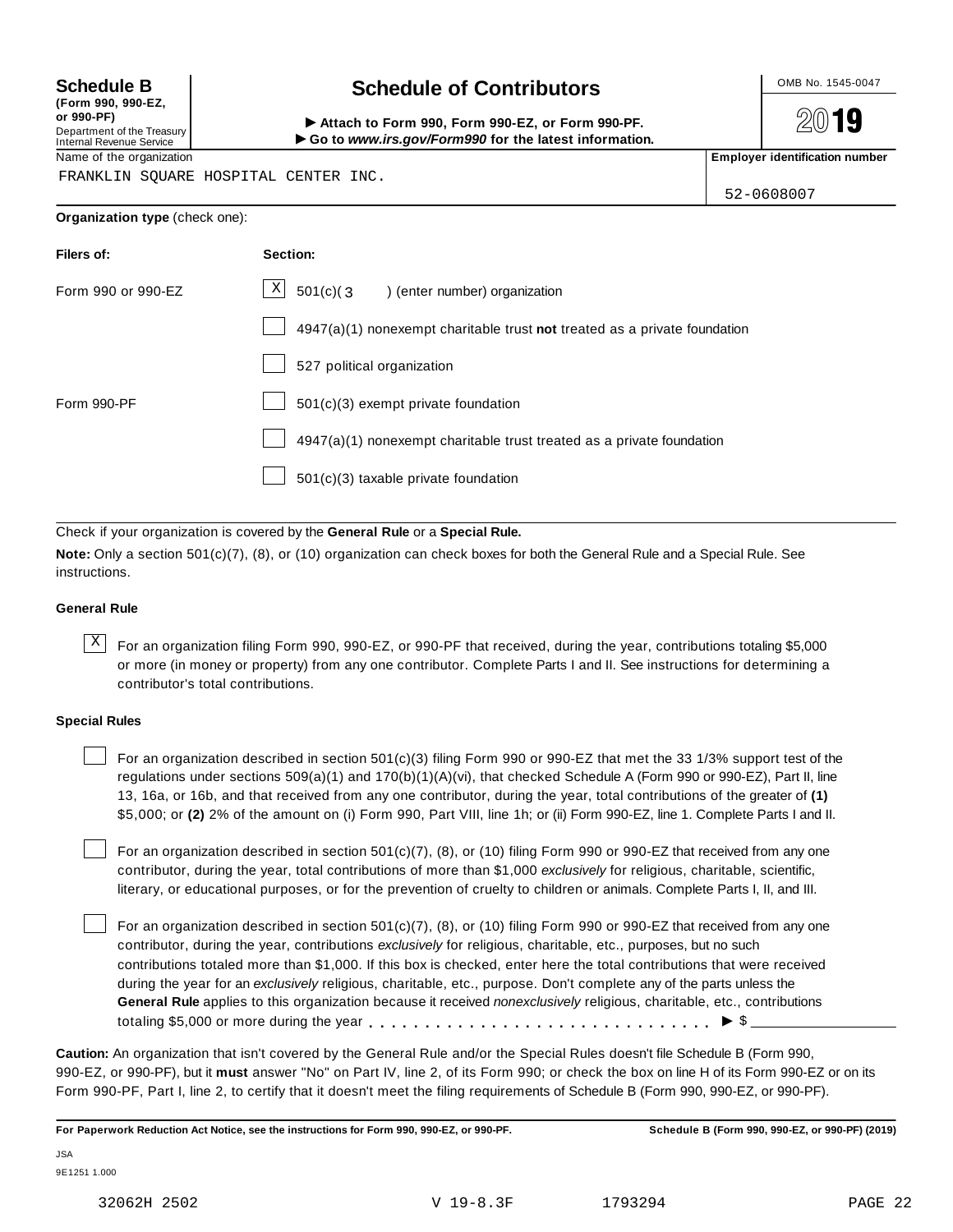**Schedule B** (Form 990, 990-EZ, or 990-PF)
Department of the Treasury
Internal Revenue Service

# Schedule of Contributors

▶ Attach to Form 990, Form 990-EZ, or Form 990-PF.
▶ Go to *www.irs.gov/Form990* for the latest information.

OMB No. 1545-0047

**2019**

Name of the organization: FRANKLIN SQUARE HOSPITAL CENTER INC.

**Employer identification number:** 52-0608007

**Organization type** (check one):

| Filers of: | Section: |
|---|---|
| Form 990 or 990-EZ | [X] 501(c)( 3 ) (enter number) organization |
| | [ ] 4947(a)(1) nonexempt charitable trust **not** treated as a private foundation |
| | [ ] 527 political organization |
| Form 990-PF | [ ] 501(c)(3) exempt private foundation |
| | [ ] 4947(a)(1) nonexempt charitable trust treated as a private foundation |
| | [ ] 501(c)(3) taxable private foundation |

Check if your organization is covered by the **General Rule** or a **Special Rule.**

**Note:** Only a section 501(c)(7), (8), or (10) organization can check boxes for both the General Rule and a Special Rule. See instructions.

**General Rule**

[X] For an organization filing Form 990, 990-EZ, or 990-PF that received, during the year, contributions totaling $5,000 or more (in money or property) from any one contributor. Complete Parts I and II. See instructions for determining a contributor's total contributions.

**Special Rules**

[ ] For an organization described in section 501(c)(3) filing Form 990 or 990-EZ that met the 33 1/3% support test of the regulations under sections 509(a)(1) and 170(b)(1)(A)(vi), that checked Schedule A (Form 990 or 990-EZ), Part II, line 13, 16a, or 16b, and that received from any one contributor, during the year, total contributions of the greater of **(1)** $5,000; or **(2)** 2% of the amount on (i) Form 990, Part VIII, line 1h; or (ii) Form 990-EZ, line 1. Complete Parts I and II.

[ ] For an organization described in section 501(c)(7), (8), or (10) filing Form 990 or 990-EZ that received from any one contributor, during the year, total contributions of more than $1,000 *exclusively* for religious, charitable, scientific, literary, or educational purposes, or for the prevention of cruelty to children or animals. Complete Parts I, II, and III.

[ ] For an organization described in section 501(c)(7), (8), or (10) filing Form 990 or 990-EZ that received from any one contributor, during the year, contributions *exclusively* for religious, charitable, etc., purposes, but no such contributions totaled more than $1,000. If this box is checked, enter here the total contributions that were received during the year for an *exclusively* religious, charitable, etc., purpose. Don't complete any of the parts unless the **General Rule** applies to this organization because it received *nonexclusively* religious, charitable, etc., contributions totaling $5,000 or more during the year . . . . . . . . . . . . . . . . . . . . . . . . . . . . . ▶ $ ____________

**Caution:** An organization that isn't covered by the General Rule and/or the Special Rules doesn't file Schedule B (Form 990, 990-EZ, or 990-PF), but it **must** answer "No" on Part IV, line 2, of its Form 990; or check the box on line H of its Form 990-EZ or on its Form 990-PF, Part I, line 2, to certify that it doesn't meet the filing requirements of Schedule B (Form 990, 990-EZ, or 990-PF).

**For Paperwork Reduction Act Notice, see the instructions for Form 990, 990-EZ, or 990-PF.** **Schedule B (Form 990, 990-EZ, or 990-PF) (2019)**

JSA
9E1251 1.000

32062H 2502 V 19-8.3F 1793294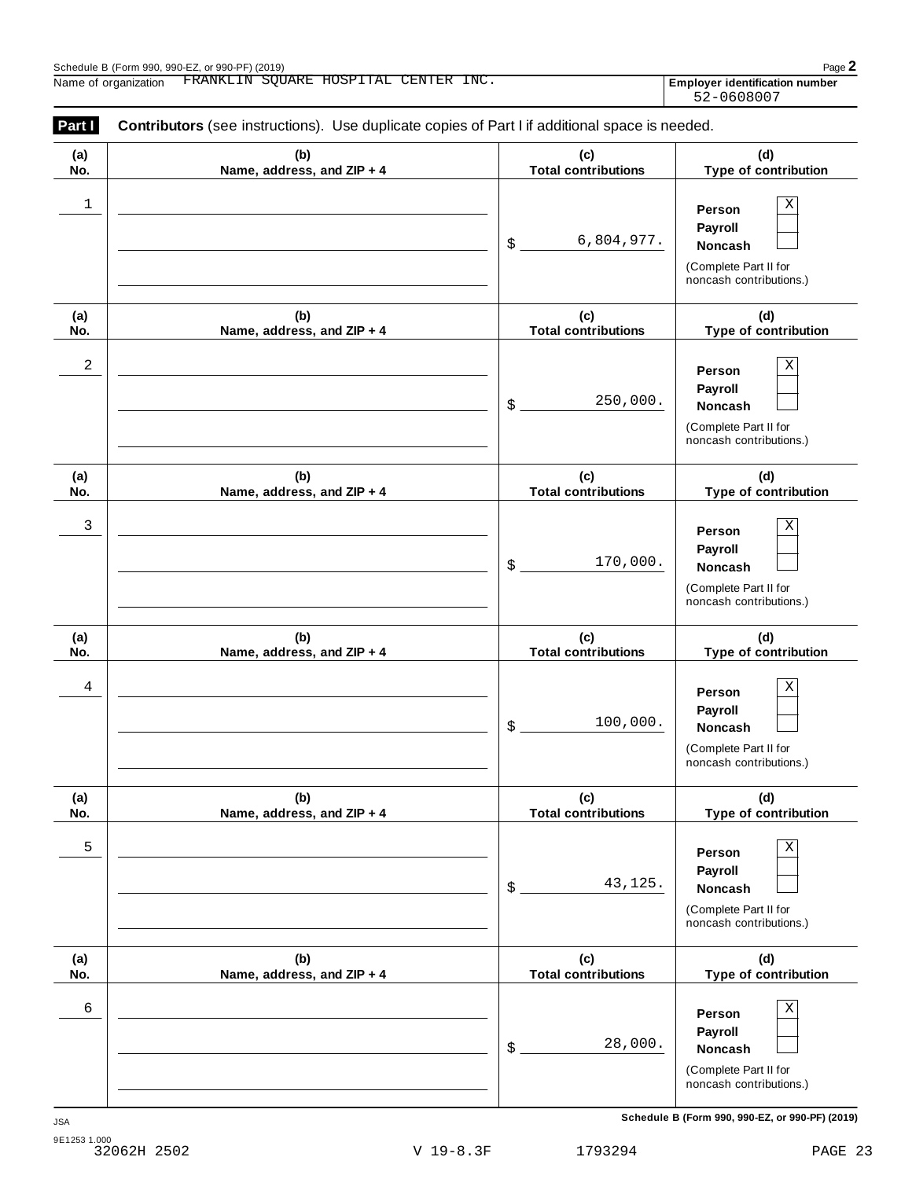Schedule B (Form 990, 990-EZ, or 990-PF) (2019)

Name of organization FRANKLIN SQUARE HOSPITAL CENTER INC.

Employer identification number 52-0608007

**Part I** **Contributors** (see instructions). Use duplicate copies of Part I if additional space is needed.

| (a) No. | (b) Name, address, and ZIP + 4 | (c) Total contributions | (d) Type of contribution |
|---|---|---|---|
| 1 | | $ 6,804,977. | Person [X] Payroll [ ] Noncash [ ] (Complete Part II for noncash contributions.) |
| 2 | | $ 250,000. | Person [X] Payroll [ ] Noncash [ ] (Complete Part II for noncash contributions.) |
| 3 | | $ 170,000. | Person [X] Payroll [ ] Noncash [ ] (Complete Part II for noncash contributions.) |
| 4 | | $ 100,000. | Person [X] Payroll [ ] Noncash [ ] (Complete Part II for noncash contributions.) |
| 5 | | $ 43,125. | Person [X] Payroll [ ] Noncash [ ] (Complete Part II for noncash contributions.) |
| 6 | | $ 28,000. | Person [X] Payroll [ ] Noncash [ ] (Complete Part II for noncash contributions.) |

JSA

9E1253 1.000

Schedule B (Form 990, 990-EZ, or 990-PF) (2019)

32062H 2502 V 19-8.3F 1793294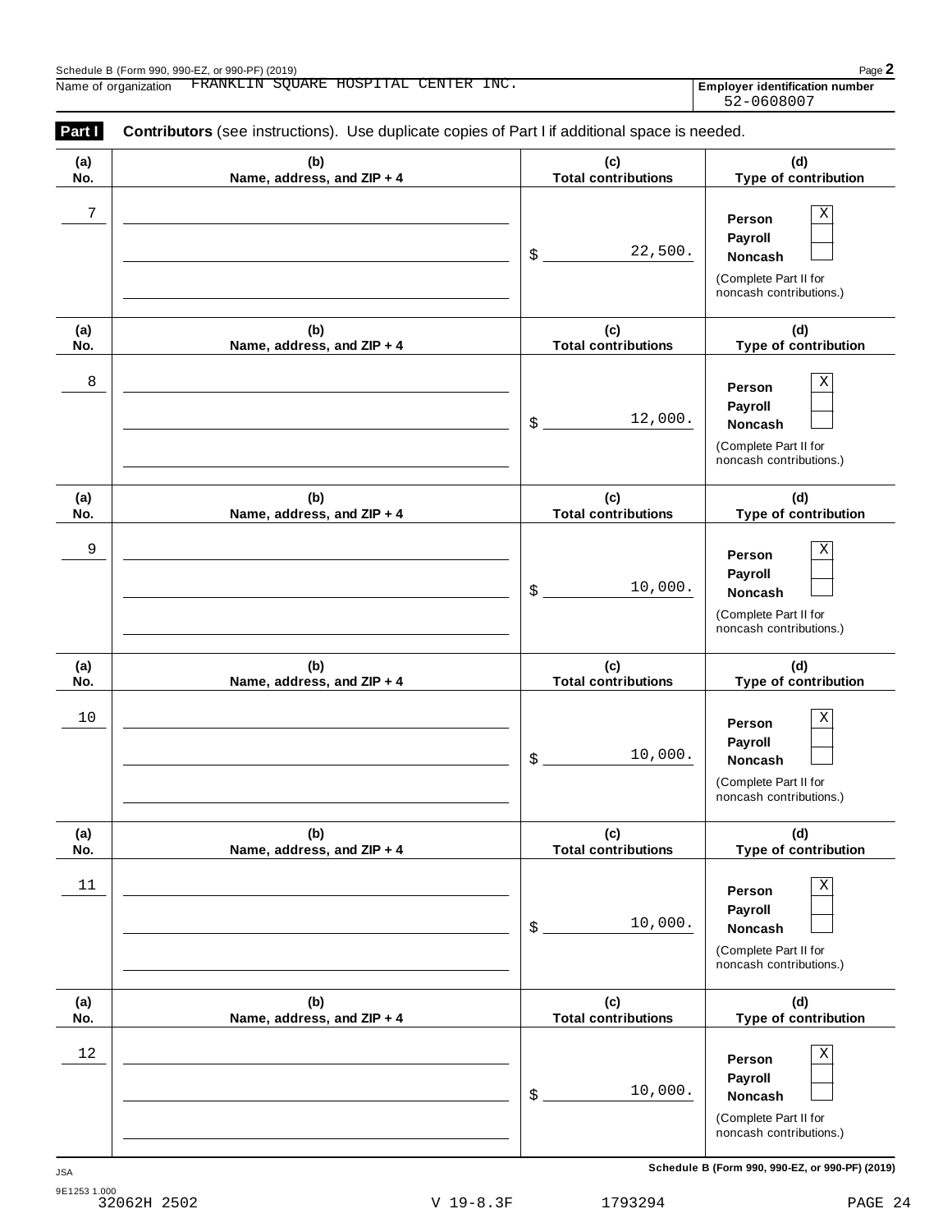Schedule B (Form 990, 990-EZ, or 990-PF) (2019)

Name of organization FRANKLIN SQUARE HOSPITAL CENTER INC.

**Employer identification number** 52-0608007

**Part I** **Contributors** (see instructions). Use duplicate copies of Part I if additional space is needed.

| (a) No. | (b) Name, address, and ZIP + 4 | (c) Total contributions | (d) Type of contribution |
|---|---|---|---|
| 7 | | $ 22,500. | Person [X] Payroll [ ] Noncash [ ] (Complete Part II for noncash contributions.) |
| 8 | | $ 12,000. | Person [X] Payroll [ ] Noncash [ ] (Complete Part II for noncash contributions.) |
| 9 | | $ 10,000. | Person [X] Payroll [ ] Noncash [ ] (Complete Part II for noncash contributions.) |
| 10 | | $ 10,000. | Person [X] Payroll [ ] Noncash [ ] (Complete Part II for noncash contributions.) |
| 11 | | $ 10,000. | Person [X] Payroll [ ] Noncash [ ] (Complete Part II for noncash contributions.) |
| 12 | | $ 10,000. | Person [X] Payroll [ ] Noncash [ ] (Complete Part II for noncash contributions.) |

**Schedule B (Form 990, 990-EZ, or 990-PF) (2019)**

JSA
9E1253 1.000
32062H 2502 V 19-8.3F 1793294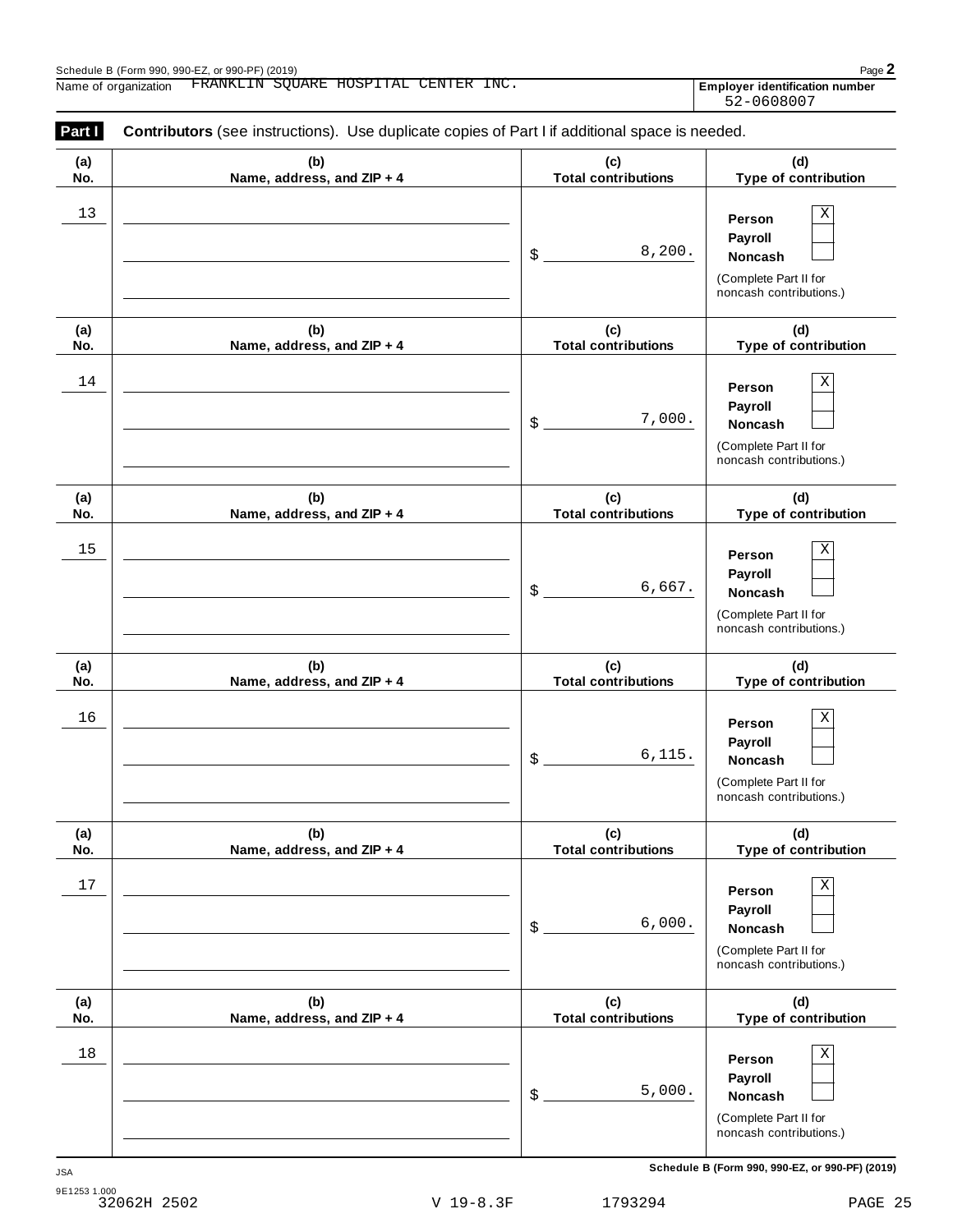Schedule B (Form 990, 990-EZ, or 990-PF) (2019)

Name of organization: FRANKLIN SQUARE HOSPITAL CENTER INC.

**Employer identification number** 52-0608007

**Part I** **Contributors** (see instructions). Use duplicate copies of Part I if additional space is needed.

| (a) No. | (b) Name, address, and ZIP + 4 | (c) Total contributions | (d) Type of contribution |
|---|---|---|---|
| 13 | | $ 8,200. | Person [X] Payroll [ ] Noncash [ ] (Complete Part II for noncash contributions.) |
| 14 | | $ 7,000. | Person [X] Payroll [ ] Noncash [ ] (Complete Part II for noncash contributions.) |
| 15 | | $ 6,667. | Person [X] Payroll [ ] Noncash [ ] (Complete Part II for noncash contributions.) |
| 16 | | $ 6,115. | Person [X] Payroll [ ] Noncash [ ] (Complete Part II for noncash contributions.) |
| 17 | | $ 6,000. | Person [X] Payroll [ ] Noncash [ ] (Complete Part II for noncash contributions.) |
| 18 | | $ 5,000. | Person [X] Payroll [ ] Noncash [ ] (Complete Part II for noncash contributions.) |

**Schedule B (Form 990, 990-EZ, or 990-PF) (2019)**

JSA
9E1253 1.000
32062H 2502 V 19-8.3F 1793294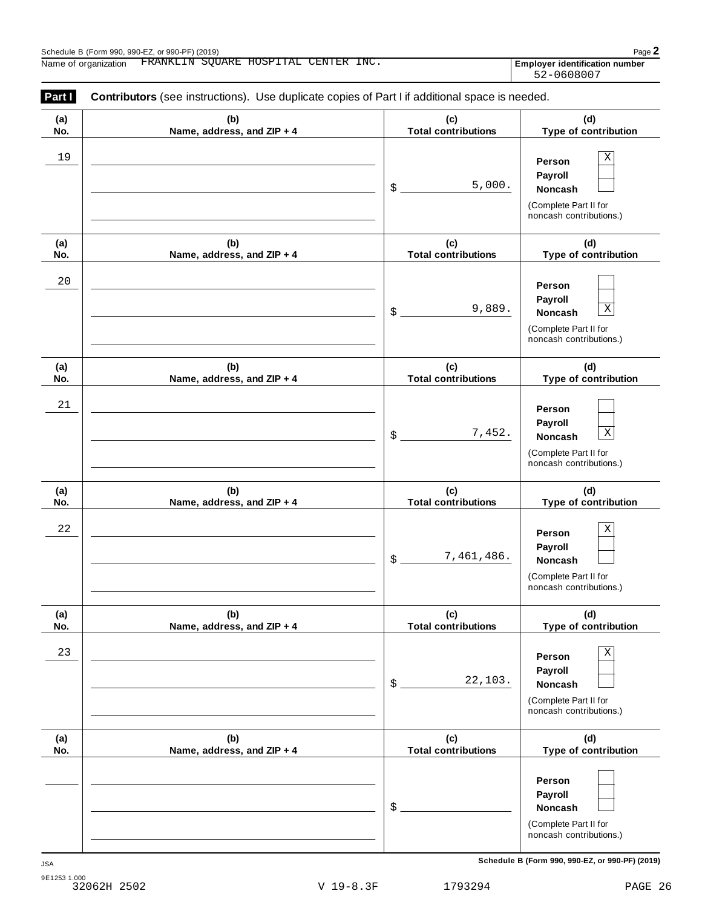Schedule B (Form 990, 990-EZ, or 990-PF) (2019)

Name of organization FRANKLIN SQUARE HOSPITAL CENTER INC.

**Employer identification number** 52-0608007

**Part I** **Contributors** (see instructions). Use duplicate copies of Part I if additional space is needed.

| (a) No. | (b) Name, address, and ZIP + 4 | (c) Total contributions | (d) Type of contribution |
|---|---|---|---|
| 19 | | $ 5,000. | Person [X] Payroll [ ] Noncash [ ] (Complete Part II for noncash contributions.) |
| 20 | | $ 9,889. | Person [ ] Payroll [ ] Noncash [X] (Complete Part II for noncash contributions.) |
| 21 | | $ 7,452. | Person [ ] Payroll [ ] Noncash [X] (Complete Part II for noncash contributions.) |
| 22 | | $ 7,461,486. | Person [X] Payroll [ ] Noncash [ ] (Complete Part II for noncash contributions.) |
| 23 | | $ 22,103. | Person [X] Payroll [ ] Noncash [ ] (Complete Part II for noncash contributions.) |
| | | $ | Person [ ] Payroll [ ] Noncash [ ] (Complete Part II for noncash contributions.) |

**Schedule B (Form 990, 990-EZ, or 990-PF) (2019)**

JSA 9E1253 1.000

32062H 2502 V 19-8.3F 1793294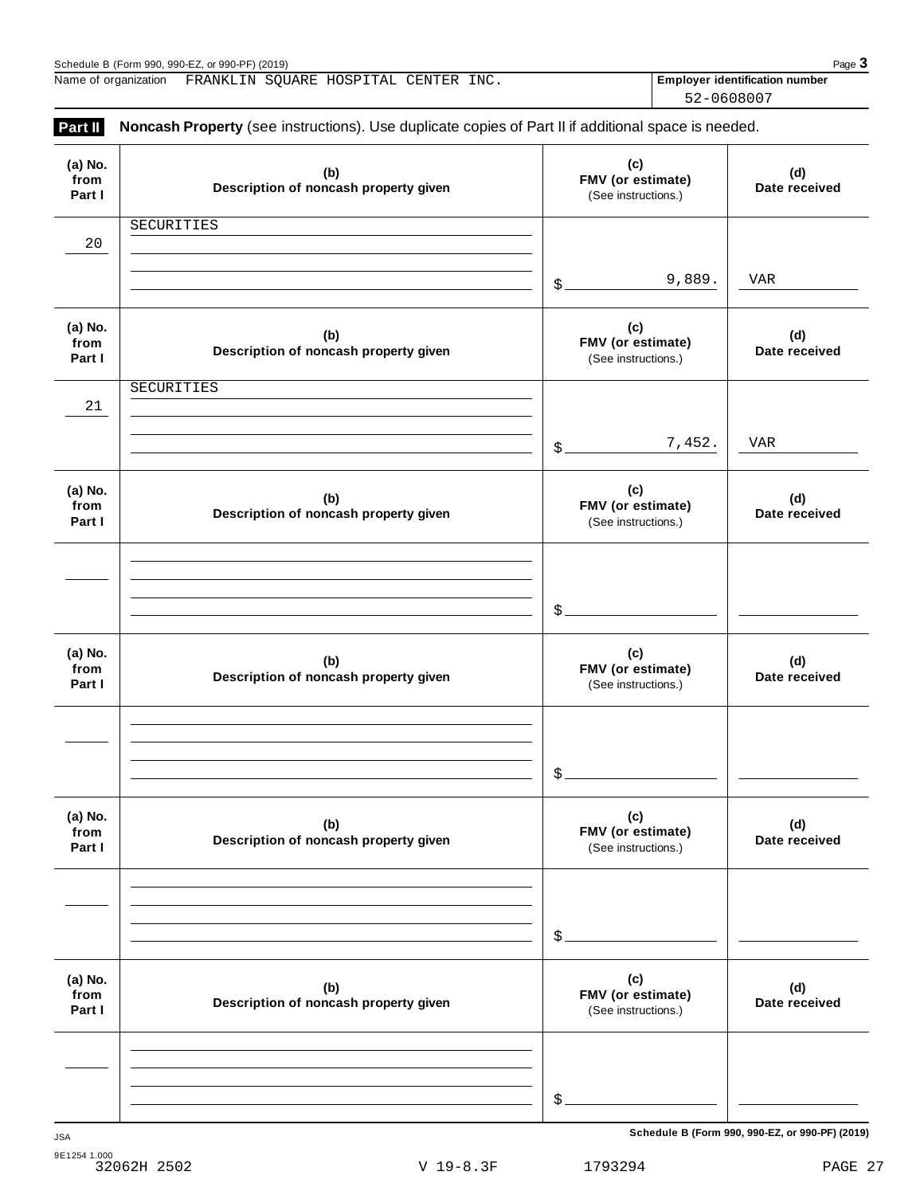Name of organization FRANKLIN SQUARE HOSPITAL CENTER INC.

**Employer identification number** 52-0608007

## Part II Noncash Property (see instructions). Use duplicate copies of Part II if additional space is needed.

| (a) No. from Part I | (b) Description of noncash property given | (c) FMV (or estimate) (See instructions.) | (d) Date received |
|---|---|---|---|
| 20 | SECURITIES | $ 9,889. | VAR |
| 21 | SECURITIES | $ 7,452. | VAR |
| | | $ | |
| | | $ | |
| | | $ | |
| | | $ | |

Schedule B (Form 990, 990-EZ, or 990-PF) (2019)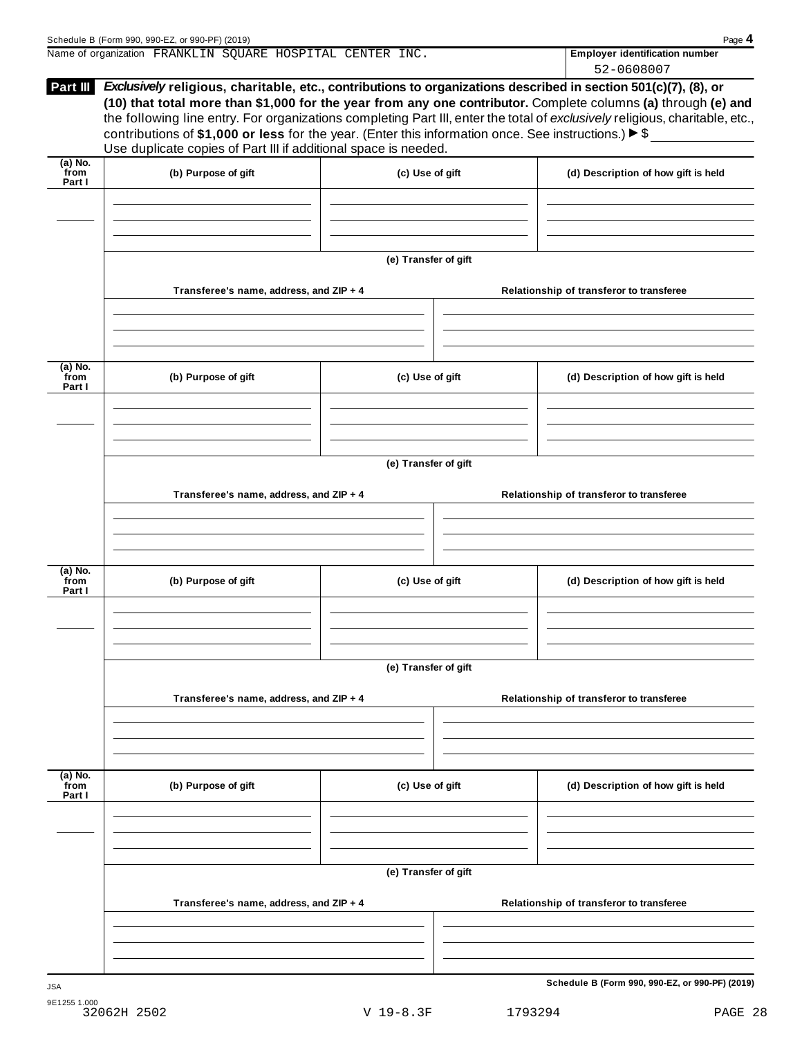Name of organization FRANKLIN SQUARE HOSPITAL CENTER INC.

**Employer identification number**
52-0608007

## Part III *Exclusively* religious, charitable, etc., contributions to organizations described in section 501(c)(7), (8), or (10) that total more than $1,000 for the year from any one contributor.

Complete columns **(a)** through **(e)** and the following line entry. For organizations completing Part III, enter the total of *exclusively* religious, charitable, etc., contributions of **$1,000 or less** for the year. (Enter this information once. See instructions.) ▶ $

Use duplicate copies of Part III if additional space is needed.

| (a) No. from Part I | (b) Purpose of gift | (c) Use of gift | (d) Description of how gift is held |
|---|---|---|---|
| | | | |

**(e) Transfer of gift**

| Transferee's name, address, and ZIP + 4 | Relationship of transferor to transferee |
|---|---|
| | |

| (a) No. from Part I | (b) Purpose of gift | (c) Use of gift | (d) Description of how gift is held |
|---|---|---|---|
| | | | |

**(e) Transfer of gift**

| Transferee's name, address, and ZIP + 4 | Relationship of transferor to transferee |
|---|---|
| | |

| (a) No. from Part I | (b) Purpose of gift | (c) Use of gift | (d) Description of how gift is held |
|---|---|---|---|
| | | | |

**(e) Transfer of gift**

| Transferee's name, address, and ZIP + 4 | Relationship of transferor to transferee |
|---|---|
| | |

| (a) No. from Part I | (b) Purpose of gift | (c) Use of gift | (d) Description of how gift is held |
|---|---|---|---|
| | | | |

**(e) Transfer of gift**

| Transferee's name, address, and ZIP + 4 | Relationship of transferor to transferee |
|---|---|
| | |

**Schedule B (Form 990, 990-EZ, or 990-PF) (2019)**

JSA
9E1255 1.000
32062H 2502 V 19-8.3F 1793294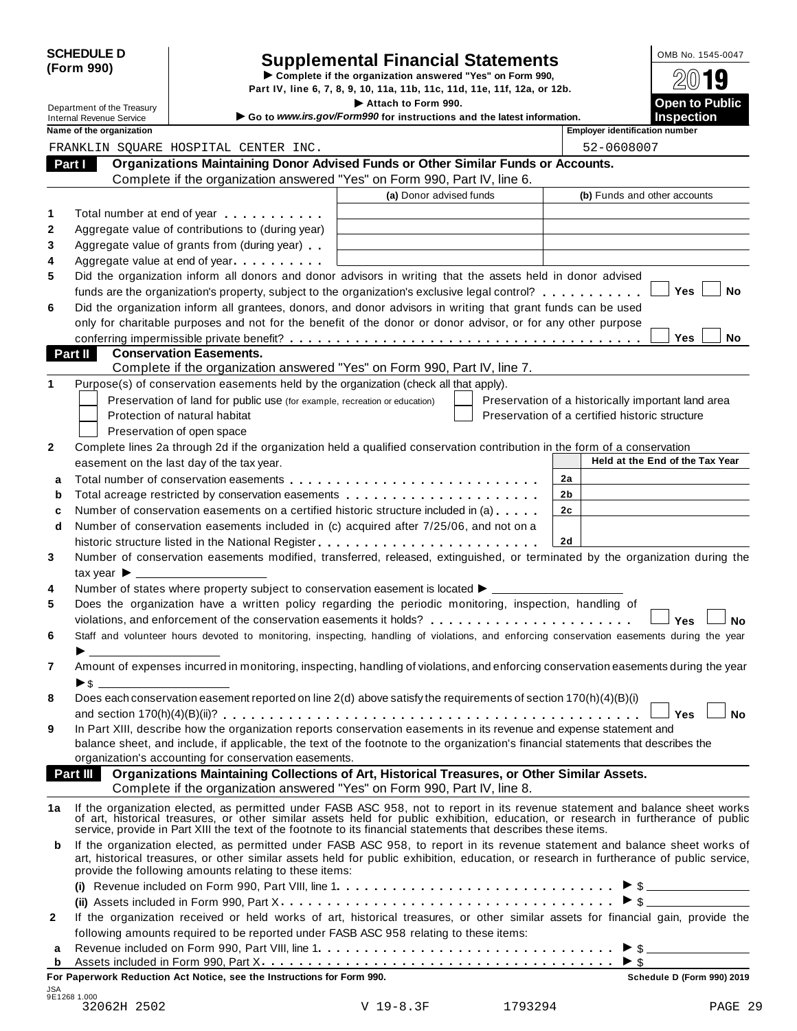**SCHEDULE D (Form 990)**

Department of the Treasury
Internal Revenue Service

# Supplemental Financial Statements

▶ Complete if the organization answered "Yes" on Form 990, Part IV, line 6, 7, 8, 9, 10, 11a, 11b, 11c, 11d, 11e, 11f, 12a, or 12b.
▶ Attach to Form 990.
▶ Go to *www.irs.gov/Form990* for instructions and the latest information.

OMB No. 1545-0047
2019
**Open to Public Inspection**

**Name of the organization:** FRANKLIN SQUARE HOSPITAL CENTER INC.
**Employer identification number:** 52-0608007

## Part I — Organizations Maintaining Donor Advised Funds or Other Similar Funds or Accounts.

Complete if the organization answered "Yes" on Form 990, Part IV, line 6.

| | | (a) Donor advised funds | (b) Funds and other accounts |
|---|---|---|---|
| 1 | Total number at end of year | | |
| 2 | Aggregate value of contributions to (during year) | | |
| 3 | Aggregate value of grants from (during year) | | |
| 4 | Aggregate value at end of year | | |

5 Did the organization inform all donors and donor advisors in writing that the assets held in donor advised funds are the organization's property, subject to the organization's exclusive legal control? ☐ Yes ☐ No

6 Did the organization inform all grantees, donors, and donor advisors in writing that grant funds can be used only for charitable purposes and not for the benefit of the donor or donor advisor, or for any other purpose conferring impermissible private benefit? ☐ Yes ☐ No

## Part II — Conservation Easements.

Complete if the organization answered "Yes" on Form 990, Part IV, line 7.

1 Purpose(s) of conservation easements held by the organization (check all that apply).

- ☐ Preservation of land for public use (for example, recreation or education)
- ☐ Protection of natural habitat
- ☐ Preservation of open space
- ☐ Preservation of a historically important land area
- ☐ Preservation of a certified historic structure

2 Complete lines 2a through 2d if the organization held a qualified conservation contribution in the form of a conservation easement on the last day of the tax year.

| | | | Held at the End of the Tax Year |
|---|---|---|---|
| a | Total number of conservation easements | 2a | |
| b | Total acreage restricted by conservation easements | 2b | |
| c | Number of conservation easements on a certified historic structure included in (a) | 2c | |
| d | Number of conservation easements included in (c) acquired after 7/25/06, and not on a historic structure listed in the National Register | 2d | |

3 Number of conservation easements modified, transferred, released, extinguished, or terminated by the organization during the tax year ▶

4 Number of states where property subject to conservation easement is located ▶

5 Does the organization have a written policy regarding the periodic monitoring, inspection, handling of violations, and enforcement of the conservation easements it holds? ☐ Yes ☐ No

6 Staff and volunteer hours devoted to monitoring, inspecting, handling of violations, and enforcing conservation easements during the year ▶

7 Amount of expenses incurred in monitoring, inspecting, handling of violations, and enforcing conservation easements during the year ▶ $

8 Does each conservation easement reported on line 2(d) above satisfy the requirements of section 170(h)(4)(B)(i) and section 170(h)(4)(B)(ii)? ☐ Yes ☐ No

9 In Part XIII, describe how the organization reports conservation easements in its revenue and expense statement and balance sheet, and include, if applicable, the text of the footnote to the organization's financial statements that describes the organization's accounting for conservation easements.

## Part III — Organizations Maintaining Collections of Art, Historical Treasures, or Other Similar Assets.

Complete if the organization answered "Yes" on Form 990, Part IV, line 8.

1a If the organization elected, as permitted under FASB ASC 958, not to report in its revenue statement and balance sheet works of art, historical treasures, or other similar assets held for public exhibition, education, or research in furtherance of public service, provide in Part XIII the text of the footnote to its financial statements that describes these items.

b If the organization elected, as permitted under FASB ASC 958, to report in its revenue statement and balance sheet works of art, historical treasures, or other similar assets held for public exhibition, education, or research in furtherance of public service, provide the following amounts relating to these items:

(i) Revenue included on Form 990, Part VIII, line 1 ▶ $

(ii) Assets included in Form 990, Part X ▶ $

2 If the organization received or held works of art, historical treasures, or other similar assets for financial gain, provide the following amounts required to be reported under FASB ASC 958 relating to these items:

a Revenue included on Form 990, Part VIII, line 1 ▶ $

b Assets included in Form 990, Part X ▶ $

**For Paperwork Reduction Act Notice, see the Instructions for Form 990.** Schedule D (Form 990) 2019

JSA 9E1268 1.000
32062H 2502 V 19-8.3F 1793294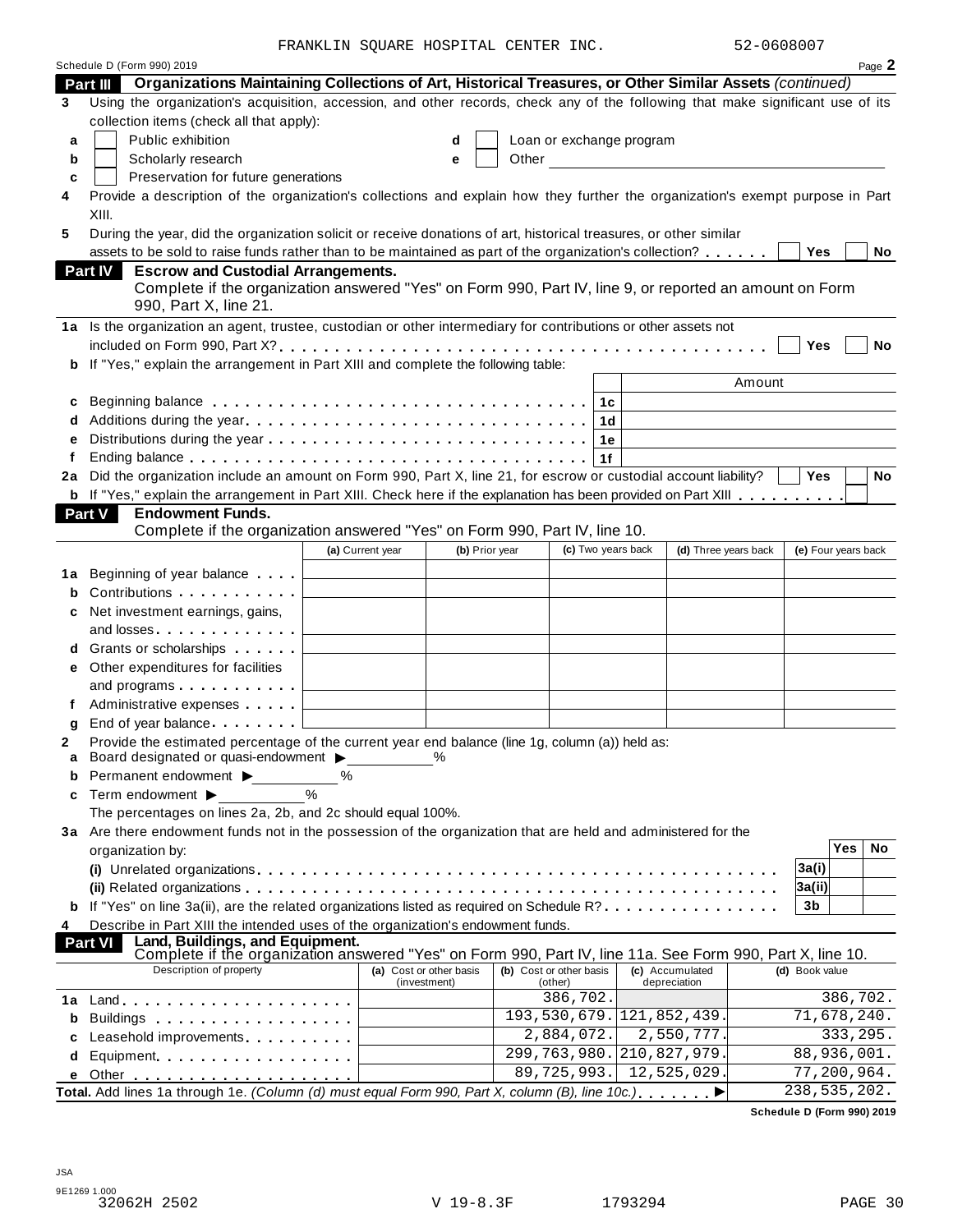FRANKLIN SQUARE HOSPITAL CENTER INC. 52-0608007

Schedule D (Form 990) 2019 Page **2**

## Part III Organizations Maintaining Collections of Art, Historical Treasures, or Other Similar Assets *(continued)*

**3** Using the organization's acquisition, accession, and other records, check any of the following that make significant use of its collection items (check all that apply):

- **a** ☐ Public exhibition
- **b** ☐ Scholarly research
- **c** ☐ Preservation for future generations
- **d** ☐ Loan or exchange program
- **e** ☐ Other

**4** Provide a description of the organization's collections and explain how they further the organization's exempt purpose in Part XIII.

**5** During the year, did the organization solicit or receive donations of art, historical treasures, or other similar assets to be sold to raise funds rather than to be maintained as part of the organization's collection? ☐ Yes ☐ No

## Part IV Escrow and Custodial Arrangements.

Complete if the organization answered "Yes" on Form 990, Part IV, line 9, or reported an amount on Form 990, Part X, line 21.

**1a** Is the organization an agent, trustee, custodian or other intermediary for contributions or other assets not included on Form 990, Part X? ☐ Yes ☐ No

**b** If "Yes," explain the arrangement in Part XIII and complete the following table:

| | | | Amount |
|---|---|---|---|
| **c** | Beginning balance | 1c | |
| **d** | Additions during the year | 1d | |
| **e** | Distributions during the year | 1e | |
| **f** | Ending balance | 1f | |

**2a** Did the organization include an amount on Form 990, Part X, line 21, for escrow or custodial account liability? ☐ Yes ☐ No

**b** If "Yes," explain the arrangement in Part XIII. Check here if the explanation has been provided on Part XIII ☐

## Part V Endowment Funds.

Complete if the organization answered "Yes" on Form 990, Part IV, line 10.

| | | (a) Current year | (b) Prior year | (c) Two years back | (d) Three years back | (e) Four years back |
|---|---|---|---|---|---|---|
| **1a** | Beginning of year balance | | | | | |
| **b** | Contributions | | | | | |
| **c** | Net investment earnings, gains, and losses | | | | | |
| **d** | Grants or scholarships | | | | | |
| **e** | Other expenditures for facilities and programs | | | | | |
| **f** | Administrative expenses | | | | | |
| **g** | End of year balance | | | | | |

**2** Provide the estimated percentage of the current year end balance (line 1g, column (a)) held as:

- **a** Board designated or quasi-endowment ▶ ______ %
- **b** Permanent endowment ▶ ______ %
- **c** Term endowment ▶ ______ %

The percentages on lines 2a, 2b, and 2c should equal 100%.

**3a** Are there endowment funds not in the possession of the organization that are held and administered for the organization by:

| | | | Yes | No |
|---|---|---|---|---|
| | (i) Unrelated organizations | 3a(i) | | |
| | (ii) Related organizations | 3a(ii) | | |
| **b** | If "Yes" on line 3a(ii), are the related organizations listed as required on Schedule R? | 3b | | |

**4** Describe in Part XIII the intended uses of the organization's endowment funds.

## Part VI Land, Buildings, and Equipment.

Complete if the organization answered "Yes" on Form 990, Part IV, line 11a. See Form 990, Part X, line 10.

| | Description of property | (a) Cost or other basis (investment) | (b) Cost or other basis (other) | (c) Accumulated depreciation | (d) Book value |
|---|---|---|---|---|---|
| **1a** | Land | | 386,702. | | 386,702. |
| **b** | Buildings | | 193,530,679. | 121,852,439. | 71,678,240. |
| **c** | Leasehold improvements | | 2,884,072. | 2,550,777. | 333,295. |
| **d** | Equipment | | 299,763,980. | 210,827,979. | 88,936,001. |
| **e** | Other | | 89,725,993. | 12,525,029. | 77,200,964. |

**Total.** Add lines 1a through 1e. *(Column (d) must equal Form 990, Part X, column (B), line 10c.)* ▶ 238,535,202.

**Schedule D (Form 990) 2019**

JSA
9E1269 1.000
32062H 2502 V 19-8.3F 1793294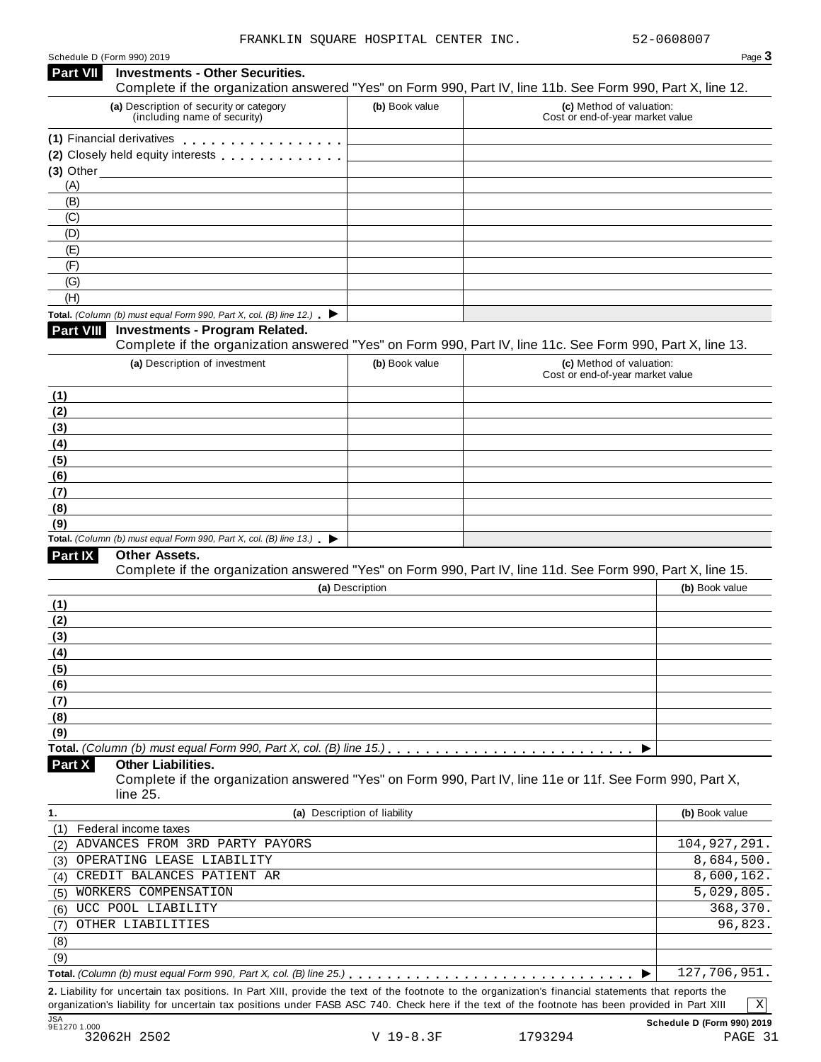FRANKLIN SQUARE HOSPITAL CENTER INC. 52-0608007

Schedule D (Form 990) 2019

## Part VII Investments - Other Securities.

Complete if the organization answered "Yes" on Form 990, Part IV, line 11b. See Form 990, Part X, line 12.

| (a) Description of security or category (including name of security) | (b) Book value | (c) Method of valuation: Cost or end-of-year market value |
|---|---|---|
| (1) Financial derivatives | | |
| (2) Closely held equity interests | | |
| (3) Other | | |
| (A) | | |
| (B) | | |
| (C) | | |
| (D) | | |
| (E) | | |
| (F) | | |
| (G) | | |
| (H) | | |
| **Total.** *(Column (b) must equal Form 990, Part X, col. (B) line 12.)* ▶ | | |

## Part VIII Investments - Program Related.

Complete if the organization answered "Yes" on Form 990, Part IV, line 11c. See Form 990, Part X, line 13.

| (a) Description of investment | (b) Book value | (c) Method of valuation: Cost or end-of-year market value |
|---|---|---|
| (1) | | |
| (2) | | |
| (3) | | |
| (4) | | |
| (5) | | |
| (6) | | |
| (7) | | |
| (8) | | |
| (9) | | |
| **Total.** *(Column (b) must equal Form 990, Part X, col. (B) line 13.)* ▶ | | |

## Part IX Other Assets.

Complete if the organization answered "Yes" on Form 990, Part IV, line 11d. See Form 990, Part X, line 15.

| (a) Description | (b) Book value |
|---|---|
| (1) | |
| (2) | |
| (3) | |
| (4) | |
| (5) | |
| (6) | |
| (7) | |
| (8) | |
| (9) | |
| **Total.** *(Column (b) must equal Form 990, Part X, col. (B) line 15.)* ▶ | |

## Part X Other Liabilities.

Complete if the organization answered "Yes" on Form 990, Part IV, line 11e or 11f. See Form 990, Part X, line 25.

| 1. (a) Description of liability | (b) Book value |
|---|---|
| (1) Federal income taxes | |
| (2) ADVANCES FROM 3RD PARTY PAYORS | 104,927,291. |
| (3) OPERATING LEASE LIABILITY | 8,684,500. |
| (4) CREDIT BALANCES PATIENT AR | 8,600,162. |
| (5) WORKERS COMPENSATION | 5,029,805. |
| (6) UCC POOL LIABILITY | 368,370. |
| (7) OTHER LIABILITIES | 96,823. |
| (8) | |
| (9) | |
| **Total.** *(Column (b) must equal Form 990, Part X, col. (B) line 25.)* ▶ | 127,706,951. |

**2.** Liability for uncertain tax positions. In Part XIII, provide the text of the footnote to the organization's financial statements that reports the organization's liability for uncertain tax positions under FASB ASC 740. Check here if the text of the footnote has been provided in Part XIII [X]

**Schedule D (Form 990) 2019**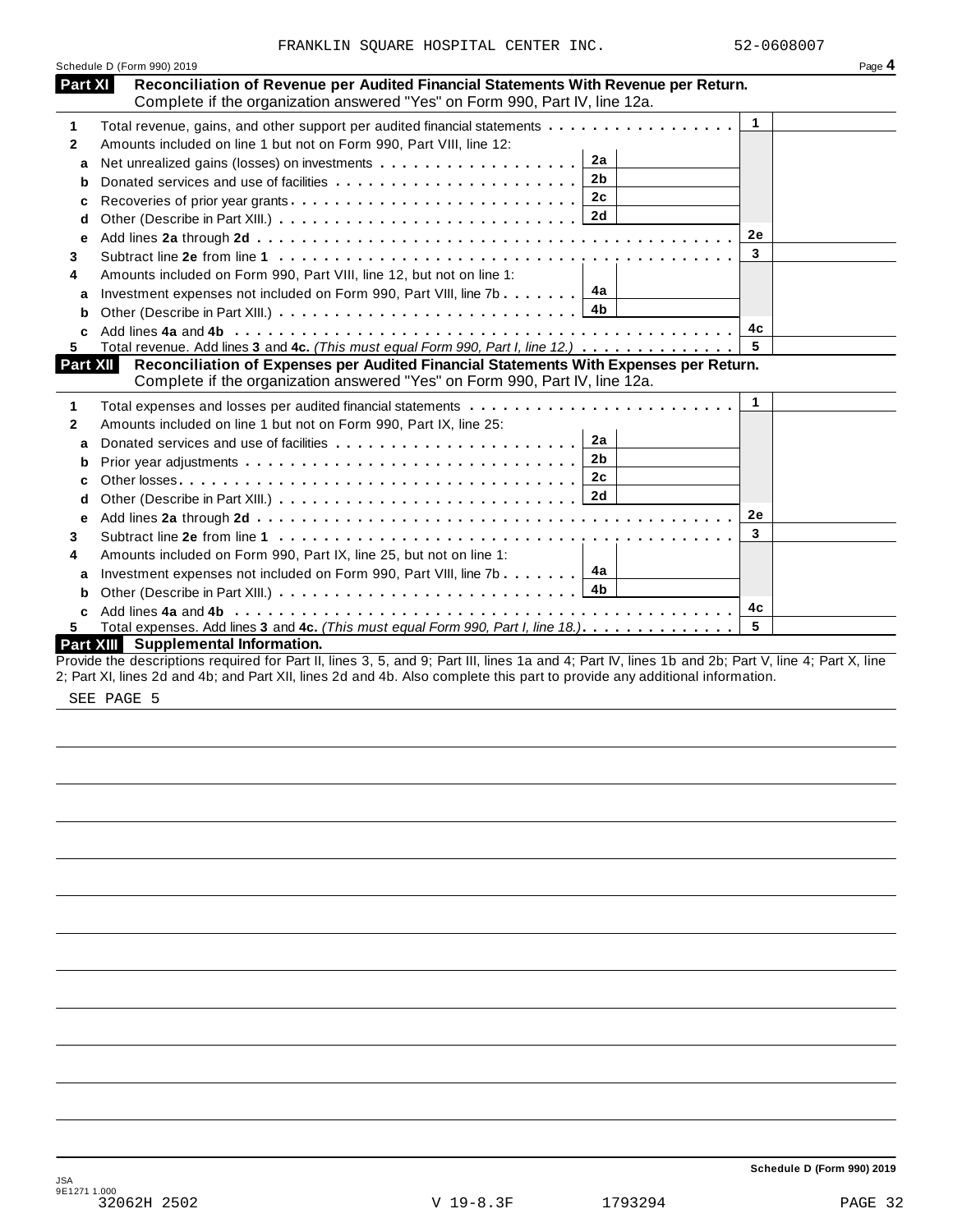FRANKLIN SQUARE HOSPITAL CENTER INC. 52-0608007

Schedule D (Form 990) 2019

## Part XI Reconciliation of Revenue per Audited Financial Statements With Revenue per Return.

Complete if the organization answered "Yes" on Form 990, Part IV, line 12a.

| | | | | | |
|---|---|---|---|---|---|
| 1 | Total revenue, gains, and other support per audited financial statements | | | 1 | |
| 2 | Amounts included on line 1 but not on Form 990, Part VIII, line 12: | | | | |
| a | Net unrealized gains (losses) on investments | 2a | | | |
| b | Donated services and use of facilities | 2b | | | |
| c | Recoveries of prior year grants | 2c | | | |
| d | Other (Describe in Part XIII.) | 2d | | | |
| e | Add lines **2a** through **2d** | | | 2e | |
| 3 | Subtract line **2e** from line **1** | | | 3 | |
| 4 | Amounts included on Form 990, Part VIII, line 12, but not on line 1: | | | | |
| a | Investment expenses not included on Form 990, Part VIII, line 7b | 4a | | | |
| b | Other (Describe in Part XIII.) | 4b | | | |
| c | Add lines **4a** and **4b** | | | 4c | |
| 5 | Total revenue. Add lines **3** and **4c.** *(This must equal Form 990, Part I, line 12.)* | | | 5 | |

## Part XII Reconciliation of Expenses per Audited Financial Statements With Expenses per Return.

Complete if the organization answered "Yes" on Form 990, Part IV, line 12a.

| | | | | | |
|---|---|---|---|---|---|
| 1 | Total expenses and losses per audited financial statements | | | 1 | |
| 2 | Amounts included on line 1 but not on Form 990, Part IX, line 25: | | | | |
| a | Donated services and use of facilities | 2a | | | |
| b | Prior year adjustments | 2b | | | |
| c | Other losses | 2c | | | |
| d | Other (Describe in Part XIII.) | 2d | | | |
| e | Add lines **2a** through **2d** | | | 2e | |
| 3 | Subtract line **2e** from line **1** | | | 3 | |
| 4 | Amounts included on Form 990, Part IX, line 25, but not on line 1: | | | | |
| a | Investment expenses not included on Form 990, Part VIII, line 7b | 4a | | | |
| b | Other (Describe in Part XIII.) | 4b | | | |
| c | Add lines **4a** and **4b** | | | 4c | |
| 5 | Total expenses. Add lines **3** and **4c.** *(This must equal Form 990, Part I, line 18.)* | | | 5 | |

## Part XIII Supplemental Information.

Provide the descriptions required for Part II, lines 3, 5, and 9; Part III, lines 1a and 4; Part IV, lines 1b and 2b; Part V, line 4; Part X, line 2; Part XI, lines 2d and 4b; and Part XII, lines 2d and 4b. Also complete this part to provide any additional information.

SEE PAGE 5

**Schedule D (Form 990) 2019**

JSA
9E1271 1.000
32062H 2502 V 19-8.3F 1793294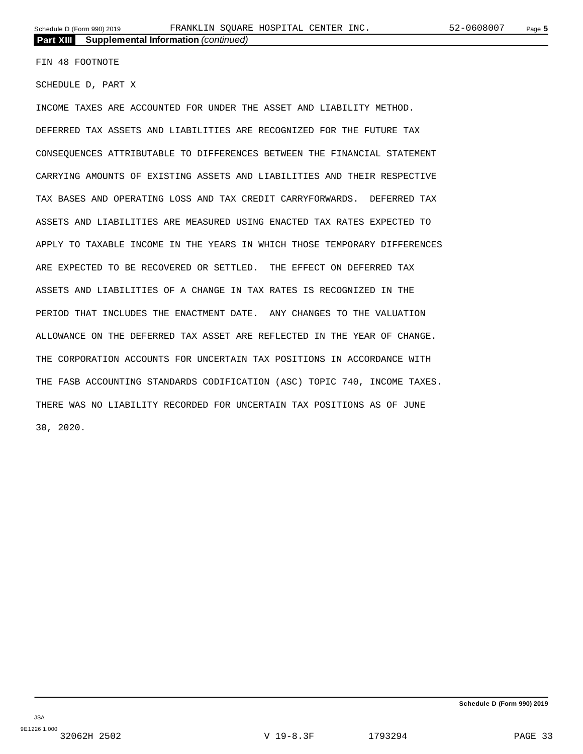**Part XIII Supplemental Information** *(continued)*

FIN 48 FOOTNOTE

SCHEDULE D, PART X

INCOME TAXES ARE ACCOUNTED FOR UNDER THE ASSET AND LIABILITY METHOD. DEFERRED TAX ASSETS AND LIABILITIES ARE RECOGNIZED FOR THE FUTURE TAX CONSEQUENCES ATTRIBUTABLE TO DIFFERENCES BETWEEN THE FINANCIAL STATEMENT CARRYING AMOUNTS OF EXISTING ASSETS AND LIABILITIES AND THEIR RESPECTIVE TAX BASES AND OPERATING LOSS AND TAX CREDIT CARRYFORWARDS. DEFERRED TAX ASSETS AND LIABILITIES ARE MEASURED USING ENACTED TAX RATES EXPECTED TO APPLY TO TAXABLE INCOME IN THE YEARS IN WHICH THOSE TEMPORARY DIFFERENCES ARE EXPECTED TO BE RECOVERED OR SETTLED. THE EFFECT ON DEFERRED TAX ASSETS AND LIABILITIES OF A CHANGE IN TAX RATES IS RECOGNIZED IN THE PERIOD THAT INCLUDES THE ENACTMENT DATE. ANY CHANGES TO THE VALUATION ALLOWANCE ON THE DEFERRED TAX ASSET ARE REFLECTED IN THE YEAR OF CHANGE. THE CORPORATION ACCOUNTS FOR UNCERTAIN TAX POSITIONS IN ACCORDANCE WITH THE FASB ACCOUNTING STANDARDS CODIFICATION (ASC) TOPIC 740, INCOME TAXES. THERE WAS NO LIABILITY RECORDED FOR UNCERTAIN TAX POSITIONS AS OF JUNE 30, 2020.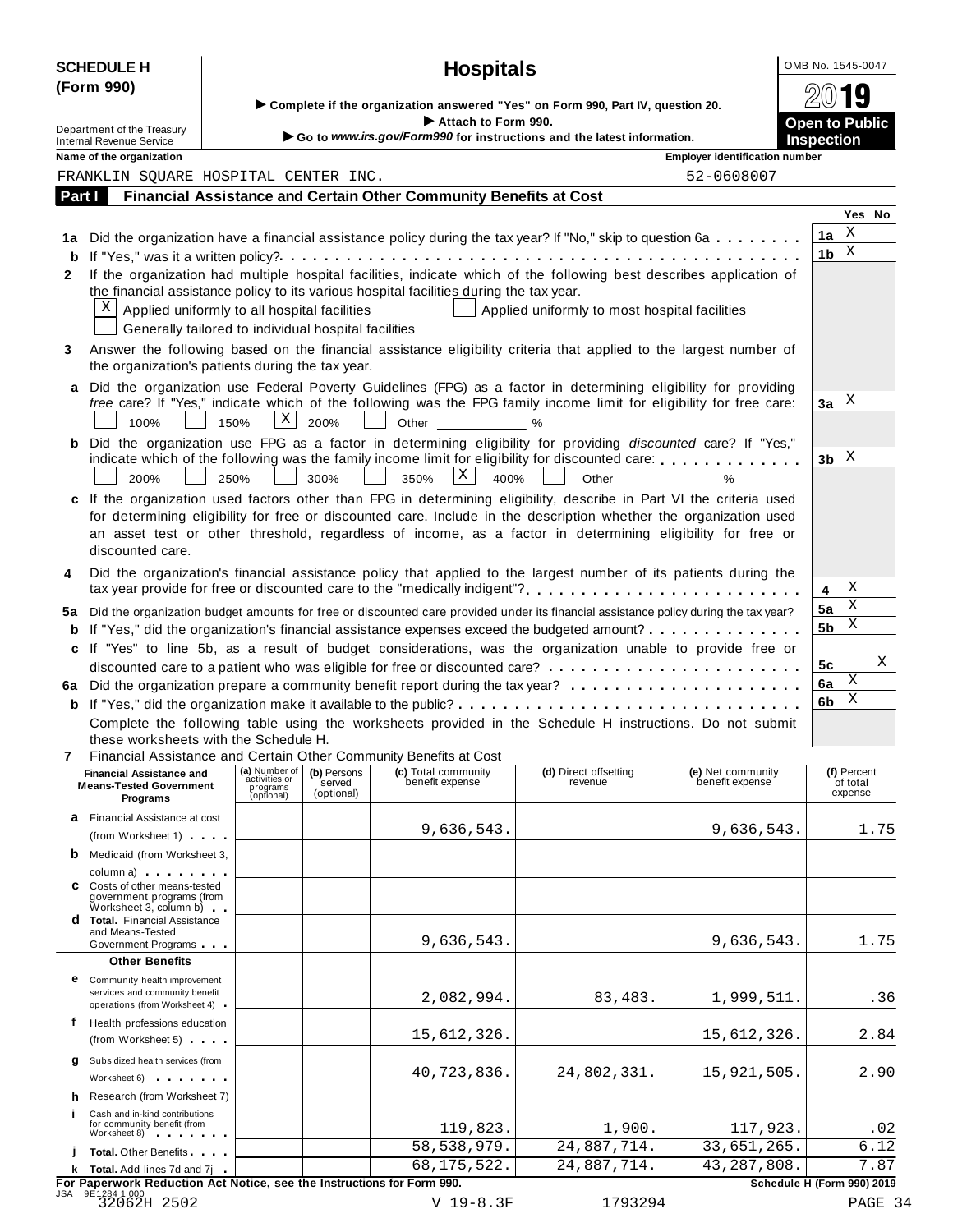**SCHEDULE H (Form 990)**

# Hospitals

▶ Complete if the organization answered "Yes" on Form 990, Part IV, question 20.
▶ Attach to Form 990.
▶ Go to *www.irs.gov/Form990* for instructions and the latest information.

Department of the Treasury
Internal Revenue Service

OMB No. 1545-0047
2019
**Open to Public Inspection**

Name of the organization: FRANKLIN SQUARE HOSPITAL CENTER INC.
Employer identification number: 52-0608007

## Part I Financial Assistance and Certain Other Community Benefits at Cost

| | | | Yes | No |
|---|---|---|---|---|
| 1a | Did the organization have a financial assistance policy during the tax year? If "No," skip to question 6a | 1a | X | |
| b | If "Yes," was it a written policy? | 1b | X | |
| 2 | If the organization had multiple hospital facilities, indicate which of the following best describes application of the financial assistance policy to its various hospital facilities during the tax year.<br>[X] Applied uniformly to all hospital facilities [ ] Applied uniformly to most hospital facilities<br>[ ] Generally tailored to individual hospital facilities | | | |
| 3 | Answer the following based on the financial assistance eligibility criteria that applied to the largest number of the organization's patients during the tax year. | | | |
| a | Did the organization use Federal Poverty Guidelines (FPG) as a factor in determining eligibility for providing *free* care? If "Yes," indicate which of the following was the FPG family income limit for eligibility for free care:<br>[ ] 100% [ ] 150% [X] 200% [ ] Other ____ % | 3a | X | |
| b | Did the organization use FPG as a factor in determining eligibility for providing *discounted* care? If "Yes," indicate which of the following was the family income limit for eligibility for discounted care:<br>[ ] 200% [ ] 250% [ ] 300% [ ] 350% [X] 400% [ ] Other ____ % | 3b | X | |
| c | If the organization used factors other than FPG in determining eligibility, describe in Part VI the criteria used for determining eligibility for free or discounted care. Include in the description whether the organization used an asset test or other threshold, regardless of income, as a factor in determining eligibility for free or discounted care. | | | |
| 4 | Did the organization's financial assistance policy that applied to the largest number of its patients during the tax year provide for free or discounted care to the "medically indigent"? | 4 | X | |
| 5a | Did the organization budget amounts for free or discounted care provided under its financial assistance policy during the tax year? | 5a | X | |
| b | If "Yes," did the organization's financial assistance expenses exceed the budgeted amount? | 5b | X | |
| c | If "Yes" to line 5b, as a result of budget considerations, was the organization unable to provide free or discounted care to a patient who was eligible for free or discounted care? | 5c | | X |
| 6a | Did the organization prepare a community benefit report during the tax year? | 6a | X | |
| b | If "Yes," did the organization make it available to the public? | 6b | X | |

Complete the following table using the worksheets provided in the Schedule H instructions. Do not submit these worksheets with the Schedule H.

**7 Financial Assistance and Certain Other Community Benefits at Cost**

| Financial Assistance and Means-Tested Government Programs | (a) Number of activities or programs (optional) | (b) Persons served (optional) | (c) Total community benefit expense | (d) Direct offsetting revenue | (e) Net community benefit expense | (f) Percent of total expense |
|---|---|---|---|---|---|---|
| a Financial Assistance at cost (from Worksheet 1) | | | 9,636,543. | | 9,636,543. | 1.75 |
| b Medicaid (from Worksheet 3, column a) | | | | | | |
| c Costs of other means-tested government programs (from Worksheet 3, column b) | | | | | | |
| d Total. Financial Assistance and Means-Tested Government Programs | | | 9,636,543. | | 9,636,543. | 1.75 |
| **Other Benefits** | | | | | | |
| e Community health improvement services and community benefit operations (from Worksheet 4) | | | 2,082,994. | 83,483. | 1,999,511. | .36 |
| f Health professions education (from Worksheet 5) | | | 15,612,326. | | 15,612,326. | 2.84 |
| g Subsidized health services (from Worksheet 6) | | | 40,723,836. | 24,802,331. | 15,921,505. | 2.90 |
| h Research (from Worksheet 7) | | | | | | |
| i Cash and in-kind contributions for community benefit (from Worksheet 8) | | | 119,823. | 1,900. | 117,923. | .02 |
| j Total. Other Benefits | | | 58,538,979. | 24,887,714. | 33,651,265. | 6.12 |
| k Total. Add lines 7d and 7j | | | 68,175,522. | 24,887,714. | 43,287,808. | 7.87 |

**For Paperwork Reduction Act Notice, see the Instructions for Form 990.** Schedule H (Form 990) 2019

JSA 9E1284 1.000
32062H 2502 V 19-8.3F 1793294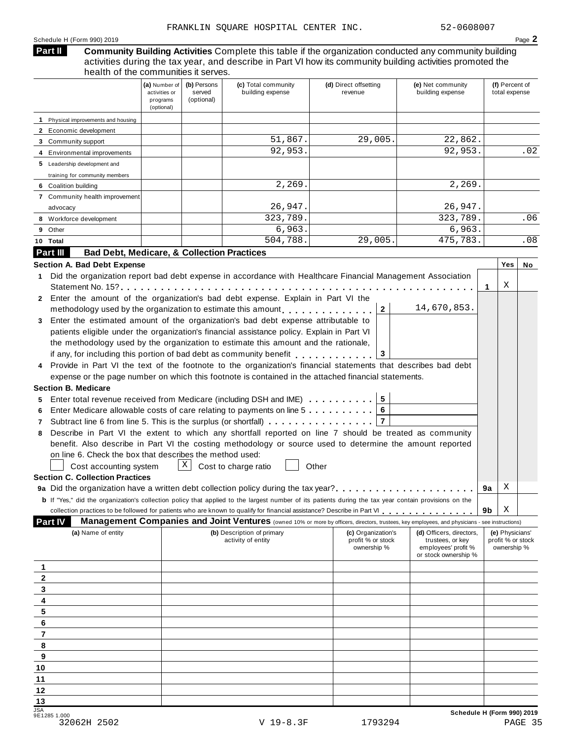FRANKLIN SQUARE HOSPITAL CENTER INC. 52-0608007

Schedule H (Form 990) 2019

## Part II Community Building Activities

Complete this table if the organization conducted any community building activities during the tax year, and describe in Part VI how its community building activities promoted the health of the communities it serves.

| | (a) Number of activities or programs (optional) | (b) Persons served (optional) | (c) Total community building expense | (d) Direct offsetting revenue | (e) Net community building expense | (f) Percent of total expense |
|---|---|---|---|---|---|---|
| 1 Physical improvements and housing | | | | | | |
| 2 Economic development | | | | | | |
| 3 Community support | | | 51,867. | 29,005. | 22,862. | |
| 4 Environmental improvements | | | 92,953. | | 92,953. | .02 |
| 5 Leadership development and training for community members | | | | | | |
| 6 Coalition building | | | 2,269. | | 2,269. | |
| 7 Community health improvement advocacy | | | 26,947. | | 26,947. | |
| 8 Workforce development | | | 323,789. | | 323,789. | .06 |
| 9 Other | | | 6,963. | | 6,963. | |
| 10 Total | | | 504,788. | 29,005. | 475,783. | .08 |

## Part III Bad Debt, Medicare, & Collection Practices

### Section A. Bad Debt Expense

| | | | Yes | No |
|---|---|---|---|---|
| 1 | Did the organization report bad debt expense in accordance with Healthcare Financial Management Association Statement No. 15? | 1 | X | |

2 Enter the amount of the organization's bad debt expense. Explain in Part VI the methodology used by the organization to estimate this amount . . . **2** 14,670,853.

3 Enter the estimated amount of the organization's bad debt expense attributable to patients eligible under the organization's financial assistance policy. Explain in Part VI the methodology used by the organization to estimate this amount and the rationale, if any, for including this portion of bad debt as community benefit . . . **3**

4 Provide in Part VI the text of the footnote to the organization's financial statements that describes bad debt expense or the page number on which this footnote is contained in the attached financial statements.

### Section B. Medicare

5 Enter total revenue received from Medicare (including DSH and IME) . . . **5**

6 Enter Medicare allowable costs of care relating to payments on line 5 . . . **6**

7 Subtract line 6 from line 5. This is the surplus (or shortfall) . . . **7**

8 Describe in Part VI the extent to which any shortfall reported on line 7 should be treated as community benefit. Also describe in Part VI the costing methodology or source used to determine the amount reported on line 6. Check the box that describes the method used:

☐ Cost accounting system ☒ Cost to charge ratio ☐ Other

### Section C. Collection Practices

| | | | Yes | No |
|---|---|---|---|---|
| 9a | Did the organization have a written debt collection policy during the tax year? | 9a | X | |
| b | If "Yes," did the organization's collection policy that applied to the largest number of its patients during the tax year contain provisions on the collection practices to be followed for patients who are known to qualify for financial assistance? Describe in Part VI | 9b | X | |

## Part IV Management Companies and Joint Ventures

(owned 10% or more by officers, directors, trustees, key employees, and physicians - see instructions)

| | (a) Name of entity | (b) Description of primary activity of entity | (c) Organization's profit % or stock ownership % | (d) Officers, directors, trustees, or key employees' profit % or stock ownership % | (e) Physicians' profit % or stock ownership % |
|---|---|---|---|---|---|
| 1 | | | | | |
| 2 | | | | | |
| 3 | | | | | |
| 4 | | | | | |
| 5 | | | | | |
| 6 | | | | | |
| 7 | | | | | |
| 8 | | | | | |
| 9 | | | | | |
| 10 | | | | | |
| 11 | | | | | |
| 12 | | | | | |
| 13 | | | | | |

Schedule H (Form 990) 2019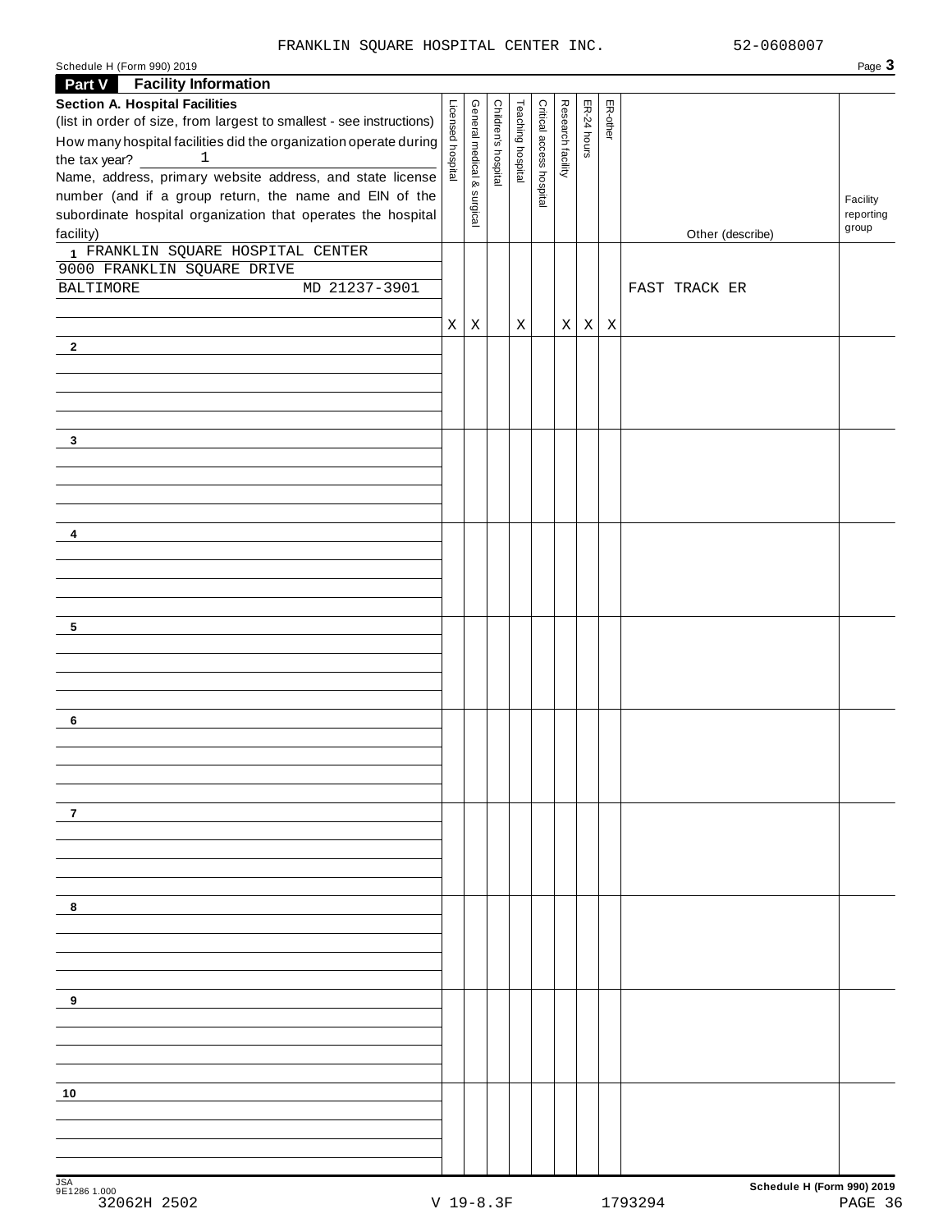FRANKLIN SQUARE HOSPITAL CENTER INC. 52-0608007

Schedule H (Form 990) 2019

## Part V Facility Information

**Section A. Hospital Facilities**

(list in order of size, from largest to smallest - see instructions)

How many hospital facilities did the organization operate during the tax year? 1

Name, address, primary website address, and state license number (and if a group return, the name and EIN of the subordinate hospital organization that operates the hospital facility)

| | Licensed hospital | General medical & surgical | Children's hospital | Teaching hospital | Critical access hospital | Research facility | ER-24 hours | ER-other | Other (describe) | Facility reporting group |
|---|---|---|---|---|---|---|---|---|---|---|
| 1 FRANKLIN SQUARE HOSPITAL CENTER<br>9000 FRANKLIN SQUARE DRIVE<br>BALTIMORE MD 21237-3901 | X | X | | X | | X | X | X | FAST TRACK ER | |
| 2 | | | | | | | | | | |
| 3 | | | | | | | | | | |
| 4 | | | | | | | | | | |
| 5 | | | | | | | | | | |
| 6 | | | | | | | | | | |
| 7 | | | | | | | | | | |
| 8 | | | | | | | | | | |
| 9 | | | | | | | | | | |
| 10 | | | | | | | | | | |

JSA 9E1286 1.000 **Schedule H (Form 990) 2019**

32062H 2502 V 19-8.3F 1793294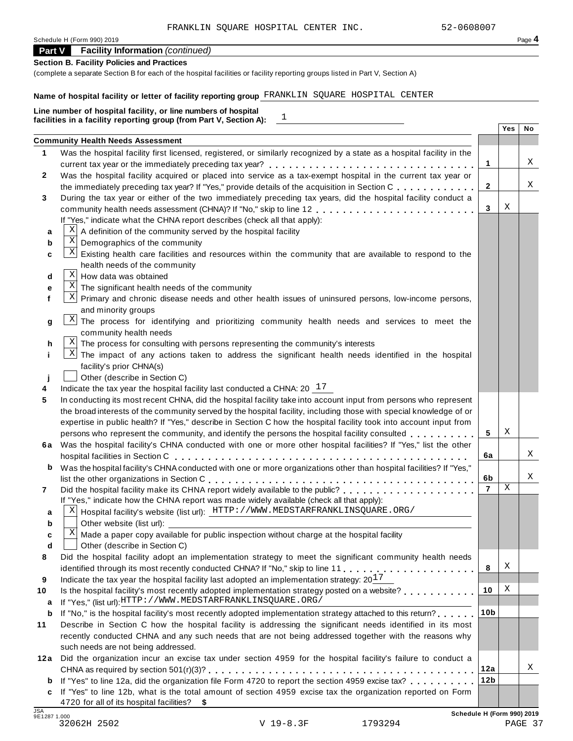FRANKLIN SQUARE HOSPITAL CENTER INC. 52-0608007

Schedule H (Form 990) 2019 Page **4**

**Part V Facility Information** *(continued)*

**Section B. Facility Policies and Practices**

(complete a separate Section B for each of the hospital facilities or facility reporting groups listed in Part V, Section A)

**Name of hospital facility or letter of facility reporting group** FRANKLIN SQUARE HOSPITAL CENTER

**Line number of hospital facility, or line numbers of hospital facilities in a facility reporting group (from Part V, Section A):** 1

| | | | Yes | No |
|---|---|---|---|---|
| | **Community Health Needs Assessment** | | | |
| **1** | Was the hospital facility first licensed, registered, or similarly recognized by a state as a hospital facility in the current tax year or the immediately preceding tax year? | **1** | | X |
| **2** | Was the hospital facility acquired or placed into service as a tax-exempt hospital in the current tax year or the immediately preceding tax year? If "Yes," provide details of the acquisition in Section C | **2** | | X |
| **3** | During the tax year or either of the two immediately preceding tax years, did the hospital facility conduct a community health needs assessment (CHNA)? If "No," skip to line 12 | **3** | X | |
| | If "Yes," indicate what the CHNA report describes (check all that apply): | | | |
| **a** | [X] A definition of the community served by the hospital facility | | | |
| **b** | [X] Demographics of the community | | | |
| **c** | [X] Existing health care facilities and resources within the community that are available to respond to the health needs of the community | | | |
| **d** | [X] How data was obtained | | | |
| **e** | [X] The significant health needs of the community | | | |
| **f** | [X] Primary and chronic disease needs and other health issues of uninsured persons, low-income persons, and minority groups | | | |
| **g** | [X] The process for identifying and prioritizing community health needs and services to meet the community health needs | | | |
| **h** | [X] The process for consulting with persons representing the community's interests | | | |
| **i** | [X] The impact of any actions taken to address the significant health needs identified in the hospital facility's prior CHNA(s) | | | |
| **j** | [ ] Other (describe in Section C) | | | |
| **4** | Indicate the tax year the hospital facility last conducted a CHNA: 20 17 | | | |
| **5** | In conducting its most recent CHNA, did the hospital facility take into account input from persons who represent the broad interests of the community served by the hospital facility, including those with special knowledge of or expertise in public health? If "Yes," describe in Section C how the hospital facility took into account input from persons who represent the community, and identify the persons the hospital facility consulted | **5** | X | |
| **6a** | Was the hospital facility's CHNA conducted with one or more other hospital facilities? If "Yes," list the other hospital facilities in Section C | **6a** | | X |
| **b** | Was the hospital facility's CHNA conducted with one or more organizations other than hospital facilities? If "Yes," list the other organizations in Section C | **6b** | | X |
| **7** | Did the hospital facility make its CHNA report widely available to the public? | **7** | X | |
| | If "Yes," indicate how the CHNA report was made widely available (check all that apply): | | | |
| **a** | [X] Hospital facility's website (list url): HTTP://WWW.MEDSTARFRANKLINSQUARE.ORG/ | | | |
| **b** | [ ] Other website (list url): | | | |
| **c** | [X] Made a paper copy available for public inspection without charge at the hospital facility | | | |
| **d** | [ ] Other (describe in Section C) | | | |
| **8** | Did the hospital facility adopt an implementation strategy to meet the significant community health needs identified through its most recently conducted CHNA? If "No," skip to line 11 | **8** | X | |
| **9** | Indicate the tax year the hospital facility last adopted an implementation strategy: 20 17 | | | |
| **10** | Is the hospital facility's most recently adopted implementation strategy posted on a website? | **10** | X | |
| **a** | If "Yes," (list url): HTTP://WWW.MEDSTARFRANKLINSQUARE.ORG/ | | | |
| **b** | If "No," is the hospital facility's most recently adopted implementation strategy attached to this return? | **10b** | | |
| **11** | Describe in Section C how the hospital facility is addressing the significant needs identified in its most recently conducted CHNA and any such needs that are not being addressed together with the reasons why such needs are not being addressed. | | | |
| **12a** | Did the organization incur an excise tax under section 4959 for the hospital facility's failure to conduct a CHNA as required by section 501(r)(3)? | **12a** | | X |
| **b** | If "Yes" to line 12a, did the organization file Form 4720 to report the section 4959 excise tax? | **12b** | | |
| **c** | If "Yes" to line 12b, what is the total amount of section 4959 excise tax the organization reported on Form 4720 for all of its hospital facilities? **$** | | | |

JSA 9E1287 1.000 **Schedule H (Form 990) 2019**

32062H 2502 V 19-8.3F 1793294 PAGE 37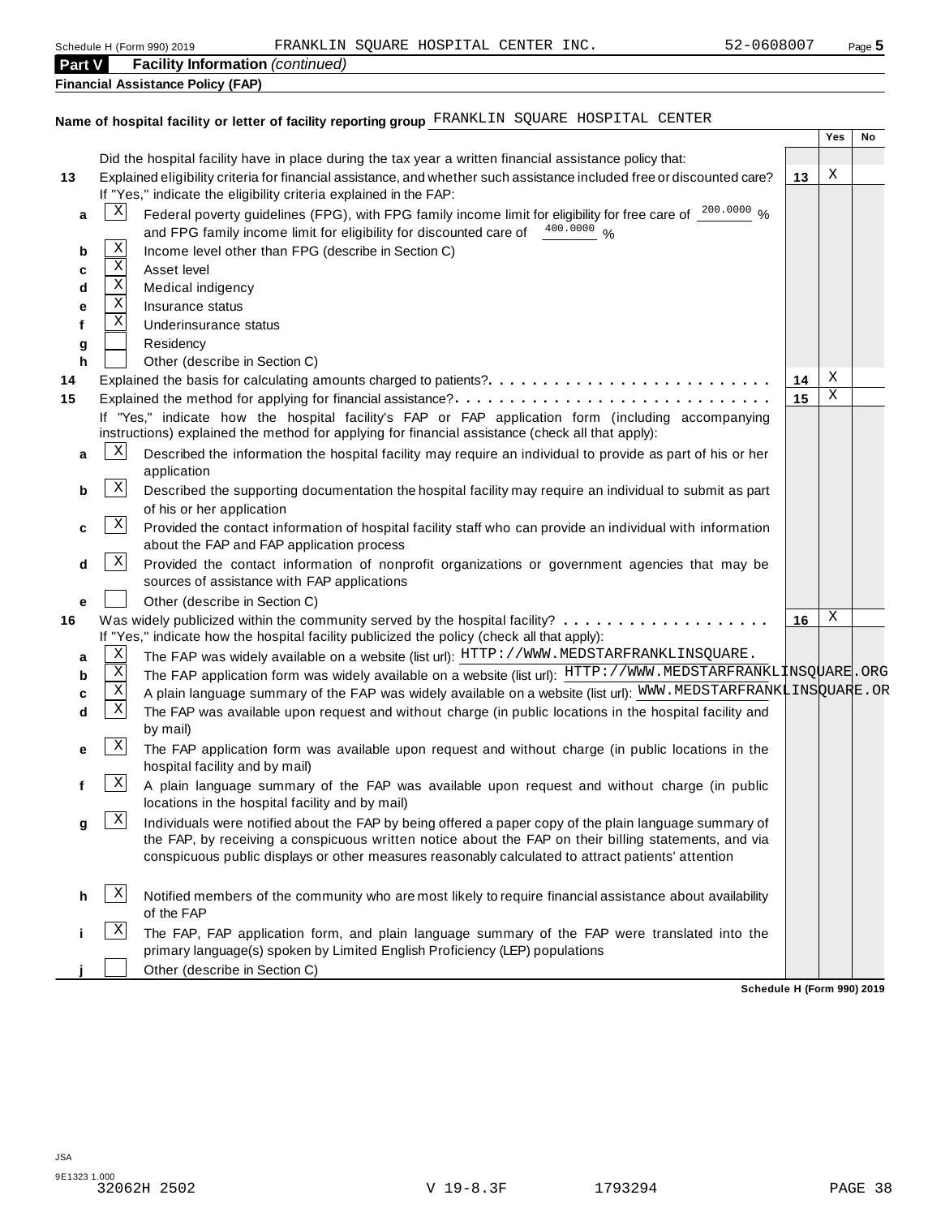Schedule H (Form 990) 2019 FRANKLIN SQUARE HOSPITAL CENTER INC. 52-0608007

**Part V Facility Information** *(continued)*

**Financial Assistance Policy (FAP)**

**Name of hospital facility or letter of facility reporting group** FRANKLIN SQUARE HOSPITAL CENTER

| | | | Yes | No |
|---|---|---|---|---|
| | Did the hospital facility have in place during the tax year a written financial assistance policy that: | | | |
| **13** | Explained eligibility criteria for financial assistance, and whether such assistance included free or discounted care? | **13** | X | |
| | If "Yes," indicate the eligibility criteria explained in the FAP: | | | |
| **a** | [X] Federal poverty guidelines (FPG), with FPG family income limit for eligibility for free care of 200.0000 % and FPG family income limit for eligibility for discounted care of 400.0000 % | | | |
| **b** | [X] Income level other than FPG (describe in Section C) | | | |
| **c** | [X] Asset level | | | |
| **d** | [X] Medical indigency | | | |
| **e** | [X] Insurance status | | | |
| **f** | [X] Underinsurance status | | | |
| **g** | [ ] Residency | | | |
| **h** | [ ] Other (describe in Section C) | | | |
| **14** | Explained the basis for calculating amounts charged to patients? | **14** | X | |
| **15** | Explained the method for applying for financial assistance? | **15** | X | |
| | If "Yes," indicate how the hospital facility's FAP or FAP application form (including accompanying instructions) explained the method for applying for financial assistance (check all that apply): | | | |
| **a** | [X] Described the information the hospital facility may require an individual to provide as part of his or her application | | | |
| **b** | [X] Described the supporting documentation the hospital facility may require an individual to submit as part of his or her application | | | |
| **c** | [X] Provided the contact information of hospital facility staff who can provide an individual with information about the FAP and FAP application process | | | |
| **d** | [X] Provided the contact information of nonprofit organizations or government agencies that may be sources of assistance with FAP applications | | | |
| **e** | [ ] Other (describe in Section C) | | | |
| **16** | Was widely publicized within the community served by the hospital facility? | **16** | X | |
| | If "Yes," indicate how the hospital facility publicized the policy (check all that apply): | | | |
| **a** | [X] The FAP was widely available on a website (list url): HTTP://WWW.MEDSTARFRANKLINSQUARE. | | | |
| **b** | [X] The FAP application form was widely available on a website (list url): HTTP://WWW.MEDSTARFRANKLINSQUARE.ORG | | | |
| **c** | [X] A plain language summary of the FAP was widely available on a website (list url): WWW.MEDSTARFRANKLINSQUARE.OR | | | |
| **d** | [X] The FAP was available upon request and without charge (in public locations in the hospital facility and by mail) | | | |
| **e** | [X] The FAP application form was available upon request and without charge (in public locations in the hospital facility and by mail) | | | |
| **f** | [X] A plain language summary of the FAP was available upon request and without charge (in public locations in the hospital facility and by mail) | | | |
| **g** | [X] Individuals were notified about the FAP by being offered a paper copy of the plain language summary of the FAP, by receiving a conspicuous written notice about the FAP on their billing statements, and via conspicuous public displays or other measures reasonably calculated to attract patients' attention | | | |
| **h** | [X] Notified members of the community who are most likely to require financial assistance about availability of the FAP | | | |
| **i** | [X] The FAP, FAP application form, and plain language summary of the FAP were translated into the primary language(s) spoken by Limited English Proficiency (LEP) populations | | | |
| **j** | [ ] Other (describe in Section C) | | | |

**Schedule H (Form 990) 2019**

JSA
9E1323 1.000
32062H 2502 V 19-8.3F 1793294 PAGE 38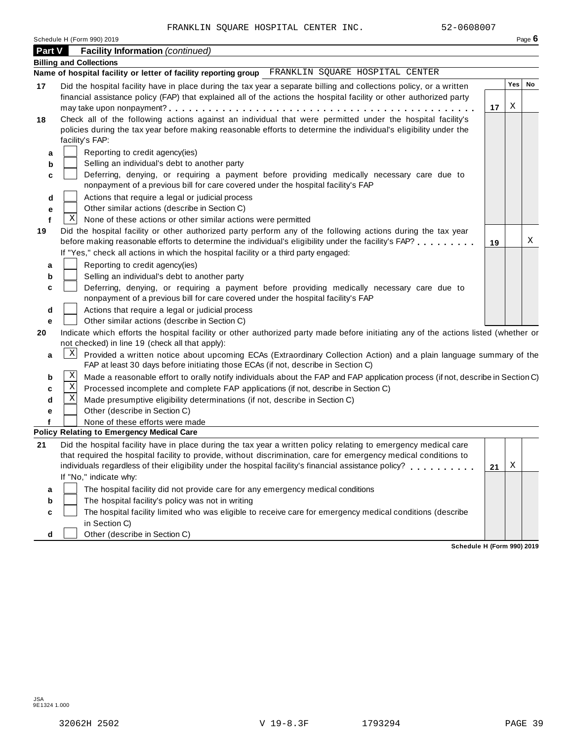FRANKLIN SQUARE HOSPITAL CENTER INC. 52-0608007

Schedule H (Form 990) 2019

## Part V Facility Information *(continued)*

**Billing and Collections**

**Name of hospital facility or letter of facility reporting group** FRANKLIN SQUARE HOSPITAL CENTER

| | | | Yes | No |
|---|---|---|---|---|
| **17** | Did the hospital facility have in place during the tax year a separate billing and collections policy, or a written financial assistance policy (FAP) that explained all of the actions the hospital facility or other authorized party may take upon nonpayment? | **17** | X | |
| **18** | Check all of the following actions against an individual that were permitted under the hospital facility's policies during the tax year before making reasonable efforts to determine the individual's eligibility under the facility's FAP: | | | |
| **a** | ☐ Reporting to credit agency(ies) | | | |
| **b** | ☐ Selling an individual's debt to another party | | | |
| **c** | ☐ Deferring, denying, or requiring a payment before providing medically necessary care due to nonpayment of a previous bill for care covered under the hospital facility's FAP | | | |
| **d** | ☐ Actions that require a legal or judicial process | | | |
| **e** | ☐ Other similar actions (describe in Section C) | | | |
| **f** | ☒ None of these actions or other similar actions were permitted | | | |
| **19** | Did the hospital facility or other authorized party perform any of the following actions during the tax year before making reasonable efforts to determine the individual's eligibility under the facility's FAP? If "Yes," check all actions in which the hospital facility or a third party engaged: | **19** | | X |
| **a** | ☐ Reporting to credit agency(ies) | | | |
| **b** | ☐ Selling an individual's debt to another party | | | |
| **c** | ☐ Deferring, denying, or requiring a payment before providing medically necessary care due to nonpayment of a previous bill for care covered under the hospital facility's FAP | | | |
| **d** | ☐ Actions that require a legal or judicial process | | | |
| **e** | ☐ Other similar actions (describe in Section C) | | | |

**20** Indicate which efforts the hospital facility or other authorized party made before initiating any of the actions listed (whether or not checked) in line 19 (check all that apply):

- **a** ☒ Provided a written notice about upcoming ECAs (Extraordinary Collection Action) and a plain language summary of the FAP at least 30 days before initiating those ECAs (if not, describe in Section C)
- **b** ☒ Made a reasonable effort to orally notify individuals about the FAP and FAP application process (if not, describe in Section C)
- **c** ☒ Processed incomplete and complete FAP applications (if not, describe in Section C)
- **d** ☒ Made presumptive eligibility determinations (if not, describe in Section C)
- **e** ☐ Other (describe in Section C)
- **f** ☐ None of these efforts were made

**Policy Relating to Emergency Medical Care**

| | | | Yes | No |
|---|---|---|---|---|
| **21** | Did the hospital facility have in place during the tax year a written policy relating to emergency medical care that required the hospital facility to provide, without discrimination, care for emergency medical conditions to individuals regardless of their eligibility under the hospital facility's financial assistance policy? If "No," indicate why: | **21** | X | |
| **a** | ☐ The hospital facility did not provide care for any emergency medical conditions | | | |
| **b** | ☐ The hospital facility's policy was not in writing | | | |
| **c** | ☐ The hospital facility limited who was eligible to receive care for emergency medical conditions (describe in Section C) | | | |
| **d** | ☐ Other (describe in Section C) | | | |

**Schedule H (Form 990) 2019**

JSA
9E1324 1.000

32062H 2502 V 19-8.3F 1793294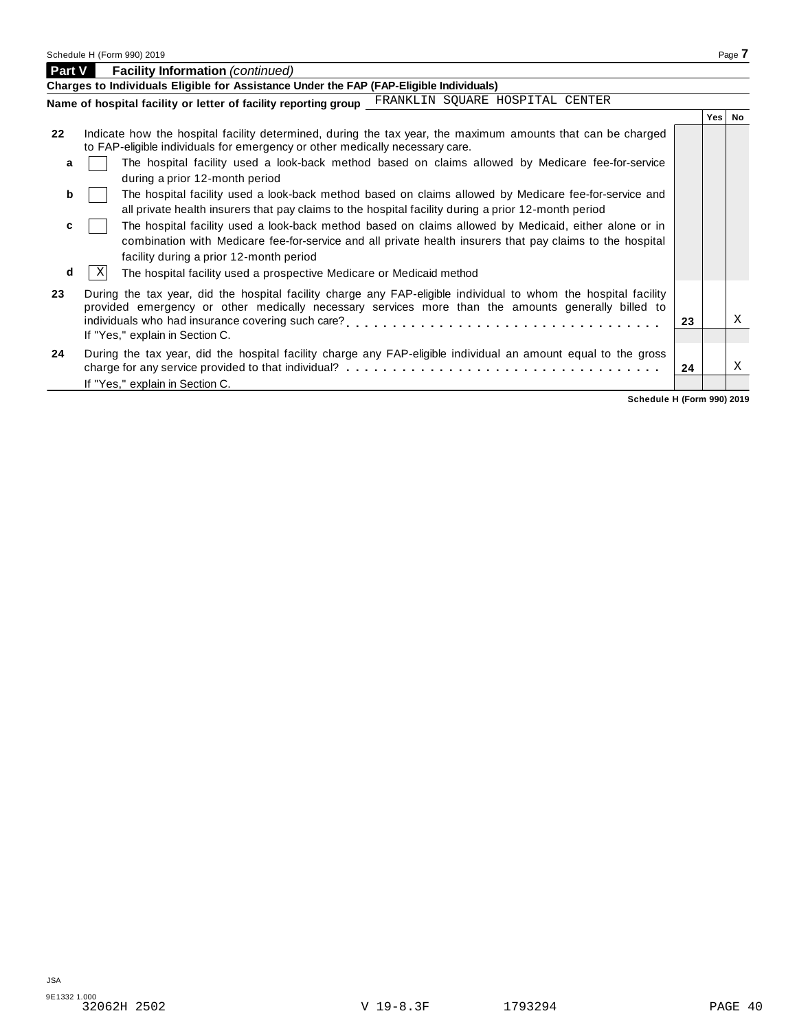## Part V Facility Information *(continued)*

**Charges to Individuals Eligible for Assistance Under the FAP (FAP-Eligible Individuals)**

**Name of hospital facility or letter of facility reporting group** FRANKLIN SQUARE HOSPITAL CENTER

| | | | | Yes | No |
|---|---|---|---|---|---|
| **22** | Indicate how the hospital facility determined, during the tax year, the maximum amounts that can be charged to FAP-eligible individuals for emergency or other medically necessary care. | | | | |
| **a** | [ ] The hospital facility used a look-back method based on claims allowed by Medicare fee-for-service during a prior 12-month period | | | | |
| **b** | [ ] The hospital facility used a look-back method based on claims allowed by Medicare fee-for-service and all private health insurers that pay claims to the hospital facility during a prior 12-month period | | | | |
| **c** | [ ] The hospital facility used a look-back method based on claims allowed by Medicaid, either alone or in combination with Medicare fee-for-service and all private health insurers that pay claims to the hospital facility during a prior 12-month period | | | | |
| **d** | [X] The hospital facility used a prospective Medicare or Medicaid method | | | | |
| **23** | During the tax year, did the hospital facility charge any FAP-eligible individual to whom the hospital facility provided emergency or other medically necessary services more than the amounts generally billed to individuals who had insurance covering such care? If "Yes," explain in Section C. | | **23** | | X |
| **24** | During the tax year, did the hospital facility charge any FAP-eligible individual an amount equal to the gross charge for any service provided to that individual? If "Yes," explain in Section C. | | **24** | | X |

**Schedule H (Form 990) 2019**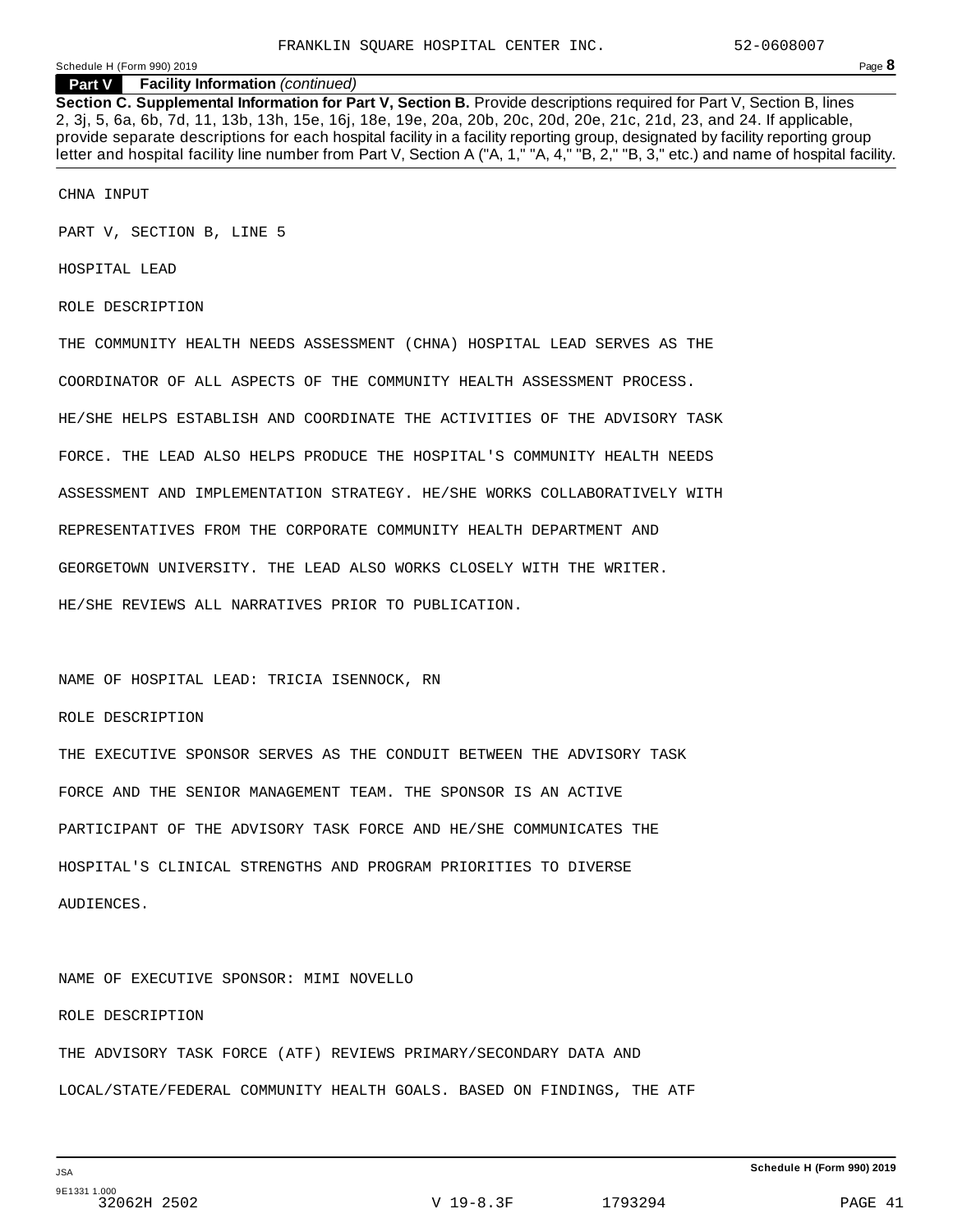**Part V Facility Information** *(continued)*

**Section C. Supplemental Information for Part V, Section B.** Provide descriptions required for Part V, Section B, lines 2, 3j, 5, 6a, 6b, 7d, 11, 13b, 13h, 15e, 16j, 18e, 19e, 20a, 20b, 20c, 20d, 20e, 21c, 21d, 23, and 24. If applicable, provide separate descriptions for each hospital facility in a facility reporting group, designated by facility reporting group letter and hospital facility line number from Part V, Section A ("A, 1," "A, 4," "B, 2," "B, 3," etc.) and name of hospital facility.

CHNA INPUT

PART V, SECTION B, LINE 5

HOSPITAL LEAD

ROLE DESCRIPTION

THE COMMUNITY HEALTH NEEDS ASSESSMENT (CHNA) HOSPITAL LEAD SERVES AS THE COORDINATOR OF ALL ASPECTS OF THE COMMUNITY HEALTH ASSESSMENT PROCESS. HE/SHE HELPS ESTABLISH AND COORDINATE THE ACTIVITIES OF THE ADVISORY TASK FORCE. THE LEAD ALSO HELPS PRODUCE THE HOSPITAL'S COMMUNITY HEALTH NEEDS ASSESSMENT AND IMPLEMENTATION STRATEGY. HE/SHE WORKS COLLABORATIVELY WITH REPRESENTATIVES FROM THE CORPORATE COMMUNITY HEALTH DEPARTMENT AND GEORGETOWN UNIVERSITY. THE LEAD ALSO WORKS CLOSELY WITH THE WRITER. HE/SHE REVIEWS ALL NARRATIVES PRIOR TO PUBLICATION.

NAME OF HOSPITAL LEAD: TRICIA ISENNOCK, RN

ROLE DESCRIPTION

THE EXECUTIVE SPONSOR SERVES AS THE CONDUIT BETWEEN THE ADVISORY TASK FORCE AND THE SENIOR MANAGEMENT TEAM. THE SPONSOR IS AN ACTIVE PARTICIPANT OF THE ADVISORY TASK FORCE AND HE/SHE COMMUNICATES THE HOSPITAL'S CLINICAL STRENGTHS AND PROGRAM PRIORITIES TO DIVERSE AUDIENCES.

NAME OF EXECUTIVE SPONSOR: MIMI NOVELLO

ROLE DESCRIPTION

THE ADVISORY TASK FORCE (ATF) REVIEWS PRIMARY/SECONDARY DATA AND LOCAL/STATE/FEDERAL COMMUNITY HEALTH GOALS. BASED ON FINDINGS, THE ATF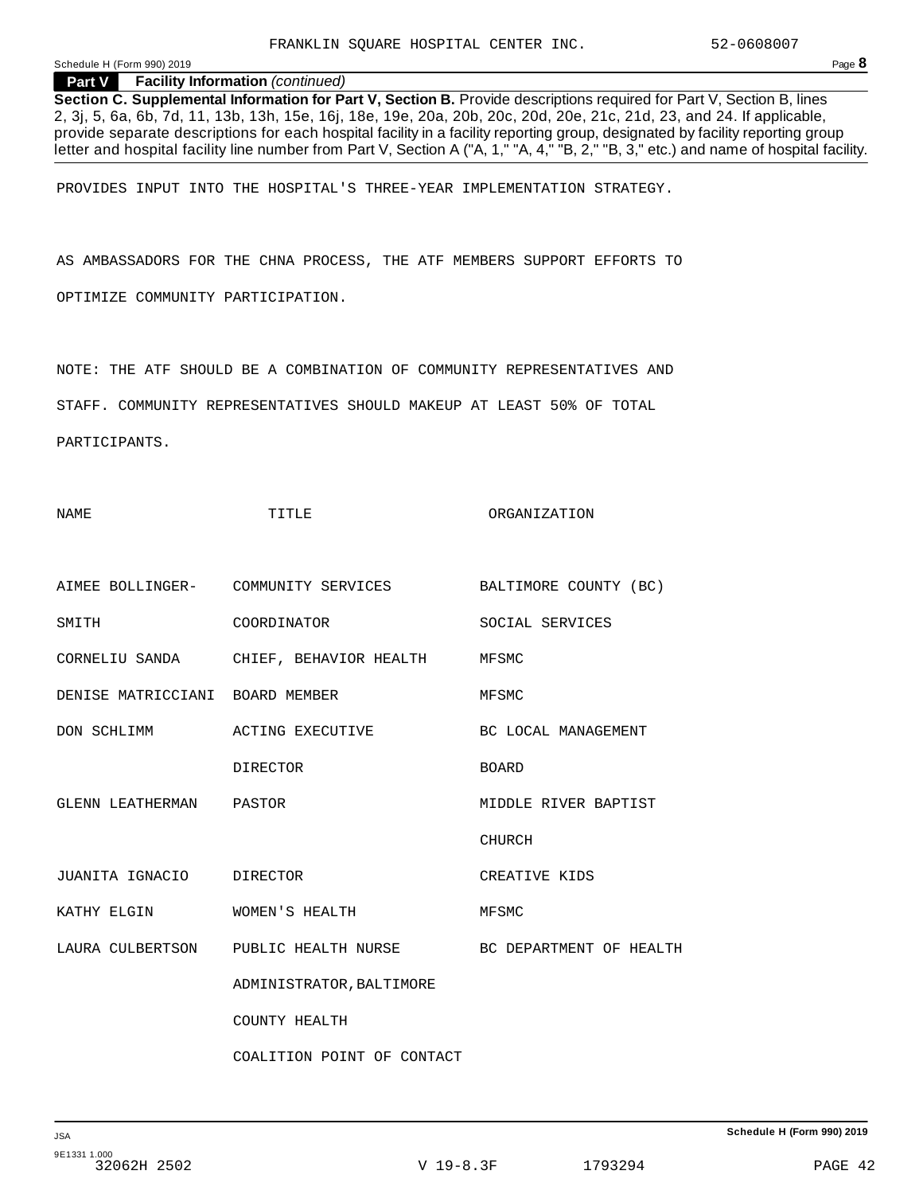FRANKLIN SQUARE HOSPITAL CENTER INC. 52-0608007

Schedule H (Form 990) 2019

**Part V** **Facility Information** *(continued)*

**Section C. Supplemental Information for Part V, Section B.** Provide descriptions required for Part V, Section B, lines 2, 3j, 5, 6a, 6b, 7d, 11, 13b, 13h, 15e, 16j, 18e, 19e, 20a, 20b, 20c, 20d, 20e, 21c, 21d, 23, and 24. If applicable, provide separate descriptions for each hospital facility in a facility reporting group, designated by facility reporting group letter and hospital facility line number from Part V, Section A ("A, 1," "A, 4," "B, 2," "B, 3," etc.) and name of hospital facility.

PROVIDES INPUT INTO THE HOSPITAL'S THREE-YEAR IMPLEMENTATION STRATEGY.

AS AMBASSADORS FOR THE CHNA PROCESS, THE ATF MEMBERS SUPPORT EFFORTS TO OPTIMIZE COMMUNITY PARTICIPATION.

NOTE: THE ATF SHOULD BE A COMBINATION OF COMMUNITY REPRESENTATIVES AND STAFF. COMMUNITY REPRESENTATIVES SHOULD MAKEUP AT LEAST 50% OF TOTAL PARTICIPANTS.

| NAME | TITLE | ORGANIZATION |
|---|---|---|
| AIMEE BOLLINGER-SMITH | COMMUNITY SERVICES COORDINATOR | BALTIMORE COUNTY (BC) SOCIAL SERVICES |
| CORNELIU SANDA | CHIEF, BEHAVIOR HEALTH | MFSMC |
| DENISE MATRICCIANI | BOARD MEMBER | MFSMC |
| DON SCHLIMM | ACTING EXECUTIVE DIRECTOR | BC LOCAL MANAGEMENT BOARD |
| GLENN LEATHERMAN | PASTOR | MIDDLE RIVER BAPTIST CHURCH |
| JUANITA IGNACIO | DIRECTOR | CREATIVE KIDS |
| KATHY ELGIN | WOMEN'S HEALTH | MFSMC |
| LAURA CULBERTSON | PUBLIC HEALTH NURSE ADMINISTRATOR, BALTIMORE COUNTY HEALTH COALITION POINT OF CONTACT | BC DEPARTMENT OF HEALTH |

Schedule H (Form 990) 2019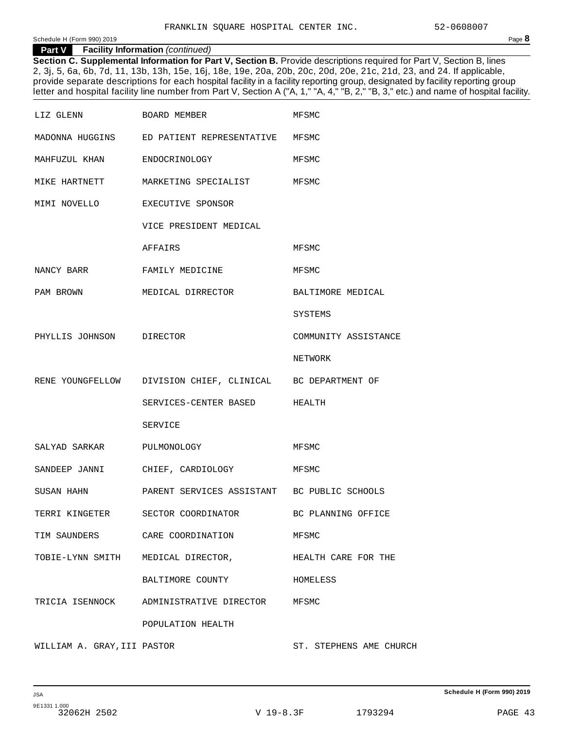FRANKLIN SQUARE HOSPITAL CENTER INC. 52-0608007

Schedule H (Form 990) 2019

**Part V Facility Information** *(continued)*

**Section C. Supplemental Information for Part V, Section B.** Provide descriptions required for Part V, Section B, lines 2, 3j, 5, 6a, 6b, 7d, 11, 13b, 13h, 15e, 16j, 18e, 19e, 20a, 20b, 20c, 20d, 20e, 21c, 21d, 23, and 24. If applicable, provide separate descriptions for each hospital facility in a facility reporting group, designated by facility reporting group letter and hospital facility line number from Part V, Section A ("A, 1," "A, 4," "B, 2," "B, 3," etc.) and name of hospital facility.

| | | |
|---|---|---|
| LIZ GLENN | BOARD MEMBER | MFSMC |
| MADONNA HUGGINS | ED PATIENT REPRESENTATIVE | MFSMC |
| MAHFUZUL KHAN | ENDOCRINOLOGY | MFSMC |
| MIKE HARTNETT | MARKETING SPECIALIST | MFSMC |
| MIMI NOVELLO | EXECUTIVE SPONSOR VICE PRESIDENT MEDICAL AFFAIRS | MFSMC |
| NANCY BARR | FAMILY MEDICINE | MFSMC |
| PAM BROWN | MEDICAL DIRRECTOR | BALTIMORE MEDICAL SYSTEMS |
| PHYLLIS JOHNSON | DIRECTOR | COMMUNITY ASSISTANCE NETWORK |
| RENE YOUNGFELLOW | DIVISION CHIEF, CLINICAL SERVICES-CENTER BASED SERVICE | BC DEPARTMENT OF HEALTH |
| SALYAD SARKAR | PULMONOLOGY | MFSMC |
| SANDEEP JANNI | CHIEF, CARDIOLOGY | MFSMC |
| SUSAN HAHN | PARENT SERVICES ASSISTANT | BC PUBLIC SCHOOLS |
| TERRI KINGETER | SECTOR COORDINATOR | BC PLANNING OFFICE |
| TIM SAUNDERS | CARE COORDINATION | MFSMC |
| TOBIE-LYNN SMITH | MEDICAL DIRECTOR, BALTIMORE COUNTY | HEALTH CARE FOR THE HOMELESS |
| TRICIA ISENNOCK | ADMINISTRATIVE DIRECTOR POPULATION HEALTH | MFSMC |
| WILLIAM A. GRAY,III | PASTOR | ST. STEPHENS AME CHURCH |

Schedule H (Form 990) 2019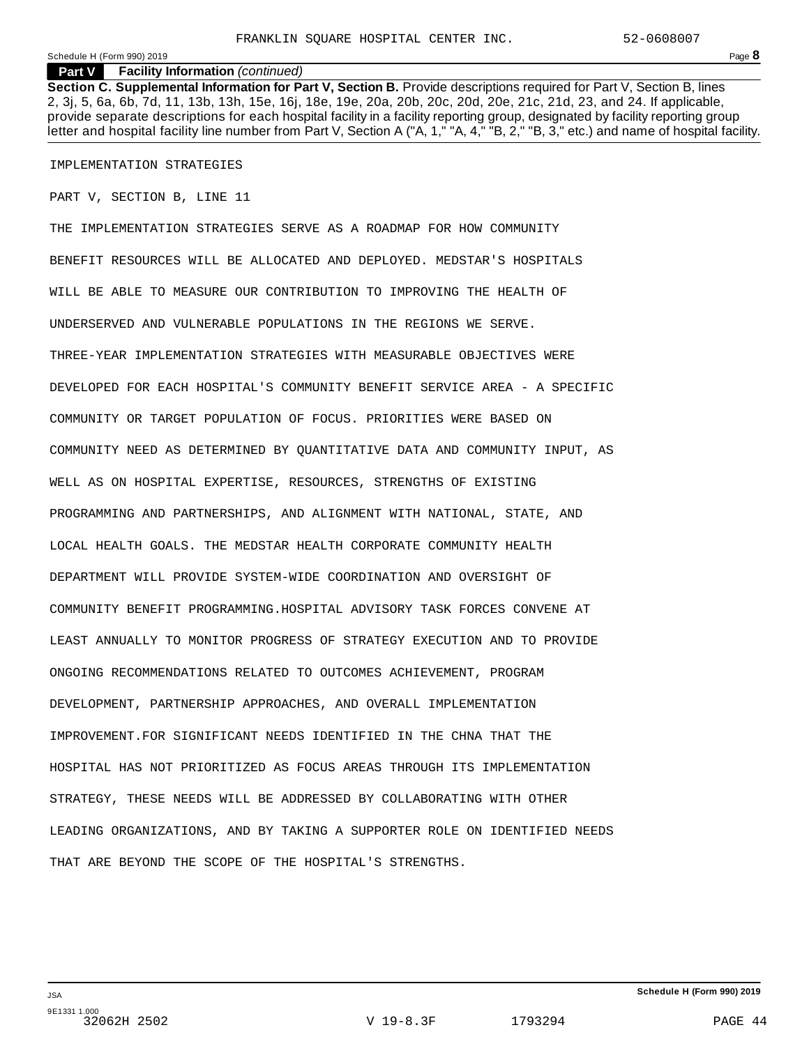FRANKLIN SQUARE HOSPITAL CENTER INC. 52-0608007

**Part V Facility Information** *(continued)*

**Section C. Supplemental Information for Part V, Section B.** Provide descriptions required for Part V, Section B, lines 2, 3j, 5, 6a, 6b, 7d, 11, 13b, 13h, 15e, 16j, 18e, 19e, 20a, 20b, 20c, 20d, 20e, 21c, 21d, 23, and 24. If applicable, provide separate descriptions for each hospital facility in a facility reporting group, designated by facility reporting group letter and hospital facility line number from Part V, Section A ("A, 1," "A, 4," "B, 2," "B, 3," etc.) and name of hospital facility.

IMPLEMENTATION STRATEGIES

PART V, SECTION B, LINE 11

THE IMPLEMENTATION STRATEGIES SERVE AS A ROADMAP FOR HOW COMMUNITY BENEFIT RESOURCES WILL BE ALLOCATED AND DEPLOYED. MEDSTAR'S HOSPITALS WILL BE ABLE TO MEASURE OUR CONTRIBUTION TO IMPROVING THE HEALTH OF UNDERSERVED AND VULNERABLE POPULATIONS IN THE REGIONS WE SERVE. THREE-YEAR IMPLEMENTATION STRATEGIES WITH MEASURABLE OBJECTIVES WERE DEVELOPED FOR EACH HOSPITAL'S COMMUNITY BENEFIT SERVICE AREA - A SPECIFIC COMMUNITY OR TARGET POPULATION OF FOCUS. PRIORITIES WERE BASED ON COMMUNITY NEED AS DETERMINED BY QUANTITATIVE DATA AND COMMUNITY INPUT, AS WELL AS ON HOSPITAL EXPERTISE, RESOURCES, STRENGTHS OF EXISTING PROGRAMMING AND PARTNERSHIPS, AND ALIGNMENT WITH NATIONAL, STATE, AND LOCAL HEALTH GOALS. THE MEDSTAR HEALTH CORPORATE COMMUNITY HEALTH DEPARTMENT WILL PROVIDE SYSTEM-WIDE COORDINATION AND OVERSIGHT OF COMMUNITY BENEFIT PROGRAMMING.HOSPITAL ADVISORY TASK FORCES CONVENE AT LEAST ANNUALLY TO MONITOR PROGRESS OF STRATEGY EXECUTION AND TO PROVIDE ONGOING RECOMMENDATIONS RELATED TO OUTCOMES ACHIEVEMENT, PROGRAM DEVELOPMENT, PARTNERSHIP APPROACHES, AND OVERALL IMPLEMENTATION IMPROVEMENT.FOR SIGNIFICANT NEEDS IDENTIFIED IN THE CHNA THAT THE HOSPITAL HAS NOT PRIORITIZED AS FOCUS AREAS THROUGH ITS IMPLEMENTATION STRATEGY, THESE NEEDS WILL BE ADDRESSED BY COLLABORATING WITH OTHER LEADING ORGANIZATIONS, AND BY TAKING A SUPPORTER ROLE ON IDENTIFIED NEEDS THAT ARE BEYOND THE SCOPE OF THE HOSPITAL'S STRENGTHS.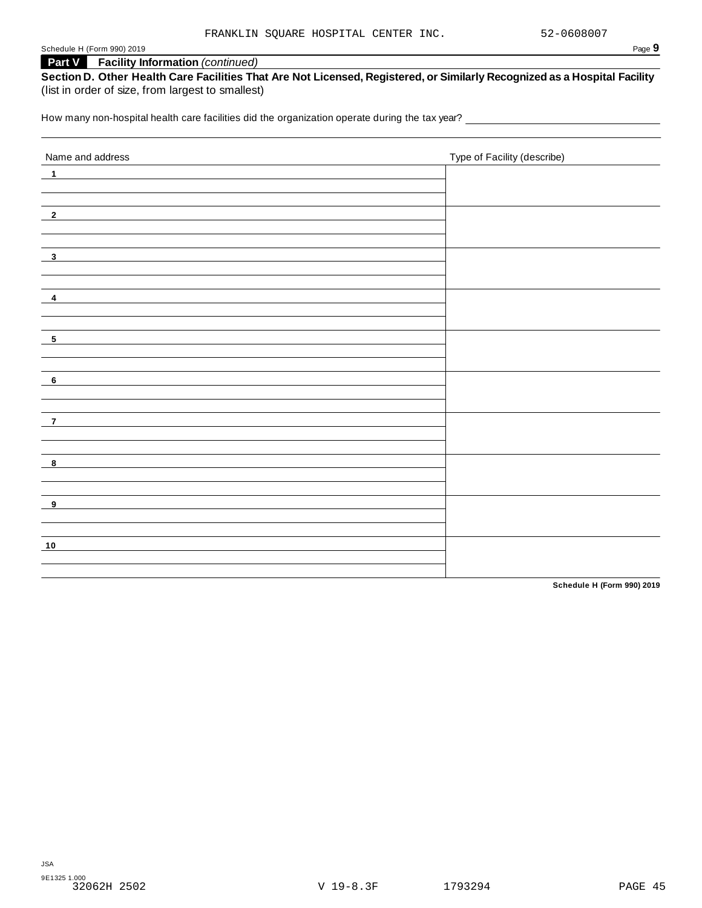FRANKLIN SQUARE HOSPITAL CENTER INC. 52-0608007

Schedule H (Form 990) 2019

## Part V Facility Information *(continued)*

**Section D. Other Health Care Facilities That Are Not Licensed, Registered, or Similarly Recognized as a Hospital Facility** (list in order of size, from largest to smallest)

How many non-hospital health care facilities did the organization operate during the tax year? ______________________

| Name and address | Type of Facility (describe) |
|---|---|
| 1 | |
| 2 | |
| 3 | |
| 4 | |
| 5 | |
| 6 | |
| 7 | |
| 8 | |
| 9 | |
| 10 | |

**Schedule H (Form 990) 2019**

JSA
9E1325 1.000
32062H 2502 V 19-8.3F 1793294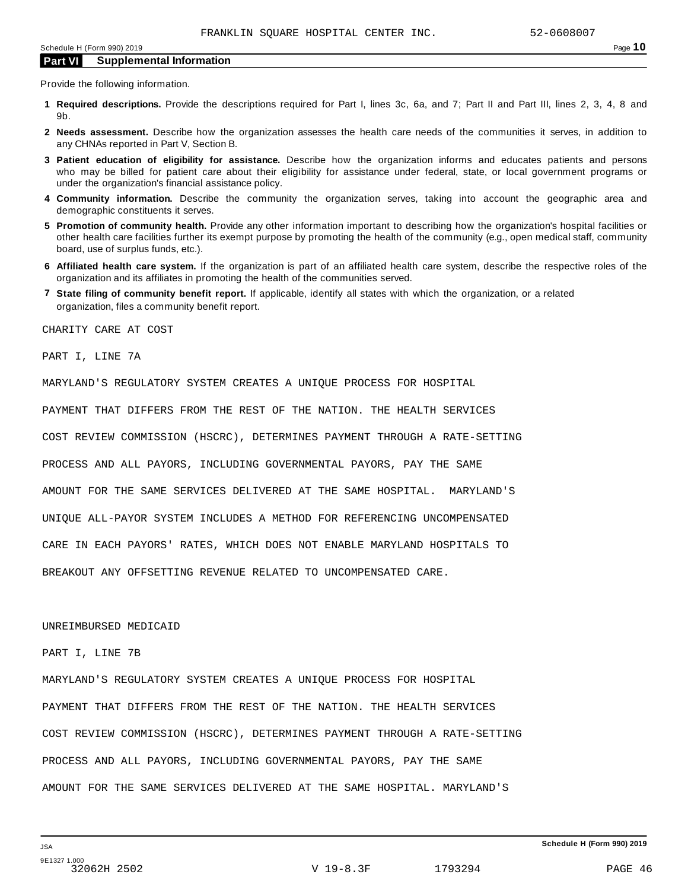## Part VI Supplemental Information

Provide the following information.

1. **Required descriptions.** Provide the descriptions required for Part I, lines 3c, 6a, and 7; Part II and Part III, lines 2, 3, 4, 8 and 9b.
2. **Needs assessment.** Describe how the organization assesses the health care needs of the communities it serves, in addition to any CHNAs reported in Part V, Section B.
3. **Patient education of eligibility for assistance.** Describe how the organization informs and educates patients and persons who may be billed for patient care about their eligibility for assistance under federal, state, or local government programs or under the organization's financial assistance policy.
4. **Community information.** Describe the community the organization serves, taking into account the geographic area and demographic constituents it serves.
5. **Promotion of community health.** Provide any other information important to describing how the organization's hospital facilities or other health care facilities further its exempt purpose by promoting the health of the community (e.g., open medical staff, community board, use of surplus funds, etc.).
6. **Affiliated health care system.** If the organization is part of an affiliated health care system, describe the respective roles of the organization and its affiliates in promoting the health of the communities served.
7. **State filing of community benefit report.** If applicable, identify all states with which the organization, or a related organization, files a community benefit report.

CHARITY CARE AT COST

PART I, LINE 7A

MARYLAND'S REGULATORY SYSTEM CREATES A UNIQUE PROCESS FOR HOSPITAL PAYMENT THAT DIFFERS FROM THE REST OF THE NATION. THE HEALTH SERVICES COST REVIEW COMMISSION (HSCRC), DETERMINES PAYMENT THROUGH A RATE-SETTING PROCESS AND ALL PAYORS, INCLUDING GOVERNMENTAL PAYORS, PAY THE SAME AMOUNT FOR THE SAME SERVICES DELIVERED AT THE SAME HOSPITAL. MARYLAND'S UNIQUE ALL-PAYOR SYSTEM INCLUDES A METHOD FOR REFERENCING UNCOMPENSATED CARE IN EACH PAYORS' RATES, WHICH DOES NOT ENABLE MARYLAND HOSPITALS TO BREAKOUT ANY OFFSETTING REVENUE RELATED TO UNCOMPENSATED CARE.

UNREIMBURSED MEDICAID

PART I, LINE 7B

MARYLAND'S REGULATORY SYSTEM CREATES A UNIQUE PROCESS FOR HOSPITAL PAYMENT THAT DIFFERS FROM THE REST OF THE NATION. THE HEALTH SERVICES COST REVIEW COMMISSION (HSCRC), DETERMINES PAYMENT THROUGH A RATE-SETTING PROCESS AND ALL PAYORS, INCLUDING GOVERNMENTAL PAYORS, PAY THE SAME AMOUNT FOR THE SAME SERVICES DELIVERED AT THE SAME HOSPITAL. MARYLAND'S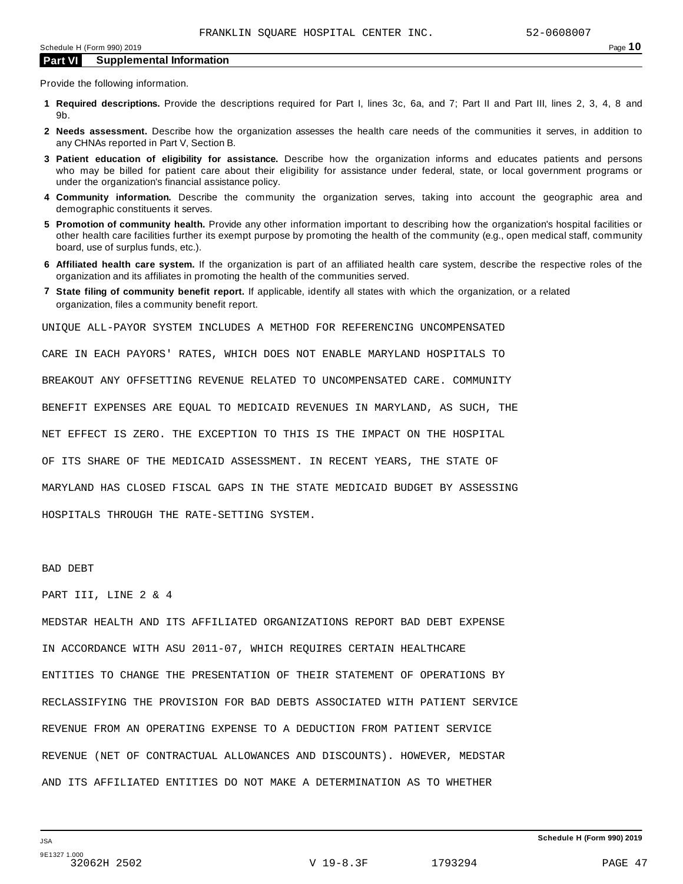## Part VI Supplemental Information

Provide the following information.

1. **Required descriptions.** Provide the descriptions required for Part I, lines 3c, 6a, and 7; Part II and Part III, lines 2, 3, 4, 8 and 9b.
2. **Needs assessment.** Describe how the organization assesses the health care needs of the communities it serves, in addition to any CHNAs reported in Part V, Section B.
3. **Patient education of eligibility for assistance.** Describe how the organization informs and educates patients and persons who may be billed for patient care about their eligibility for assistance under federal, state, or local government programs or under the organization's financial assistance policy.
4. **Community information.** Describe the community the organization serves, taking into account the geographic area and demographic constituents it serves.
5. **Promotion of community health.** Provide any other information important to describing how the organization's hospital facilities or other health care facilities further its exempt purpose by promoting the health of the community (e.g., open medical staff, community board, use of surplus funds, etc.).
6. **Affiliated health care system.** If the organization is part of an affiliated health care system, describe the respective roles of the organization and its affiliates in promoting the health of the communities served.
7. **State filing of community benefit report.** If applicable, identify all states with which the organization, or a related organization, files a community benefit report.

UNIQUE ALL-PAYOR SYSTEM INCLUDES A METHOD FOR REFERENCING UNCOMPENSATED CARE IN EACH PAYORS' RATES, WHICH DOES NOT ENABLE MARYLAND HOSPITALS TO BREAKOUT ANY OFFSETTING REVENUE RELATED TO UNCOMPENSATED CARE. COMMUNITY BENEFIT EXPENSES ARE EQUAL TO MEDICAID REVENUES IN MARYLAND, AS SUCH, THE NET EFFECT IS ZERO. THE EXCEPTION TO THIS IS THE IMPACT ON THE HOSPITAL OF ITS SHARE OF THE MEDICAID ASSESSMENT. IN RECENT YEARS, THE STATE OF MARYLAND HAS CLOSED FISCAL GAPS IN THE STATE MEDICAID BUDGET BY ASSESSING HOSPITALS THROUGH THE RATE-SETTING SYSTEM.

BAD DEBT

PART III, LINE 2 & 4

MEDSTAR HEALTH AND ITS AFFILIATED ORGANIZATIONS REPORT BAD DEBT EXPENSE IN ACCORDANCE WITH ASU 2011-07, WHICH REQUIRES CERTAIN HEALTHCARE ENTITIES TO CHANGE THE PRESENTATION OF THEIR STATEMENT OF OPERATIONS BY RECLASSIFYING THE PROVISION FOR BAD DEBTS ASSOCIATED WITH PATIENT SERVICE REVENUE FROM AN OPERATING EXPENSE TO A DEDUCTION FROM PATIENT SERVICE REVENUE (NET OF CONTRACTUAL ALLOWANCES AND DISCOUNTS). HOWEVER, MEDSTAR AND ITS AFFILIATED ENTITIES DO NOT MAKE A DETERMINATION AS TO WHETHER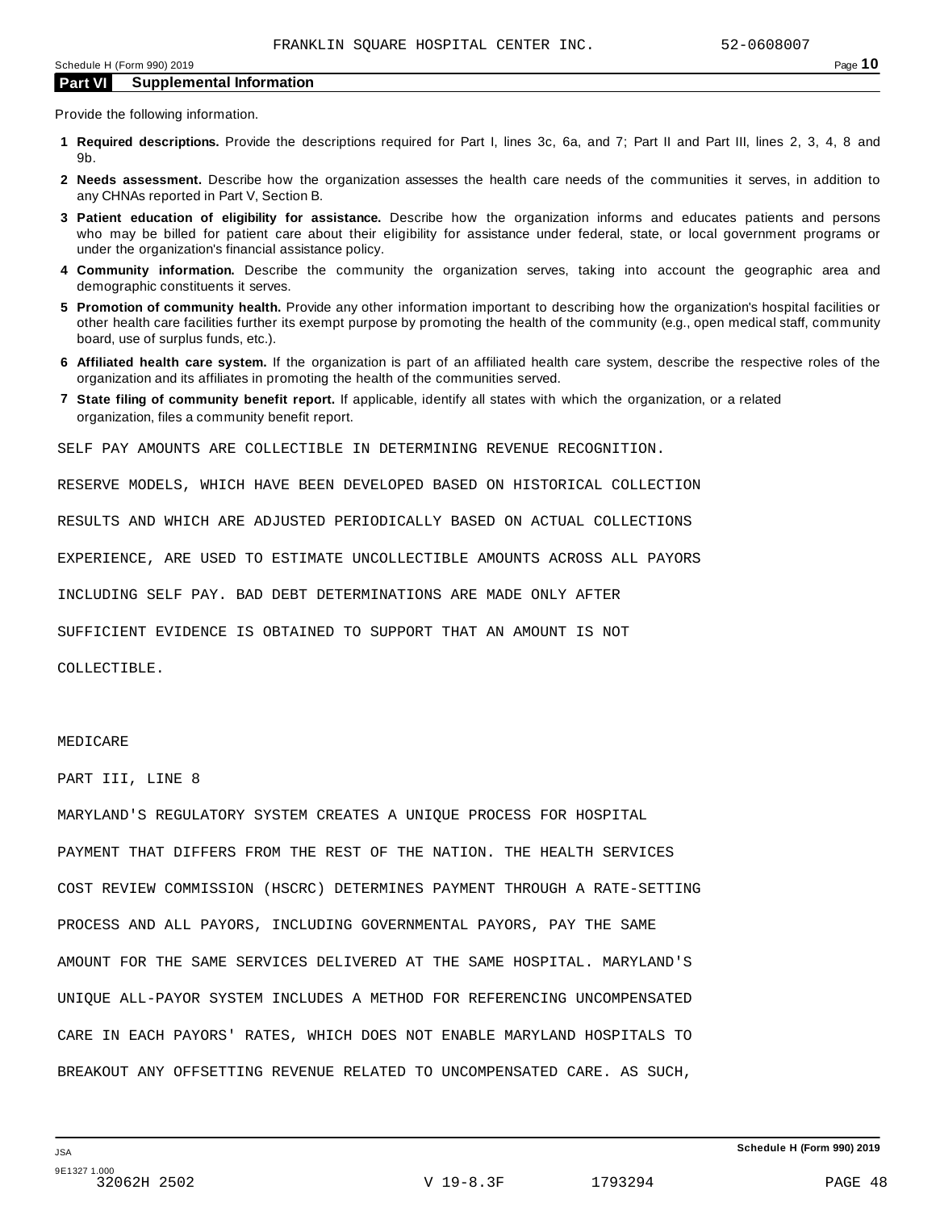## Part VI Supplemental Information

Provide the following information.

1. **Required descriptions.** Provide the descriptions required for Part I, lines 3c, 6a, and 7; Part II and Part III, lines 2, 3, 4, 8 and 9b.
2. **Needs assessment.** Describe how the organization assesses the health care needs of the communities it serves, in addition to any CHNAs reported in Part V, Section B.
3. **Patient education of eligibility for assistance.** Describe how the organization informs and educates patients and persons who may be billed for patient care about their eligibility for assistance under federal, state, or local government programs or under the organization's financial assistance policy.
4. **Community information.** Describe the community the organization serves, taking into account the geographic area and demographic constituents it serves.
5. **Promotion of community health.** Provide any other information important to describing how the organization's hospital facilities or other health care facilities further its exempt purpose by promoting the health of the community (e.g., open medical staff, community board, use of surplus funds, etc.).
6. **Affiliated health care system.** If the organization is part of an affiliated health care system, describe the respective roles of the organization and its affiliates in promoting the health of the communities served.
7. **State filing of community benefit report.** If applicable, identify all states with which the organization, or a related organization, files a community benefit report.

SELF PAY AMOUNTS ARE COLLECTIBLE IN DETERMINING REVENUE RECOGNITION. RESERVE MODELS, WHICH HAVE BEEN DEVELOPED BASED ON HISTORICAL COLLECTION RESULTS AND WHICH ARE ADJUSTED PERIODICALLY BASED ON ACTUAL COLLECTIONS EXPERIENCE, ARE USED TO ESTIMATE UNCOLLECTIBLE AMOUNTS ACROSS ALL PAYORS INCLUDING SELF PAY. BAD DEBT DETERMINATIONS ARE MADE ONLY AFTER SUFFICIENT EVIDENCE IS OBTAINED TO SUPPORT THAT AN AMOUNT IS NOT COLLECTIBLE.

MEDICARE

PART III, LINE 8

MARYLAND'S REGULATORY SYSTEM CREATES A UNIQUE PROCESS FOR HOSPITAL PAYMENT THAT DIFFERS FROM THE REST OF THE NATION. THE HEALTH SERVICES COST REVIEW COMMISSION (HSCRC) DETERMINES PAYMENT THROUGH A RATE-SETTING PROCESS AND ALL PAYORS, INCLUDING GOVERNMENTAL PAYORS, PAY THE SAME AMOUNT FOR THE SAME SERVICES DELIVERED AT THE SAME HOSPITAL. MARYLAND'S UNIQUE ALL-PAYOR SYSTEM INCLUDES A METHOD FOR REFERENCING UNCOMPENSATED CARE IN EACH PAYORS' RATES, WHICH DOES NOT ENABLE MARYLAND HOSPITALS TO BREAKOUT ANY OFFSETTING REVENUE RELATED TO UNCOMPENSATED CARE. AS SUCH,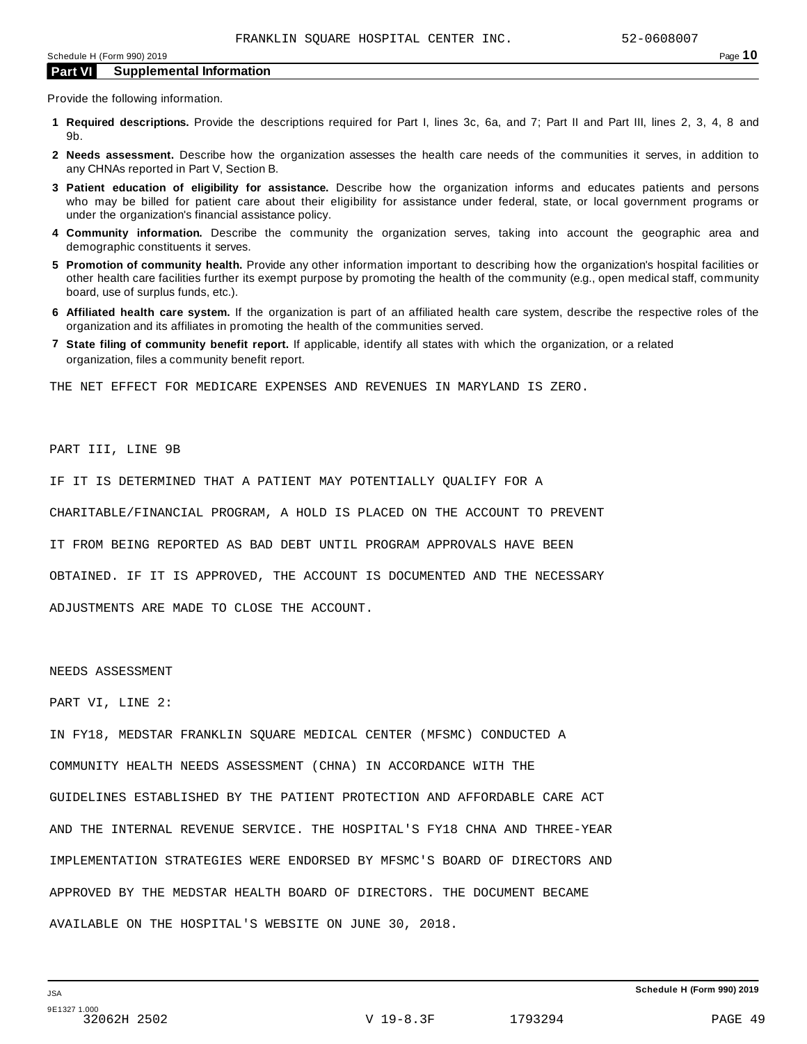## Part VI Supplemental Information

Provide the following information.

1. **Required descriptions.** Provide the descriptions required for Part I, lines 3c, 6a, and 7; Part II and Part III, lines 2, 3, 4, 8 and 9b.
2. **Needs assessment.** Describe how the organization assesses the health care needs of the communities it serves, in addition to any CHNAs reported in Part V, Section B.
3. **Patient education of eligibility for assistance.** Describe how the organization informs and educates patients and persons who may be billed for patient care about their eligibility for assistance under federal, state, or local government programs or under the organization's financial assistance policy.
4. **Community information.** Describe the community the organization serves, taking into account the geographic area and demographic constituents it serves.
5. **Promotion of community health.** Provide any other information important to describing how the organization's hospital facilities or other health care facilities further its exempt purpose by promoting the health of the community (e.g., open medical staff, community board, use of surplus funds, etc.).
6. **Affiliated health care system.** If the organization is part of an affiliated health care system, describe the respective roles of the organization and its affiliates in promoting the health of the communities served.
7. **State filing of community benefit report.** If applicable, identify all states with which the organization, or a related organization, files a community benefit report.

THE NET EFFECT FOR MEDICARE EXPENSES AND REVENUES IN MARYLAND IS ZERO.

PART III, LINE 9B

IF IT IS DETERMINED THAT A PATIENT MAY POTENTIALLY QUALIFY FOR A CHARITABLE/FINANCIAL PROGRAM, A HOLD IS PLACED ON THE ACCOUNT TO PREVENT IT FROM BEING REPORTED AS BAD DEBT UNTIL PROGRAM APPROVALS HAVE BEEN OBTAINED. IF IT IS APPROVED, THE ACCOUNT IS DOCUMENTED AND THE NECESSARY ADJUSTMENTS ARE MADE TO CLOSE THE ACCOUNT.

NEEDS ASSESSMENT

PART VI, LINE 2:

IN FY18, MEDSTAR FRANKLIN SQUARE MEDICAL CENTER (MFSMC) CONDUCTED A COMMUNITY HEALTH NEEDS ASSESSMENT (CHNA) IN ACCORDANCE WITH THE GUIDELINES ESTABLISHED BY THE PATIENT PROTECTION AND AFFORDABLE CARE ACT AND THE INTERNAL REVENUE SERVICE. THE HOSPITAL'S FY18 CHNA AND THREE-YEAR IMPLEMENTATION STRATEGIES WERE ENDORSED BY MFSMC'S BOARD OF DIRECTORS AND APPROVED BY THE MEDSTAR HEALTH BOARD OF DIRECTORS. THE DOCUMENT BECAME AVAILABLE ON THE HOSPITAL'S WEBSITE ON JUNE 30, 2018.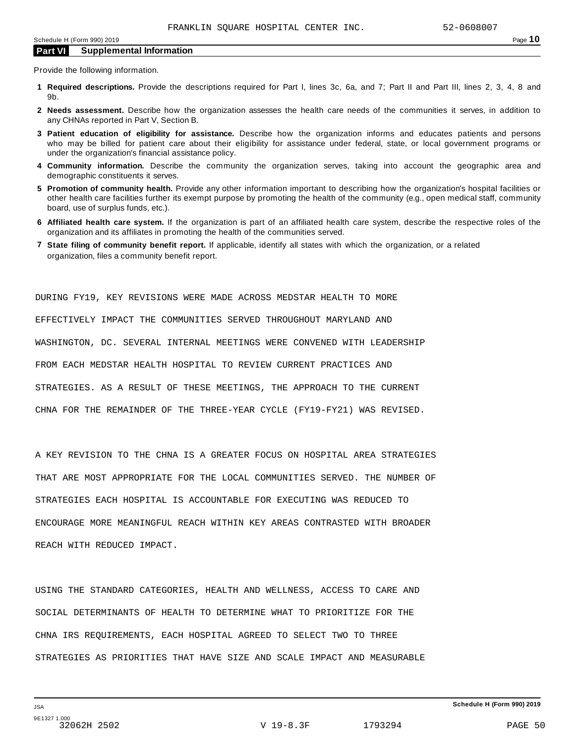FRANKLIN SQUARE HOSPITAL CENTER INC. 52-0608007

Schedule H (Form 990) 2019

## Part VI Supplemental Information

Provide the following information.

1. **Required descriptions.** Provide the descriptions required for Part I, lines 3c, 6a, and 7; Part II and Part III, lines 2, 3, 4, 8 and 9b.
2. **Needs assessment.** Describe how the organization assesses the health care needs of the communities it serves, in addition to any CHNAs reported in Part V, Section B.
3. **Patient education of eligibility for assistance.** Describe how the organization informs and educates patients and persons who may be billed for patient care about their eligibility for assistance under federal, state, or local government programs or under the organization's financial assistance policy.
4. **Community information.** Describe the community the organization serves, taking into account the geographic area and demographic constituents it serves.
5. **Promotion of community health.** Provide any other information important to describing how the organization's hospital facilities or other health care facilities further its exempt purpose by promoting the health of the community (e.g., open medical staff, community board, use of surplus funds, etc.).
6. **Affiliated health care system.** If the organization is part of an affiliated health care system, describe the respective roles of the organization and its affiliates in promoting the health of the communities served.
7. **State filing of community benefit report.** If applicable, identify all states with which the organization, or a related organization, files a community benefit report.

DURING FY19, KEY REVISIONS WERE MADE ACROSS MEDSTAR HEALTH TO MORE EFFECTIVELY IMPACT THE COMMUNITIES SERVED THROUGHOUT MARYLAND AND WASHINGTON, DC. SEVERAL INTERNAL MEETINGS WERE CONVENED WITH LEADERSHIP FROM EACH MEDSTAR HEALTH HOSPITAL TO REVIEW CURRENT PRACTICES AND STRATEGIES. AS A RESULT OF THESE MEETINGS, THE APPROACH TO THE CURRENT CHNA FOR THE REMAINDER OF THE THREE-YEAR CYCLE (FY19-FY21) WAS REVISED.

A KEY REVISION TO THE CHNA IS A GREATER FOCUS ON HOSPITAL AREA STRATEGIES THAT ARE MOST APPROPRIATE FOR THE LOCAL COMMUNITIES SERVED. THE NUMBER OF STRATEGIES EACH HOSPITAL IS ACCOUNTABLE FOR EXECUTING WAS REDUCED TO ENCOURAGE MORE MEANINGFUL REACH WITHIN KEY AREAS CONTRASTED WITH BROADER REACH WITH REDUCED IMPACT.

USING THE STANDARD CATEGORIES, HEALTH AND WELLNESS, ACCESS TO CARE AND SOCIAL DETERMINANTS OF HEALTH TO DETERMINE WHAT TO PRIORITIZE FOR THE CHNA IRS REQUIREMENTS, EACH HOSPITAL AGREED TO SELECT TWO TO THREE STRATEGIES AS PRIORITIES THAT HAVE SIZE AND SCALE IMPACT AND MEASURABLE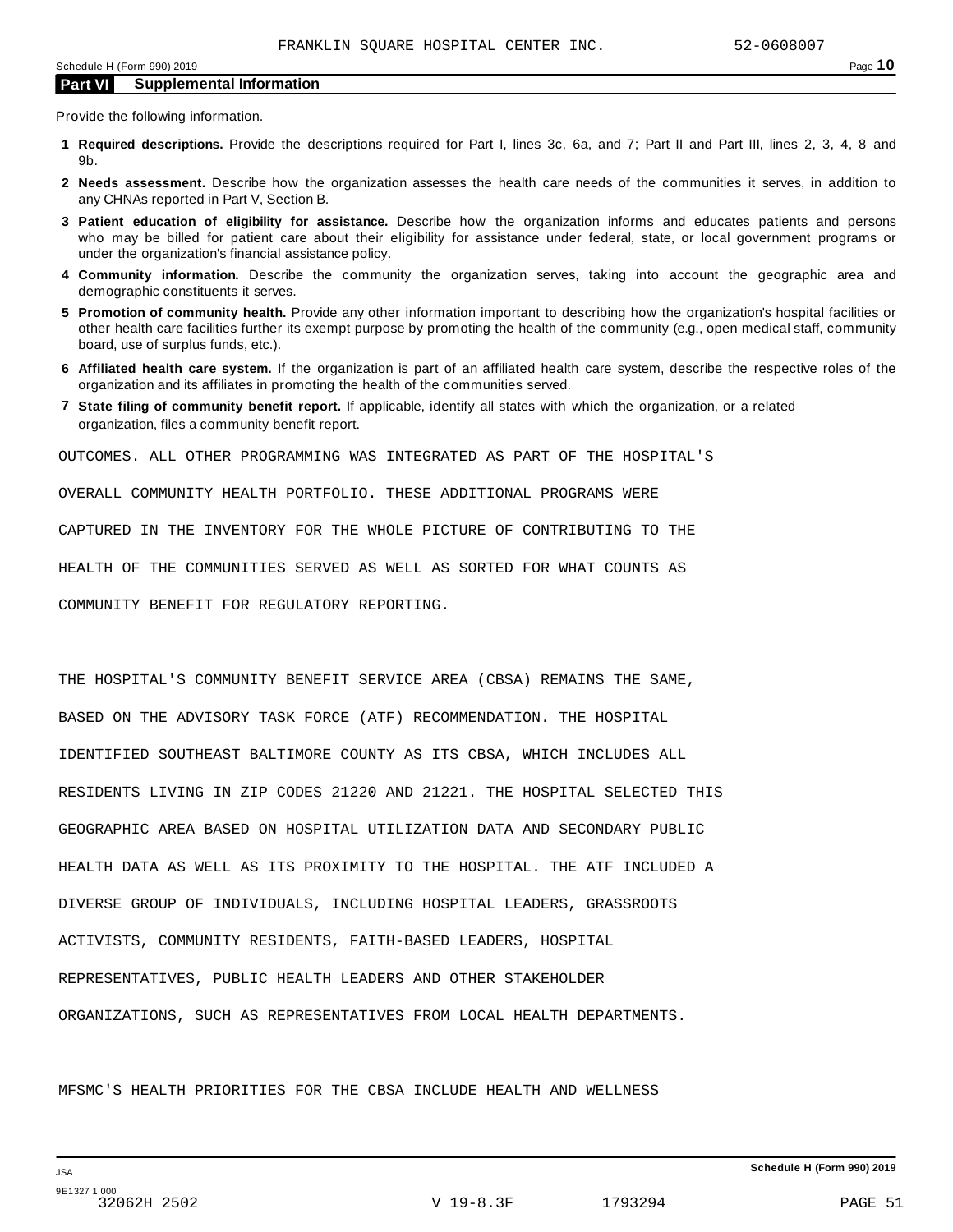## Part VI Supplemental Information

Provide the following information.

1. **Required descriptions.** Provide the descriptions required for Part I, lines 3c, 6a, and 7; Part II and Part III, lines 2, 3, 4, 8 and 9b.
2. **Needs assessment.** Describe how the organization assesses the health care needs of the communities it serves, in addition to any CHNAs reported in Part V, Section B.
3. **Patient education of eligibility for assistance.** Describe how the organization informs and educates patients and persons who may be billed for patient care about their eligibility for assistance under federal, state, or local government programs or under the organization's financial assistance policy.
4. **Community information.** Describe the community the organization serves, taking into account the geographic area and demographic constituents it serves.
5. **Promotion of community health.** Provide any other information important to describing how the organization's hospital facilities or other health care facilities further its exempt purpose by promoting the health of the community (e.g., open medical staff, community board, use of surplus funds, etc.).
6. **Affiliated health care system.** If the organization is part of an affiliated health care system, describe the respective roles of the organization and its affiliates in promoting the health of the communities served.
7. **State filing of community benefit report.** If applicable, identify all states with which the organization, or a related organization, files a community benefit report.

OUTCOMES. ALL OTHER PROGRAMMING WAS INTEGRATED AS PART OF THE HOSPITAL'S OVERALL COMMUNITY HEALTH PORTFOLIO. THESE ADDITIONAL PROGRAMS WERE CAPTURED IN THE INVENTORY FOR THE WHOLE PICTURE OF CONTRIBUTING TO THE HEALTH OF THE COMMUNITIES SERVED AS WELL AS SORTED FOR WHAT COUNTS AS COMMUNITY BENEFIT FOR REGULATORY REPORTING.

THE HOSPITAL'S COMMUNITY BENEFIT SERVICE AREA (CBSA) REMAINS THE SAME, BASED ON THE ADVISORY TASK FORCE (ATF) RECOMMENDATION. THE HOSPITAL IDENTIFIED SOUTHEAST BALTIMORE COUNTY AS ITS CBSA, WHICH INCLUDES ALL RESIDENTS LIVING IN ZIP CODES 21220 AND 21221. THE HOSPITAL SELECTED THIS GEOGRAPHIC AREA BASED ON HOSPITAL UTILIZATION DATA AND SECONDARY PUBLIC HEALTH DATA AS WELL AS ITS PROXIMITY TO THE HOSPITAL. THE ATF INCLUDED A DIVERSE GROUP OF INDIVIDUALS, INCLUDING HOSPITAL LEADERS, GRASSROOTS ACTIVISTS, COMMUNITY RESIDENTS, FAITH-BASED LEADERS, HOSPITAL REPRESENTATIVES, PUBLIC HEALTH LEADERS AND OTHER STAKEHOLDER ORGANIZATIONS, SUCH AS REPRESENTATIVES FROM LOCAL HEALTH DEPARTMENTS.

MFSMC'S HEALTH PRIORITIES FOR THE CBSA INCLUDE HEALTH AND WELLNESS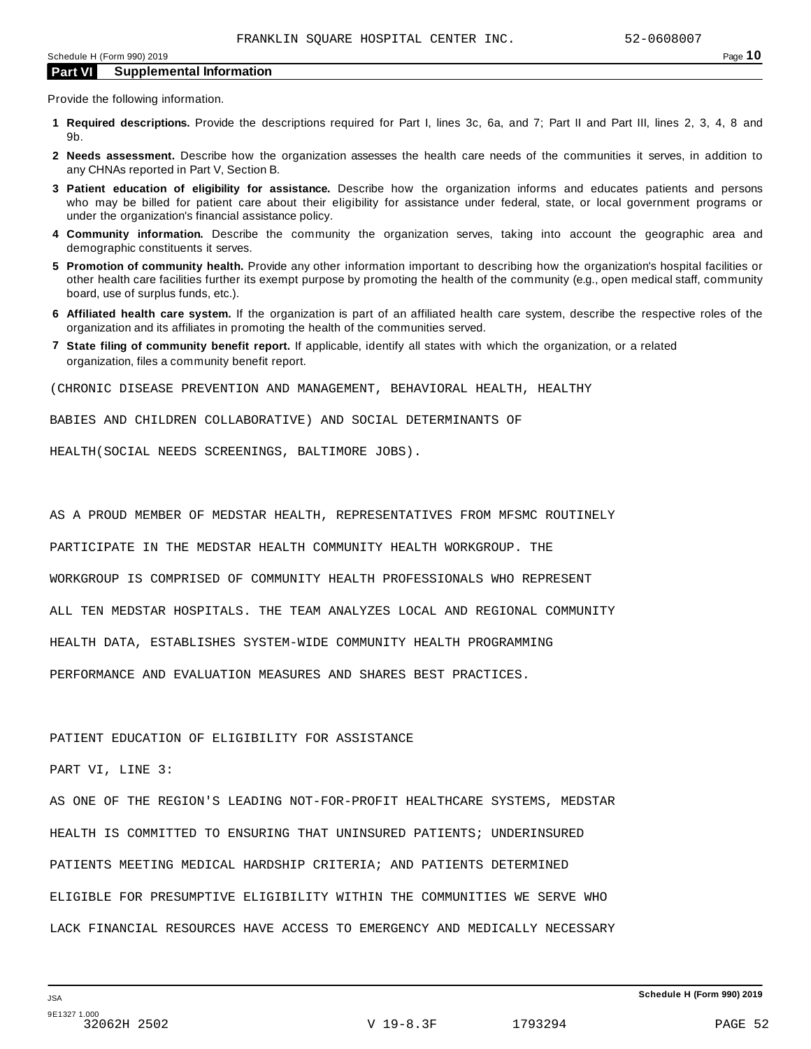## Part VI Supplemental Information

Provide the following information.

1. **Required descriptions.** Provide the descriptions required for Part I, lines 3c, 6a, and 7; Part II and Part III, lines 2, 3, 4, 8 and 9b.
2. **Needs assessment.** Describe how the organization assesses the health care needs of the communities it serves, in addition to any CHNAs reported in Part V, Section B.
3. **Patient education of eligibility for assistance.** Describe how the organization informs and educates patients and persons who may be billed for patient care about their eligibility for assistance under federal, state, or local government programs or under the organization's financial assistance policy.
4. **Community information.** Describe the community the organization serves, taking into account the geographic area and demographic constituents it serves.
5. **Promotion of community health.** Provide any other information important to describing how the organization's hospital facilities or other health care facilities further its exempt purpose by promoting the health of the community (e.g., open medical staff, community board, use of surplus funds, etc.).
6. **Affiliated health care system.** If the organization is part of an affiliated health care system, describe the respective roles of the organization and its affiliates in promoting the health of the communities served.
7. **State filing of community benefit report.** If applicable, identify all states with which the organization, or a related organization, files a community benefit report.

(CHRONIC DISEASE PREVENTION AND MANAGEMENT, BEHAVIORAL HEALTH, HEALTHY BABIES AND CHILDREN COLLABORATIVE) AND SOCIAL DETERMINANTS OF HEALTH(SOCIAL NEEDS SCREENINGS, BALTIMORE JOBS).

AS A PROUD MEMBER OF MEDSTAR HEALTH, REPRESENTATIVES FROM MFSMC ROUTINELY PARTICIPATE IN THE MEDSTAR HEALTH COMMUNITY HEALTH WORKGROUP. THE WORKGROUP IS COMPRISED OF COMMUNITY HEALTH PROFESSIONALS WHO REPRESENT ALL TEN MEDSTAR HOSPITALS. THE TEAM ANALYZES LOCAL AND REGIONAL COMMUNITY HEALTH DATA, ESTABLISHES SYSTEM-WIDE COMMUNITY HEALTH PROGRAMMING PERFORMANCE AND EVALUATION MEASURES AND SHARES BEST PRACTICES.

PATIENT EDUCATION OF ELIGIBILITY FOR ASSISTANCE

PART VI, LINE 3:

AS ONE OF THE REGION'S LEADING NOT-FOR-PROFIT HEALTHCARE SYSTEMS, MEDSTAR HEALTH IS COMMITTED TO ENSURING THAT UNINSURED PATIENTS; UNDERINSURED PATIENTS MEETING MEDICAL HARDSHIP CRITERIA; AND PATIENTS DETERMINED ELIGIBLE FOR PRESUMPTIVE ELIGIBILITY WITHIN THE COMMUNITIES WE SERVE WHO LACK FINANCIAL RESOURCES HAVE ACCESS TO EMERGENCY AND MEDICALLY NECESSARY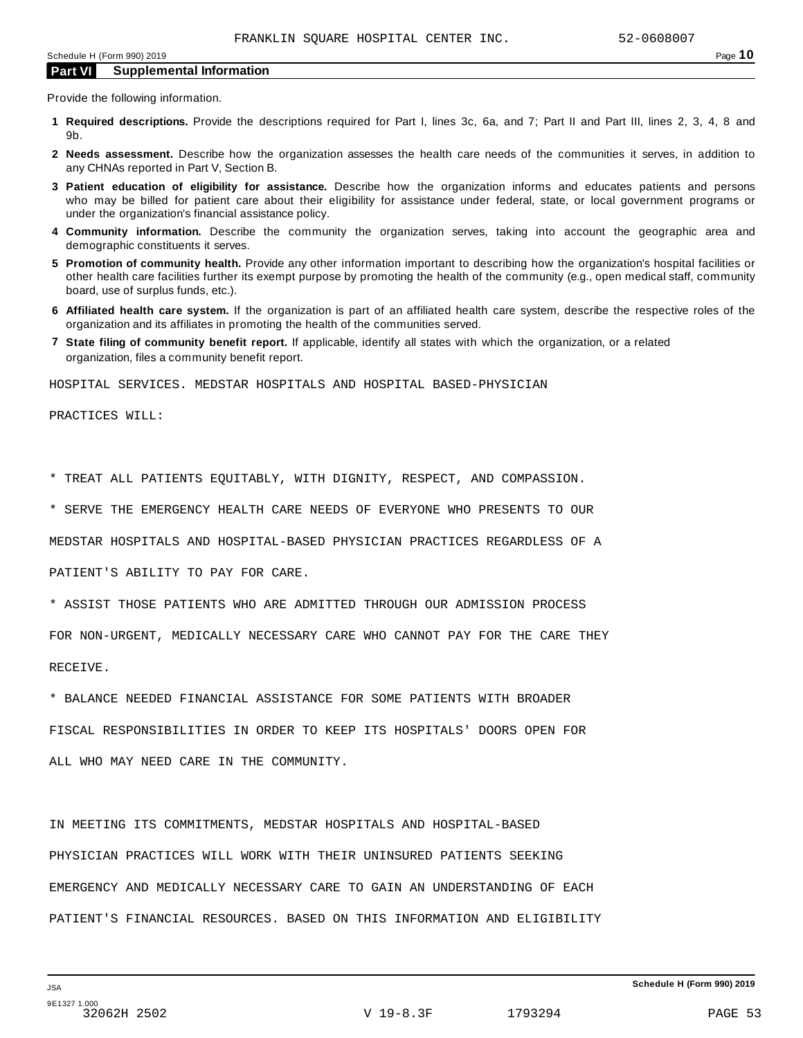## Part VI Supplemental Information

Provide the following information.

1. **Required descriptions.** Provide the descriptions required for Part I, lines 3c, 6a, and 7; Part II and Part III, lines 2, 3, 4, 8 and 9b.
2. **Needs assessment.** Describe how the organization assesses the health care needs of the communities it serves, in addition to any CHNAs reported in Part V, Section B.
3. **Patient education of eligibility for assistance.** Describe how the organization informs and educates patients and persons who may be billed for patient care about their eligibility for assistance under federal, state, or local government programs or under the organization's financial assistance policy.
4. **Community information.** Describe the community the organization serves, taking into account the geographic area and demographic constituents it serves.
5. **Promotion of community health.** Provide any other information important to describing how the organization's hospital facilities or other health care facilities further its exempt purpose by promoting the health of the community (e.g., open medical staff, community board, use of surplus funds, etc.).
6. **Affiliated health care system.** If the organization is part of an affiliated health care system, describe the respective roles of the organization and its affiliates in promoting the health of the communities served.
7. **State filing of community benefit report.** If applicable, identify all states with which the organization, or a related organization, files a community benefit report.

HOSPITAL SERVICES. MEDSTAR HOSPITALS AND HOSPITAL BASED-PHYSICIAN PRACTICES WILL:

* TREAT ALL PATIENTS EQUITABLY, WITH DIGNITY, RESPECT, AND COMPASSION.
* SERVE THE EMERGENCY HEALTH CARE NEEDS OF EVERYONE WHO PRESENTS TO OUR MEDSTAR HOSPITALS AND HOSPITAL-BASED PHYSICIAN PRACTICES REGARDLESS OF A PATIENT'S ABILITY TO PAY FOR CARE.
* ASSIST THOSE PATIENTS WHO ARE ADMITTED THROUGH OUR ADMISSION PROCESS FOR NON-URGENT, MEDICALLY NECESSARY CARE WHO CANNOT PAY FOR THE CARE THEY RECEIVE.
* BALANCE NEEDED FINANCIAL ASSISTANCE FOR SOME PATIENTS WITH BROADER FISCAL RESPONSIBILITIES IN ORDER TO KEEP ITS HOSPITALS' DOORS OPEN FOR ALL WHO MAY NEED CARE IN THE COMMUNITY.

IN MEETING ITS COMMITMENTS, MEDSTAR HOSPITALS AND HOSPITAL-BASED PHYSICIAN PRACTICES WILL WORK WITH THEIR UNINSURED PATIENTS SEEKING EMERGENCY AND MEDICALLY NECESSARY CARE TO GAIN AN UNDERSTANDING OF EACH PATIENT'S FINANCIAL RESOURCES. BASED ON THIS INFORMATION AND ELIGIBILITY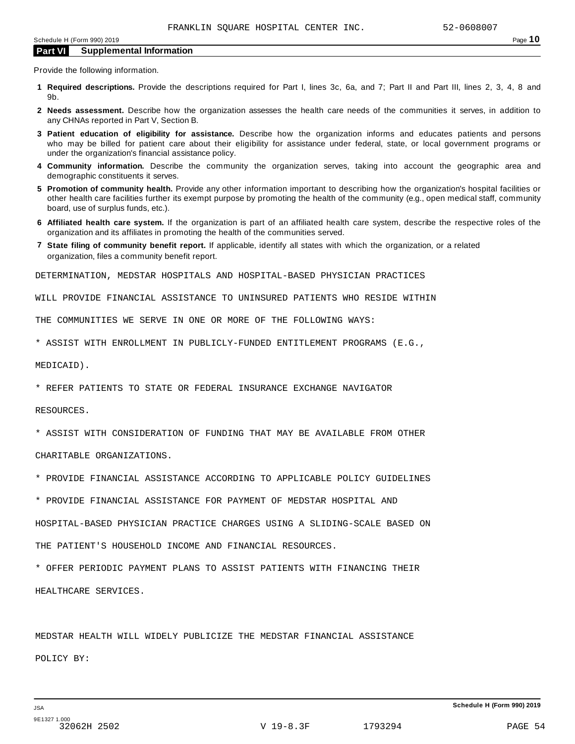FRANKLIN SQUARE HOSPITAL CENTER INC. 52-0608007

## Part VI Supplemental Information

Provide the following information.

1. **Required descriptions.** Provide the descriptions required for Part I, lines 3c, 6a, and 7; Part II and Part III, lines 2, 3, 4, 8 and 9b.
2. **Needs assessment.** Describe how the organization assesses the health care needs of the communities it serves, in addition to any CHNAs reported in Part V, Section B.
3. **Patient education of eligibility for assistance.** Describe how the organization informs and educates patients and persons who may be billed for patient care about their eligibility for assistance under federal, state, or local government programs or under the organization's financial assistance policy.
4. **Community information.** Describe the community the organization serves, taking into account the geographic area and demographic constituents it serves.
5. **Promotion of community health.** Provide any other information important to describing how the organization's hospital facilities or other health care facilities further its exempt purpose by promoting the health of the community (e.g., open medical staff, community board, use of surplus funds, etc.).
6. **Affiliated health care system.** If the organization is part of an affiliated health care system, describe the respective roles of the organization and its affiliates in promoting the health of the communities served.
7. **State filing of community benefit report.** If applicable, identify all states with which the organization, or a related organization, files a community benefit report.

DETERMINATION, MEDSTAR HOSPITALS AND HOSPITAL-BASED PHYSICIAN PRACTICES WILL PROVIDE FINANCIAL ASSISTANCE TO UNINSURED PATIENTS WHO RESIDE WITHIN THE COMMUNITIES WE SERVE IN ONE OR MORE OF THE FOLLOWING WAYS:

* ASSIST WITH ENROLLMENT IN PUBLICLY-FUNDED ENTITLEMENT PROGRAMS (E.G., MEDICAID).
* REFER PATIENTS TO STATE OR FEDERAL INSURANCE EXCHANGE NAVIGATOR RESOURCES.
* ASSIST WITH CONSIDERATION OF FUNDING THAT MAY BE AVAILABLE FROM OTHER CHARITABLE ORGANIZATIONS.
* PROVIDE FINANCIAL ASSISTANCE ACCORDING TO APPLICABLE POLICY GUIDELINES
* PROVIDE FINANCIAL ASSISTANCE FOR PAYMENT OF MEDSTAR HOSPITAL AND HOSPITAL-BASED PHYSICIAN PRACTICE CHARGES USING A SLIDING-SCALE BASED ON THE PATIENT'S HOUSEHOLD INCOME AND FINANCIAL RESOURCES.
* OFFER PERIODIC PAYMENT PLANS TO ASSIST PATIENTS WITH FINANCING THEIR HEALTHCARE SERVICES.

MEDSTAR HEALTH WILL WIDELY PUBLICIZE THE MEDSTAR FINANCIAL ASSISTANCE POLICY BY: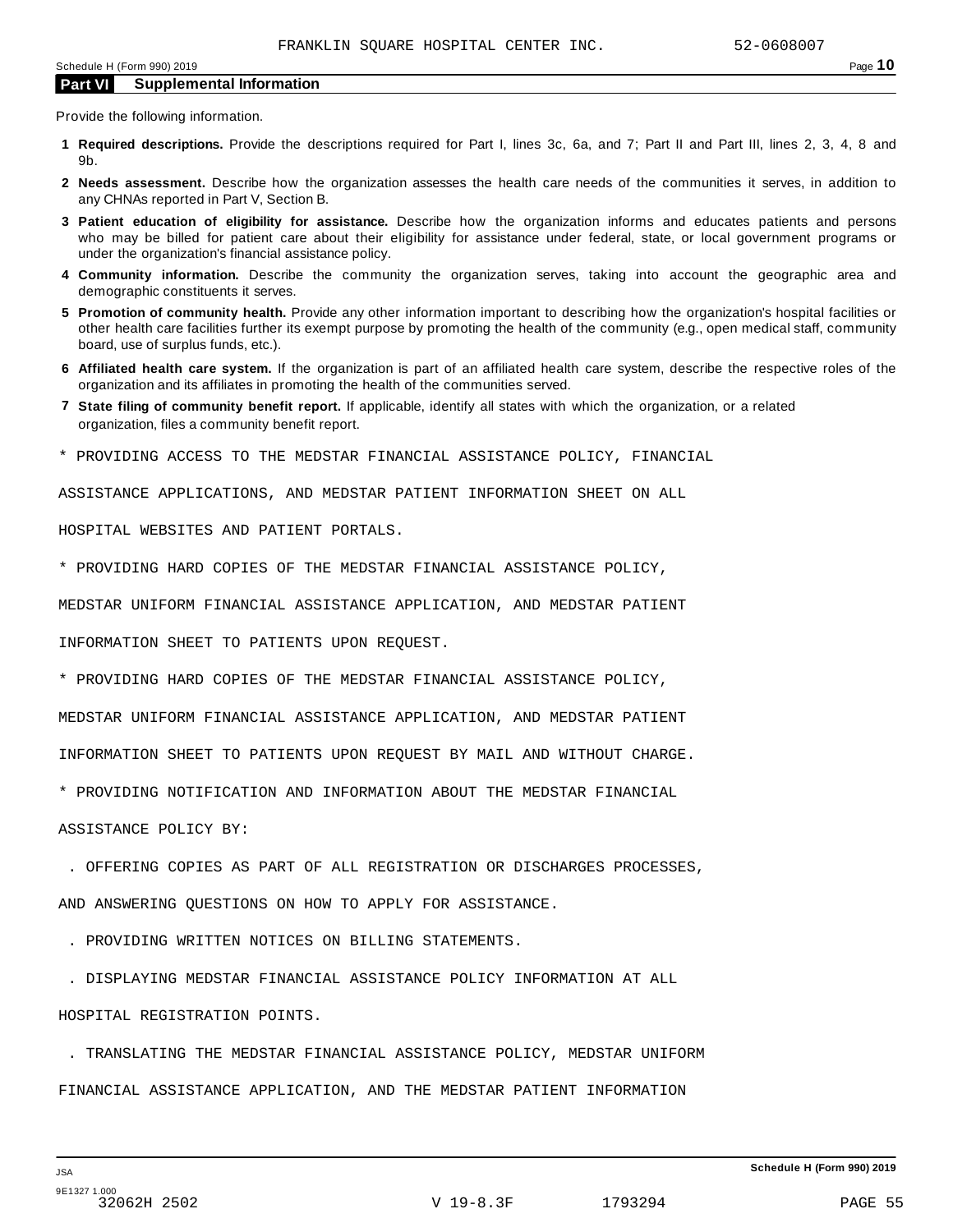FRANKLIN SQUARE HOSPITAL CENTER INC. 52-0608007

## Part VI Supplemental Information

Provide the following information.

1. **Required descriptions.** Provide the descriptions required for Part I, lines 3c, 6a, and 7; Part II and Part III, lines 2, 3, 4, 8 and 9b.
2. **Needs assessment.** Describe how the organization assesses the health care needs of the communities it serves, in addition to any CHNAs reported in Part V, Section B.
3. **Patient education of eligibility for assistance.** Describe how the organization informs and educates patients and persons who may be billed for patient care about their eligibility for assistance under federal, state, or local government programs or under the organization's financial assistance policy.
4. **Community information.** Describe the community the organization serves, taking into account the geographic area and demographic constituents it serves.
5. **Promotion of community health.** Provide any other information important to describing how the organization's hospital facilities or other health care facilities further its exempt purpose by promoting the health of the community (e.g., open medical staff, community board, use of surplus funds, etc.).
6. **Affiliated health care system.** If the organization is part of an affiliated health care system, describe the respective roles of the organization and its affiliates in promoting the health of the communities served.
7. **State filing of community benefit report.** If applicable, identify all states with which the organization, or a related organization, files a community benefit report.

* PROVIDING ACCESS TO THE MEDSTAR FINANCIAL ASSISTANCE POLICY, FINANCIAL ASSISTANCE APPLICATIONS, AND MEDSTAR PATIENT INFORMATION SHEET ON ALL HOSPITAL WEBSITES AND PATIENT PORTALS.

* PROVIDING HARD COPIES OF THE MEDSTAR FINANCIAL ASSISTANCE POLICY, MEDSTAR UNIFORM FINANCIAL ASSISTANCE APPLICATION, AND MEDSTAR PATIENT INFORMATION SHEET TO PATIENTS UPON REQUEST.

* PROVIDING HARD COPIES OF THE MEDSTAR FINANCIAL ASSISTANCE POLICY, MEDSTAR UNIFORM FINANCIAL ASSISTANCE APPLICATION, AND MEDSTAR PATIENT INFORMATION SHEET TO PATIENTS UPON REQUEST BY MAIL AND WITHOUT CHARGE.

* PROVIDING NOTIFICATION AND INFORMATION ABOUT THE MEDSTAR FINANCIAL ASSISTANCE POLICY BY:

. OFFERING COPIES AS PART OF ALL REGISTRATION OR DISCHARGES PROCESSES, AND ANSWERING QUESTIONS ON HOW TO APPLY FOR ASSISTANCE.

. PROVIDING WRITTEN NOTICES ON BILLING STATEMENTS.

. DISPLAYING MEDSTAR FINANCIAL ASSISTANCE POLICY INFORMATION AT ALL HOSPITAL REGISTRATION POINTS.

. TRANSLATING THE MEDSTAR FINANCIAL ASSISTANCE POLICY, MEDSTAR UNIFORM FINANCIAL ASSISTANCE APPLICATION, AND THE MEDSTAR PATIENT INFORMATION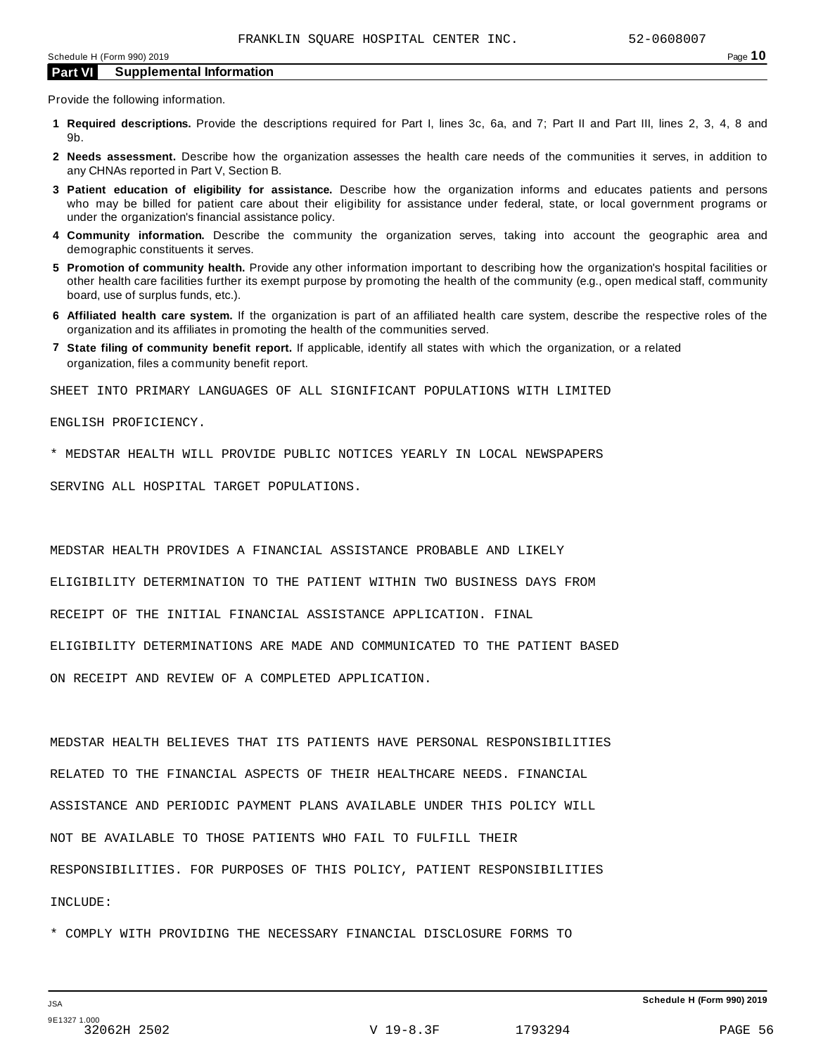FRANKLIN SQUARE HOSPITAL CENTER INC. 52-0608007

Schedule H (Form 990) 2019

## Part VI Supplemental Information

Provide the following information.

1. **Required descriptions.** Provide the descriptions required for Part I, lines 3c, 6a, and 7; Part II and Part III, lines 2, 3, 4, 8 and 9b.
2. **Needs assessment.** Describe how the organization assesses the health care needs of the communities it serves, in addition to any CHNAs reported in Part V, Section B.
3. **Patient education of eligibility for assistance.** Describe how the organization informs and educates patients and persons who may be billed for patient care about their eligibility for assistance under federal, state, or local government programs or under the organization's financial assistance policy.
4. **Community information.** Describe the community the organization serves, taking into account the geographic area and demographic constituents it serves.
5. **Promotion of community health.** Provide any other information important to describing how the organization's hospital facilities or other health care facilities further its exempt purpose by promoting the health of the community (e.g., open medical staff, community board, use of surplus funds, etc.).
6. **Affiliated health care system.** If the organization is part of an affiliated health care system, describe the respective roles of the organization and its affiliates in promoting the health of the communities served.
7. **State filing of community benefit report.** If applicable, identify all states with which the organization, or a related organization, files a community benefit report.

SHEET INTO PRIMARY LANGUAGES OF ALL SIGNIFICANT POPULATIONS WITH LIMITED ENGLISH PROFICIENCY.

* MEDSTAR HEALTH WILL PROVIDE PUBLIC NOTICES YEARLY IN LOCAL NEWSPAPERS SERVING ALL HOSPITAL TARGET POPULATIONS.

MEDSTAR HEALTH PROVIDES A FINANCIAL ASSISTANCE PROBABLE AND LIKELY ELIGIBILITY DETERMINATION TO THE PATIENT WITHIN TWO BUSINESS DAYS FROM RECEIPT OF THE INITIAL FINANCIAL ASSISTANCE APPLICATION. FINAL ELIGIBILITY DETERMINATIONS ARE MADE AND COMMUNICATED TO THE PATIENT BASED ON RECEIPT AND REVIEW OF A COMPLETED APPLICATION.

MEDSTAR HEALTH BELIEVES THAT ITS PATIENTS HAVE PERSONAL RESPONSIBILITIES RELATED TO THE FINANCIAL ASPECTS OF THEIR HEALTHCARE NEEDS. FINANCIAL ASSISTANCE AND PERIODIC PAYMENT PLANS AVAILABLE UNDER THIS POLICY WILL NOT BE AVAILABLE TO THOSE PATIENTS WHO FAIL TO FULFILL THEIR RESPONSIBILITIES. FOR PURPOSES OF THIS POLICY, PATIENT RESPONSIBILITIES INCLUDE:

* COMPLY WITH PROVIDING THE NECESSARY FINANCIAL DISCLOSURE FORMS TO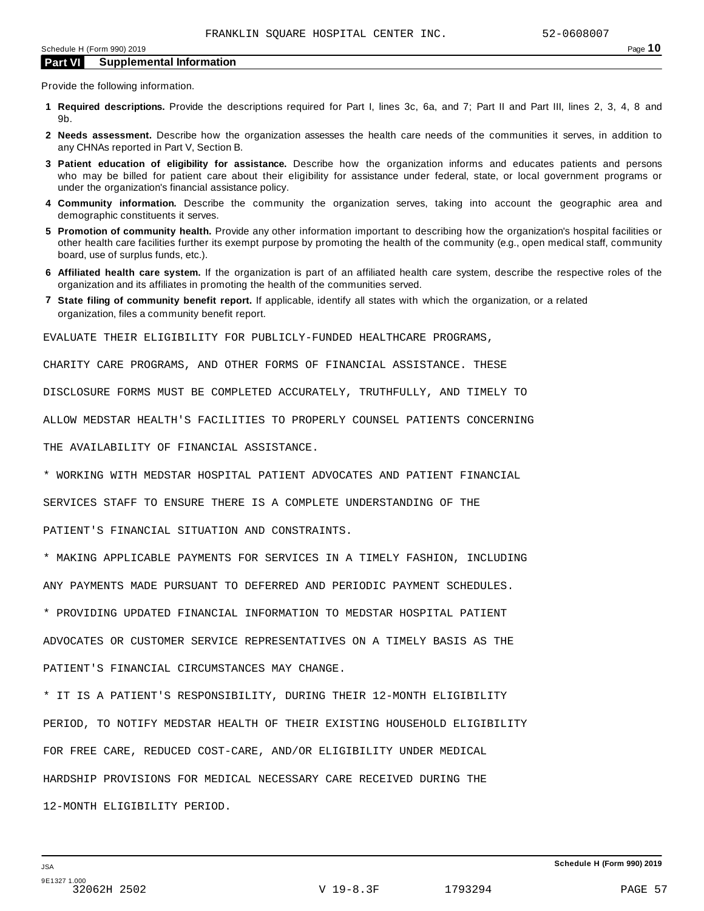## Part VI Supplemental Information

Provide the following information.

1. **Required descriptions.** Provide the descriptions required for Part I, lines 3c, 6a, and 7; Part II and Part III, lines 2, 3, 4, 8 and 9b.
2. **Needs assessment.** Describe how the organization assesses the health care needs of the communities it serves, in addition to any CHNAs reported in Part V, Section B.
3. **Patient education of eligibility for assistance.** Describe how the organization informs and educates patients and persons who may be billed for patient care about their eligibility for assistance under federal, state, or local government programs or under the organization's financial assistance policy.
4. **Community information.** Describe the community the organization serves, taking into account the geographic area and demographic constituents it serves.
5. **Promotion of community health.** Provide any other information important to describing how the organization's hospital facilities or other health care facilities further its exempt purpose by promoting the health of the community (e.g., open medical staff, community board, use of surplus funds, etc.).
6. **Affiliated health care system.** If the organization is part of an affiliated health care system, describe the respective roles of the organization and its affiliates in promoting the health of the communities served.
7. **State filing of community benefit report.** If applicable, identify all states with which the organization, or a related organization, files a community benefit report.

EVALUATE THEIR ELIGIBILITY FOR PUBLICLY-FUNDED HEALTHCARE PROGRAMS, CHARITY CARE PROGRAMS, AND OTHER FORMS OF FINANCIAL ASSISTANCE. THESE DISCLOSURE FORMS MUST BE COMPLETED ACCURATELY, TRUTHFULLY, AND TIMELY TO ALLOW MEDSTAR HEALTH'S FACILITIES TO PROPERLY COUNSEL PATIENTS CONCERNING THE AVAILABILITY OF FINANCIAL ASSISTANCE.

* WORKING WITH MEDSTAR HOSPITAL PATIENT ADVOCATES AND PATIENT FINANCIAL SERVICES STAFF TO ENSURE THERE IS A COMPLETE UNDERSTANDING OF THE PATIENT'S FINANCIAL SITUATION AND CONSTRAINTS.
* MAKING APPLICABLE PAYMENTS FOR SERVICES IN A TIMELY FASHION, INCLUDING ANY PAYMENTS MADE PURSUANT TO DEFERRED AND PERIODIC PAYMENT SCHEDULES.
* PROVIDING UPDATED FINANCIAL INFORMATION TO MEDSTAR HOSPITAL PATIENT ADVOCATES OR CUSTOMER SERVICE REPRESENTATIVES ON A TIMELY BASIS AS THE PATIENT'S FINANCIAL CIRCUMSTANCES MAY CHANGE.
* IT IS A PATIENT'S RESPONSIBILITY, DURING THEIR 12-MONTH ELIGIBILITY PERIOD, TO NOTIFY MEDSTAR HEALTH OF THEIR EXISTING HOUSEHOLD ELIGIBILITY FOR FREE CARE, REDUCED COST-CARE, AND/OR ELIGIBILITY UNDER MEDICAL HARDSHIP PROVISIONS FOR MEDICAL NECESSARY CARE RECEIVED DURING THE 12-MONTH ELIGIBILITY PERIOD.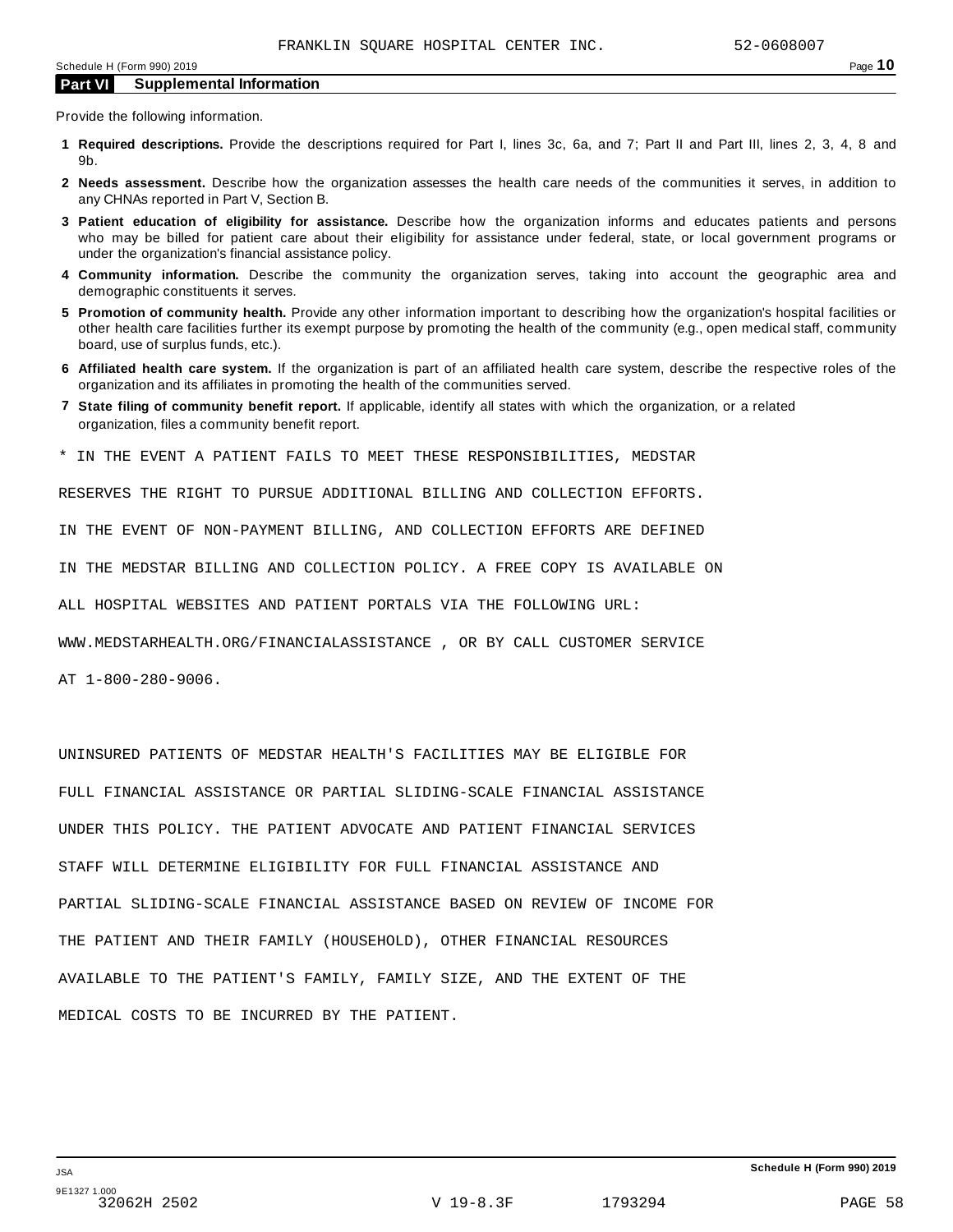## Part VI Supplemental Information

Provide the following information.

**1 Required descriptions.** Provide the descriptions required for Part I, lines 3c, 6a, and 7; Part II and Part III, lines 2, 3, 4, 8 and 9b.

**2 Needs assessment.** Describe how the organization assesses the health care needs of the communities it serves, in addition to any CHNAs reported in Part V, Section B.

**3 Patient education of eligibility for assistance.** Describe how the organization informs and educates patients and persons who may be billed for patient care about their eligibility for assistance under federal, state, or local government programs or under the organization's financial assistance policy.

**4 Community information.** Describe the community the organization serves, taking into account the geographic area and demographic constituents it serves.

**5 Promotion of community health.** Provide any other information important to describing how the organization's hospital facilities or other health care facilities further its exempt purpose by promoting the health of the community (e.g., open medical staff, community board, use of surplus funds, etc.).

**6 Affiliated health care system.** If the organization is part of an affiliated health care system, describe the respective roles of the organization and its affiliates in promoting the health of the communities served.

**7 State filing of community benefit report.** If applicable, identify all states with which the organization, or a related organization, files a community benefit report.

* IN THE EVENT A PATIENT FAILS TO MEET THESE RESPONSIBILITIES, MEDSTAR RESERVES THE RIGHT TO PURSUE ADDITIONAL BILLING AND COLLECTION EFFORTS. IN THE EVENT OF NON-PAYMENT BILLING, AND COLLECTION EFFORTS ARE DEFINED IN THE MEDSTAR BILLING AND COLLECTION POLICY. A FREE COPY IS AVAILABLE ON ALL HOSPITAL WEBSITES AND PATIENT PORTALS VIA THE FOLLOWING URL: WWW.MEDSTARHEALTH.ORG/FINANCIALASSISTANCE , OR BY CALL CUSTOMER SERVICE AT 1-800-280-9006.

UNINSURED PATIENTS OF MEDSTAR HEALTH'S FACILITIES MAY BE ELIGIBLE FOR FULL FINANCIAL ASSISTANCE OR PARTIAL SLIDING-SCALE FINANCIAL ASSISTANCE UNDER THIS POLICY. THE PATIENT ADVOCATE AND PATIENT FINANCIAL SERVICES STAFF WILL DETERMINE ELIGIBILITY FOR FULL FINANCIAL ASSISTANCE AND PARTIAL SLIDING-SCALE FINANCIAL ASSISTANCE BASED ON REVIEW OF INCOME FOR THE PATIENT AND THEIR FAMILY (HOUSEHOLD), OTHER FINANCIAL RESOURCES AVAILABLE TO THE PATIENT'S FAMILY, FAMILY SIZE, AND THE EXTENT OF THE MEDICAL COSTS TO BE INCURRED BY THE PATIENT.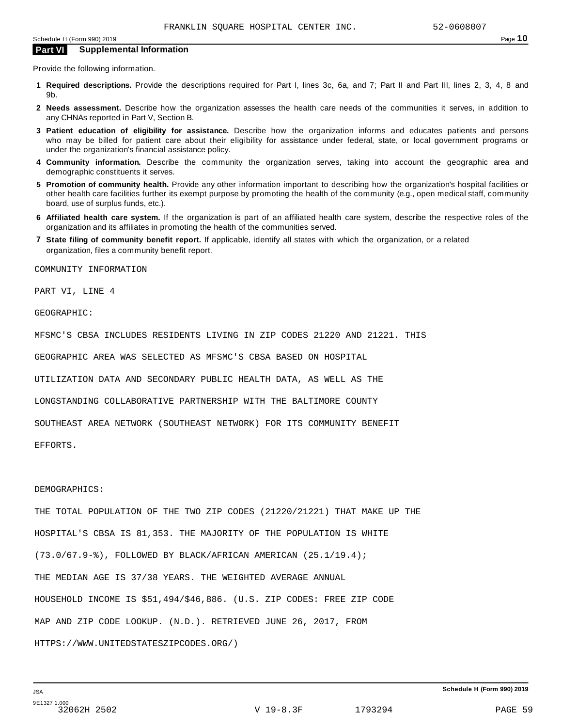## Part VI Supplemental Information

Provide the following information.

1. **Required descriptions.** Provide the descriptions required for Part I, lines 3c, 6a, and 7; Part II and Part III, lines 2, 3, 4, 8 and 9b.
2. **Needs assessment.** Describe how the organization assesses the health care needs of the communities it serves, in addition to any CHNAs reported in Part V, Section B.
3. **Patient education of eligibility for assistance.** Describe how the organization informs and educates patients and persons who may be billed for patient care about their eligibility for assistance under federal, state, or local government programs or under the organization's financial assistance policy.
4. **Community information.** Describe the community the organization serves, taking into account the geographic area and demographic constituents it serves.
5. **Promotion of community health.** Provide any other information important to describing how the organization's hospital facilities or other health care facilities further its exempt purpose by promoting the health of the community (e.g., open medical staff, community board, use of surplus funds, etc.).
6. **Affiliated health care system.** If the organization is part of an affiliated health care system, describe the respective roles of the organization and its affiliates in promoting the health of the communities served.
7. **State filing of community benefit report.** If applicable, identify all states with which the organization, or a related organization, files a community benefit report.

COMMUNITY INFORMATION

PART VI, LINE 4

GEOGRAPHIC:

MFSMC'S CBSA INCLUDES RESIDENTS LIVING IN ZIP CODES 21220 AND 21221. THIS GEOGRAPHIC AREA WAS SELECTED AS MFSMC'S CBSA BASED ON HOSPITAL UTILIZATION DATA AND SECONDARY PUBLIC HEALTH DATA, AS WELL AS THE LONGSTANDING COLLABORATIVE PARTNERSHIP WITH THE BALTIMORE COUNTY SOUTHEAST AREA NETWORK (SOUTHEAST NETWORK) FOR ITS COMMUNITY BENEFIT EFFORTS.

DEMOGRAPHICS:

THE TOTAL POPULATION OF THE TWO ZIP CODES (21220/21221) THAT MAKE UP THE HOSPITAL'S CBSA IS 81,353. THE MAJORITY OF THE POPULATION IS WHITE (73.0/67.9-%), FOLLOWED BY BLACK/AFRICAN AMERICAN (25.1/19.4); THE MEDIAN AGE IS 37/38 YEARS. THE WEIGHTED AVERAGE ANNUAL HOUSEHOLD INCOME IS $51,494/$46,886. (U.S. ZIP CODES: FREE ZIP CODE MAP AND ZIP CODE LOOKUP. (N.D.). RETRIEVED JUNE 26, 2017, FROM HTTPS://WWW.UNITEDSTATESZIPCODES.ORG/)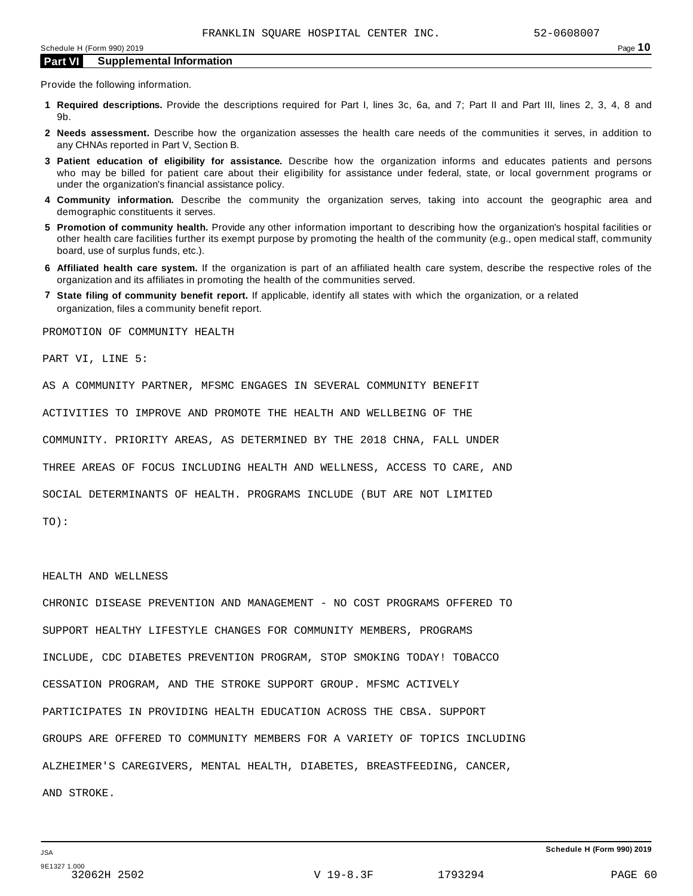## Part VI Supplemental Information

Provide the following information.

**1 Required descriptions.** Provide the descriptions required for Part I, lines 3c, 6a, and 7; Part II and Part III, lines 2, 3, 4, 8 and 9b.

**2 Needs assessment.** Describe how the organization assesses the health care needs of the communities it serves, in addition to any CHNAs reported in Part V, Section B.

**3 Patient education of eligibility for assistance.** Describe how the organization informs and educates patients and persons who may be billed for patient care about their eligibility for assistance under federal, state, or local government programs or under the organization's financial assistance policy.

**4 Community information.** Describe the community the organization serves, taking into account the geographic area and demographic constituents it serves.

**5 Promotion of community health.** Provide any other information important to describing how the organization's hospital facilities or other health care facilities further its exempt purpose by promoting the health of the community (e.g., open medical staff, community board, use of surplus funds, etc.).

**6 Affiliated health care system.** If the organization is part of an affiliated health care system, describe the respective roles of the organization and its affiliates in promoting the health of the communities served.

**7 State filing of community benefit report.** If applicable, identify all states with which the organization, or a related organization, files a community benefit report.

PROMOTION OF COMMUNITY HEALTH

PART VI, LINE 5:

AS A COMMUNITY PARTNER, MFSMC ENGAGES IN SEVERAL COMMUNITY BENEFIT ACTIVITIES TO IMPROVE AND PROMOTE THE HEALTH AND WELLBEING OF THE COMMUNITY. PRIORITY AREAS, AS DETERMINED BY THE 2018 CHNA, FALL UNDER THREE AREAS OF FOCUS INCLUDING HEALTH AND WELLNESS, ACCESS TO CARE, AND SOCIAL DETERMINANTS OF HEALTH. PROGRAMS INCLUDE (BUT ARE NOT LIMITED TO):

HEALTH AND WELLNESS

CHRONIC DISEASE PREVENTION AND MANAGEMENT - NO COST PROGRAMS OFFERED TO SUPPORT HEALTHY LIFESTYLE CHANGES FOR COMMUNITY MEMBERS, PROGRAMS INCLUDE, CDC DIABETES PREVENTION PROGRAM, STOP SMOKING TODAY! TOBACCO CESSATION PROGRAM, AND THE STROKE SUPPORT GROUP. MFSMC ACTIVELY PARTICIPATES IN PROVIDING HEALTH EDUCATION ACROSS THE CBSA. SUPPORT GROUPS ARE OFFERED TO COMMUNITY MEMBERS FOR A VARIETY OF TOPICS INCLUDING ALZHEIMER'S CAREGIVERS, MENTAL HEALTH, DIABETES, BREASTFEEDING, CANCER, AND STROKE.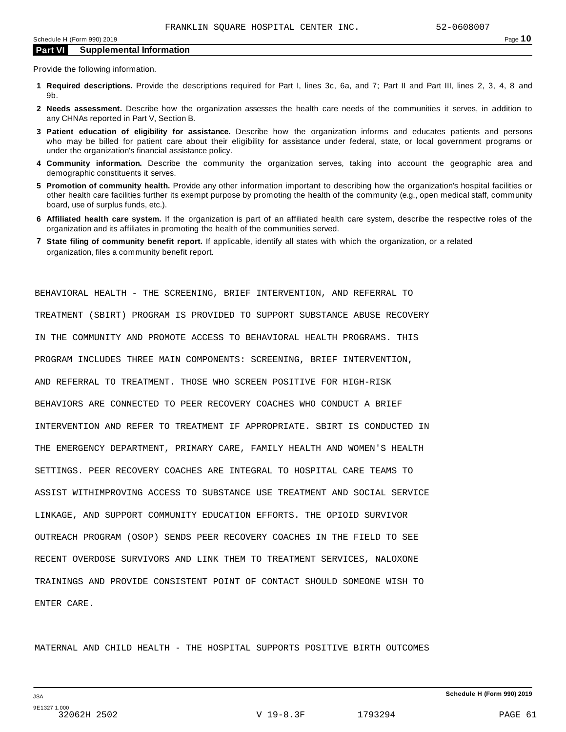## Part VI Supplemental Information

Provide the following information.

1. **Required descriptions.** Provide the descriptions required for Part I, lines 3c, 6a, and 7; Part II and Part III, lines 2, 3, 4, 8 and 9b.
2. **Needs assessment.** Describe how the organization assesses the health care needs of the communities it serves, in addition to any CHNAs reported in Part V, Section B.
3. **Patient education of eligibility for assistance.** Describe how the organization informs and educates patients and persons who may be billed for patient care about their eligibility for assistance under federal, state, or local government programs or under the organization's financial assistance policy.
4. **Community information.** Describe the community the organization serves, taking into account the geographic area and demographic constituents it serves.
5. **Promotion of community health.** Provide any other information important to describing how the organization's hospital facilities or other health care facilities further its exempt purpose by promoting the health of the community (e.g., open medical staff, community board, use of surplus funds, etc.).
6. **Affiliated health care system.** If the organization is part of an affiliated health care system, describe the respective roles of the organization and its affiliates in promoting the health of the communities served.
7. **State filing of community benefit report.** If applicable, identify all states with which the organization, or a related organization, files a community benefit report.

BEHAVIORAL HEALTH - THE SCREENING, BRIEF INTERVENTION, AND REFERRAL TO TREATMENT (SBIRT) PROGRAM IS PROVIDED TO SUPPORT SUBSTANCE ABUSE RECOVERY IN THE COMMUNITY AND PROMOTE ACCESS TO BEHAVIORAL HEALTH PROGRAMS. THIS PROGRAM INCLUDES THREE MAIN COMPONENTS: SCREENING, BRIEF INTERVENTION, AND REFERRAL TO TREATMENT. THOSE WHO SCREEN POSITIVE FOR HIGH-RISK BEHAVIORS ARE CONNECTED TO PEER RECOVERY COACHES WHO CONDUCT A BRIEF INTERVENTION AND REFER TO TREATMENT IF APPROPRIATE. SBIRT IS CONDUCTED IN THE EMERGENCY DEPARTMENT, PRIMARY CARE, FAMILY HEALTH AND WOMEN'S HEALTH SETTINGS. PEER RECOVERY COACHES ARE INTEGRAL TO HOSPITAL CARE TEAMS TO ASSIST WITHIMPROVING ACCESS TO SUBSTANCE USE TREATMENT AND SOCIAL SERVICE LINKAGE, AND SUPPORT COMMUNITY EDUCATION EFFORTS. THE OPIOID SURVIVOR OUTREACH PROGRAM (OSOP) SENDS PEER RECOVERY COACHES IN THE FIELD TO SEE RECENT OVERDOSE SURVIVORS AND LINK THEM TO TREATMENT SERVICES, NALOXONE TRAININGS AND PROVIDE CONSISTENT POINT OF CONTACT SHOULD SOMEONE WISH TO ENTER CARE.

MATERNAL AND CHILD HEALTH - THE HOSPITAL SUPPORTS POSITIVE BIRTH OUTCOMES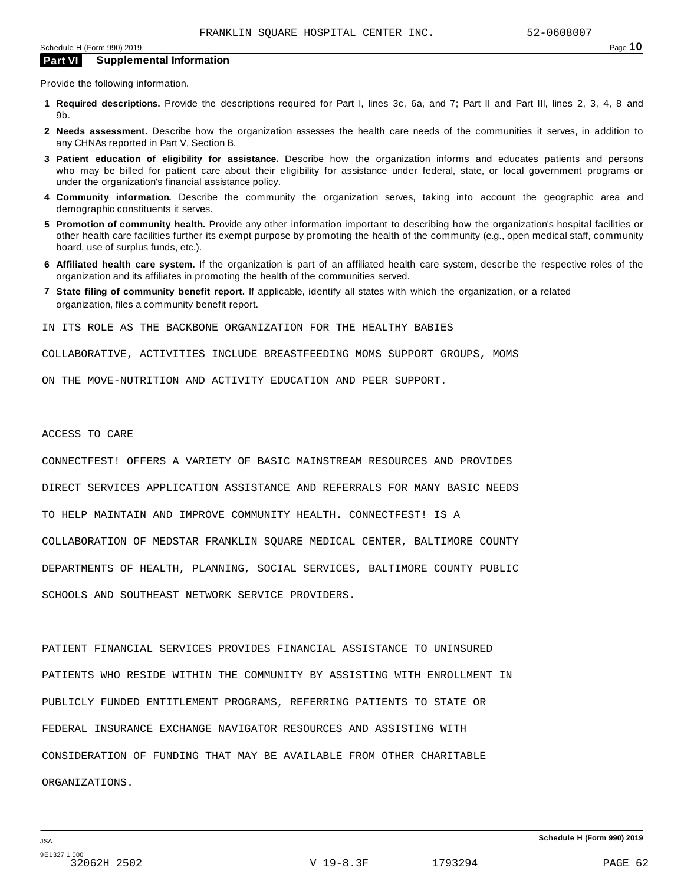FRANKLIN SQUARE HOSPITAL CENTER INC. 52-0608007

## Part VI Supplemental Information

Provide the following information.

1. **Required descriptions.** Provide the descriptions required for Part I, lines 3c, 6a, and 7; Part II and Part III, lines 2, 3, 4, 8 and 9b.
2. **Needs assessment.** Describe how the organization assesses the health care needs of the communities it serves, in addition to any CHNAs reported in Part V, Section B.
3. **Patient education of eligibility for assistance.** Describe how the organization informs and educates patients and persons who may be billed for patient care about their eligibility for assistance under federal, state, or local government programs or under the organization's financial assistance policy.
4. **Community information.** Describe the community the organization serves, taking into account the geographic area and demographic constituents it serves.
5. **Promotion of community health.** Provide any other information important to describing how the organization's hospital facilities or other health care facilities further its exempt purpose by promoting the health of the community (e.g., open medical staff, community board, use of surplus funds, etc.).
6. **Affiliated health care system.** If the organization is part of an affiliated health care system, describe the respective roles of the organization and its affiliates in promoting the health of the communities served.
7. **State filing of community benefit report.** If applicable, identify all states with which the organization, or a related organization, files a community benefit report.

IN ITS ROLE AS THE BACKBONE ORGANIZATION FOR THE HEALTHY BABIES COLLABORATIVE, ACTIVITIES INCLUDE BREASTFEEDING MOMS SUPPORT GROUPS, MOMS ON THE MOVE-NUTRITION AND ACTIVITY EDUCATION AND PEER SUPPORT.

ACCESS TO CARE

CONNECTFEST! OFFERS A VARIETY OF BASIC MAINSTREAM RESOURCES AND PROVIDES DIRECT SERVICES APPLICATION ASSISTANCE AND REFERRALS FOR MANY BASIC NEEDS TO HELP MAINTAIN AND IMPROVE COMMUNITY HEALTH. CONNECTFEST! IS A COLLABORATION OF MEDSTAR FRANKLIN SQUARE MEDICAL CENTER, BALTIMORE COUNTY DEPARTMENTS OF HEALTH, PLANNING, SOCIAL SERVICES, BALTIMORE COUNTY PUBLIC SCHOOLS AND SOUTHEAST NETWORK SERVICE PROVIDERS.

PATIENT FINANCIAL SERVICES PROVIDES FINANCIAL ASSISTANCE TO UNINSURED PATIENTS WHO RESIDE WITHIN THE COMMUNITY BY ASSISTING WITH ENROLLMENT IN PUBLICLY FUNDED ENTITLEMENT PROGRAMS, REFERRING PATIENTS TO STATE OR FEDERAL INSURANCE EXCHANGE NAVIGATOR RESOURCES AND ASSISTING WITH CONSIDERATION OF FUNDING THAT MAY BE AVAILABLE FROM OTHER CHARITABLE ORGANIZATIONS.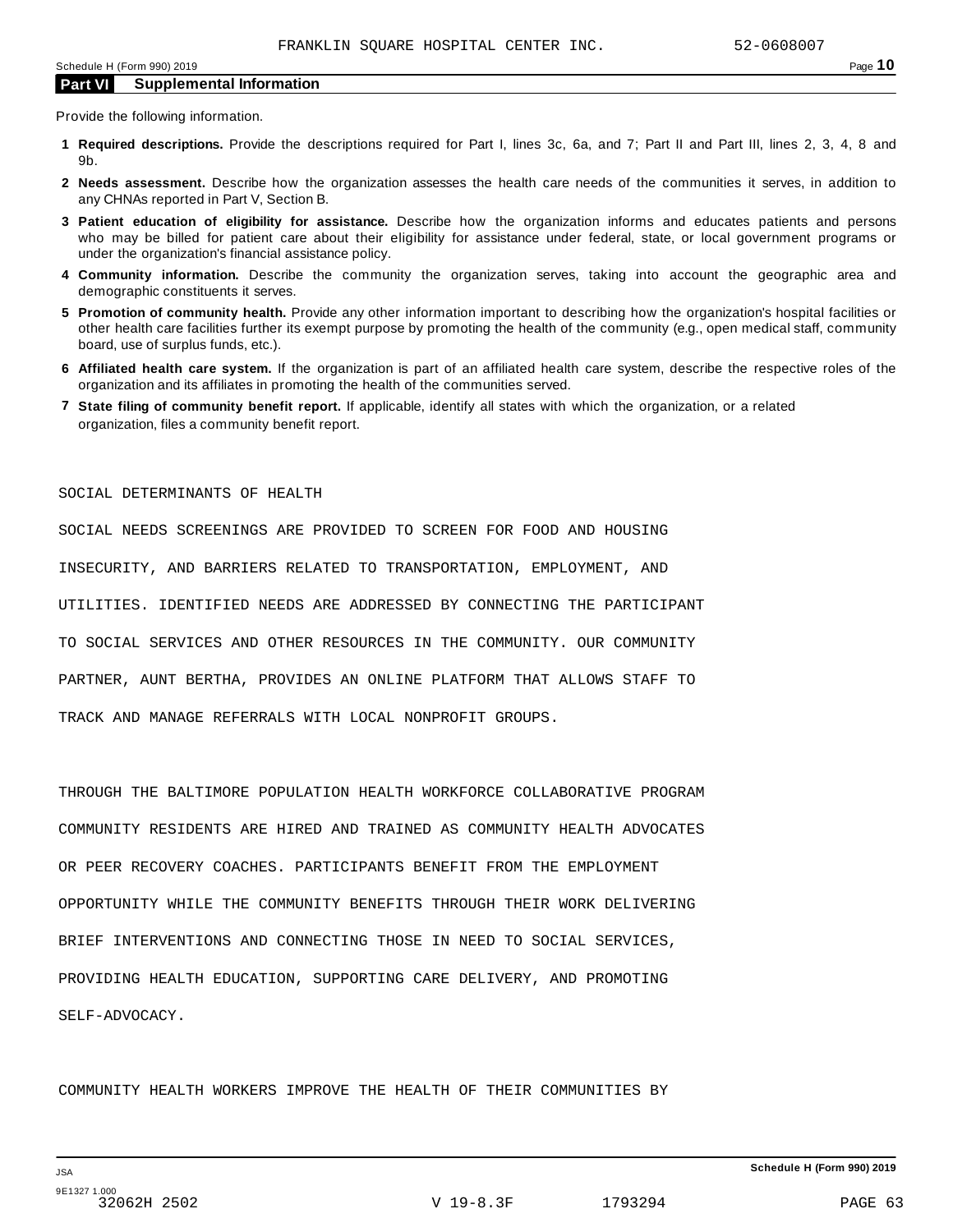FRANKLIN SQUARE HOSPITAL CENTER INC. 52-0608007

## Part VI Supplemental Information

Provide the following information.

1. **Required descriptions.** Provide the descriptions required for Part I, lines 3c, 6a, and 7; Part II and Part III, lines 2, 3, 4, 8 and 9b.
2. **Needs assessment.** Describe how the organization assesses the health care needs of the communities it serves, in addition to any CHNAs reported in Part V, Section B.
3. **Patient education of eligibility for assistance.** Describe how the organization informs and educates patients and persons who may be billed for patient care about their eligibility for assistance under federal, state, or local government programs or under the organization's financial assistance policy.
4. **Community information.** Describe the community the organization serves, taking into account the geographic area and demographic constituents it serves.
5. **Promotion of community health.** Provide any other information important to describing how the organization's hospital facilities or other health care facilities further its exempt purpose by promoting the health of the community (e.g., open medical staff, community board, use of surplus funds, etc.).
6. **Affiliated health care system.** If the organization is part of an affiliated health care system, describe the respective roles of the organization and its affiliates in promoting the health of the communities served.
7. **State filing of community benefit report.** If applicable, identify all states with which the organization, or a related organization, files a community benefit report.

SOCIAL DETERMINANTS OF HEALTH

SOCIAL NEEDS SCREENINGS ARE PROVIDED TO SCREEN FOR FOOD AND HOUSING INSECURITY, AND BARRIERS RELATED TO TRANSPORTATION, EMPLOYMENT, AND UTILITIES. IDENTIFIED NEEDS ARE ADDRESSED BY CONNECTING THE PARTICIPANT TO SOCIAL SERVICES AND OTHER RESOURCES IN THE COMMUNITY. OUR COMMUNITY PARTNER, AUNT BERTHA, PROVIDES AN ONLINE PLATFORM THAT ALLOWS STAFF TO TRACK AND MANAGE REFERRALS WITH LOCAL NONPROFIT GROUPS.

THROUGH THE BALTIMORE POPULATION HEALTH WORKFORCE COLLABORATIVE PROGRAM COMMUNITY RESIDENTS ARE HIRED AND TRAINED AS COMMUNITY HEALTH ADVOCATES OR PEER RECOVERY COACHES. PARTICIPANTS BENEFIT FROM THE EMPLOYMENT OPPORTUNITY WHILE THE COMMUNITY BENEFITS THROUGH THEIR WORK DELIVERING BRIEF INTERVENTIONS AND CONNECTING THOSE IN NEED TO SOCIAL SERVICES, PROVIDING HEALTH EDUCATION, SUPPORTING CARE DELIVERY, AND PROMOTING SELF-ADVOCACY.

COMMUNITY HEALTH WORKERS IMPROVE THE HEALTH OF THEIR COMMUNITIES BY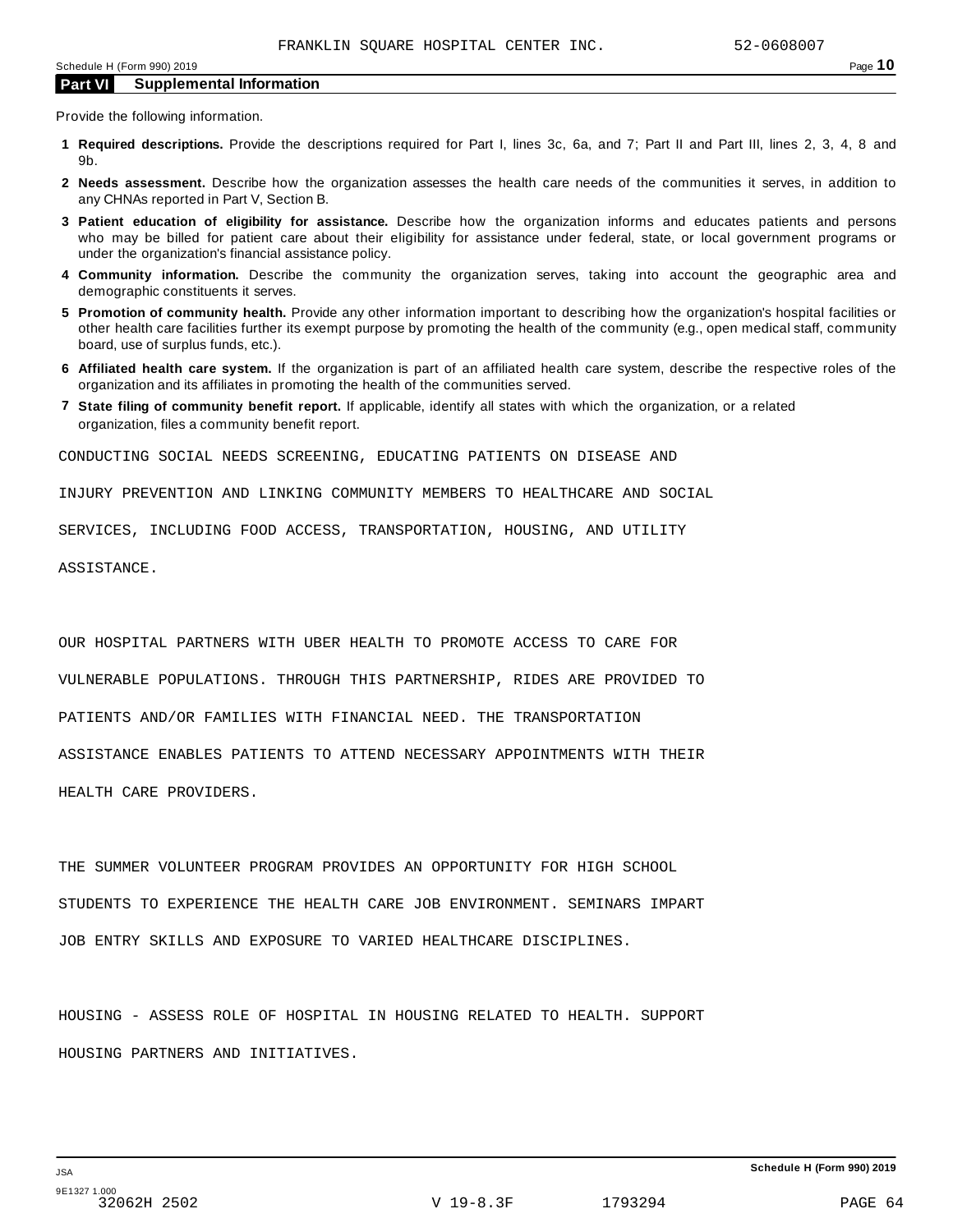FRANKLIN SQUARE HOSPITAL CENTER INC. 52-0608007

## Part VI Supplemental Information

Provide the following information.

1. **Required descriptions.** Provide the descriptions required for Part I, lines 3c, 6a, and 7; Part II and Part III, lines 2, 3, 4, 8 and 9b.
2. **Needs assessment.** Describe how the organization assesses the health care needs of the communities it serves, in addition to any CHNAs reported in Part V, Section B.
3. **Patient education of eligibility for assistance.** Describe how the organization informs and educates patients and persons who may be billed for patient care about their eligibility for assistance under federal, state, or local government programs or under the organization's financial assistance policy.
4. **Community information.** Describe the community the organization serves, taking into account the geographic area and demographic constituents it serves.
5. **Promotion of community health.** Provide any other information important to describing how the organization's hospital facilities or other health care facilities further its exempt purpose by promoting the health of the community (e.g., open medical staff, community board, use of surplus funds, etc.).
6. **Affiliated health care system.** If the organization is part of an affiliated health care system, describe the respective roles of the organization and its affiliates in promoting the health of the communities served.
7. **State filing of community benefit report.** If applicable, identify all states with which the organization, or a related organization, files a community benefit report.

CONDUCTING SOCIAL NEEDS SCREENING, EDUCATING PATIENTS ON DISEASE AND INJURY PREVENTION AND LINKING COMMUNITY MEMBERS TO HEALTHCARE AND SOCIAL SERVICES, INCLUDING FOOD ACCESS, TRANSPORTATION, HOUSING, AND UTILITY ASSISTANCE.

OUR HOSPITAL PARTNERS WITH UBER HEALTH TO PROMOTE ACCESS TO CARE FOR VULNERABLE POPULATIONS. THROUGH THIS PARTNERSHIP, RIDES ARE PROVIDED TO PATIENTS AND/OR FAMILIES WITH FINANCIAL NEED. THE TRANSPORTATION ASSISTANCE ENABLES PATIENTS TO ATTEND NECESSARY APPOINTMENTS WITH THEIR HEALTH CARE PROVIDERS.

THE SUMMER VOLUNTEER PROGRAM PROVIDES AN OPPORTUNITY FOR HIGH SCHOOL STUDENTS TO EXPERIENCE THE HEALTH CARE JOB ENVIRONMENT. SEMINARS IMPART JOB ENTRY SKILLS AND EXPOSURE TO VARIED HEALTHCARE DISCIPLINES.

HOUSING - ASSESS ROLE OF HOSPITAL IN HOUSING RELATED TO HEALTH. SUPPORT HOUSING PARTNERS AND INITIATIVES.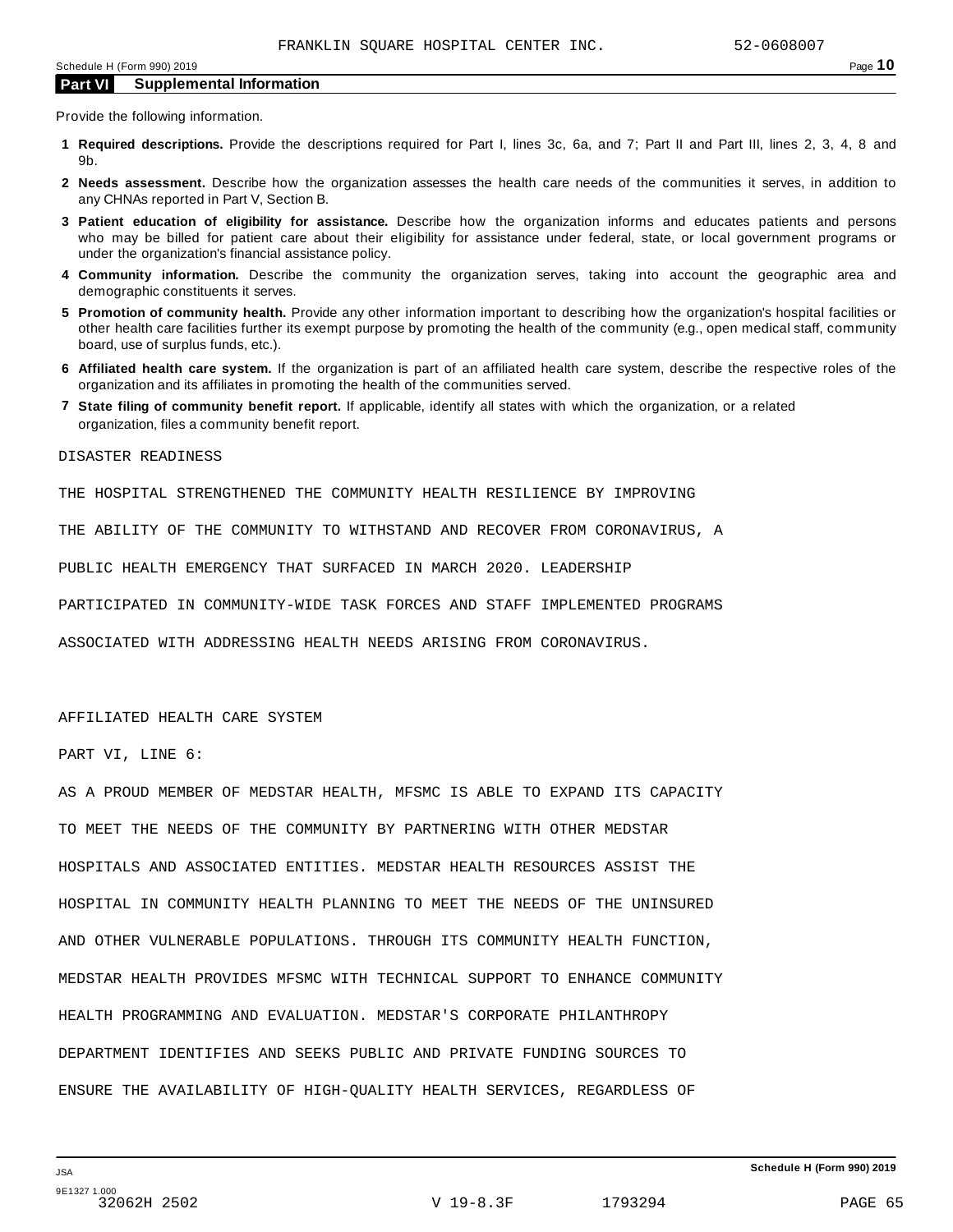## Part VI Supplemental Information

Provide the following information.

1. **Required descriptions.** Provide the descriptions required for Part I, lines 3c, 6a, and 7; Part II and Part III, lines 2, 3, 4, 8 and 9b.
2. **Needs assessment.** Describe how the organization assesses the health care needs of the communities it serves, in addition to any CHNAs reported in Part V, Section B.
3. **Patient education of eligibility for assistance.** Describe how the organization informs and educates patients and persons who may be billed for patient care about their eligibility for assistance under federal, state, or local government programs or under the organization's financial assistance policy.
4. **Community information.** Describe the community the organization serves, taking into account the geographic area and demographic constituents it serves.
5. **Promotion of community health.** Provide any other information important to describing how the organization's hospital facilities or other health care facilities further its exempt purpose by promoting the health of the community (e.g., open medical staff, community board, use of surplus funds, etc.).
6. **Affiliated health care system.** If the organization is part of an affiliated health care system, describe the respective roles of the organization and its affiliates in promoting the health of the communities served.
7. **State filing of community benefit report.** If applicable, identify all states with which the organization, or a related organization, files a community benefit report.

DISASTER READINESS

THE HOSPITAL STRENGTHENED THE COMMUNITY HEALTH RESILIENCE BY IMPROVING THE ABILITY OF THE COMMUNITY TO WITHSTAND AND RECOVER FROM CORONAVIRUS, A PUBLIC HEALTH EMERGENCY THAT SURFACED IN MARCH 2020. LEADERSHIP PARTICIPATED IN COMMUNITY-WIDE TASK FORCES AND STAFF IMPLEMENTED PROGRAMS ASSOCIATED WITH ADDRESSING HEALTH NEEDS ARISING FROM CORONAVIRUS.

AFFILIATED HEALTH CARE SYSTEM

PART VI, LINE 6:

AS A PROUD MEMBER OF MEDSTAR HEALTH, MFSMC IS ABLE TO EXPAND ITS CAPACITY TO MEET THE NEEDS OF THE COMMUNITY BY PARTNERING WITH OTHER MEDSTAR HOSPITALS AND ASSOCIATED ENTITIES. MEDSTAR HEALTH RESOURCES ASSIST THE HOSPITAL IN COMMUNITY HEALTH PLANNING TO MEET THE NEEDS OF THE UNINSURED AND OTHER VULNERABLE POPULATIONS. THROUGH ITS COMMUNITY HEALTH FUNCTION, MEDSTAR HEALTH PROVIDES MFSMC WITH TECHNICAL SUPPORT TO ENHANCE COMMUNITY HEALTH PROGRAMMING AND EVALUATION. MEDSTAR'S CORPORATE PHILANTHROPY DEPARTMENT IDENTIFIES AND SEEKS PUBLIC AND PRIVATE FUNDING SOURCES TO ENSURE THE AVAILABILITY OF HIGH-QUALITY HEALTH SERVICES, REGARDLESS OF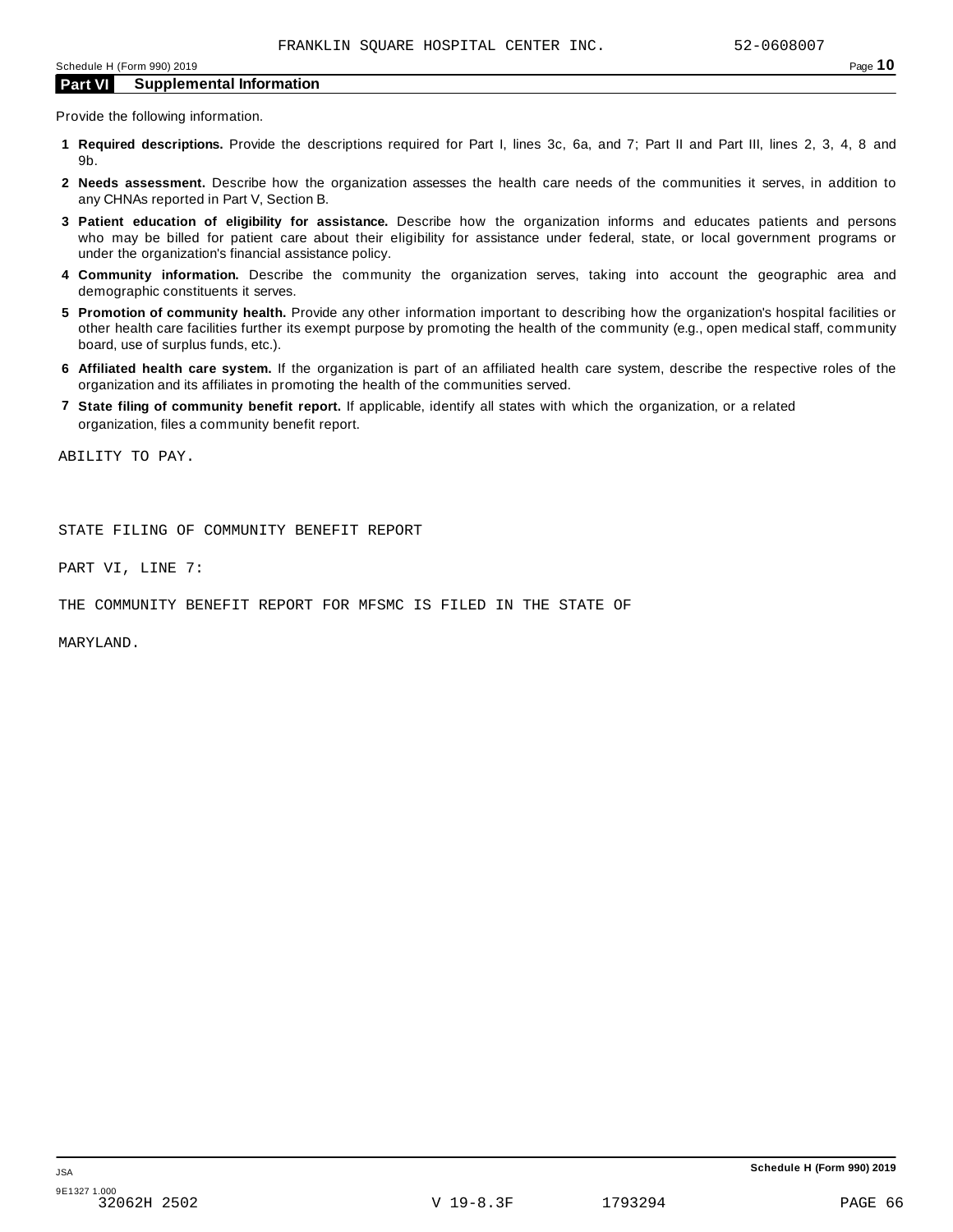FRANKLIN SQUARE HOSPITAL CENTER INC. 52-0608007

## Part VI Supplemental Information

Provide the following information.

1. **Required descriptions.** Provide the descriptions required for Part I, lines 3c, 6a, and 7; Part II and Part III, lines 2, 3, 4, 8 and 9b.
2. **Needs assessment.** Describe how the organization assesses the health care needs of the communities it serves, in addition to any CHNAs reported in Part V, Section B.
3. **Patient education of eligibility for assistance.** Describe how the organization informs and educates patients and persons who may be billed for patient care about their eligibility for assistance under federal, state, or local government programs or under the organization's financial assistance policy.
4. **Community information.** Describe the community the organization serves, taking into account the geographic area and demographic constituents it serves.
5. **Promotion of community health.** Provide any other information important to describing how the organization's hospital facilities or other health care facilities further its exempt purpose by promoting the health of the community (e.g., open medical staff, community board, use of surplus funds, etc.).
6. **Affiliated health care system.** If the organization is part of an affiliated health care system, describe the respective roles of the organization and its affiliates in promoting the health of the communities served.
7. **State filing of community benefit report.** If applicable, identify all states with which the organization, or a related organization, files a community benefit report.

ABILITY TO PAY.

STATE FILING OF COMMUNITY BENEFIT REPORT

PART VI, LINE 7:

THE COMMUNITY BENEFIT REPORT FOR MFSMC IS FILED IN THE STATE OF

MARYLAND.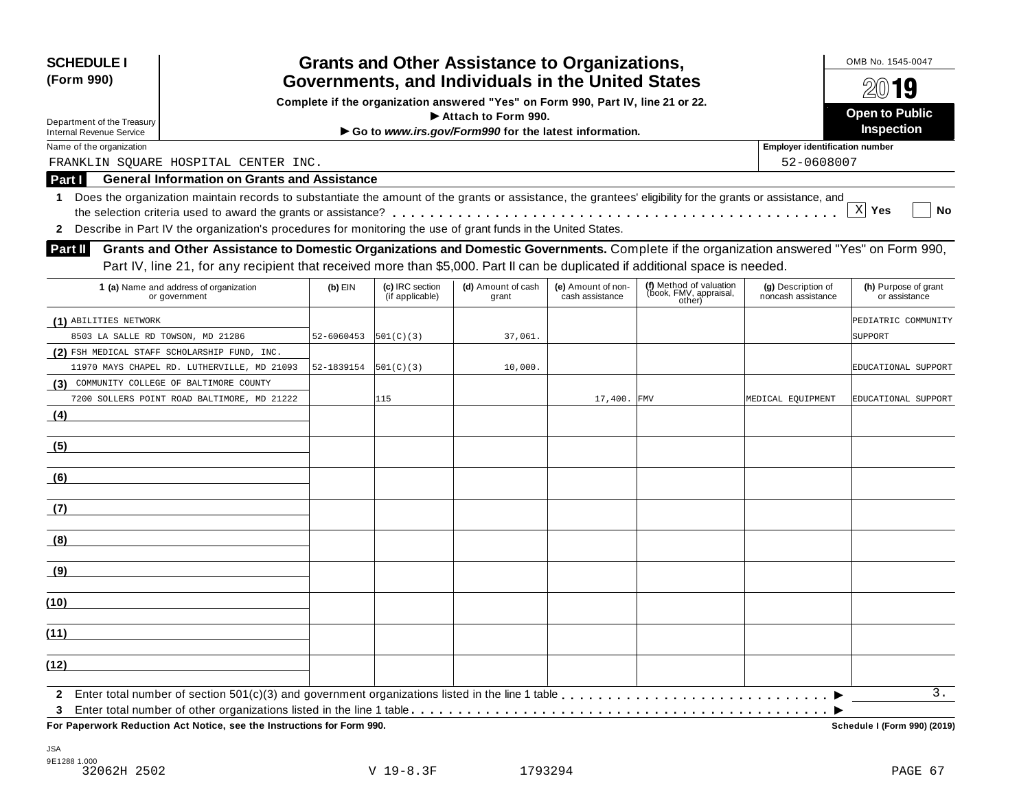**SCHEDULE I**
**(Form 990)**

Department of the Treasury
Internal Revenue Service

# Grants and Other Assistance to Organizations, Governments, and Individuals in the United States

**Complete if the organization answered "Yes" on Form 990, Part IV, line 21 or 22.**
**▶ Attach to Form 990.**
**▶ Go to *www.irs.gov/Form990* for the latest information.**

OMB No. 1545-0047

**2019**

**Open to Public Inspection**

Name of the organization: FRANKLIN SQUARE HOSPITAL CENTER INC.

Employer identification number: 52-0608007

## Part I General Information on Grants and Assistance

**1** Does the organization maintain records to substantiate the amount of the grants or assistance, the grantees' eligibility for the grants or assistance, and the selection criteria used to award the grants or assistance? . . . . . . [X] **Yes** [ ] **No**

**2** Describe in Part IV the organization's procedures for monitoring the use of grant funds in the United States.

## Part II Grants and Other Assistance to Domestic Organizations and Domestic Governments.

Complete if the organization answered "Yes" on Form 990, Part IV, line 21, for any recipient that received more than $5,000. Part II can be duplicated if additional space is needed.

| 1 (a) Name and address of organization or government | (b) EIN | (c) IRC section (if applicable) | (d) Amount of cash grant | (e) Amount of non-cash assistance | (f) Method of valuation (book, FMV, appraisal, other) | (g) Description of noncash assistance | (h) Purpose of grant or assistance |
|---|---|---|---|---|---|---|---|
| (1) ABILITIES NETWORK<br>8503 LA SALLE RD TOWSON, MD 21286 | 52-6060453 | 501(C)(3) | 37,061. | | | | PEDIATRIC COMMUNITY SUPPORT |
| (2) FSH MEDICAL STAFF SCHOLARSHIP FUND, INC.<br>11970 MAYS CHAPEL RD. LUTHERVILLE, MD 21093 | 52-1839154 | 501(C)(3) | 10,000. | | | | EDUCATIONAL SUPPORT |
| (3) COMMUNITY COLLEGE OF BALTIMORE COUNTY<br>7200 SOLLERS POINT ROAD BALTIMORE, MD 21222 | | 115 | | 17,400. | FMV | MEDICAL EQUIPMENT | EDUCATIONAL SUPPORT |
| (4) | | | | | | | |
| (5) | | | | | | | |
| (6) | | | | | | | |
| (7) | | | | | | | |
| (8) | | | | | | | |
| (9) | | | | | | | |
| (10) | | | | | | | |
| (11) | | | | | | | |
| (12) | | | | | | | |

**2** Enter total number of section 501(c)(3) and government organizations listed in the line 1 table . . . . . . ▶ 3.

**3** Enter total number of other organizations listed in the line 1 table . . . . . . ▶

**For Paperwork Reduction Act Notice, see the Instructions for Form 990.** **Schedule I (Form 990) (2019)**

JSA
9E1288 1.000
32062H 2502 V 19-8.3F 1793294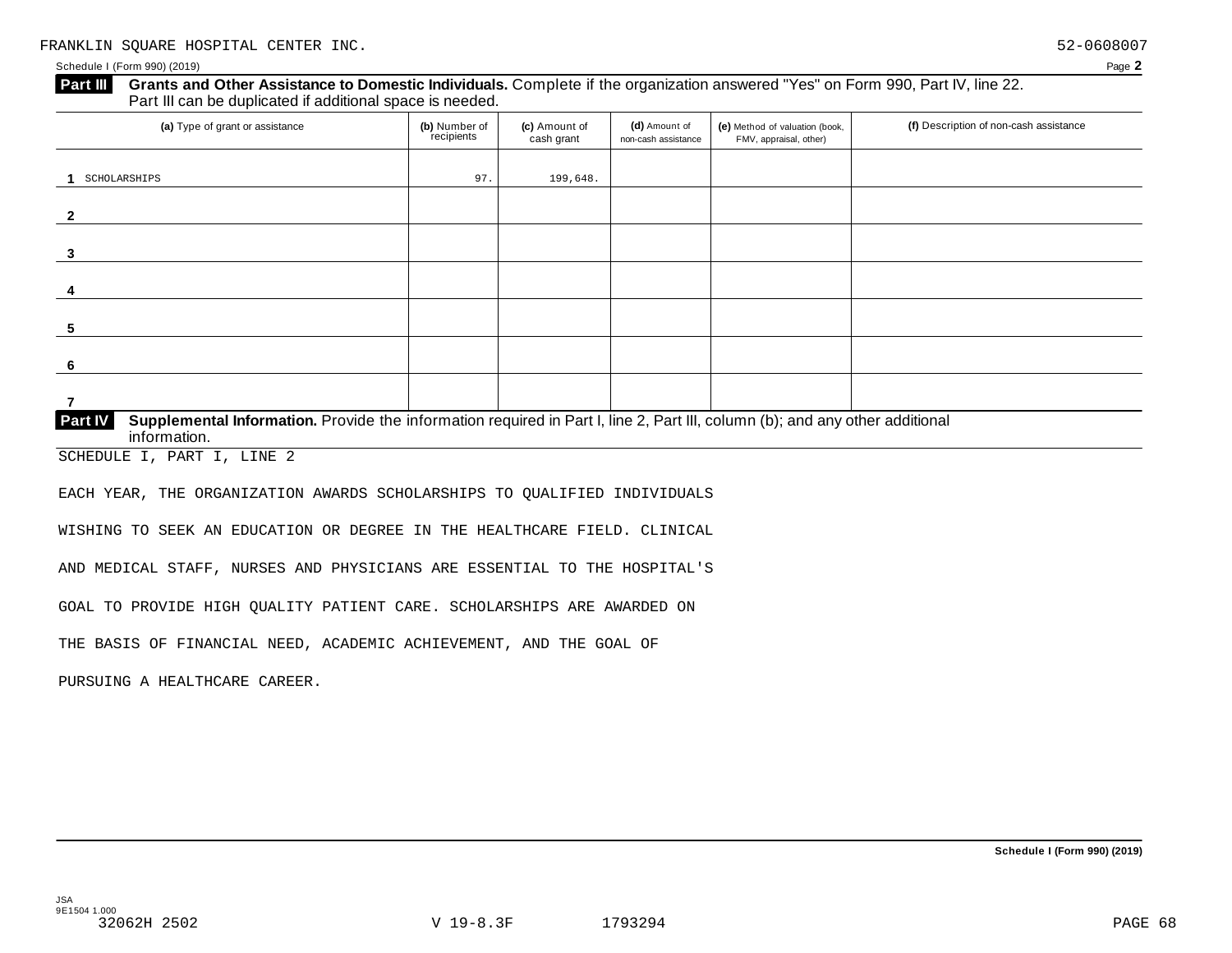FRANKLIN SQUARE HOSPITAL CENTER INC. 52-0608007

Schedule I (Form 990) (2019) Page **2**

**Part III** **Grants and Other Assistance to Domestic Individuals.** Complete if the organization answered "Yes" on Form 990, Part IV, line 22. Part III can be duplicated if additional space is needed.

| (a) Type of grant or assistance | (b) Number of recipients | (c) Amount of cash grant | (d) Amount of non-cash assistance | (e) Method of valuation (book, FMV, appraisal, other) | (f) Description of non-cash assistance |
|---|---|---|---|---|---|
| 1 SCHOLARSHIPS | 97. | 199,648. | | | |
| 2 | | | | | |
| 3 | | | | | |
| 4 | | | | | |
| 5 | | | | | |
| 6 | | | | | |
| 7 | | | | | |

**Part IV** **Supplemental Information.** Provide the information required in Part I, line 2, Part III, column (b); and any other additional information.

SCHEDULE I, PART I, LINE 2

EACH YEAR, THE ORGANIZATION AWARDS SCHOLARSHIPS TO QUALIFIED INDIVIDUALS WISHING TO SEEK AN EDUCATION OR DEGREE IN THE HEALTHCARE FIELD. CLINICAL AND MEDICAL STAFF, NURSES AND PHYSICIANS ARE ESSENTIAL TO THE HOSPITAL'S GOAL TO PROVIDE HIGH QUALITY PATIENT CARE. SCHOLARSHIPS ARE AWARDED ON THE BASIS OF FINANCIAL NEED, ACADEMIC ACHIEVEMENT, AND THE GOAL OF PURSUING A HEALTHCARE CAREER.

**Schedule I (Form 990) (2019)**

JSA
9E1504 1.000
32062H 2502 V 19-8.3F 1793294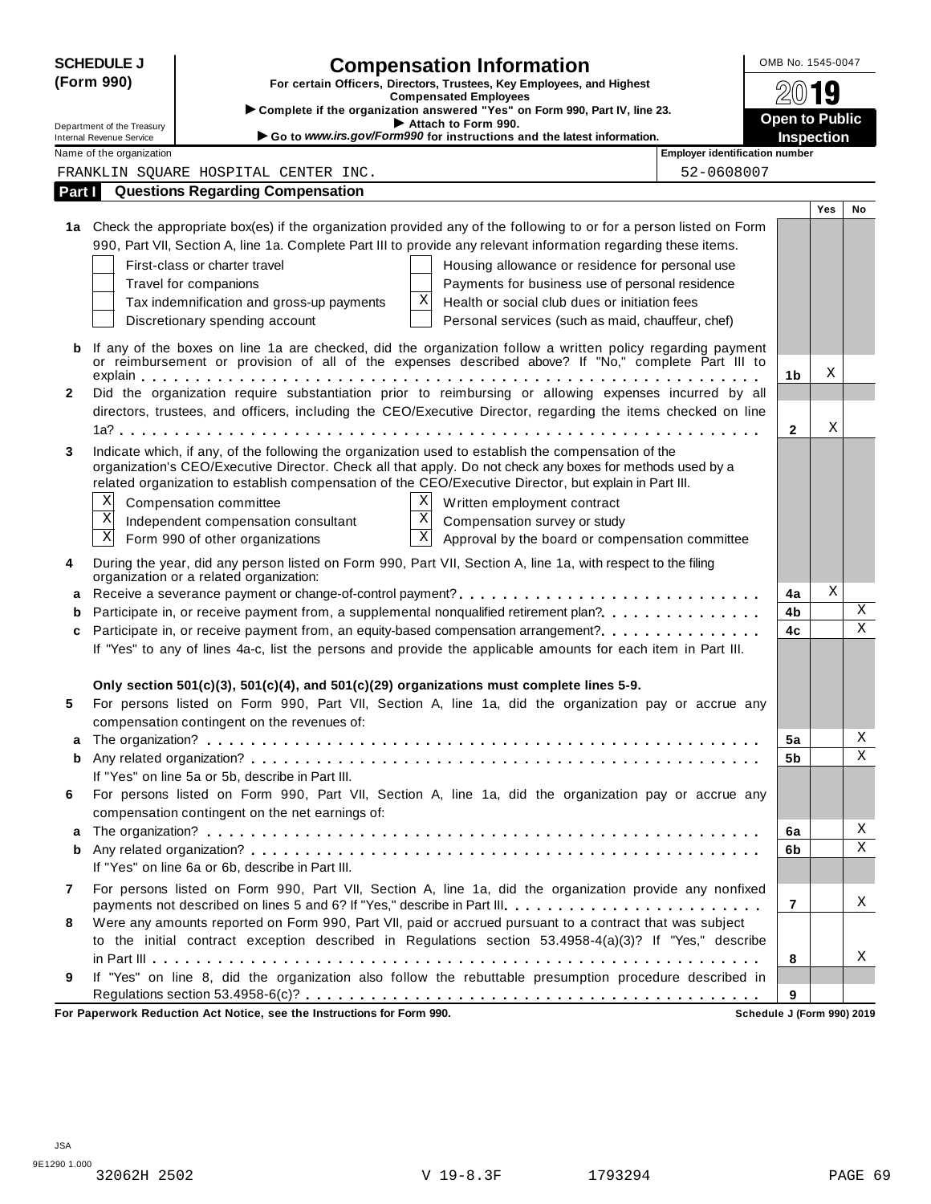**SCHEDULE J (Form 990)**

Department of the Treasury
Internal Revenue Service

# Compensation Information

**For certain Officers, Directors, Trustees, Key Employees, and Highest Compensated Employees**

▶ **Complete if the organization answered "Yes" on Form 990, Part IV, line 23.**

▶ **Attach to Form 990.**

▶ **Go to *www.irs.gov/Form990* for instructions and the latest information.**

OMB No. 1545-0047

**2019**

**Open to Public Inspection**

Name of the organization: FRANKLIN SQUARE HOSPITAL CENTER INC.

Employer identification number: 52-0608007

## Part I Questions Regarding Compensation

| | | | Yes | No |
|---|---|---|---|---|
| **1a** | Check the appropriate box(es) if the organization provided any of the following to or for a person listed on Form 990, Part VII, Section A, line 1a. Complete Part III to provide any relevant information regarding these items.<br>☐ First-class or charter travel<br>☐ Travel for companions<br>☐ Tax indemnification and gross-up payments<br>☐ Discretionary spending account<br>☐ Housing allowance or residence for personal use<br>☐ Payments for business use of personal residence<br>☒ Health or social club dues or initiation fees<br>☐ Personal services (such as maid, chauffeur, chef) | | | |
| **b** | If any of the boxes on line 1a are checked, did the organization follow a written policy regarding payment or reimbursement or provision of all of the expenses described above? If "No," complete Part III to explain | **1b** | X | |
| **2** | Did the organization require substantiation prior to reimbursing or allowing expenses incurred by all directors, trustees, and officers, including the CEO/Executive Director, regarding the items checked on line 1a? | **2** | X | |
| **3** | Indicate which, if any, of the following the organization used to establish the compensation of the organization's CEO/Executive Director. Check all that apply. Do not check any boxes for methods used by a related organization to establish compensation of the CEO/Executive Director, but explain in Part III.<br>☒ Compensation committee<br>☒ Independent compensation consultant<br>☒ Form 990 of other organizations<br>☒ Written employment contract<br>☒ Compensation survey or study<br>☒ Approval by the board or compensation committee | | | |
| **4** | During the year, did any person listed on Form 990, Part VII, Section A, line 1a, with respect to the filing organization or a related organization: | | | |
| **a** | Receive a severance payment or change-of-control payment? | **4a** | X | |
| **b** | Participate in, or receive payment from, a supplemental nonqualified retirement plan? | **4b** | | X |
| **c** | Participate in, or receive payment from, an equity-based compensation arrangement? | **4c** | | X |
| | If "Yes" to any of lines 4a-c, list the persons and provide the applicable amounts for each item in Part III. | | | |
| | **Only section 501(c)(3), 501(c)(4), and 501(c)(29) organizations must complete lines 5-9.** | | | |
| **5** | For persons listed on Form 990, Part VII, Section A, line 1a, did the organization pay or accrue any compensation contingent on the revenues of: | | | |
| **a** | The organization? | **5a** | | X |
| **b** | Any related organization? | **5b** | | X |
| | If "Yes" on line 5a or 5b, describe in Part III. | | | |
| **6** | For persons listed on Form 990, Part VII, Section A, line 1a, did the organization pay or accrue any compensation contingent on the net earnings of: | | | |
| **a** | The organization? | **6a** | | X |
| **b** | Any related organization? | **6b** | | X |
| | If "Yes" on line 6a or 6b, describe in Part III. | | | |
| **7** | For persons listed on Form 990, Part VII, Section A, line 1a, did the organization provide any nonfixed payments not described on lines 5 and 6? If "Yes," describe in Part III. | **7** | | X |
| **8** | Were any amounts reported on Form 990, Part VII, paid or accrued pursuant to a contract that was subject to the initial contract exception described in Regulations section 53.4958-4(a)(3)? If "Yes," describe in Part III | **8** | | X |
| **9** | If "Yes" on line 8, did the organization also follow the rebuttable presumption procedure described in Regulations section 53.4958-6(c)? | **9** | | |

**For Paperwork Reduction Act Notice, see the Instructions for Form 990.** **Schedule J (Form 990) 2019**

JSA
9E1290 1.000
32062H 2502 V 19-8.3F 1793294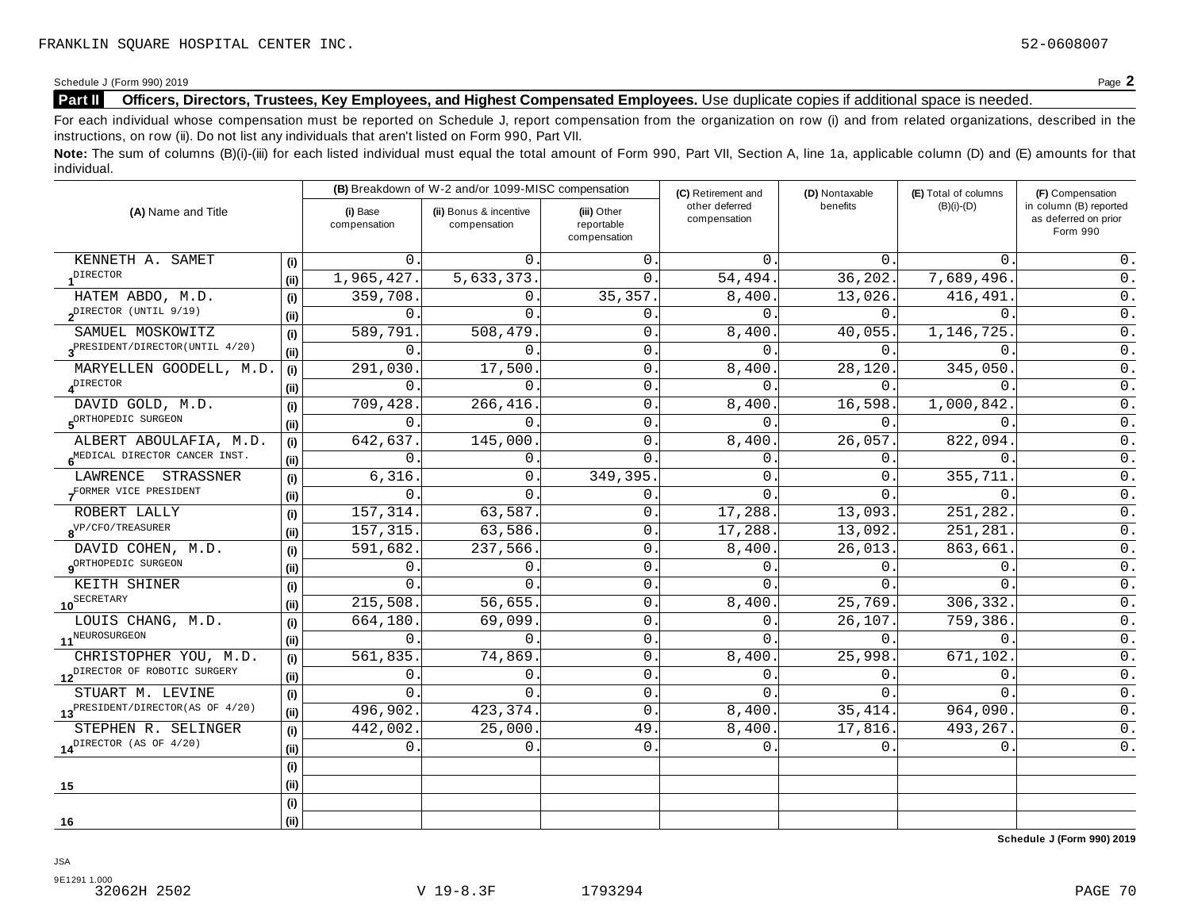FRANKLIN SQUARE HOSPITAL CENTER INC. 52-0608007

Schedule J (Form 990) 2019 Page **2**

## Part II Officers, Directors, Trustees, Key Employees, and Highest Compensated Employees.

Use duplicate copies if additional space is needed.

For each individual whose compensation must be reported on Schedule J, report compensation from the organization on row (i) and from related organizations, described in the instructions, on row (ii). Do not list any individuals that aren't listed on Form 990, Part VII.

**Note:** The sum of columns (B)(i)-(iii) for each listed individual must equal the total amount of Form 990, Part VII, Section A, line 1a, applicable column (D) and (E) amounts for that individual.

| (A) Name and Title | | (B) Breakdown of W-2 and/or 1099-MISC compensation | | | (C) Retirement and other deferred compensation | (D) Nontaxable benefits | (E) Total of columns (B)(i)-(D) | (F) Compensation in column (B) reported as deferred on prior Form 990 |
|---|---|---|---|---|---|---|---|---|
| | | (i) Base compensation | (ii) Bonus & incentive compensation | (iii) Other reportable compensation | | | | |
| 1 KENNETH A. SAMET | (i) | 0. | 0. | 0. | 0. | 0. | 0. | 0. |
| DIRECTOR | (ii) | 1,965,427. | 5,633,373. | 0. | 54,494. | 36,202. | 7,689,496. | 0. |
| 2 HATEM ABDO, M.D. | (i) | 359,708. | 0. | 35,357. | 8,400. | 13,026. | 416,491. | 0. |
| DIRECTOR (UNTIL 9/19) | (ii) | 0. | 0. | 0. | 0. | 0. | 0. | 0. |
| 3 SAMUEL MOSKOWITZ | (i) | 589,791. | 508,479. | 0. | 8,400. | 40,055. | 1,146,725. | 0. |
| PRESIDENT/DIRECTOR(UNTIL 4/20) | (ii) | 0. | 0. | 0. | 0. | 0. | 0. | 0. |
| 4 MARYELLEN GOODELL, M.D. | (i) | 291,030. | 17,500. | 0. | 8,400. | 28,120. | 345,050. | 0. |
| DIRECTOR | (ii) | 0. | 0. | 0. | 0. | 0. | 0. | 0. |
| 5 DAVID GOLD, M.D. | (i) | 709,428. | 266,416. | 0. | 8,400. | 16,598. | 1,000,842. | 0. |
| ORTHOPEDIC SURGEON | (ii) | 0. | 0. | 0. | 0. | 0. | 0. | 0. |
| 6 ALBERT ABOULAFIA, M.D. | (i) | 642,637. | 145,000. | 0. | 8,400. | 26,057. | 822,094. | 0. |
| MEDICAL DIRECTOR CANCER INST. | (ii) | 0. | 0. | 0. | 0. | 0. | 0. | 0. |
| 7 LAWRENCE STRASSNER | (i) | 6,316. | 0. | 349,395. | 0. | 0. | 355,711. | 0. |
| FORMER VICE PRESIDENT | (ii) | 0. | 0. | 0. | 0. | 0. | 0. | 0. |
| 8 ROBERT LALLY | (i) | 157,314. | 63,587. | 0. | 17,288. | 13,093. | 251,282. | 0. |
| VP/CFO/TREASURER | (ii) | 157,315. | 63,586. | 0. | 17,288. | 13,092. | 251,281. | 0. |
| 9 DAVID COHEN, M.D. | (i) | 591,682. | 237,566. | 0. | 8,400. | 26,013. | 863,661. | 0. |
| ORTHOPEDIC SURGEON | (ii) | 0. | 0. | 0. | 0. | 0. | 0. | 0. |
| 10 KEITH SHINER | (i) | 0. | 0. | 0. | 0. | 0. | 0. | 0. |
| SECRETARY | (ii) | 215,508. | 56,655. | 0. | 8,400. | 25,769. | 306,332. | 0. |
| 11 LOUIS CHANG, M.D. | (i) | 664,180. | 69,099. | 0. | 0. | 26,107. | 759,386. | 0. |
| NEUROSURGEON | (ii) | 0. | 0. | 0. | 0. | 0. | 0. | 0. |
| 12 CHRISTOPHER YOU, M.D. | (i) | 561,835. | 74,869. | 0. | 8,400. | 25,998. | 671,102. | 0. |
| DIRECTOR OF ROBOTIC SURGERY | (ii) | 0. | 0. | 0. | 0. | 0. | 0. | 0. |
| 13 STUART M. LEVINE | (i) | 0. | 0. | 0. | 0. | 0. | 0. | 0. |
| PRESIDENT/DIRECTOR(AS OF 4/20) | (ii) | 496,902. | 423,374. | 0. | 8,400. | 35,414. | 964,090. | 0. |
| 14 STEPHEN R. SELINGER | (i) | 442,002. | 25,000. | 49. | 8,400. | 17,816. | 493,267. | 0. |
| DIRECTOR (AS OF 4/20) | (ii) | 0. | 0. | 0. | 0. | 0. | 0. | 0. |
| 15 | (i) | | | | | | | |
| | (ii) | | | | | | | |
| 16 | (i) | | | | | | | |
| | (ii) | | | | | | | |

**Schedule J (Form 990) 2019**

JSA
9E1291 1.000
32062H 2502 V 19-8.3F 1793294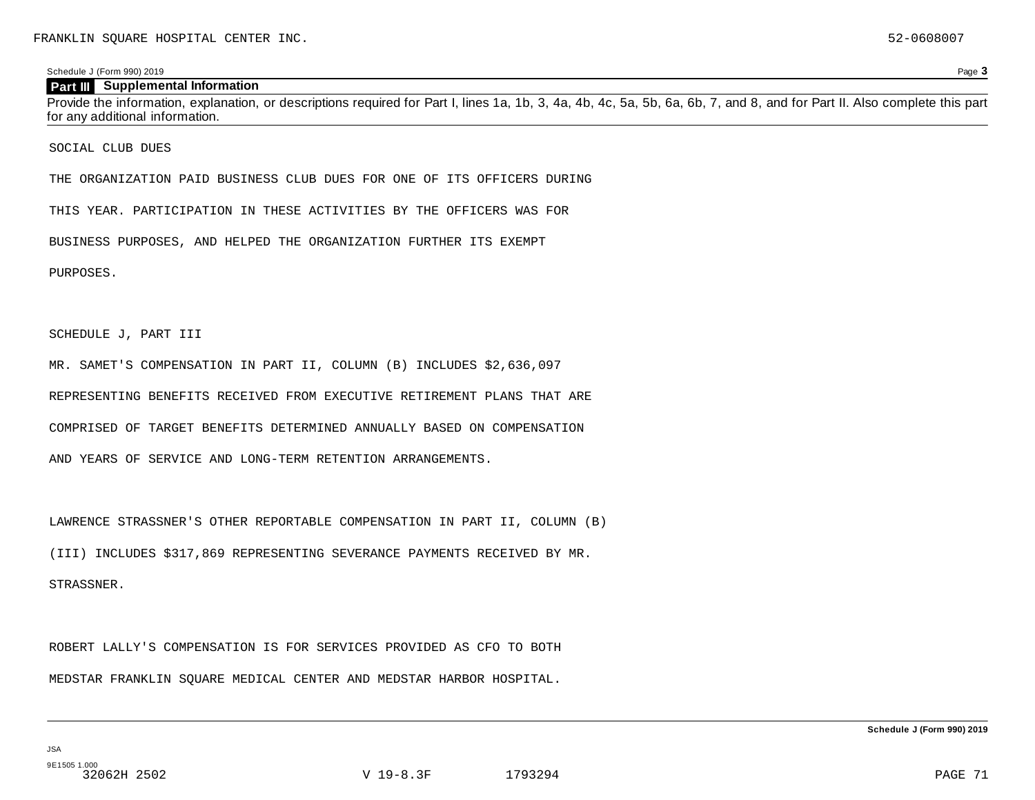Schedule J (Form 990) 2019

## Part III Supplemental Information

Provide the information, explanation, or descriptions required for Part I, lines 1a, 1b, 3, 4a, 4b, 4c, 5a, 5b, 6a, 6b, 7, and 8, and for Part II. Also complete this part for any additional information.

SOCIAL CLUB DUES

THE ORGANIZATION PAID BUSINESS CLUB DUES FOR ONE OF ITS OFFICERS DURING THIS YEAR. PARTICIPATION IN THESE ACTIVITIES BY THE OFFICERS WAS FOR BUSINESS PURPOSES, AND HELPED THE ORGANIZATION FURTHER ITS EXEMPT PURPOSES.

SCHEDULE J, PART III

MR. SAMET'S COMPENSATION IN PART II, COLUMN (B) INCLUDES $2,636,097 REPRESENTING BENEFITS RECEIVED FROM EXECUTIVE RETIREMENT PLANS THAT ARE COMPRISED OF TARGET BENEFITS DETERMINED ANNUALLY BASED ON COMPENSATION AND YEARS OF SERVICE AND LONG-TERM RETENTION ARRANGEMENTS.

LAWRENCE STRASSNER'S OTHER REPORTABLE COMPENSATION IN PART II, COLUMN (B) (III) INCLUDES $317,869 REPRESENTING SEVERANCE PAYMENTS RECEIVED BY MR. STRASSNER.

ROBERT LALLY'S COMPENSATION IS FOR SERVICES PROVIDED AS CFO TO BOTH MEDSTAR FRANKLIN SQUARE MEDICAL CENTER AND MEDSTAR HARBOR HOSPITAL.

Schedule J (Form 990) 2019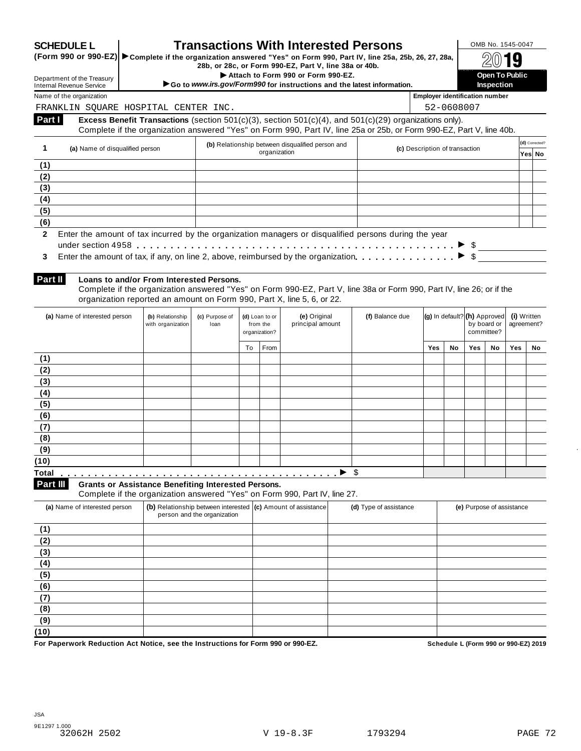**SCHEDULE L (Form 990 or 990-EZ)**

# Transactions With Interested Persons

► Complete if the organization answered "Yes" on Form 990, Part IV, line 25a, 25b, 26, 27, 28a, 28b, or 28c, or Form 990-EZ, Part V, line 38a or 40b.

► Attach to Form 990 or Form 990-EZ.

► Go to *www.irs.gov/Form990* for instructions and the latest information.

Department of the Treasury
Internal Revenue Service

OMB No. 1545-0047

2019

**Open To Public Inspection**

Name of the organization: FRANKLIN SQUARE HOSPITAL CENTER INC.

Employer identification number: 52-0608007

**Part I** **Excess Benefit Transactions** (section 501(c)(3), section 501(c)(4), and 501(c)(29) organizations only). Complete if the organization answered "Yes" on Form 990, Part IV, line 25a or 25b, or Form 990-EZ, Part V, line 40b.

| 1 | (a) Name of disqualified person | (b) Relationship between disqualified person and organization | (c) Description of transaction | (d) Corrected? Yes | No |
|---|---|---|---|---|---|
| (1) | | | | | |
| (2) | | | | | |
| (3) | | | | | |
| (4) | | | | | |
| (5) | | | | | |
| (6) | | | | | |

**2** Enter the amount of tax incurred by the organization managers or disqualified persons during the year under section 4958 . . . . . ► $

**3** Enter the amount of tax, if any, on line 2, above, reimbursed by the organization . . . . . ► $

**Part II** **Loans to and/or From Interested Persons.**
Complete if the organization answered "Yes" on Form 990-EZ, Part V, line 38a or Form 990, Part IV, line 26; or if the organization reported an amount on Form 990, Part X, line 5, 6, or 22.

| | (a) Name of interested person | (b) Relationship with organization | (c) Purpose of loan | (d) Loan to or from the organization? To | From | (e) Original principal amount | (f) Balance due | (g) In default? Yes | No | (h) Approved by board or committee? Yes | No | (i) Written agreement? Yes | No |
|---|---|---|---|---|---|---|---|---|---|---|---|---|---|
| (1) | | | | | | | | | | | | | |
| (2) | | | | | | | | | | | | | |
| (3) | | | | | | | | | | | | | |
| (4) | | | | | | | | | | | | | |
| (5) | | | | | | | | | | | | | |
| (6) | | | | | | | | | | | | | |
| (7) | | | | | | | | | | | | | |
| (8) | | | | | | | | | | | | | |
| (9) | | | | | | | | | | | | | |
| (10) | | | | | | | | | | | | | |
| Total | | | | | | ► | $ | | | | | | |

**Part III** **Grants or Assistance Benefiting Interested Persons.**
Complete if the organization answered "Yes" on Form 990, Part IV, line 27.

| | (a) Name of interested person | (b) Relationship between interested person and the organization | (c) Amount of assistance | (d) Type of assistance | (e) Purpose of assistance |
|---|---|---|---|---|---|
| (1) | | | | | |
| (2) | | | | | |
| (3) | | | | | |
| (4) | | | | | |
| (5) | | | | | |
| (6) | | | | | |
| (7) | | | | | |
| (8) | | | | | |
| (9) | | | | | |
| (10) | | | | | |

**For Paperwork Reduction Act Notice, see the Instructions for Form 990 or 990-EZ.** **Schedule L (Form 990 or 990-EZ) 2019**

JSA
9E1297 1.000
32062H 2502 V 19-8.3F 1793294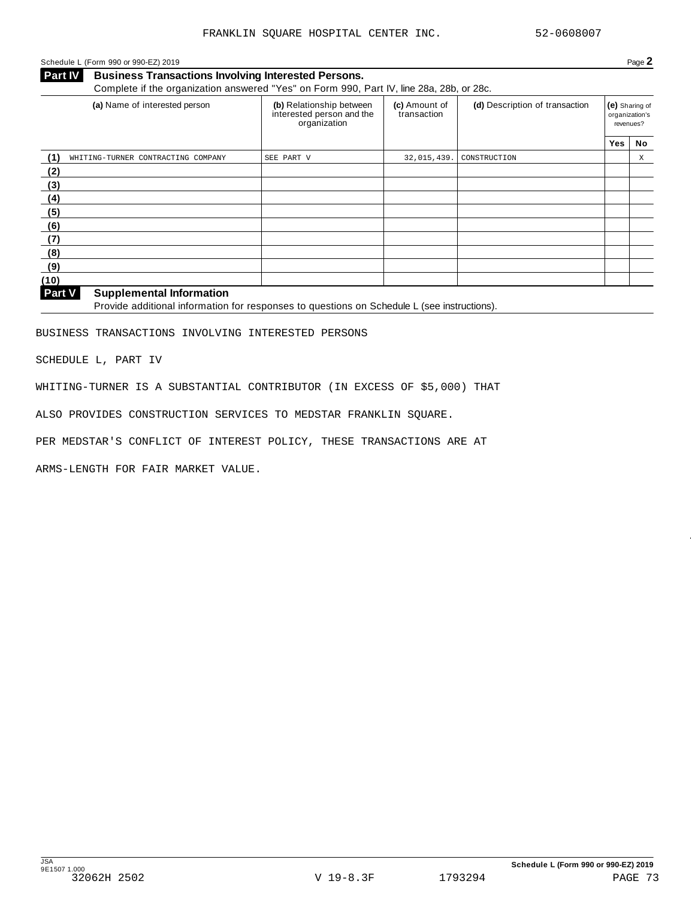FRANKLIN SQUARE HOSPITAL CENTER INC. 52-0608007

Schedule L (Form 990 or 990-EZ) 2019 Page **2**

**Part IV** **Business Transactions Involving Interested Persons.**

Complete if the organization answered "Yes" on Form 990, Part IV, line 28a, 28b, or 28c.

| (a) Name of interested person | (b) Relationship between interested person and the organization | (c) Amount of transaction | (d) Description of transaction | (e) Sharing of organization's revenues? | |
|---|---|---|---|---|---|
| | | | | Yes | No |
| (1) WHITING-TURNER CONTRACTING COMPANY | SEE PART V | 32,015,439. | CONSTRUCTION | | X |
| (2) | | | | | |
| (3) | | | | | |
| (4) | | | | | |
| (5) | | | | | |
| (6) | | | | | |
| (7) | | | | | |
| (8) | | | | | |
| (9) | | | | | |
| (10) | | | | | |

**Part V** **Supplemental Information**

Provide additional information for responses to questions on Schedule L (see instructions).

BUSINESS TRANSACTIONS INVOLVING INTERESTED PERSONS

SCHEDULE L, PART IV

WHITING-TURNER IS A SUBSTANTIAL CONTRIBUTOR (IN EXCESS OF $5,000) THAT ALSO PROVIDES CONSTRUCTION SERVICES TO MEDSTAR FRANKLIN SQUARE. PER MEDSTAR'S CONFLICT OF INTEREST POLICY, THESE TRANSACTIONS ARE AT ARMS-LENGTH FOR FAIR MARKET VALUE.

JSA 9E1507 1.000 32062H 2502 V 19-8.3F 1793294

Schedule L (Form 990 or 990-EZ) 2019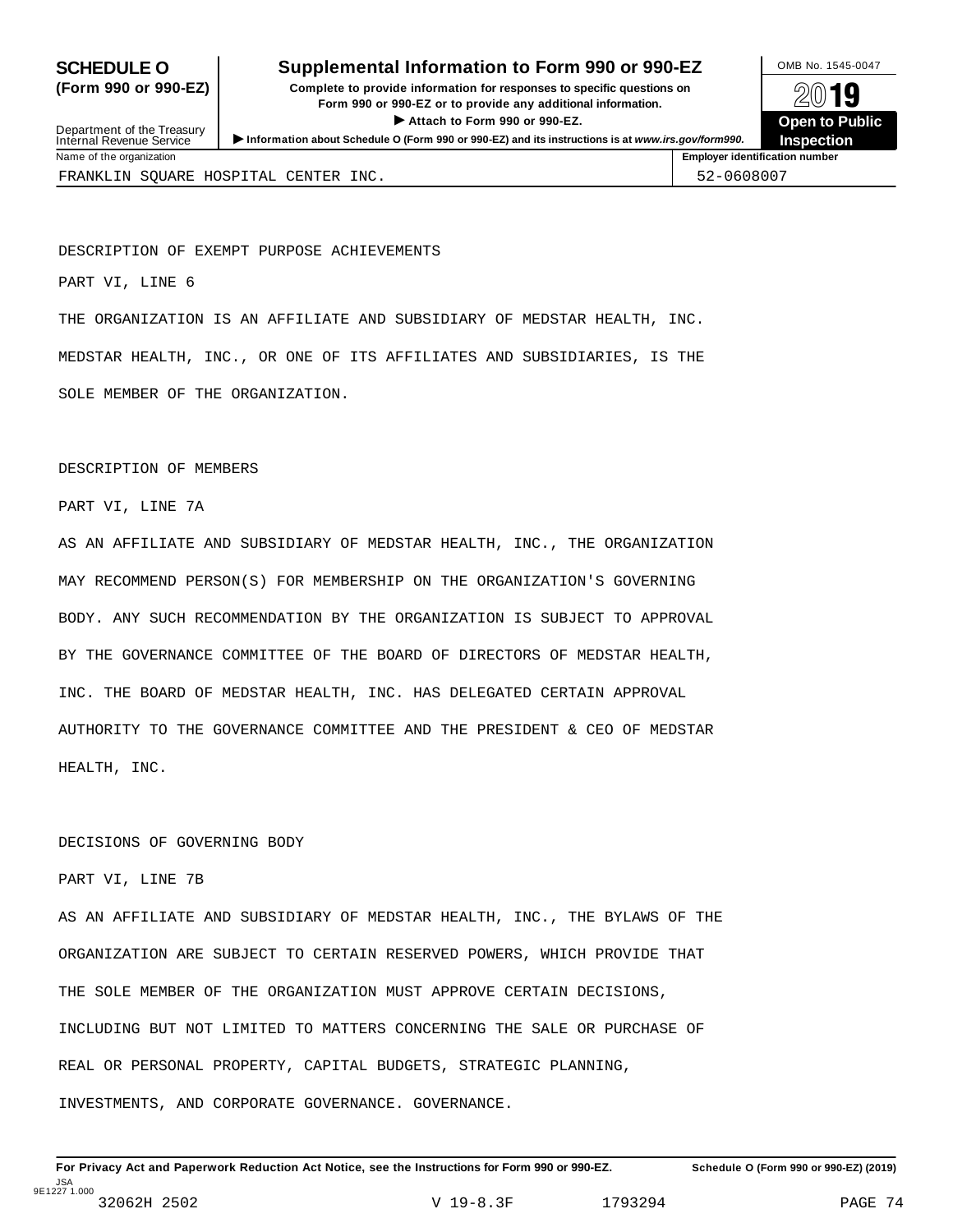**SCHEDULE O (Form 990 or 990-EZ)**

Department of the Treasury
Internal Revenue Service

# Supplemental Information to Form 990 or 990-EZ

**Complete to provide information for responses to specific questions on Form 990 or 990-EZ or to provide any additional information.**

▶ **Attach to Form 990 or 990-EZ.**

▶ **Information about Schedule O (Form 990 or 990-EZ) and its instructions is at** ***www.irs.gov/form990.***

OMB No. 1545-0047

**2019**

**Open to Public Inspection**

| Name of the organization | Employer identification number |
| --- | --- |
| FRANKLIN SQUARE HOSPITAL CENTER INC. | 52-0608007 |

DESCRIPTION OF EXEMPT PURPOSE ACHIEVEMENTS

PART VI, LINE 6

THE ORGANIZATION IS AN AFFILIATE AND SUBSIDIARY OF MEDSTAR HEALTH, INC. MEDSTAR HEALTH, INC., OR ONE OF ITS AFFILIATES AND SUBSIDIARIES, IS THE SOLE MEMBER OF THE ORGANIZATION.

DESCRIPTION OF MEMBERS

PART VI, LINE 7A

AS AN AFFILIATE AND SUBSIDIARY OF MEDSTAR HEALTH, INC., THE ORGANIZATION MAY RECOMMEND PERSON(S) FOR MEMBERSHIP ON THE ORGANIZATION'S GOVERNING BODY. ANY SUCH RECOMMENDATION BY THE ORGANIZATION IS SUBJECT TO APPROVAL BY THE GOVERNANCE COMMITTEE OF THE BOARD OF DIRECTORS OF MEDSTAR HEALTH, INC. THE BOARD OF MEDSTAR HEALTH, INC. HAS DELEGATED CERTAIN APPROVAL AUTHORITY TO THE GOVERNANCE COMMITTEE AND THE PRESIDENT & CEO OF MEDSTAR HEALTH, INC.

DECISIONS OF GOVERNING BODY

PART VI, LINE 7B

AS AN AFFILIATE AND SUBSIDIARY OF MEDSTAR HEALTH, INC., THE BYLAWS OF THE ORGANIZATION ARE SUBJECT TO CERTAIN RESERVED POWERS, WHICH PROVIDE THAT THE SOLE MEMBER OF THE ORGANIZATION MUST APPROVE CERTAIN DECISIONS, INCLUDING BUT NOT LIMITED TO MATTERS CONCERNING THE SALE OR PURCHASE OF REAL OR PERSONAL PROPERTY, CAPITAL BUDGETS, STRATEGIC PLANNING, INVESTMENTS, AND CORPORATE GOVERNANCE. GOVERNANCE.

**For Privacy Act and Paperwork Reduction Act Notice, see the Instructions for Form 990 or 990-EZ.** **Schedule O (Form 990 or 990-EZ) (2019)**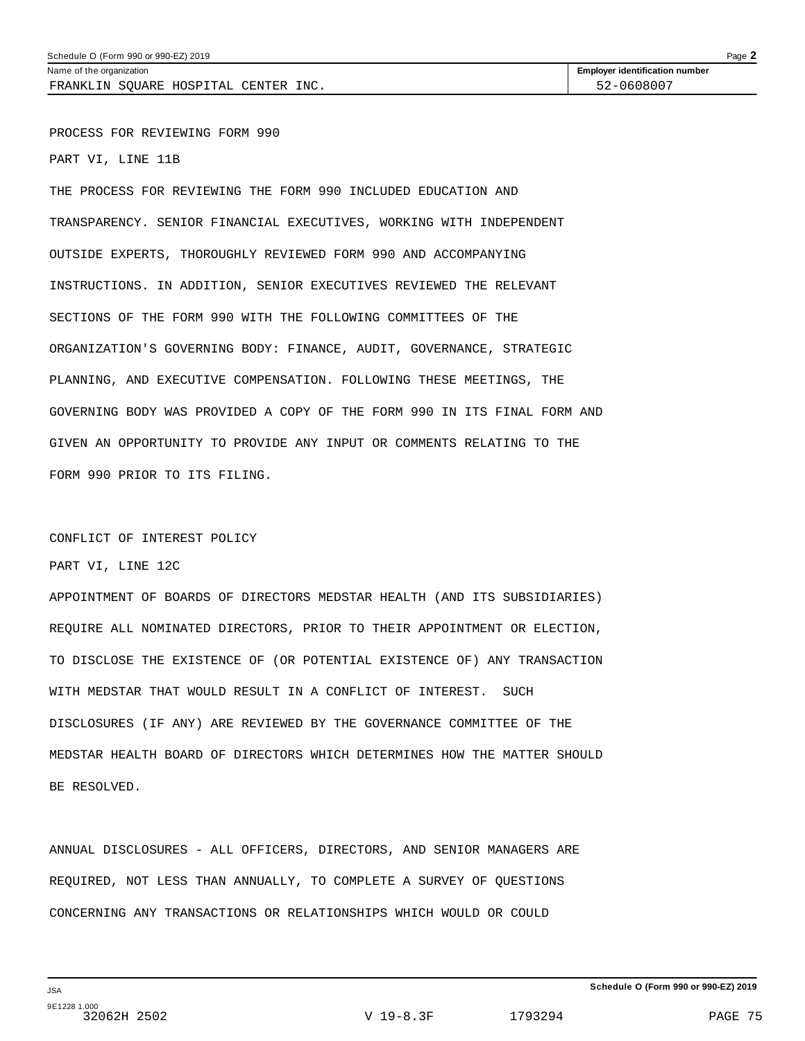Name of the organization: FRANKLIN SQUARE HOSPITAL CENTER INC.

Employer identification number: 52-0608007

PROCESS FOR REVIEWING FORM 990

PART VI, LINE 11B

THE PROCESS FOR REVIEWING THE FORM 990 INCLUDED EDUCATION AND TRANSPARENCY. SENIOR FINANCIAL EXECUTIVES, WORKING WITH INDEPENDENT OUTSIDE EXPERTS, THOROUGHLY REVIEWED FORM 990 AND ACCOMPANYING INSTRUCTIONS. IN ADDITION, SENIOR EXECUTIVES REVIEWED THE RELEVANT SECTIONS OF THE FORM 990 WITH THE FOLLOWING COMMITTEES OF THE ORGANIZATION'S GOVERNING BODY: FINANCE, AUDIT, GOVERNANCE, STRATEGIC PLANNING, AND EXECUTIVE COMPENSATION. FOLLOWING THESE MEETINGS, THE GOVERNING BODY WAS PROVIDED A COPY OF THE FORM 990 IN ITS FINAL FORM AND GIVEN AN OPPORTUNITY TO PROVIDE ANY INPUT OR COMMENTS RELATING TO THE FORM 990 PRIOR TO ITS FILING.

CONFLICT OF INTEREST POLICY

PART VI, LINE 12C

APPOINTMENT OF BOARDS OF DIRECTORS MEDSTAR HEALTH (AND ITS SUBSIDIARIES) REQUIRE ALL NOMINATED DIRECTORS, PRIOR TO THEIR APPOINTMENT OR ELECTION, TO DISCLOSE THE EXISTENCE OF (OR POTENTIAL EXISTENCE OF) ANY TRANSACTION WITH MEDSTAR THAT WOULD RESULT IN A CONFLICT OF INTEREST. SUCH DISCLOSURES (IF ANY) ARE REVIEWED BY THE GOVERNANCE COMMITTEE OF THE MEDSTAR HEALTH BOARD OF DIRECTORS WHICH DETERMINES HOW THE MATTER SHOULD BE RESOLVED.

ANNUAL DISCLOSURES - ALL OFFICERS, DIRECTORS, AND SENIOR MANAGERS ARE REQUIRED, NOT LESS THAN ANNUALLY, TO COMPLETE A SURVEY OF QUESTIONS CONCERNING ANY TRANSACTIONS OR RELATIONSHIPS WHICH WOULD OR COULD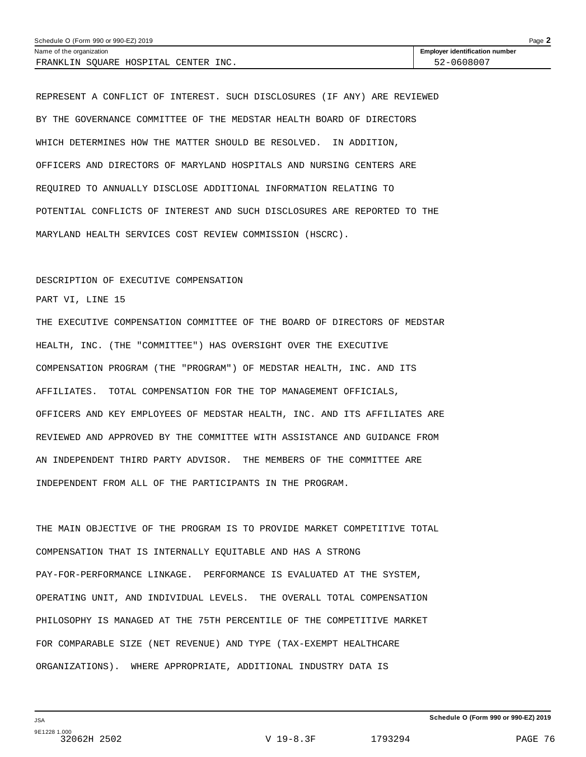REPRESENT A CONFLICT OF INTEREST. SUCH DISCLOSURES (IF ANY) ARE REVIEWED BY THE GOVERNANCE COMMITTEE OF THE MEDSTAR HEALTH BOARD OF DIRECTORS WHICH DETERMINES HOW THE MATTER SHOULD BE RESOLVED. IN ADDITION, OFFICERS AND DIRECTORS OF MARYLAND HOSPITALS AND NURSING CENTERS ARE REQUIRED TO ANNUALLY DISCLOSE ADDITIONAL INFORMATION RELATING TO POTENTIAL CONFLICTS OF INTEREST AND SUCH DISCLOSURES ARE REPORTED TO THE MARYLAND HEALTH SERVICES COST REVIEW COMMISSION (HSCRC).

DESCRIPTION OF EXECUTIVE COMPENSATION

PART VI, LINE 15

THE EXECUTIVE COMPENSATION COMMITTEE OF THE BOARD OF DIRECTORS OF MEDSTAR HEALTH, INC. (THE "COMMITTEE") HAS OVERSIGHT OVER THE EXECUTIVE COMPENSATION PROGRAM (THE "PROGRAM") OF MEDSTAR HEALTH, INC. AND ITS AFFILIATES. TOTAL COMPENSATION FOR THE TOP MANAGEMENT OFFICIALS, OFFICERS AND KEY EMPLOYEES OF MEDSTAR HEALTH, INC. AND ITS AFFILIATES ARE REVIEWED AND APPROVED BY THE COMMITTEE WITH ASSISTANCE AND GUIDANCE FROM AN INDEPENDENT THIRD PARTY ADVISOR. THE MEMBERS OF THE COMMITTEE ARE INDEPENDENT FROM ALL OF THE PARTICIPANTS IN THE PROGRAM.

THE MAIN OBJECTIVE OF THE PROGRAM IS TO PROVIDE MARKET COMPETITIVE TOTAL COMPENSATION THAT IS INTERNALLY EQUITABLE AND HAS A STRONG PAY-FOR-PERFORMANCE LINKAGE. PERFORMANCE IS EVALUATED AT THE SYSTEM, OPERATING UNIT, AND INDIVIDUAL LEVELS. THE OVERALL TOTAL COMPENSATION PHILOSOPHY IS MANAGED AT THE 75TH PERCENTILE OF THE COMPETITIVE MARKET FOR COMPARABLE SIZE (NET REVENUE) AND TYPE (TAX-EXEMPT HEALTHCARE ORGANIZATIONS). WHERE APPROPRIATE, ADDITIONAL INDUSTRY DATA IS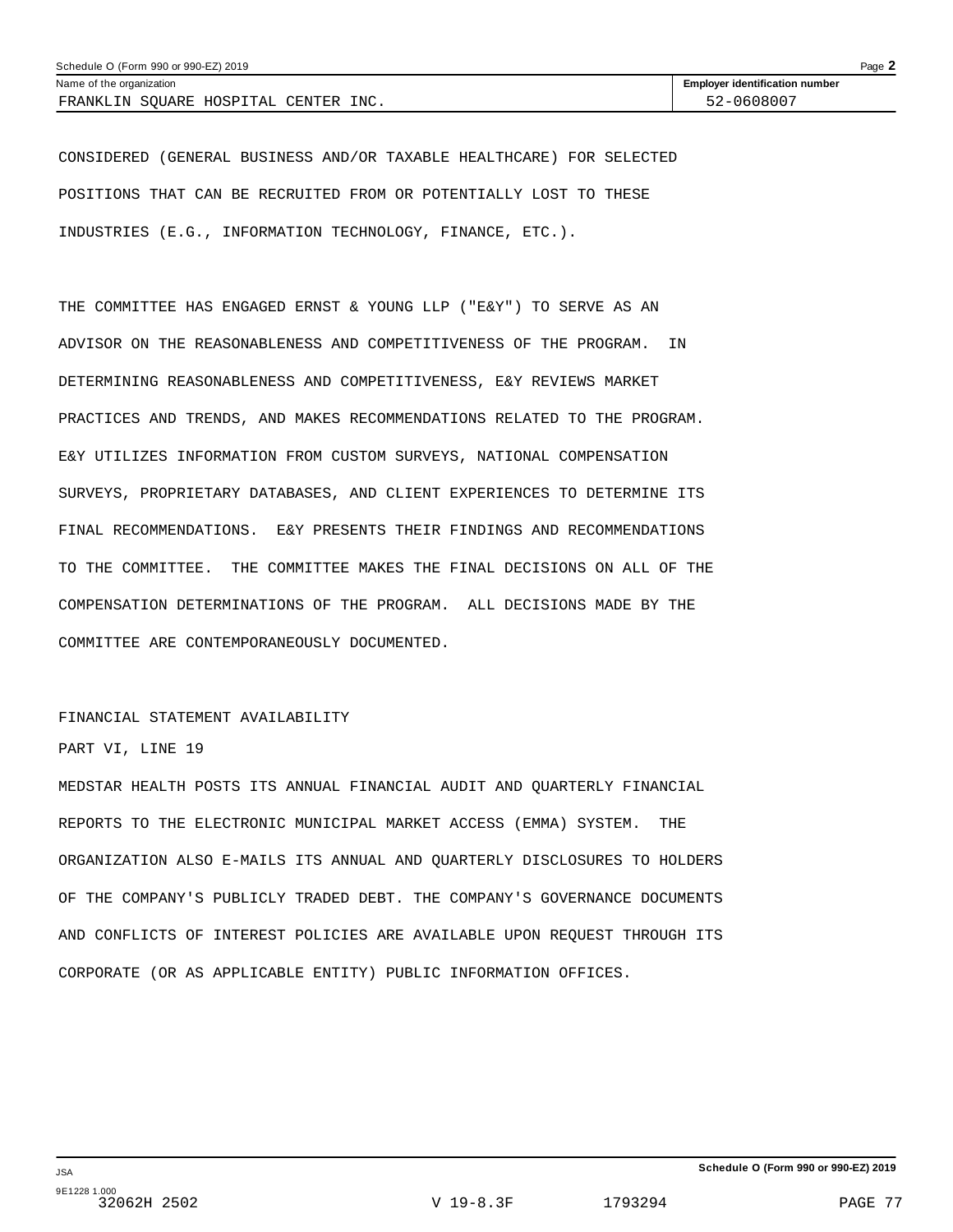Name of the organization: FRANKLIN SQUARE HOSPITAL CENTER INC.

Employer identification number: 52-0608007

CONSIDERED (GENERAL BUSINESS AND/OR TAXABLE HEALTHCARE) FOR SELECTED POSITIONS THAT CAN BE RECRUITED FROM OR POTENTIALLY LOST TO THESE INDUSTRIES (E.G., INFORMATION TECHNOLOGY, FINANCE, ETC.).

THE COMMITTEE HAS ENGAGED ERNST & YOUNG LLP ("E&Y") TO SERVE AS AN ADVISOR ON THE REASONABLENESS AND COMPETITIVENESS OF THE PROGRAM. IN DETERMINING REASONABLENESS AND COMPETITIVENESS, E&Y REVIEWS MARKET PRACTICES AND TRENDS, AND MAKES RECOMMENDATIONS RELATED TO THE PROGRAM. E&Y UTILIZES INFORMATION FROM CUSTOM SURVEYS, NATIONAL COMPENSATION SURVEYS, PROPRIETARY DATABASES, AND CLIENT EXPERIENCES TO DETERMINE ITS FINAL RECOMMENDATIONS. E&Y PRESENTS THEIR FINDINGS AND RECOMMENDATIONS TO THE COMMITTEE. THE COMMITTEE MAKES THE FINAL DECISIONS ON ALL OF THE COMPENSATION DETERMINATIONS OF THE PROGRAM. ALL DECISIONS MADE BY THE COMMITTEE ARE CONTEMPORANEOUSLY DOCUMENTED.

FINANCIAL STATEMENT AVAILABILITY

PART VI, LINE 19

MEDSTAR HEALTH POSTS ITS ANNUAL FINANCIAL AUDIT AND QUARTERLY FINANCIAL REPORTS TO THE ELECTRONIC MUNICIPAL MARKET ACCESS (EMMA) SYSTEM. THE ORGANIZATION ALSO E-MAILS ITS ANNUAL AND QUARTERLY DISCLOSURES TO HOLDERS OF THE COMPANY'S PUBLICLY TRADED DEBT. THE COMPANY'S GOVERNANCE DOCUMENTS AND CONFLICTS OF INTEREST POLICIES ARE AVAILABLE UPON REQUEST THROUGH ITS CORPORATE (OR AS APPLICABLE ENTITY) PUBLIC INFORMATION OFFICES.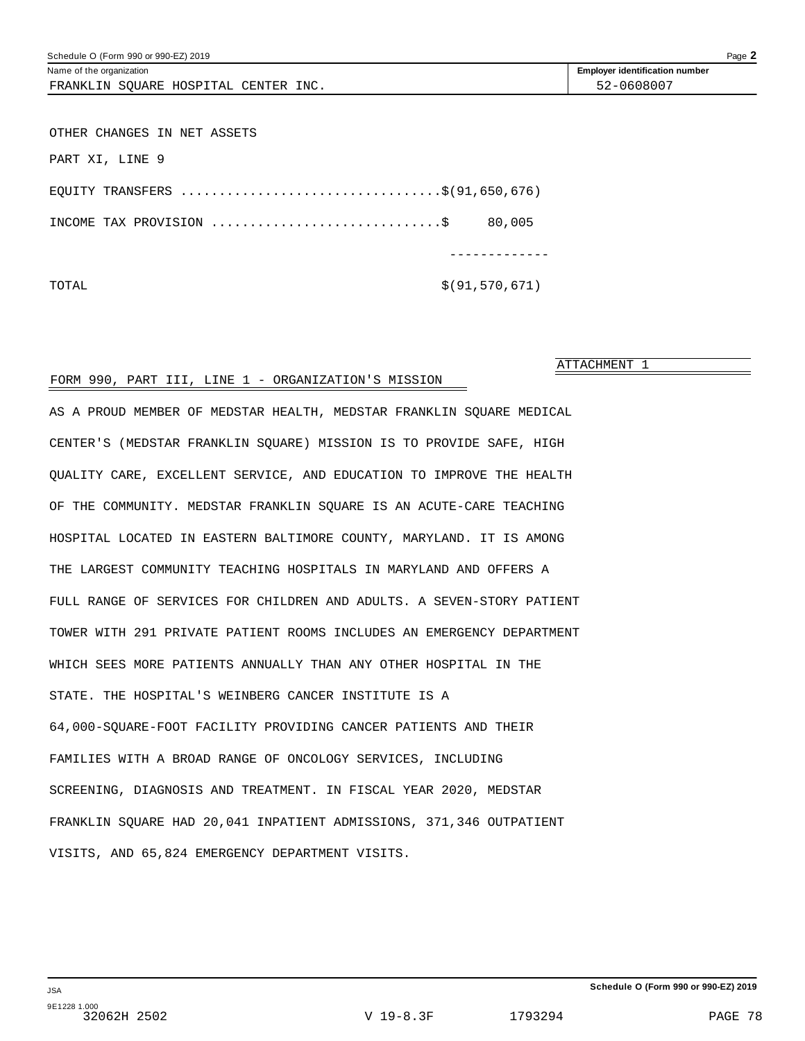Schedule O (Form 990 or 990-EZ) 2019

Name of the organization: FRANKLIN SQUARE HOSPITAL CENTER INC.

Employer identification number: 52-0608007

OTHER CHANGES IN NET ASSETS

PART XI, LINE 9

| | |
|---|---|
| EQUITY TRANSFERS | $(91,650,676) |
| INCOME TAX PROVISION | $ 80,005 |
| TOTAL | $(91,570,671) |

ATTACHMENT 1

FORM 990, PART III, LINE 1 - ORGANIZATION'S MISSION

AS A PROUD MEMBER OF MEDSTAR HEALTH, MEDSTAR FRANKLIN SQUARE MEDICAL CENTER'S (MEDSTAR FRANKLIN SQUARE) MISSION IS TO PROVIDE SAFE, HIGH QUALITY CARE, EXCELLENT SERVICE, AND EDUCATION TO IMPROVE THE HEALTH OF THE COMMUNITY. MEDSTAR FRANKLIN SQUARE IS AN ACUTE-CARE TEACHING HOSPITAL LOCATED IN EASTERN BALTIMORE COUNTY, MARYLAND. IT IS AMONG THE LARGEST COMMUNITY TEACHING HOSPITALS IN MARYLAND AND OFFERS A FULL RANGE OF SERVICES FOR CHILDREN AND ADULTS. A SEVEN-STORY PATIENT TOWER WITH 291 PRIVATE PATIENT ROOMS INCLUDES AN EMERGENCY DEPARTMENT WHICH SEES MORE PATIENTS ANNUALLY THAN ANY OTHER HOSPITAL IN THE STATE. THE HOSPITAL'S WEINBERG CANCER INSTITUTE IS A 64,000-SQUARE-FOOT FACILITY PROVIDING CANCER PATIENTS AND THEIR FAMILIES WITH A BROAD RANGE OF ONCOLOGY SERVICES, INCLUDING SCREENING, DIAGNOSIS AND TREATMENT. IN FISCAL YEAR 2020, MEDSTAR FRANKLIN SQUARE HAD 20,041 INPATIENT ADMISSIONS, 371,346 OUTPATIENT VISITS, AND 65,824 EMERGENCY DEPARTMENT VISITS.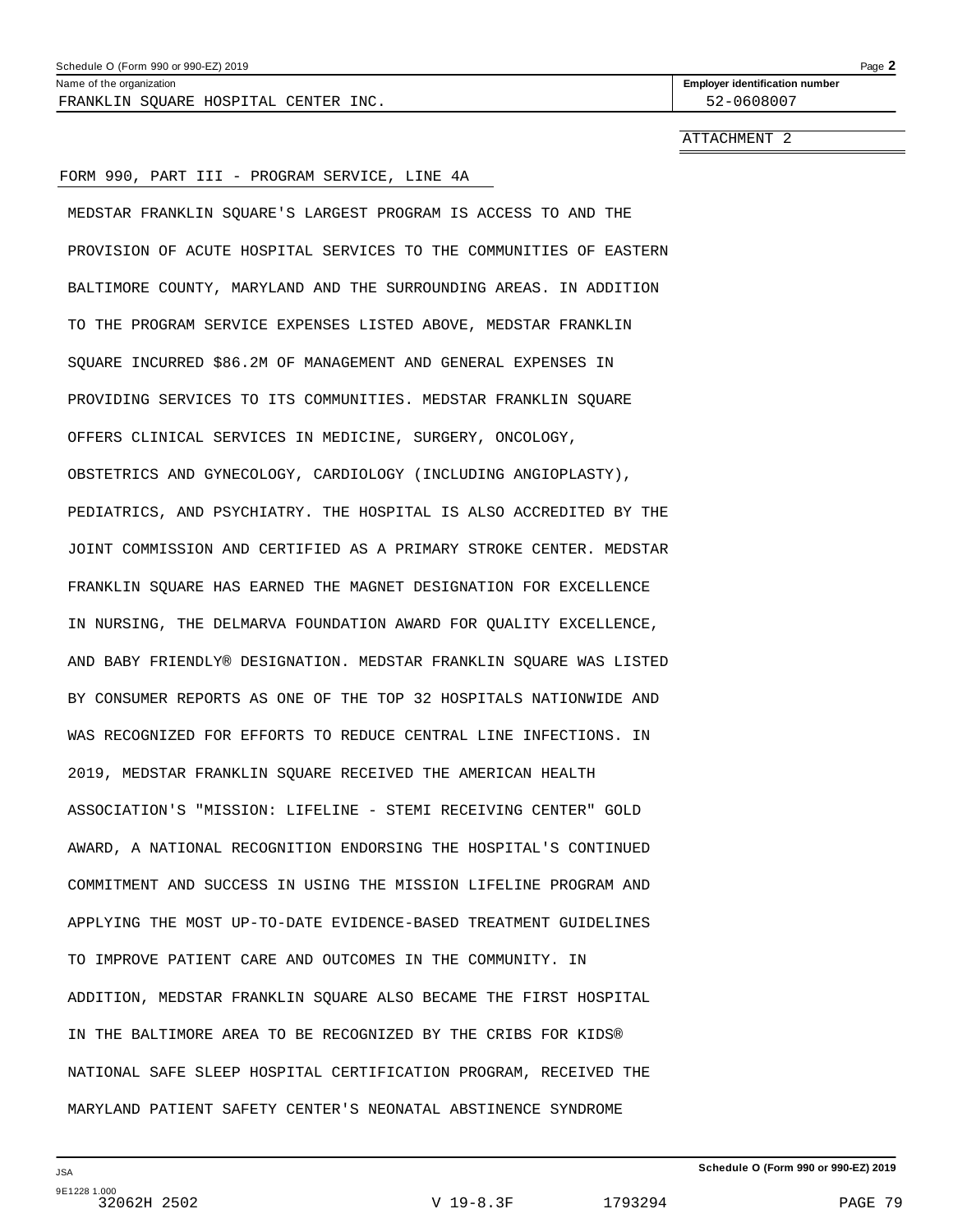Name of the organization: FRANKLIN SQUARE HOSPITAL CENTER INC.

Employer identification number: 52-0608007

ATTACHMENT 2

FORM 990, PART III - PROGRAM SERVICE, LINE 4A

MEDSTAR FRANKLIN SQUARE'S LARGEST PROGRAM IS ACCESS TO AND THE PROVISION OF ACUTE HOSPITAL SERVICES TO THE COMMUNITIES OF EASTERN BALTIMORE COUNTY, MARYLAND AND THE SURROUNDING AREAS. IN ADDITION TO THE PROGRAM SERVICE EXPENSES LISTED ABOVE, MEDSTAR FRANKLIN SQUARE INCURRED $86.2M OF MANAGEMENT AND GENERAL EXPENSES IN PROVIDING SERVICES TO ITS COMMUNITIES. MEDSTAR FRANKLIN SQUARE OFFERS CLINICAL SERVICES IN MEDICINE, SURGERY, ONCOLOGY, OBSTETRICS AND GYNECOLOGY, CARDIOLOGY (INCLUDING ANGIOPLASTY), PEDIATRICS, AND PSYCHIATRY. THE HOSPITAL IS ALSO ACCREDITED BY THE JOINT COMMISSION AND CERTIFIED AS A PRIMARY STROKE CENTER. MEDSTAR FRANKLIN SQUARE HAS EARNED THE MAGNET DESIGNATION FOR EXCELLENCE IN NURSING, THE DELMARVA FOUNDATION AWARD FOR QUALITY EXCELLENCE, AND BABY FRIENDLY® DESIGNATION. MEDSTAR FRANKLIN SQUARE WAS LISTED BY CONSUMER REPORTS AS ONE OF THE TOP 32 HOSPITALS NATIONWIDE AND WAS RECOGNIZED FOR EFFORTS TO REDUCE CENTRAL LINE INFECTIONS. IN 2019, MEDSTAR FRANKLIN SQUARE RECEIVED THE AMERICAN HEALTH ASSOCIATION'S "MISSION: LIFELINE - STEMI RECEIVING CENTER" GOLD AWARD, A NATIONAL RECOGNITION ENDORSING THE HOSPITAL'S CONTINUED COMMITMENT AND SUCCESS IN USING THE MISSION LIFELINE PROGRAM AND APPLYING THE MOST UP-TO-DATE EVIDENCE-BASED TREATMENT GUIDELINES TO IMPROVE PATIENT CARE AND OUTCOMES IN THE COMMUNITY. IN ADDITION, MEDSTAR FRANKLIN SQUARE ALSO BECAME THE FIRST HOSPITAL IN THE BALTIMORE AREA TO BE RECOGNIZED BY THE CRIBS FOR KIDS® NATIONAL SAFE SLEEP HOSPITAL CERTIFICATION PROGRAM, RECEIVED THE MARYLAND PATIENT SAFETY CENTER'S NEONATAL ABSTINENCE SYNDROME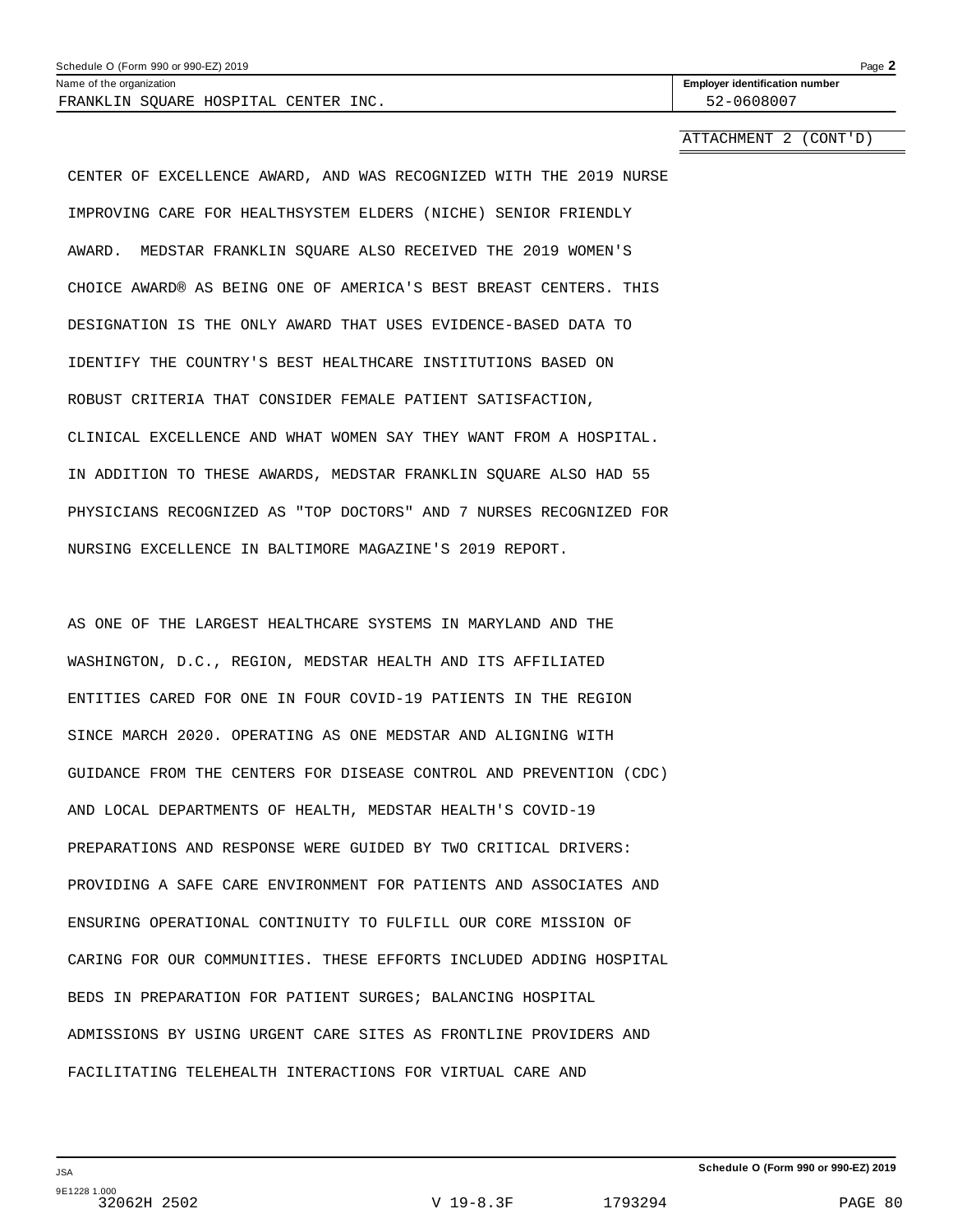Name of the organization: FRANKLIN SQUARE HOSPITAL CENTER INC.

Employer identification number: 52-0608007

ATTACHMENT 2 (CONT'D)

CENTER OF EXCELLENCE AWARD, AND WAS RECOGNIZED WITH THE 2019 NURSE IMPROVING CARE FOR HEALTHSYSTEM ELDERS (NICHE) SENIOR FRIENDLY AWARD. MEDSTAR FRANKLIN SQUARE ALSO RECEIVED THE 2019 WOMEN'S CHOICE AWARD® AS BEING ONE OF AMERICA'S BEST BREAST CENTERS. THIS DESIGNATION IS THE ONLY AWARD THAT USES EVIDENCE-BASED DATA TO IDENTIFY THE COUNTRY'S BEST HEALTHCARE INSTITUTIONS BASED ON ROBUST CRITERIA THAT CONSIDER FEMALE PATIENT SATISFACTION, CLINICAL EXCELLENCE AND WHAT WOMEN SAY THEY WANT FROM A HOSPITAL. IN ADDITION TO THESE AWARDS, MEDSTAR FRANKLIN SQUARE ALSO HAD 55 PHYSICIANS RECOGNIZED AS "TOP DOCTORS" AND 7 NURSES RECOGNIZED FOR NURSING EXCELLENCE IN BALTIMORE MAGAZINE'S 2019 REPORT.

AS ONE OF THE LARGEST HEALTHCARE SYSTEMS IN MARYLAND AND THE WASHINGTON, D.C., REGION, MEDSTAR HEALTH AND ITS AFFILIATED ENTITIES CARED FOR ONE IN FOUR COVID-19 PATIENTS IN THE REGION SINCE MARCH 2020. OPERATING AS ONE MEDSTAR AND ALIGNING WITH GUIDANCE FROM THE CENTERS FOR DISEASE CONTROL AND PREVENTION (CDC) AND LOCAL DEPARTMENTS OF HEALTH, MEDSTAR HEALTH'S COVID-19 PREPARATIONS AND RESPONSE WERE GUIDED BY TWO CRITICAL DRIVERS: PROVIDING A SAFE CARE ENVIRONMENT FOR PATIENTS AND ASSOCIATES AND ENSURING OPERATIONAL CONTINUITY TO FULFILL OUR CORE MISSION OF CARING FOR OUR COMMUNITIES. THESE EFFORTS INCLUDED ADDING HOSPITAL BEDS IN PREPARATION FOR PATIENT SURGES; BALANCING HOSPITAL ADMISSIONS BY USING URGENT CARE SITES AS FRONTLINE PROVIDERS AND FACILITATING TELEHEALTH INTERACTIONS FOR VIRTUAL CARE AND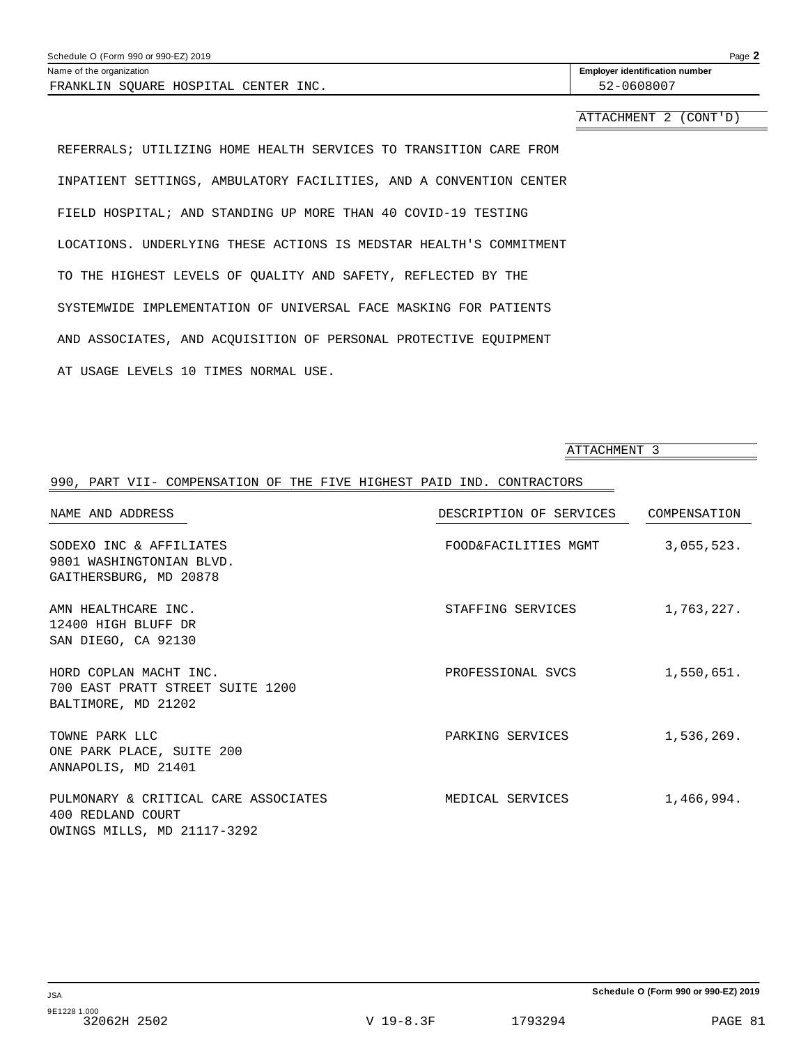Name of the organization: FRANKLIN SQUARE HOSPITAL CENTER INC.

Employer identification number: 52-0608007

ATTACHMENT 2 (CONT'D)

REFERRALS; UTILIZING HOME HEALTH SERVICES TO TRANSITION CARE FROM INPATIENT SETTINGS, AMBULATORY FACILITIES, AND A CONVENTION CENTER FIELD HOSPITAL; AND STANDING UP MORE THAN 40 COVID-19 TESTING LOCATIONS. UNDERLYING THESE ACTIONS IS MEDSTAR HEALTH'S COMMITMENT TO THE HIGHEST LEVELS OF QUALITY AND SAFETY, REFLECTED BY THE SYSTEMWIDE IMPLEMENTATION OF UNIVERSAL FACE MASKING FOR PATIENTS AND ASSOCIATES, AND ACQUISITION OF PERSONAL PROTECTIVE EQUIPMENT AT USAGE LEVELS 10 TIMES NORMAL USE.

ATTACHMENT 3

990, PART VII- COMPENSATION OF THE FIVE HIGHEST PAID IND. CONTRACTORS

| NAME AND ADDRESS | DESCRIPTION OF SERVICES | COMPENSATION |
|---|---|---|
| SODEXO INC & AFFILIATES<br>9801 WASHINGTONIAN BLVD.<br>GAITHERSBURG, MD 20878 | FOOD&FACILITIES MGMT | 3,055,523. |
| AMN HEALTHCARE INC.<br>12400 HIGH BLUFF DR<br>SAN DIEGO, CA 92130 | STAFFING SERVICES | 1,763,227. |
| HORD COPLAN MACHT INC.<br>700 EAST PRATT STREET SUITE 1200<br>BALTIMORE, MD 21202 | PROFESSIONAL SVCS | 1,550,651. |
| TOWNE PARK LLC<br>ONE PARK PLACE, SUITE 200<br>ANNAPOLIS, MD 21401 | PARKING SERVICES | 1,536,269. |
| PULMONARY & CRITICAL CARE ASSOCIATES<br>400 REDLAND COURT<br>OWINGS MILLS, MD 21117-3292 | MEDICAL SERVICES | 1,466,994. |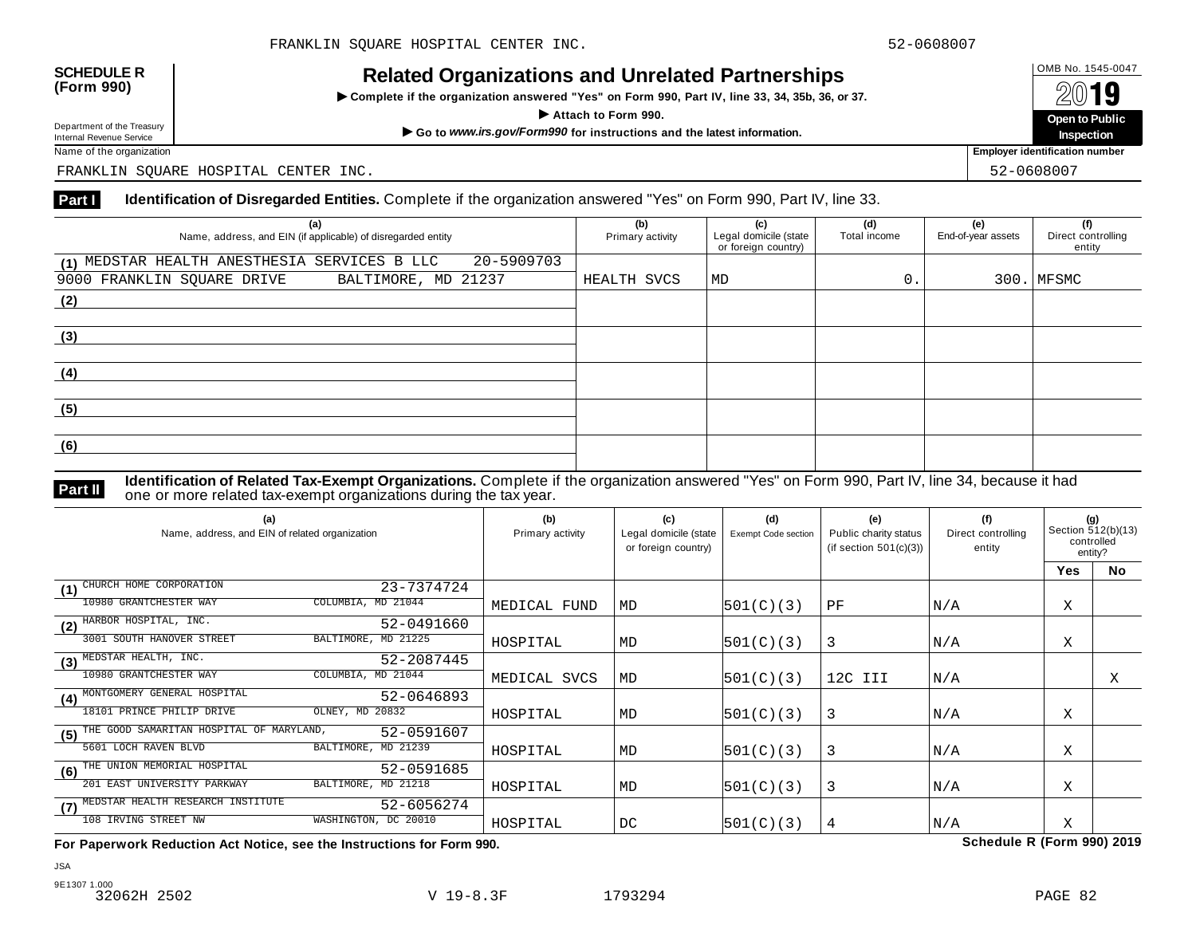**SCHEDULE R (Form 990)**

Department of the Treasury
Internal Revenue Service

# Related Organizations and Unrelated Partnerships

▶ Complete if the organization answered "Yes" on Form 990, Part IV, line 33, 34, 35b, 36, or 37.

▶ Attach to Form 990.

▶ Go to *www.irs.gov/Form990* for instructions and the latest information.

OMB No. 1545-0047

2019

**Open to Public Inspection**

Name of the organization: FRANKLIN SQUARE HOSPITAL CENTER INC.

Employer identification number: 52-0608007

## Part I Identification of Disregarded Entities. Complete if the organization answered "Yes" on Form 990, Part IV, line 33.

| (a) Name, address, and EIN (if applicable) of disregarded entity | (b) Primary activity | (c) Legal domicile (state or foreign country) | (d) Total income | (e) End-of-year assets | (f) Direct controlling entity |
|---|---|---|---|---|---|
| (1) MEDSTAR HEALTH ANESTHESIA SERVICES B LLC 20-5909703 9000 FRANKLIN SQUARE DRIVE BALTIMORE, MD 21237 | HEALTH SVCS | MD | 0. | 300. | MFSMC |
| (2) | | | | | |
| (3) | | | | | |
| (4) | | | | | |
| (5) | | | | | |
| (6) | | | | | |

## Part II Identification of Related Tax-Exempt Organizations. Complete if the organization answered "Yes" on Form 990, Part IV, line 34, because it had one or more related tax-exempt organizations during the tax year.

| (a) Name, address, and EIN of related organization | (b) Primary activity | (c) Legal domicile (state or foreign country) | (d) Exempt Code section | (e) Public charity status (if section 501(c)(3)) | (f) Direct controlling entity | (g) Section 512(b)(13) controlled entity? Yes | No |
|---|---|---|---|---|---|---|---|
| (1) CHURCH HOME CORPORATION 23-7374724 10980 GRANTCHESTER WAY COLUMBIA, MD 21044 | MEDICAL FUND | MD | 501(C)(3) | PF | N/A | X | |
| (2) HARBOR HOSPITAL, INC. 52-0491660 3001 SOUTH HANOVER STREET BALTIMORE, MD 21225 | HOSPITAL | MD | 501(C)(3) | 3 | N/A | X | |
| (3) MEDSTAR HEALTH, INC. 52-2087445 10980 GRANTCHESTER WAY COLUMBIA, MD 21044 | MEDICAL SVCS | MD | 501(C)(3) | 12C III | N/A | | X |
| (4) MONTGOMERY GENERAL HOSPITAL 52-0646893 18101 PRINCE PHILIP DRIVE OLNEY, MD 20832 | HOSPITAL | MD | 501(C)(3) | 3 | N/A | X | |
| (5) THE GOOD SAMARITAN HOSPITAL OF MARYLAND, 52-0591607 5601 LOCH RAVEN BLVD BALTIMORE, MD 21239 | HOSPITAL | MD | 501(C)(3) | 3 | N/A | X | |
| (6) THE UNION MEMORIAL HOSPITAL 52-0591685 201 EAST UNIVERSITY PARKWAY BALTIMORE, MD 21218 | HOSPITAL | MD | 501(C)(3) | 3 | N/A | X | |
| (7) MEDSTAR HEALTH RESEARCH INSTITUTE 52-6056274 108 IRVING STREET NW WASHINGTON, DC 20010 | HOSPITAL | DC | 501(C)(3) | 4 | N/A | X | |

**For Paperwork Reduction Act Notice, see the Instructions for Form 990.** **Schedule R (Form 990) 2019**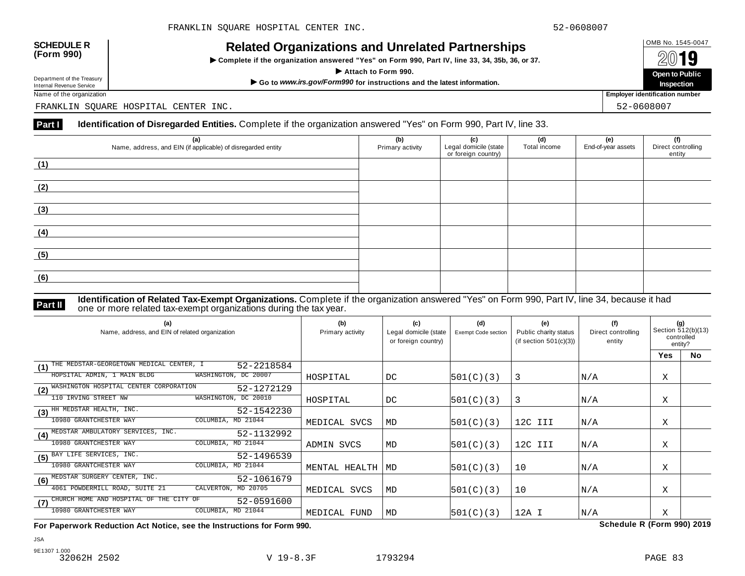FRANKLIN SQUARE HOSPITAL CENTER INC. 52-0608007

**SCHEDULE R (Form 990)**

# Related Organizations and Unrelated Partnerships

▶ Complete if the organization answered "Yes" on Form 990, Part IV, line 33, 34, 35b, 36, or 37.

▶ Attach to Form 990.

▶ Go to *www.irs.gov/Form990* for instructions and the latest information.

OMB No. 1545-0047

**2019**

**Open to Public Inspection**

Department of the Treasury
Internal Revenue Service

Name of the organization: FRANKLIN SQUARE HOSPITAL CENTER INC.

Employer identification number: 52-0608007

**Part I** **Identification of Disregarded Entities.** Complete if the organization answered "Yes" on Form 990, Part IV, line 33.

| | (a) Name, address, and EIN (if applicable) of disregarded entity | (b) Primary activity | (c) Legal domicile (state or foreign country) | (d) Total income | (e) End-of-year assets | (f) Direct controlling entity |
|---|---|---|---|---|---|---|
| (1) | | | | | | |
| (2) | | | | | | |
| (3) | | | | | | |
| (4) | | | | | | |
| (5) | | | | | | |
| (6) | | | | | | |

**Part II** **Identification of Related Tax-Exempt Organizations.** Complete if the organization answered "Yes" on Form 990, Part IV, line 34, because it had one or more related tax-exempt organizations during the tax year.

| | (a) Name, address, and EIN of related organization | (b) Primary activity | (c) Legal domicile (state or foreign country) | (d) Exempt Code section | (e) Public charity status (if section 501(c)(3)) | (f) Direct controlling entity | (g) Section 512(b)(13) controlled entity? Yes | No |
|---|---|---|---|---|---|---|---|---|
| (1) | THE MEDSTAR-GEORGETOWN MEDICAL CENTER, I 52-2218584 HOPSITAL ADMIN, 1 MAIN BLDG WASHINGTON, DC 20007 | HOSPITAL | DC | 501(C)(3) | 3 | N/A | X | |
| (2) | WASHINGTON HOSPITAL CENTER CORPORATION 52-1272129 110 IRVING STREET NW WASHINGTON, DC 20010 | HOSPITAL | DC | 501(C)(3) | 3 | N/A | X | |
| (3) | HH MEDSTAR HEALTH, INC. 52-1542230 10980 GRANTCHESTER WAY COLUMBIA, MD 21044 | MEDICAL SVCS | MD | 501(C)(3) | 12C III | N/A | X | |
| (4) | MEDSTAR AMBULATORY SERVICES, INC. 52-1132992 10980 GRANTCHESTER WAY COLUMBIA, MD 21044 | ADMIN SVCS | MD | 501(C)(3) | 12C III | N/A | X | |
| (5) | BAY LIFE SERVICES, INC. 52-1496539 10980 GRANTCHESTER WAY COLUMBIA, MD 21044 | MENTAL HEALTH | MD | 501(C)(3) | 10 | N/A | X | |
| (6) | MEDSTAR SURGERY CENTER, INC. 52-1061679 4061 POWDERMILL ROAD, SUITE 21 CALVERTON, MD 20705 | MEDICAL SVCS | MD | 501(C)(3) | 10 | N/A | X | |
| (7) | CHURCH HOME AND HOSPITAL OF THE CITY OF 52-0591600 10980 GRANTCHESTER WAY COLUMBIA, MD 21044 | MEDICAL FUND | MD | 501(C)(3) | 12A I | N/A | X | |

**For Paperwork Reduction Act Notice, see the Instructions for Form 990.** **Schedule R (Form 990) 2019**

JSA
9E1307 1.000
32062H 2502 V 19-8.3F 1793294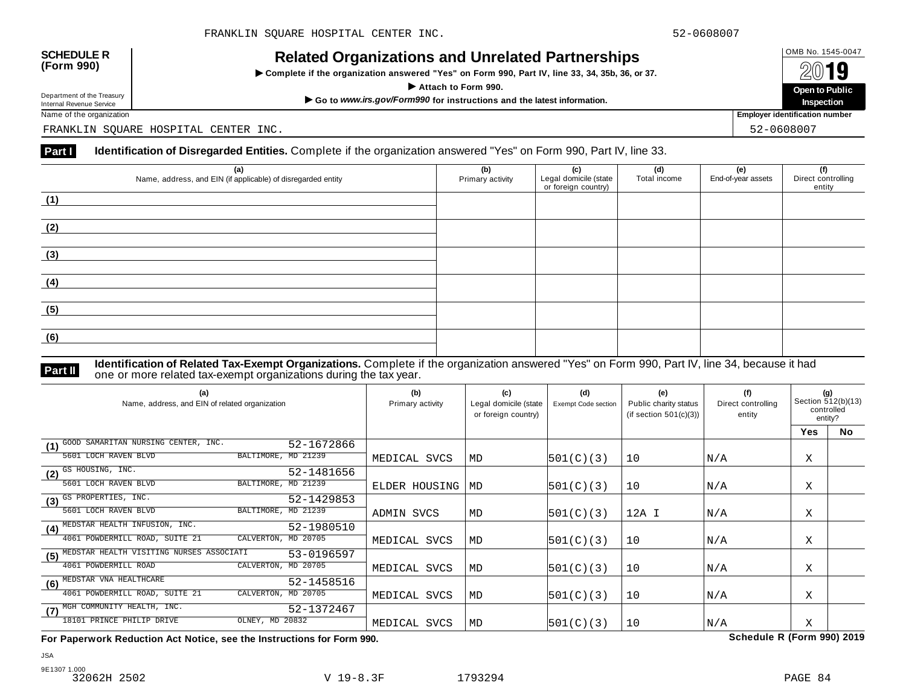**SCHEDULE R (Form 990)**

Department of the Treasury
Internal Revenue Service

# Related Organizations and Unrelated Partnerships

▶ Complete if the organization answered "Yes" on Form 990, Part IV, line 33, 34, 35b, 36, or 37.

▶ Attach to Form 990.

▶ Go to *www.irs.gov/Form990* for instructions and the latest information.

OMB No. 1545-0047

2019

Open to Public Inspection

Name of the organization: FRANKLIN SQUARE HOSPITAL CENTER INC.

Employer identification number: 52-0608007

## Part I Identification of Disregarded Entities. Complete if the organization answered "Yes" on Form 990, Part IV, line 33.

| (a) Name, address, and EIN (if applicable) of disregarded entity | (b) Primary activity | (c) Legal domicile (state or foreign country) | (d) Total income | (e) End-of-year assets | (f) Direct controlling entity |
|---|---|---|---|---|---|
| (1) | | | | | |
| (2) | | | | | |
| (3) | | | | | |
| (4) | | | | | |
| (5) | | | | | |
| (6) | | | | | |

## Part II Identification of Related Tax-Exempt Organizations. Complete if the organization answered "Yes" on Form 990, Part IV, line 34, because it had one or more related tax-exempt organizations during the tax year.

| (a) Name, address, and EIN of related organization | (b) Primary activity | (c) Legal domicile (state or foreign country) | (d) Exempt Code section | (e) Public charity status (if section 501(c)(3)) | (f) Direct controlling entity | (g) Section 512(b)(13) controlled entity? Yes | No |
|---|---|---|---|---|---|---|---|
| (1) GOOD SAMARITAN NURSING CENTER, INC. 52-1672866<br>5601 LOCH RAVEN BLVD BALTIMORE, MD 21239 | MEDICAL SVCS | MD | 501(C)(3) | 10 | N/A | X | |
| (2) GS HOUSING, INC. 52-1481656<br>5601 LOCH RAVEN BLVD BALTIMORE, MD 21239 | ELDER HOUSING | MD | 501(C)(3) | 10 | N/A | X | |
| (3) GS PROPERTIES, INC. 52-1429853<br>5601 LOCH RAVEN BLVD BALTIMORE, MD 21239 | ADMIN SVCS | MD | 501(C)(3) | 12A I | N/A | X | |
| (4) MEDSTAR HEALTH INFUSION, INC. 52-1980510<br>4061 POWDERMILL ROAD, SUITE 21 CALVERTON, MD 20705 | MEDICAL SVCS | MD | 501(C)(3) | 10 | N/A | X | |
| (5) MEDSTAR HEALTH VISITING NURSES ASSOCIATI 53-0196597<br>4061 POWDERMILL ROAD CALVERTON, MD 20705 | MEDICAL SVCS | MD | 501(C)(3) | 10 | N/A | X | |
| (6) MEDSTAR VNA HEALTHCARE 52-1458516<br>4061 POWDERMILL ROAD, SUITE 21 CALVERTON, MD 20705 | MEDICAL SVCS | MD | 501(C)(3) | 10 | N/A | X | |
| (7) MGH COMMUNITY HEALTH, INC. 52-1372467<br>18101 PRINCE PHILIP DRIVE OLNEY, MD 20832 | MEDICAL SVCS | MD | 501(C)(3) | 10 | N/A | X | |

**For Paperwork Reduction Act Notice, see the Instructions for Form 990.** **Schedule R (Form 990) 2019**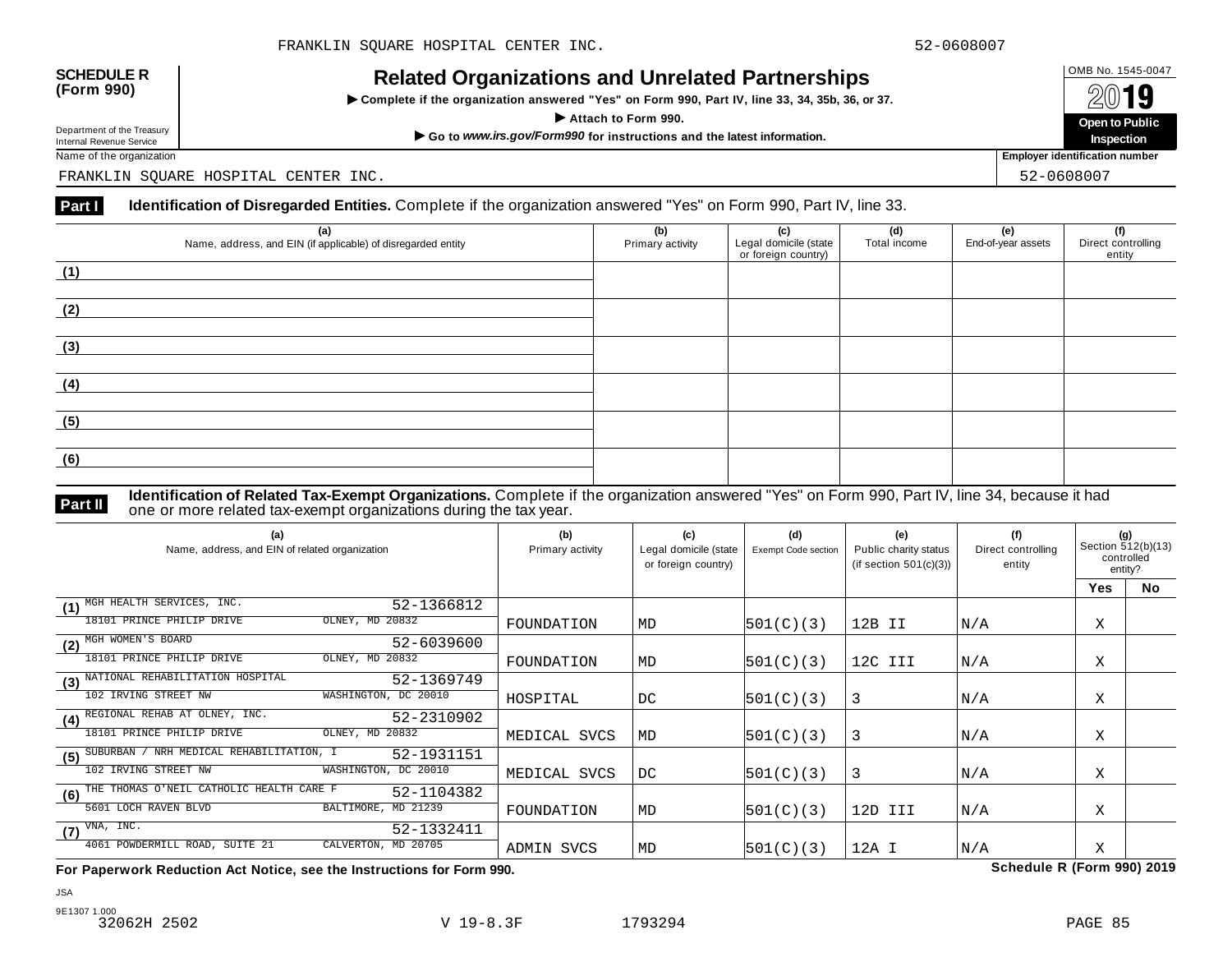FRANKLIN SQUARE HOSPITAL CENTER INC. 52-0608007

**SCHEDULE R (Form 990)**

Department of the Treasury
Internal Revenue Service

# Related Organizations and Unrelated Partnerships

▶ **Complete if the organization answered "Yes" on Form 990, Part IV, line 33, 34, 35b, 36, or 37.**

▶ **Attach to Form 990.**

▶ **Go to *www.irs.gov/Form990* for instructions and the latest information.**

OMB No. 1545-0047

**2019**

**Open to Public Inspection**

Name of the organization: FRANKLIN SQUARE HOSPITAL CENTER INC.

Employer identification number: 52-0608007

**Part I** **Identification of Disregarded Entities.** Complete if the organization answered "Yes" on Form 990, Part IV, line 33.

| (a) Name, address, and EIN (if applicable) of disregarded entity | (b) Primary activity | (c) Legal domicile (state or foreign country) | (d) Total income | (e) End-of-year assets | (f) Direct controlling entity |
|---|---|---|---|---|---|
| (1) | | | | | |
| (2) | | | | | |
| (3) | | | | | |
| (4) | | | | | |
| (5) | | | | | |
| (6) | | | | | |

**Part II** **Identification of Related Tax-Exempt Organizations.** Complete if the organization answered "Yes" on Form 990, Part IV, line 34, because it had one or more related tax-exempt organizations during the tax year.

| (a) Name, address, and EIN of related organization | (b) Primary activity | (c) Legal domicile (state or foreign country) | (d) Exempt Code section | (e) Public charity status (if section 501(c)(3)) | (f) Direct controlling entity | (g) Section 512(b)(13) controlled entity? Yes | No |
|---|---|---|---|---|---|---|---|
| (1) MGH HEALTH SERVICES, INC. 52-1366812<br>18101 PRINCE PHILIP DRIVE OLNEY, MD 20832 | FOUNDATION | MD | 501(C)(3) | 12B II | N/A | X | |
| (2) MGH WOMEN'S BOARD 52-6039600<br>18101 PRINCE PHILIP DRIVE OLNEY, MD 20832 | FOUNDATION | MD | 501(C)(3) | 12C III | N/A | X | |
| (3) NATIONAL REHABILITATION HOSPITAL 52-1369749<br>102 IRVING STREET NW WASHINGTON, DC 20010 | HOSPITAL | DC | 501(C)(3) | 3 | N/A | X | |
| (4) REGIONAL REHAB AT OLNEY, INC. 52-2310902<br>18101 PRINCE PHILIP DRIVE OLNEY, MD 20832 | MEDICAL SVCS | MD | 501(C)(3) | 3 | N/A | X | |
| (5) SUBURBAN / NRH MEDICAL REHABILITATION, I 52-1931151<br>102 IRVING STREET NW WASHINGTON, DC 20010 | MEDICAL SVCS | DC | 501(C)(3) | 3 | N/A | X | |
| (6) THE THOMAS O'NEIL CATHOLIC HEALTH CARE F 52-1104382<br>5601 LOCH RAVEN BLVD BALTIMORE, MD 21239 | FOUNDATION | MD | 501(C)(3) | 12D III | N/A | X | |
| (7) VNA, INC. 52-1332411<br>4061 POWDERMILL ROAD, SUITE 21 CALVERTON, MD 20705 | ADMIN SVCS | MD | 501(C)(3) | 12A I | N/A | X | |

**For Paperwork Reduction Act Notice, see the Instructions for Form 990.** **Schedule R (Form 990) 2019**

JSA
9E1307 1.000
32062H 2502 V 19-8.3F 1793294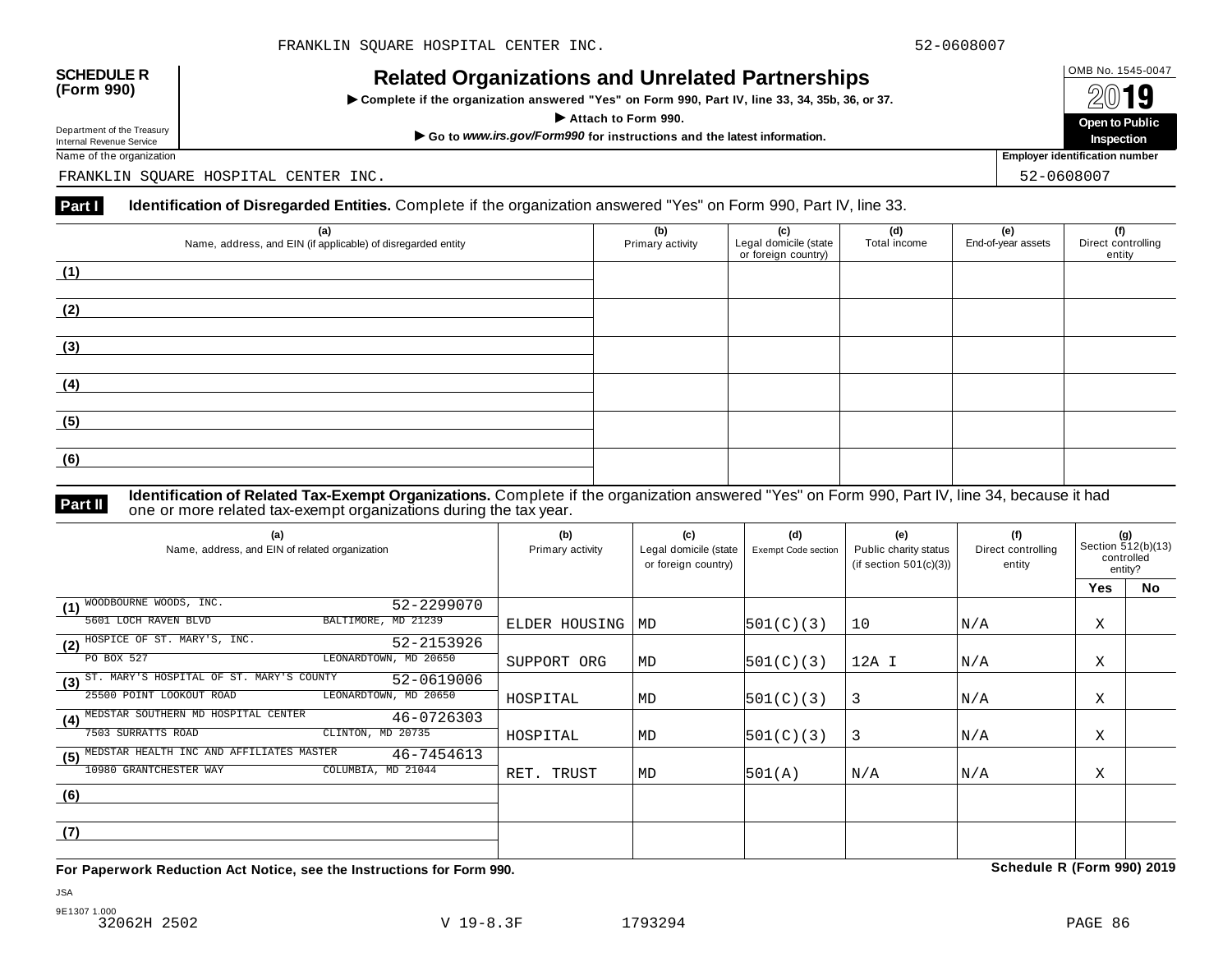**SCHEDULE R (Form 990)**

Department of the Treasury
Internal Revenue Service

# Related Organizations and Unrelated Partnerships

▶ Complete if the organization answered "Yes" on Form 990, Part IV, line 33, 34, 35b, 36, or 37.

▶ Attach to Form 990.

▶ Go to *www.irs.gov/Form990* for instructions and the latest information.

OMB No. 1545-0047

2019

**Open to Public Inspection**

Name of the organization: FRANKLIN SQUARE HOSPITAL CENTER INC.

Employer identification number: 52-0608007

## Part I Identification of Disregarded Entities. Complete if the organization answered "Yes" on Form 990, Part IV, line 33.

| (a) Name, address, and EIN (if applicable) of disregarded entity | (b) Primary activity | (c) Legal domicile (state or foreign country) | (d) Total income | (e) End-of-year assets | (f) Direct controlling entity |
|---|---|---|---|---|---|
| (1) | | | | | |
| (2) | | | | | |
| (3) | | | | | |
| (4) | | | | | |
| (5) | | | | | |
| (6) | | | | | |

## Part II Identification of Related Tax-Exempt Organizations. Complete if the organization answered "Yes" on Form 990, Part IV, line 34, because it had one or more related tax-exempt organizations during the tax year.

| (a) Name, address, and EIN of related organization | (b) Primary activity | (c) Legal domicile (state or foreign country) | (d) Exempt Code section | (e) Public charity status (if section 501(c)(3)) | (f) Direct controlling entity | (g) Section 512(b)(13) controlled entity? Yes | No |
|---|---|---|---|---|---|---|---|
| (1) WOODBOURNE WOODS, INC. 52-2299070<br>5601 LOCH RAVEN BLVD BALTIMORE, MD 21239 | ELDER HOUSING | MD | 501(C)(3) | 10 | N/A | X | |
| (2) HOSPICE OF ST. MARY'S, INC. 52-2153926<br>PO BOX 527 LEONARDTOWN, MD 20650 | SUPPORT ORG | MD | 501(C)(3) | 12A I | N/A | X | |
| (3) ST. MARY'S HOSPITAL OF ST. MARY'S COUNTY 52-0619006<br>25500 POINT LOOKOUT ROAD LEONARDTOWN, MD 20650 | HOSPITAL | MD | 501(C)(3) | 3 | N/A | X | |
| (4) MEDSTAR SOUTHERN MD HOSPITAL CENTER 46-0726303<br>7503 SURRATTS ROAD CLINTON, MD 20735 | HOSPITAL | MD | 501(C)(3) | 3 | N/A | X | |
| (5) MEDSTAR HEALTH INC AND AFFILIATES MASTER 46-7454613<br>10980 GRANTCHESTER WAY COLUMBIA, MD 21044 | RET. TRUST | MD | 501(A) | N/A | N/A | X | |
| (6) | | | | | | | |
| (7) | | | | | | | |

**For Paperwork Reduction Act Notice, see the Instructions for Form 990.** **Schedule R (Form 990) 2019**

JSA
9E1307 1.000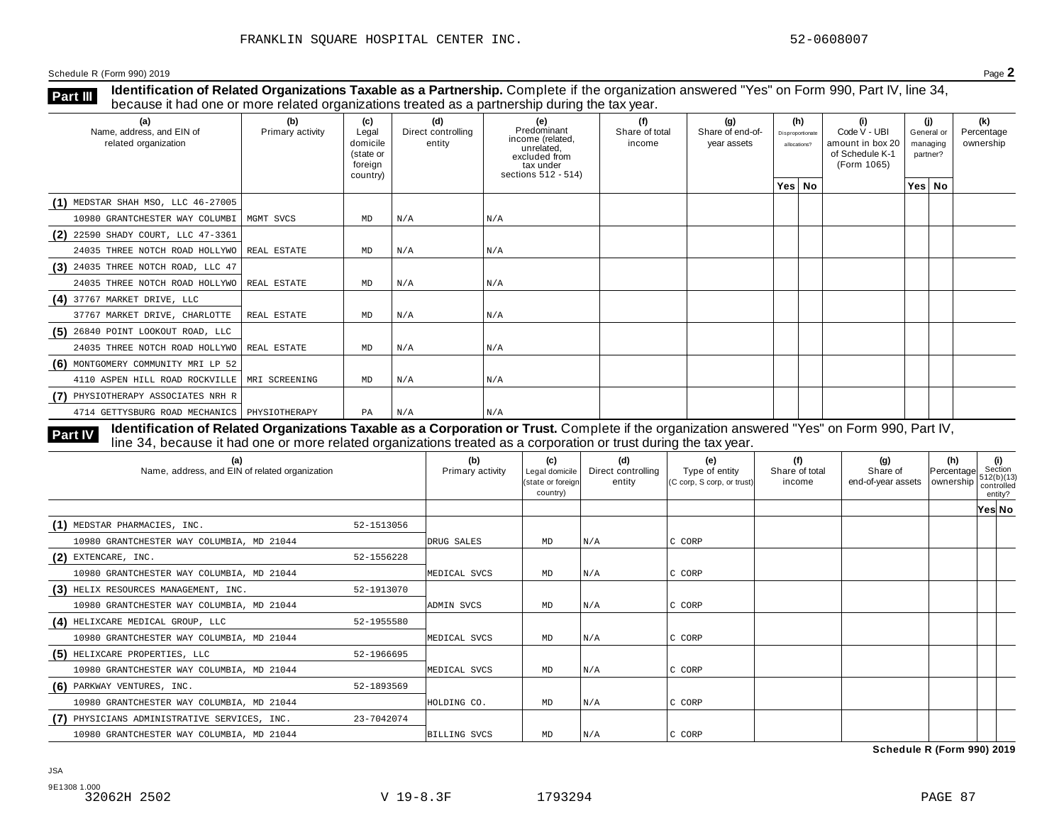FRANKLIN SQUARE HOSPITAL CENTER INC. 52-0608007

Schedule R (Form 990) 2019 Page **2**

**Part III** **Identification of Related Organizations Taxable as a Partnership.** Complete if the organization answered "Yes" on Form 990, Part IV, line 34, because it had one or more related organizations treated as a partnership during the tax year.

| (a) Name, address, and EIN of related organization | (b) Primary activity | (c) Legal domicile (state or foreign country) | (d) Direct controlling entity | (e) Predominant income (related, unrelated, excluded from tax under sections 512 - 514) | (f) Share of total income | (g) Share of end-of-year assets | (h) Disproportionate allocations? Yes | No | (i) Code V - UBI amount in box 20 of Schedule K-1 (Form 1065) | (j) General or managing partner? Yes | No | (k) Percentage ownership |
|---|---|---|---|---|---|---|---|---|---|---|---|---|
| (1) MEDSTAR SHAH MSO, LLC 46-27005 10980 GRANTCHESTER WAY COLUMBI | MGMT SVCS | MD | N/A | N/A | | | | | | | | |
| (2) 22590 SHADY COURT, LLC 47-3361 24035 THREE NOTCH ROAD HOLLYWO | REAL ESTATE | MD | N/A | N/A | | | | | | | | |
| (3) 24035 THREE NOTCH ROAD, LLC 47 24035 THREE NOTCH ROAD HOLLYWO | REAL ESTATE | MD | N/A | N/A | | | | | | | | |
| (4) 37767 MARKET DRIVE, LLC 37767 MARKET DRIVE, CHARLOTTE | REAL ESTATE | MD | N/A | N/A | | | | | | | | |
| (5) 26840 POINT LOOKOUT ROAD, LLC 24035 THREE NOTCH ROAD HOLLYWO | REAL ESTATE | MD | N/A | N/A | | | | | | | | |
| (6) MONTGOMERY COMMUNITY MRI LP 52 4110 ASPEN HILL ROAD ROCKVILLE | MRI SCREENING | MD | N/A | N/A | | | | | | | | |
| (7) PHYSIOTHERAPY ASSOCIATES NRH R 4714 GETTYSBURG ROAD MECHANICS | PHYSIOTHERAPY | PA | N/A | N/A | | | | | | | | |

**Part IV** **Identification of Related Organizations Taxable as a Corporation or Trust.** Complete if the organization answered "Yes" on Form 990, Part IV, line 34, because it had one or more related organizations treated as a corporation or trust during the tax year.

| (a) Name, address, and EIN of related organization | (b) Primary activity | (c) Legal domicile (state or foreign country) | (d) Direct controlling entity | (e) Type of entity (C corp, S corp, or trust) | (f) Share of total income | (g) Share of end-of-year assets | (h) Percentage ownership | (i) Section 512(b)(13) controlled entity? Yes | No |
|---|---|---|---|---|---|---|---|---|---|
| (1) MEDSTAR PHARMACIES, INC. 52-1513056 10980 GRANTCHESTER WAY COLUMBIA, MD 21044 | DRUG SALES | MD | N/A | C CORP | | | | | |
| (2) EXTENCARE, INC. 52-1556228 10980 GRANTCHESTER WAY COLUMBIA, MD 21044 | MEDICAL SVCS | MD | N/A | C CORP | | | | | |
| (3) HELIX RESOURCES MANAGEMENT, INC. 52-1913070 10980 GRANTCHESTER WAY COLUMBIA, MD 21044 | ADMIN SVCS | MD | N/A | C CORP | | | | | |
| (4) HELIXCARE MEDICAL GROUP, LLC 52-1955580 10980 GRANTCHESTER WAY COLUMBIA, MD 21044 | MEDICAL SVCS | MD | N/A | C CORP | | | | | |
| (5) HELIXCARE PROPERTIES, LLC 52-1966695 10980 GRANTCHESTER WAY COLUMBIA, MD 21044 | MEDICAL SVCS | MD | N/A | C CORP | | | | | |
| (6) PARKWAY VENTURES, INC. 52-1893569 10980 GRANTCHESTER WAY COLUMBIA, MD 21044 | HOLDING CO. | MD | N/A | C CORP | | | | | |
| (7) PHYSICIANS ADMINISTRATIVE SERVICES, INC. 23-7042074 10980 GRANTCHESTER WAY COLUMBIA, MD 21044 | BILLING SVCS | MD | N/A | C CORP | | | | | |

**Schedule R (Form 990) 2019**

JSA
9E1308 1.000
32062H 2502 V 19-8.3F 1793294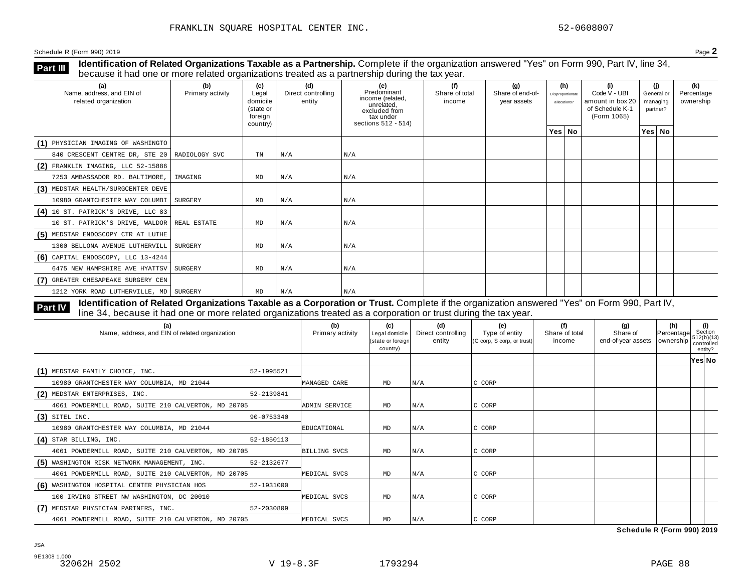FRANKLIN SQUARE HOSPITAL CENTER INC. 52-0608007

Schedule R (Form 990) 2019 Page **2**

**Part III** **Identification of Related Organizations Taxable as a Partnership.** Complete if the organization answered "Yes" on Form 990, Part IV, line 34, because it had one or more related organizations treated as a partnership during the tax year.

| (a) Name, address, and EIN of related organization | (b) Primary activity | (c) Legal domicile (state or foreign country) | (d) Direct controlling entity | (e) Predominant income (related, unrelated, excluded from tax under sections 512 - 514) | (f) Share of total income | (g) Share of end-of-year assets | (h) Disproportionate allocations? Yes | (h) No | (i) Code V - UBI amount in box 20 of Schedule K-1 (Form 1065) | (j) General or managing partner? Yes | (j) No | (k) Percentage ownership |
|---|---|---|---|---|---|---|---|---|---|---|---|---|
| (1) PHYSICIAN IMAGING OF WASHINGTO 840 CRESCENT CENTRE DR, STE 20 | RADIOLOGY SVC | TN | N/A | N/A | | | | | | | | |
| (2) FRANKLIN IMAGING, LLC 52-15886 7253 AMBASSADOR RD. BALTIMORE, | IMAGING | MD | N/A | N/A | | | | | | | | |
| (3) MEDSTAR HEALTH/SURGCENTER DEVE 10980 GRANTCHESTER WAY COLUMBI | SURGERY | MD | N/A | N/A | | | | | | | | |
| (4) 10 ST. PATRICK'S DRIVE, LLC 83 10 ST. PATRICK'S DRIVE, WALDOR | REAL ESTATE | MD | N/A | N/A | | | | | | | | |
| (5) MEDSTAR ENDOSCOPY CTR AT LUTHE 1300 BELLONA AVENUE LUTHERVILL | SURGERY | MD | N/A | N/A | | | | | | | | |
| (6) CAPITAL ENDOSCOPY, LLC 13-4244 6475 NEW HAMPSHIRE AVE HYATTSV | SURGERY | MD | N/A | N/A | | | | | | | | |
| (7) GREATER CHESAPEAKE SURGERY CEN 1212 YORK ROAD LUTHERVILLE, MD | SURGERY | MD | N/A | N/A | | | | | | | | |

**Part IV** **Identification of Related Organizations Taxable as a Corporation or Trust.** Complete if the organization answered "Yes" on Form 990, Part IV, line 34, because it had one or more related organizations treated as a corporation or trust during the tax year.

| (a) Name, address, and EIN of related organization | (b) Primary activity | (c) Legal domicile (state or foreign country) | (d) Direct controlling entity | (e) Type of entity (C corp, S corp, or trust) | (f) Share of total income | (g) Share of end-of-year assets | (h) Percentage ownership | (i) Section 512(b)(13) controlled entity? Yes | (i) No |
|---|---|---|---|---|---|---|---|---|---|
| (1) MEDSTAR FAMILY CHOICE, INC. 52-1995521 10980 GRANTCHESTER WAY COLUMBIA, MD 21044 | MANAGED CARE | MD | N/A | C CORP | | | | | |
| (2) MEDSTAR ENTERPRISES, INC. 52-2139841 4061 POWDERMILL ROAD, SUITE 210 CALVERTON, MD 20705 | ADMIN SERVICE | MD | N/A | C CORP | | | | | |
| (3) SITEL INC. 90-0753340 10980 GRANTCHESTER WAY COLUMBIA, MD 21044 | EDUCATIONAL | MD | N/A | C CORP | | | | | |
| (4) STAR BILLING, INC. 52-1850113 4061 POWDERMILL ROAD, SUITE 210 CALVERTON, MD 20705 | BILLING SVCS | MD | N/A | C CORP | | | | | |
| (5) WASHINGTON RISK NETWORK MANAGEMENT, INC. 52-2132677 4061 POWDERMILL ROAD, SUITE 210 CALVERTON, MD 20705 | MEDICAL SVCS | MD | N/A | C CORP | | | | | |
| (6) WASHINGTON HOSPITAL CENTER PHYSICIAN HOS 52-1931000 100 IRVING STREET NW WASHINGTON, DC 20010 | MEDICAL SVCS | MD | N/A | C CORP | | | | | |
| (7) MEDSTAR PHYSICIAN PARTNERS, INC. 52-2030809 4061 POWDERMILL ROAD, SUITE 210 CALVERTON, MD 20705 | MEDICAL SVCS | MD | N/A | C CORP | | | | | |

**Schedule R (Form 990) 2019**

JSA
9E1308 1.000
32062H 2502 V 19-8.3F 1793294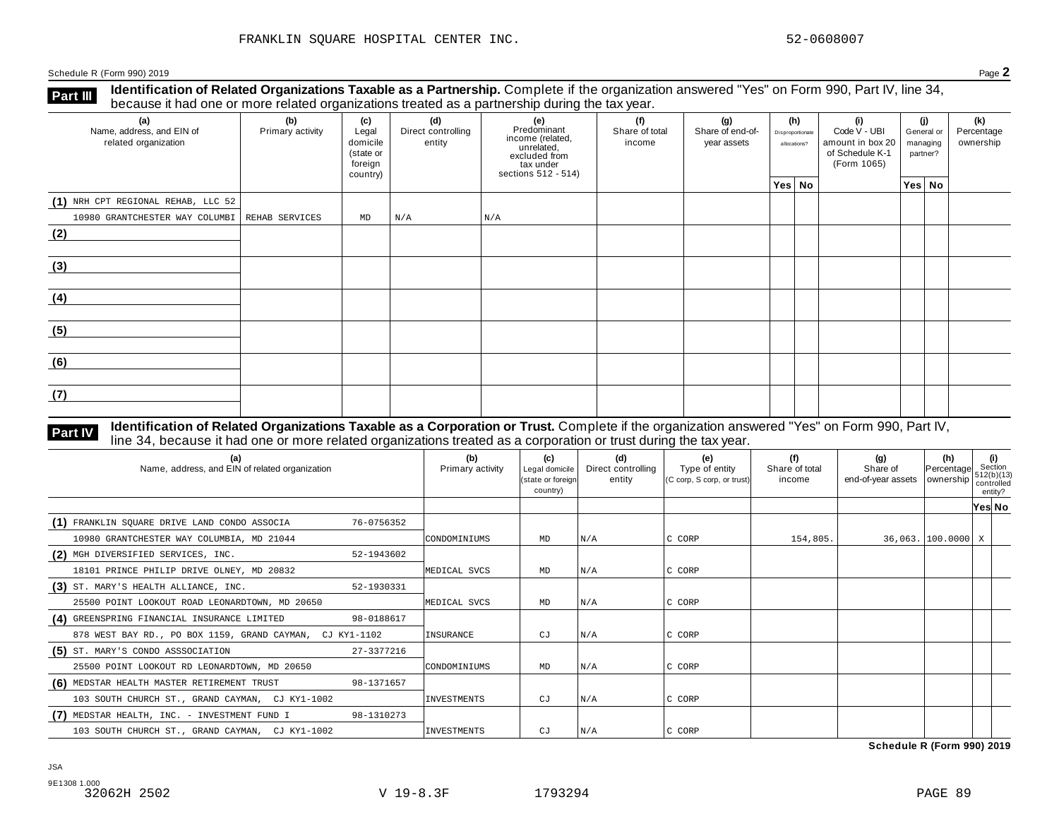FRANKLIN SQUARE HOSPITAL CENTER INC. 52-0608007

Schedule R (Form 990) 2019 Page **2**

## Part III Identification of Related Organizations Taxable as a Partnership.

Complete if the organization answered "Yes" on Form 990, Part IV, line 34, because it had one or more related organizations treated as a partnership during the tax year.

| (a) Name, address, and EIN of related organization | (b) Primary activity | (c) Legal domicile (state or foreign country) | (d) Direct controlling entity | (e) Predominant income (related, unrelated, excluded from tax under sections 512 - 514) | (f) Share of total income | (g) Share of end-of-year assets | (h) Disproportionate allocations? Yes | (h) No | (i) Code V - UBI amount in box 20 of Schedule K-1 (Form 1065) | (j) General or managing partner? Yes | (j) No | (k) Percentage ownership |
|---|---|---|---|---|---|---|---|---|---|---|---|---|
| (1) NRH CPT REGIONAL REHAB, LLC 52 10980 GRANTCHESTER WAY COLUMBI | REHAB SERVICES | MD | N/A | N/A | | | | | | | | |
| (2) | | | | | | | | | | | | |
| (3) | | | | | | | | | | | | |
| (4) | | | | | | | | | | | | |
| (5) | | | | | | | | | | | | |
| (6) | | | | | | | | | | | | |
| (7) | | | | | | | | | | | | |

## Part IV Identification of Related Organizations Taxable as a Corporation or Trust.

Complete if the organization answered "Yes" on Form 990, Part IV, line 34, because it had one or more related organizations treated as a corporation or trust during the tax year.

| (a) Name, address, and EIN of related organization | (b) Primary activity | (c) Legal domicile (state or foreign country) | (d) Direct controlling entity | (e) Type of entity (C corp, S corp, or trust) | (f) Share of total income | (g) Share of end-of-year assets | (h) Percentage ownership | (i) Section 512(b)(13) controlled entity? Yes | (i) No |
|---|---|---|---|---|---|---|---|---|---|
| (1) FRANKLIN SQUARE DRIVE LAND CONDO ASSOCIA 76-0756352 10980 GRANTCHESTER WAY COLUMBIA, MD 21044 | CONDOMINIUMS | MD | N/A | C CORP | 154,805. | 36,063. | 100.0000 | X | |
| (2) MGH DIVERSIFIED SERVICES, INC. 52-1943602 18101 PRINCE PHILIP DRIVE OLNEY, MD 20832 | MEDICAL SVCS | MD | N/A | C CORP | | | | | |
| (3) ST. MARY'S HEALTH ALLIANCE, INC. 52-1930331 25500 POINT LOOKOUT ROAD LEONARDTOWN, MD 20650 | MEDICAL SVCS | MD | N/A | C CORP | | | | | |
| (4) GREENSPRING FINANCIAL INSURANCE LIMITED 98-0188617 878 WEST BAY RD., PO BOX 1159, GRAND CAYMAN, CJ KY1-1102 | INSURANCE | CJ | N/A | C CORP | | | | | |
| (5) ST. MARY'S CONDO ASSSOCIATION 27-3377216 25500 POINT LOOKOUT RD LEONARDTOWN, MD 20650 | CONDOMINIUMS | MD | N/A | C CORP | | | | | |
| (6) MEDSTAR HEALTH MASTER RETIREMENT TRUST 98-1371657 103 SOUTH CHURCH ST., GRAND CAYMAN, CJ KY1-1002 | INVESTMENTS | CJ | N/A | C CORP | | | | | |
| (7) MEDSTAR HEALTH, INC. - INVESTMENT FUND I 98-1310273 103 SOUTH CHURCH ST., GRAND CAYMAN, CJ KY1-1002 | INVESTMENTS | CJ | N/A | C CORP | | | | | |

**Schedule R (Form 990) 2019**

JSA
9E1308 1.000
32062H 2502 V 19-8.3F 1793294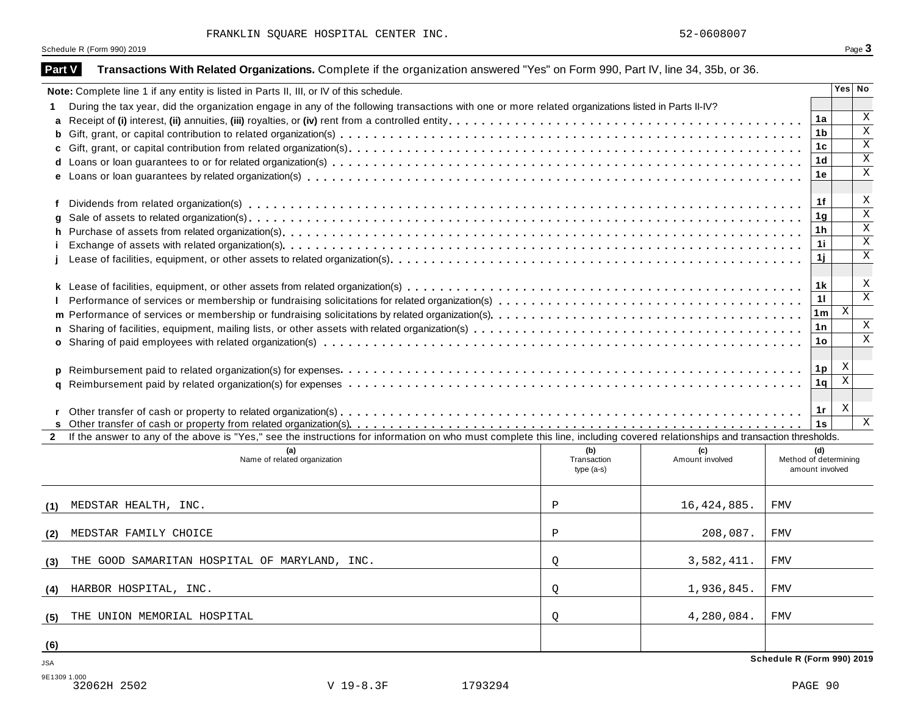FRANKLIN SQUARE HOSPITAL CENTER INC. 52-0608007

Schedule R (Form 990) 2019

## Part V Transactions With Related Organizations. Complete if the organization answered "Yes" on Form 990, Part IV, line 34, 35b, or 36.

| | | | Yes | No |
|---|---|---|---|---|
| **Note:** Complete line 1 if any entity is listed in Parts II, III, or IV of this schedule. | | | | |
| **1** | During the tax year, did the organization engage in any of the following transactions with one or more related organizations listed in Parts II-IV? | | | |
| **a** | Receipt of **(i)** interest, **(ii)** annuities, **(iii)** royalties, or **(iv)** rent from a controlled entity | 1a | | X |
| **b** | Gift, grant, or capital contribution to related organization(s) | 1b | | X |
| **c** | Gift, grant, or capital contribution from related organization(s) | 1c | | X |
| **d** | Loans or loan guarantees to or for related organization(s) | 1d | | X |
| **e** | Loans or loan guarantees by related organization(s) | 1e | | X |
| **f** | Dividends from related organization(s) | 1f | | X |
| **g** | Sale of assets to related organization(s) | 1g | | X |
| **h** | Purchase of assets from related organization(s) | 1h | | X |
| **i** | Exchange of assets with related organization(s) | 1i | | X |
| **j** | Lease of facilities, equipment, or other assets to related organization(s) | 1j | | X |
| **k** | Lease of facilities, equipment, or other assets from related organization(s) | 1k | | X |
| **l** | Performance of services or membership or fundraising solicitations for related organization(s) | 1l | | X |
| **m** | Performance of services or membership or fundraising solicitations by related organization(s) | 1m | X | |
| **n** | Sharing of facilities, equipment, mailing lists, or other assets with related organization(s) | 1n | | X |
| **o** | Sharing of paid employees with related organization(s) | 1o | | X |
| **p** | Reimbursement paid to related organization(s) for expenses | 1p | X | |
| **q** | Reimbursement paid by related organization(s) for expenses | 1q | X | |
| **r** | Other transfer of cash or property to related organization(s) | 1r | X | |
| **s** | Other transfer of cash or property from related organization(s) | 1s | | X |

**2** If the answer to any of the above is "Yes," see the instructions for information on who must complete this line, including covered relationships and transaction thresholds.

| | (a) Name of related organization | (b) Transaction type (a-s) | (c) Amount involved | (d) Method of determining amount involved |
|---|---|---|---|---|
| (1) | MEDSTAR HEALTH, INC. | P | 16,424,885. | FMV |
| (2) | MEDSTAR FAMILY CHOICE | P | 208,087. | FMV |
| (3) | THE GOOD SAMARITAN HOSPITAL OF MARYLAND, INC. | Q | 3,582,411. | FMV |
| (4) | HARBOR HOSPITAL, INC. | Q | 1,936,845. | FMV |
| (5) | THE UNION MEMORIAL HOSPITAL | Q | 4,280,084. | FMV |
| (6) | | | | |

Schedule R (Form 990) 2019

JSA
9E1309 1.000
32062H 2502 V 19-8.3F 1793294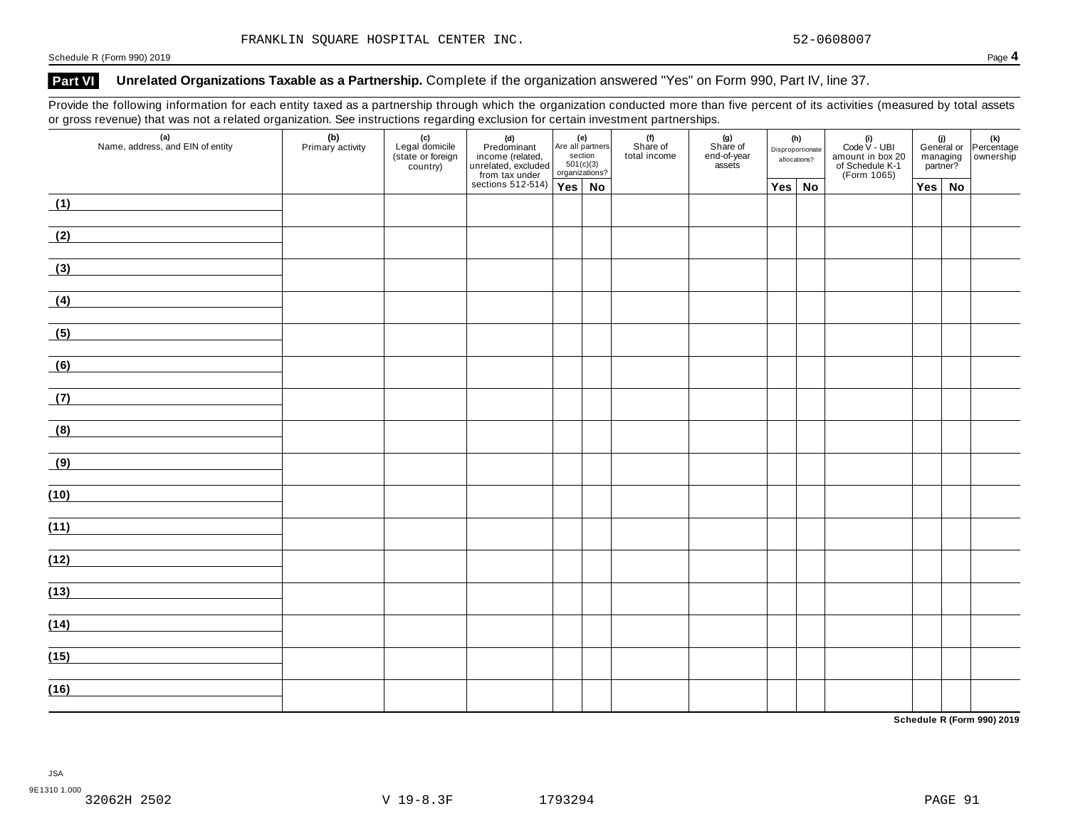FRANKLIN SQUARE HOSPITAL CENTER INC. 52-0608007

Schedule R (Form 990) 2019

## Part VI Unrelated Organizations Taxable as a Partnership. Complete if the organization answered "Yes" on Form 990, Part IV, line 37.

Provide the following information for each entity taxed as a partnership through which the organization conducted more than five percent of its activities (measured by total assets or gross revenue) that was not a related organization. See instructions regarding exclusion for certain investment partnerships.

| (a) Name, address, and EIN of entity | (b) Primary activity | (c) Legal domicile (state or foreign country) | (d) Predominant income (related, unrelated, excluded from tax under sections 512-514) | (e) Are all partners section 501(c)(3) organizations? | | (f) Share of total income | (g) Share of end-of-year assets | (h) Disproportionate allocations? | | (i) Code V - UBI amount in box 20 of Schedule K-1 (Form 1065) | (j) General or managing partner? | | (k) Percentage ownership |
|---|---|---|---|---|---|---|---|---|---|---|---|---|---|
| | | | | Yes | No | | | Yes | No | | Yes | No | |
| (1) | | | | | | | | | | | | | |
| (2) | | | | | | | | | | | | | |
| (3) | | | | | | | | | | | | | |
| (4) | | | | | | | | | | | | | |
| (5) | | | | | | | | | | | | | |
| (6) | | | | | | | | | | | | | |
| (7) | | | | | | | | | | | | | |
| (8) | | | | | | | | | | | | | |
| (9) | | | | | | | | | | | | | |
| (10) | | | | | | | | | | | | | |
| (11) | | | | | | | | | | | | | |
| (12) | | | | | | | | | | | | | |
| (13) | | | | | | | | | | | | | |
| (14) | | | | | | | | | | | | | |
| (15) | | | | | | | | | | | | | |
| (16) | | | | | | | | | | | | | |

Schedule R (Form 990) 2019

JSA
9E1310 1.000
32062H 2502 V 19-8.3F 1793294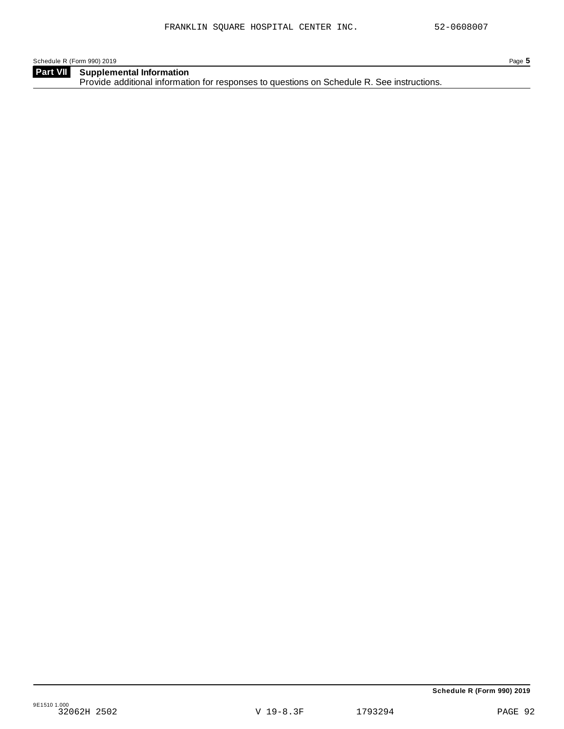**Part VII** **Supplemental Information**

Provide additional information for responses to questions on Schedule R. See instructions.